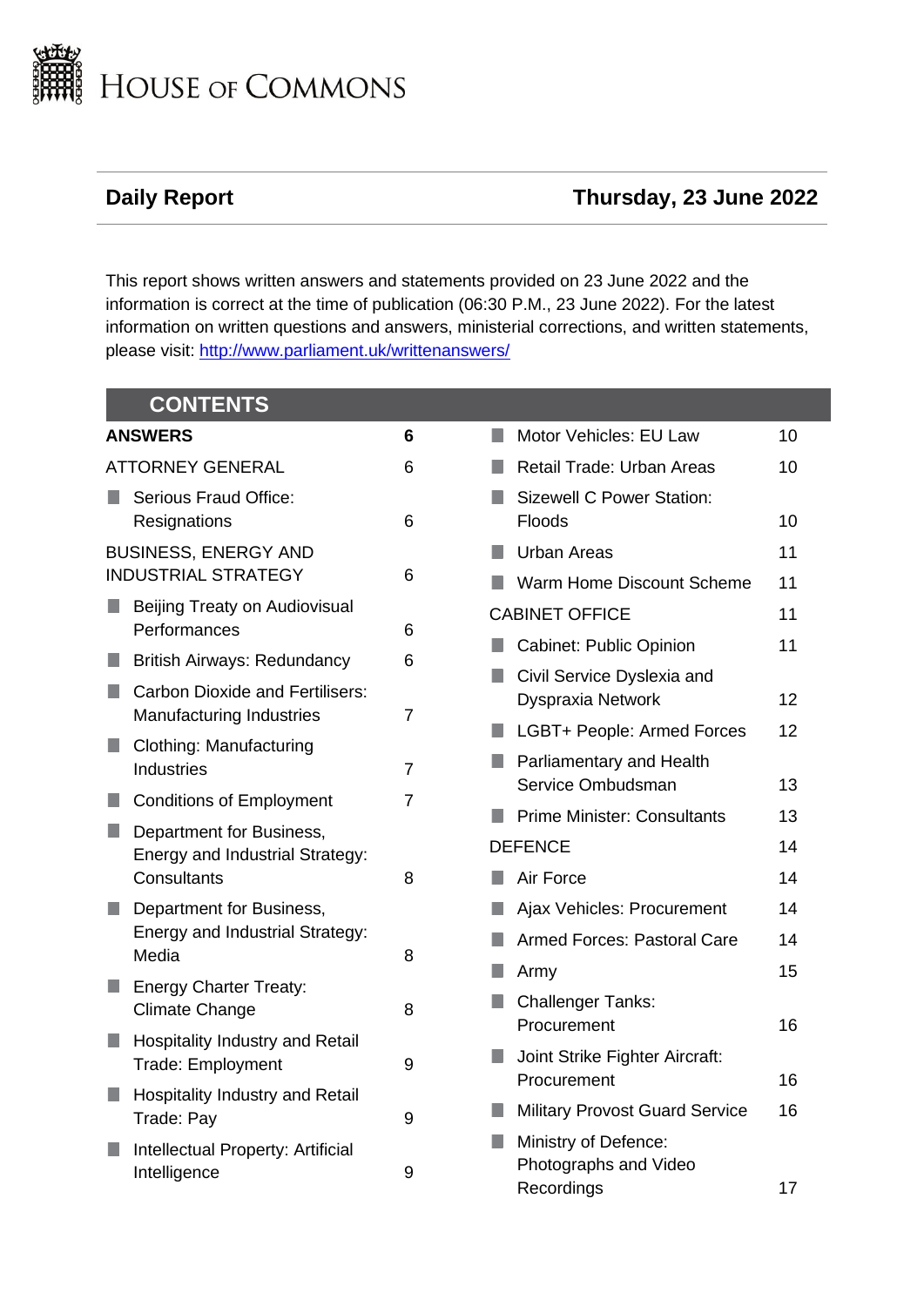# HOUSE OF COMMONS

## Daily Report — Thursday, 23 June 2022

This report shows written answers and statements provided on 23 June 2022 and the information is correct at the time of publication (06:30 P.M., 23 June 2022). For the latest information on written questions and answers, ministerial corrections, and written statements, please visit: [http://www.parliament.uk/writtenanswers/](http://www.parliament.uk/writtenanswers/)

## CONTENTS

| | |
|---|---|
| **ANSWERS** | **6** |
| ATTORNEY GENERAL | 6 |
| ■ Serious Fraud Office: Resignations | 6 |
| BUSINESS, ENERGY AND INDUSTRIAL STRATEGY | 6 |
| ■ Beijing Treaty on Audiovisual Performances | 6 |
| ■ British Airways: Redundancy | 6 |
| ■ Carbon Dioxide and Fertilisers: Manufacturing Industries | 7 |
| ■ Clothing: Manufacturing Industries | 7 |
| ■ Conditions of Employment | 7 |
| ■ Department for Business, Energy and Industrial Strategy: Consultants | 8 |
| ■ Department for Business, Energy and Industrial Strategy: Media | 8 |
| ■ Energy Charter Treaty: Climate Change | 8 |
| ■ Hospitality Industry and Retail Trade: Employment | 9 |
| ■ Hospitality Industry and Retail Trade: Pay | 9 |
| ■ Intellectual Property: Artificial Intelligence | 9 |
| ■ Motor Vehicles: EU Law | 10 |
| ■ Retail Trade: Urban Areas | 10 |
| ■ Sizewell C Power Station: Floods | 10 |
| ■ Urban Areas | 11 |
| ■ Warm Home Discount Scheme | 11 |
| CABINET OFFICE | 11 |
| ■ Cabinet: Public Opinion | 11 |
| ■ Civil Service Dyslexia and Dyspraxia Network | 12 |
| ■ LGBT+ People: Armed Forces | 12 |
| ■ Parliamentary and Health Service Ombudsman | 13 |
| ■ Prime Minister: Consultants | 13 |
| DEFENCE | 14 |
| ■ Air Force | 14 |
| ■ Ajax Vehicles: Procurement | 14 |
| ■ Armed Forces: Pastoral Care | 14 |
| ■ Army | 15 |
| ■ Challenger Tanks: Procurement | 16 |
| ■ Joint Strike Fighter Aircraft: Procurement | 16 |
| ■ Military Provost Guard Service | 16 |
| ■ Ministry of Defence: Photographs and Video Recordings | 17 |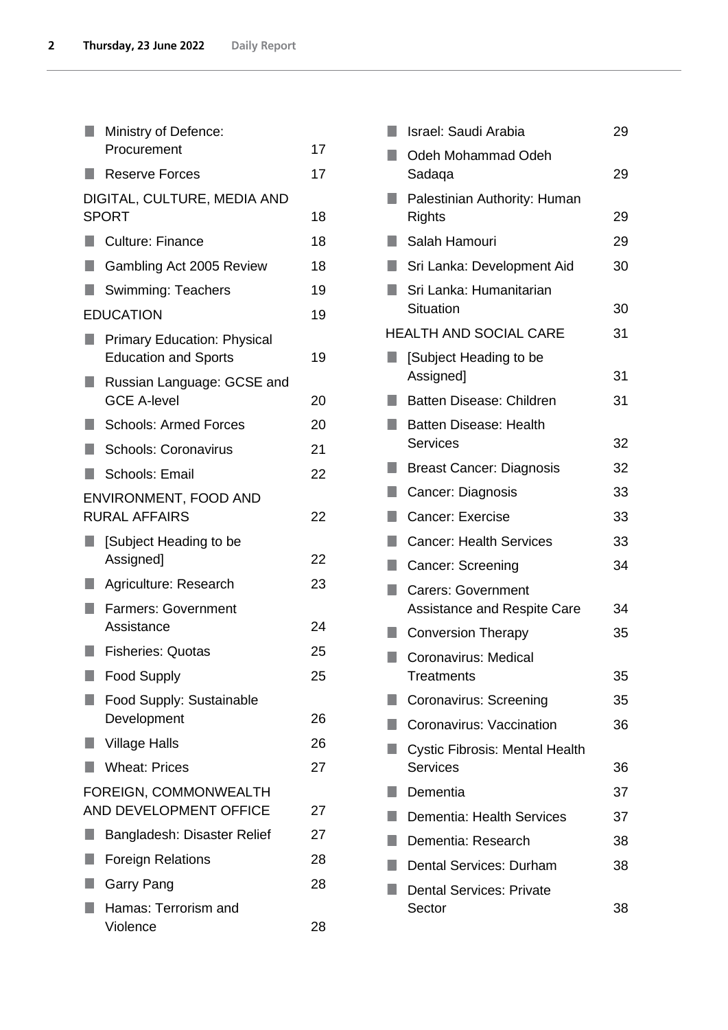- Ministry of Defence: Procurement 17
- Reserve Forces 17

DIGITAL, CULTURE, MEDIA AND SPORT 18

- Culture: Finance 18
- Gambling Act 2005 Review 18
- Swimming: Teachers 19

EDUCATION 19

- Primary Education: Physical Education and Sports 19
- Russian Language: GCSE and GCE A-level 20
- Schools: Armed Forces 20
- Schools: Coronavirus 21
- Schools: Email 22

ENVIRONMENT, FOOD AND RURAL AFFAIRS 22

- [Subject Heading to be Assigned] 22
- Agriculture: Research 23
- Farmers: Government Assistance 24
- Fisheries: Quotas 25
- Food Supply 25
- Food Supply: Sustainable Development 26
- Village Halls 26
- Wheat: Prices 27

FOREIGN, COMMONWEALTH AND DEVELOPMENT OFFICE 27

- Bangladesh: Disaster Relief 27
- Foreign Relations 28
- Garry Pang 28
- Hamas: Terrorism and Violence 28
- Israel: Saudi Arabia 29
- Odeh Mohammad Odeh Sadaqa 29
- Palestinian Authority: Human Rights 29
- Salah Hamouri 29
- Sri Lanka: Development Aid 30
- Sri Lanka: Humanitarian Situation 30

HEALTH AND SOCIAL CARE 31

- [Subject Heading to be Assigned] 31
- Batten Disease: Children 31
- Batten Disease: Health Services 32
- Breast Cancer: Diagnosis 32
- Cancer: Diagnosis 33
- Cancer: Exercise 33
- Cancer: Health Services 33
- Cancer: Screening 34
- Carers: Government Assistance and Respite Care 34
- Conversion Therapy 35
- Coronavirus: Medical Treatments 35
- Coronavirus: Screening 35
- Coronavirus: Vaccination 36
- Cystic Fibrosis: Mental Health Services 36
- Dementia 37
- Dementia: Health Services 37
- Dementia: Research 38
- Dental Services: Durham 38
- Dental Services: Private Sector 38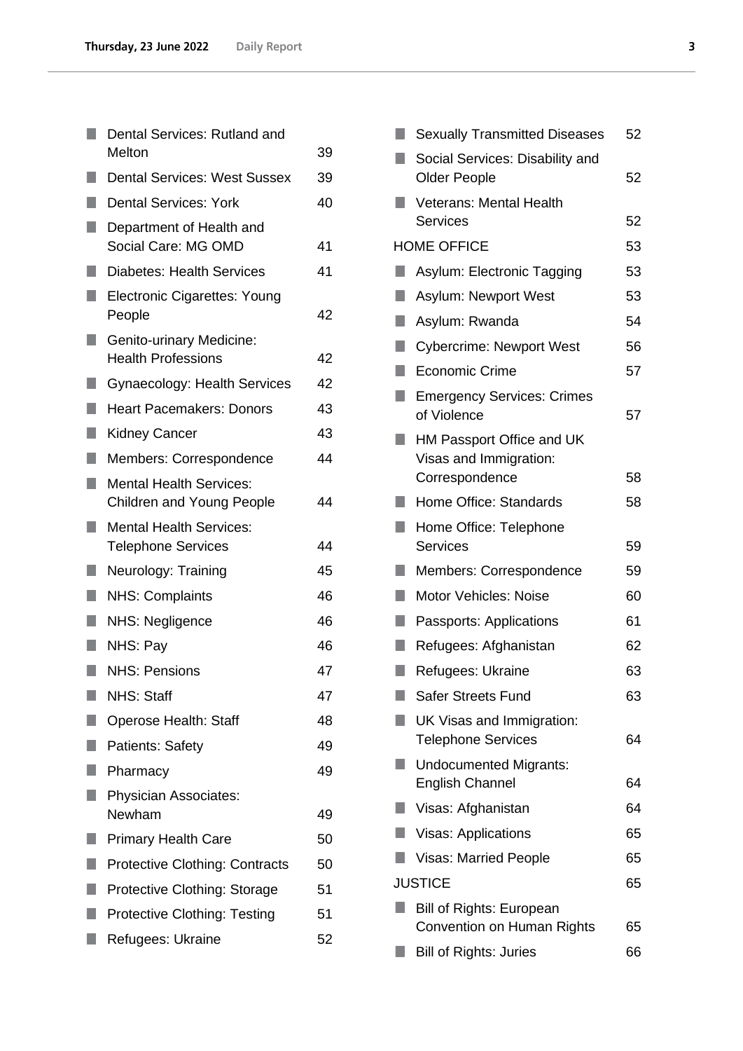- Dental Services: Rutland and Melton 39
- Dental Services: West Sussex 39
- Dental Services: York 40
- Department of Health and Social Care: MG OMD 41
- Diabetes: Health Services 41
- Electronic Cigarettes: Young People 42
- Genito-urinary Medicine: Health Professions 42
- Gynaecology: Health Services 42
- Heart Pacemakers: Donors 43
- Kidney Cancer 43
- Members: Correspondence 44
- Mental Health Services: Children and Young People 44
- Mental Health Services: Telephone Services 44
- Neurology: Training 45
- NHS: Complaints 46
- NHS: Negligence 46
- NHS: Pay 46
- NHS: Pensions 47
- NHS: Staff 47
- Operose Health: Staff 48
- Patients: Safety 49
- Pharmacy 49
- Physician Associates: Newham 49
- Primary Health Care 50
- Protective Clothing: Contracts 50
- Protective Clothing: Storage 51
- Protective Clothing: Testing 51
- Refugees: Ukraine 52
- Sexually Transmitted Diseases 52
- Social Services: Disability and Older People 52
- Veterans: Mental Health Services 52

HOME OFFICE 53

- Asylum: Electronic Tagging 53
- Asylum: Newport West 53
- Asylum: Rwanda 54
- Cybercrime: Newport West 56
- Economic Crime 57
- Emergency Services: Crimes of Violence 57
- HM Passport Office and UK Visas and Immigration: Correspondence 58
- Home Office: Standards 58
- Home Office: Telephone Services 59
- Members: Correspondence 59
- Motor Vehicles: Noise 60
- Passports: Applications 61
- Refugees: Afghanistan 62
- Refugees: Ukraine 63
- Safer Streets Fund 63
- UK Visas and Immigration: Telephone Services 64
- Undocumented Migrants: English Channel 64
- Visas: Afghanistan 64
- Visas: Applications 65
- Visas: Married People 65

JUSTICE 65

- Bill of Rights: European Convention on Human Rights 65
- Bill of Rights: Juries 66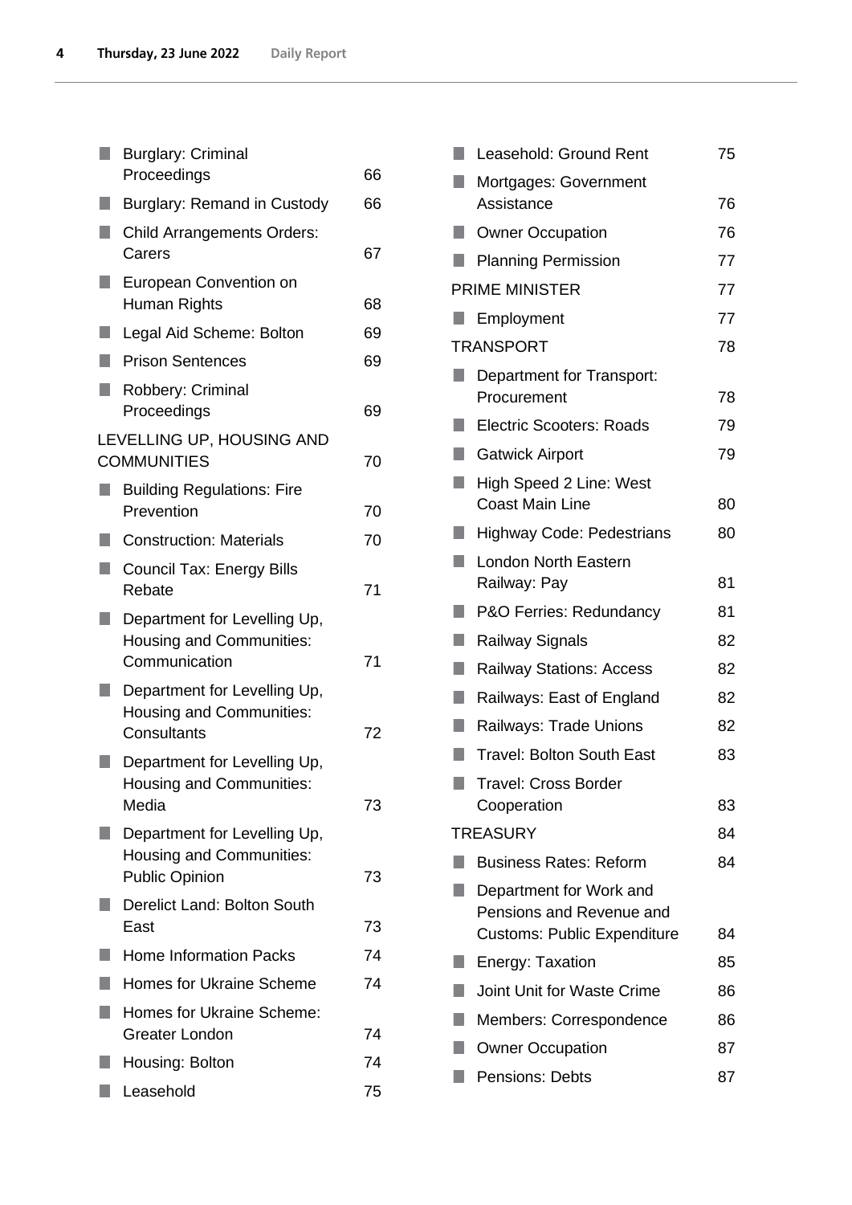- Burglary: Criminal Proceedings 66
- Burglary: Remand in Custody 66
- Child Arrangements Orders: Carers 67
- European Convention on Human Rights 68
- Legal Aid Scheme: Bolton 69
- Prison Sentences 69
- Robbery: Criminal Proceedings 69

LEVELLING UP, HOUSING AND COMMUNITIES 70

- Building Regulations: Fire Prevention 70
- Construction: Materials 70
- Council Tax: Energy Bills Rebate 71
- Department for Levelling Up, Housing and Communities: Communication 71
- Department for Levelling Up, Housing and Communities: Consultants 72
- Department for Levelling Up, Housing and Communities: Media 73
- Department for Levelling Up, Housing and Communities: Public Opinion 73
- Derelict Land: Bolton South East 73
- Home Information Packs 74
- Homes for Ukraine Scheme 74
- Homes for Ukraine Scheme: Greater London 74
- Housing: Bolton 74
- Leasehold 75
- Leasehold: Ground Rent 75
- Mortgages: Government Assistance 76
- Owner Occupation 76
- Planning Permission 77

PRIME MINISTER 77

- Employment 77

TRANSPORT 78

- Department for Transport: Procurement 78
- Electric Scooters: Roads 79
- Gatwick Airport 79
- High Speed 2 Line: West Coast Main Line 80
- Highway Code: Pedestrians 80
- London North Eastern Railway: Pay 81
- P&O Ferries: Redundancy 81
- Railway Signals 82
- Railway Stations: Access 82
- Railways: East of England 82
- Railways: Trade Unions 82
- Travel: Bolton South East 83
- Travel: Cross Border Cooperation 83

TREASURY 84

- Business Rates: Reform 84
- Department for Work and Pensions and Revenue and Customs: Public Expenditure 84
- Energy: Taxation 85
- Joint Unit for Waste Crime 86
- Members: Correspondence 86
- Owner Occupation 87
- Pensions: Debts 87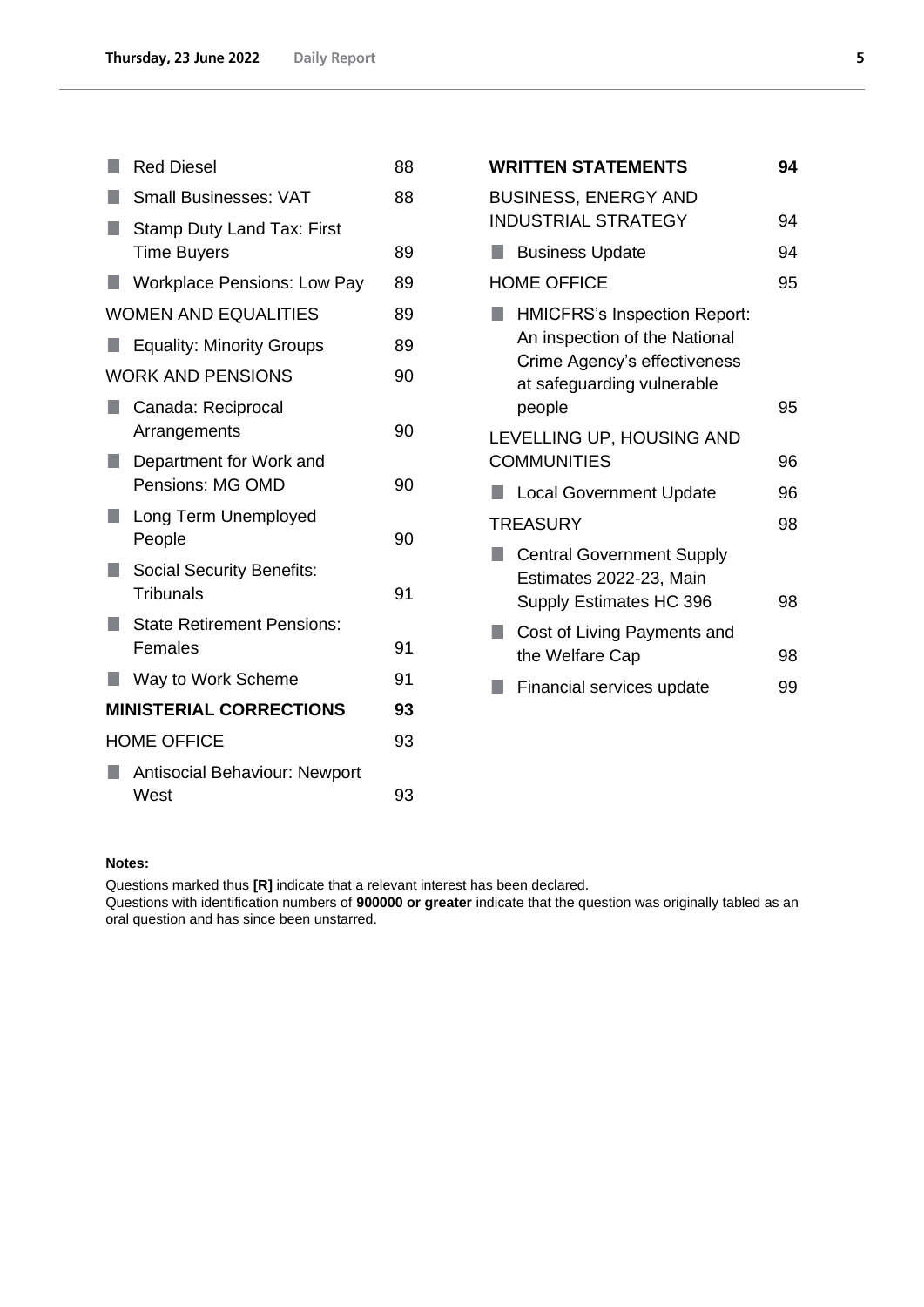| | |
|---|---|
| Red Diesel | 88 |
| Small Businesses: VAT | 88 |
| Stamp Duty Land Tax: First Time Buyers | 89 |
| Workplace Pensions: Low Pay | 89 |
| WOMEN AND EQUALITIES | 89 |
| Equality: Minority Groups | 89 |
| WORK AND PENSIONS | 90 |
| Canada: Reciprocal Arrangements | 90 |
| Department for Work and Pensions: MG OMD | 90 |
| Long Term Unemployed People | 90 |
| Social Security Benefits: Tribunals | 91 |
| State Retirement Pensions: Females | 91 |
| Way to Work Scheme | 91 |
| **MINISTERIAL CORRECTIONS** | **93** |
| HOME OFFICE | 93 |
| Antisocial Behaviour: Newport West | 93 |
| **WRITTEN STATEMENTS** | **94** |
| BUSINESS, ENERGY AND INDUSTRIAL STRATEGY | 94 |
| Business Update | 94 |
| HOME OFFICE | 95 |
| HMICFRS's Inspection Report: An inspection of the National Crime Agency's effectiveness at safeguarding vulnerable people | 95 |
| LEVELLING UP, HOUSING AND COMMUNITIES | 96 |
| Local Government Update | 96 |
| TREASURY | 98 |
| Central Government Supply Estimates 2022-23, Main Supply Estimates HC 396 | 98 |
| Cost of Living Payments and the Welfare Cap | 98 |
| Financial services update | 99 |

**Notes:**

Questions marked thus **[R]** indicate that a relevant interest has been declared.
Questions with identification numbers of **900000 or greater** indicate that the question was originally tabled as an oral question and has since been unstarred.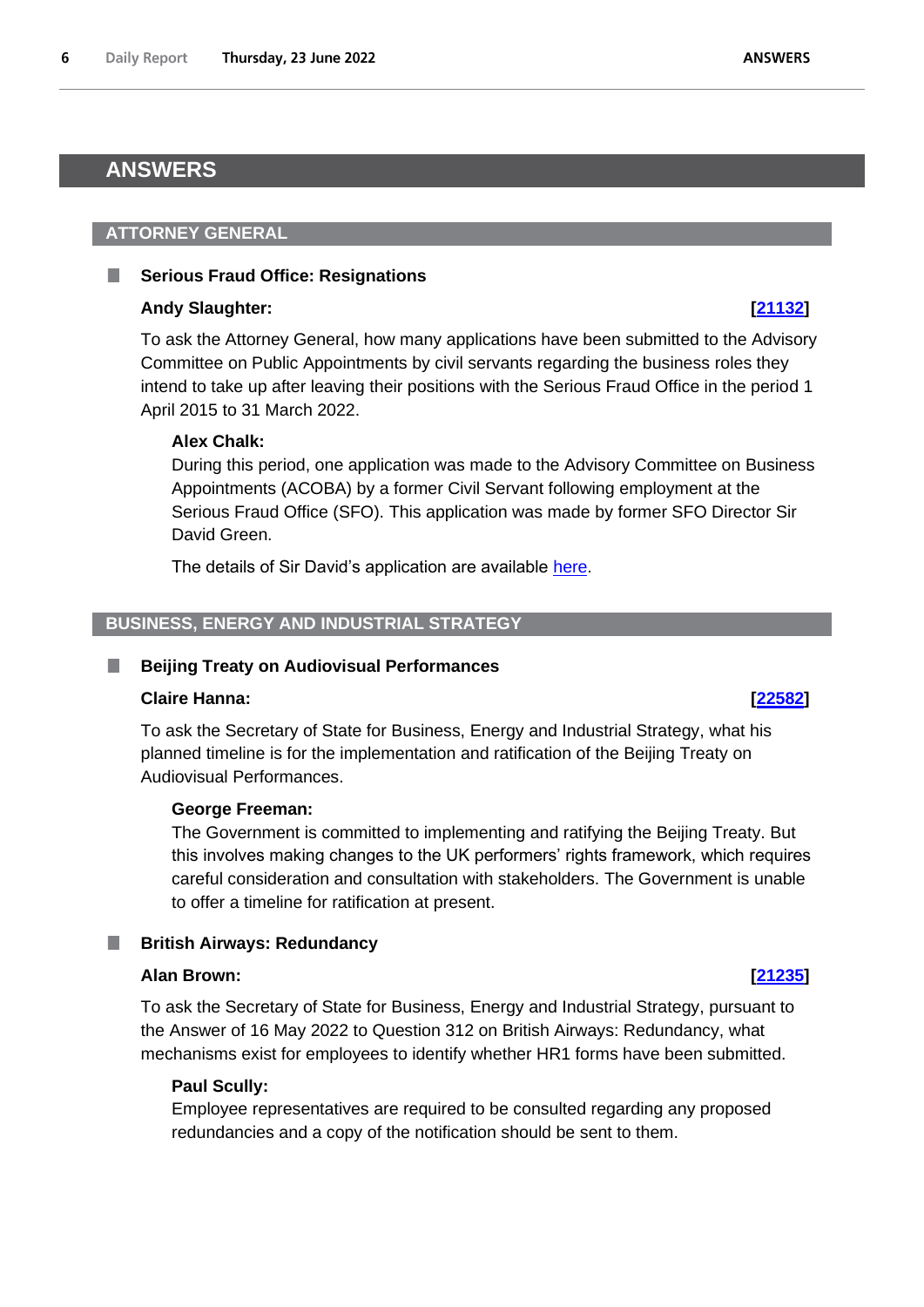# ANSWERS

## ATTORNEY GENERAL

### Serious Fraud Office: Resignations

**Andy Slaughter:** **[21132]**

To ask the Attorney General, how many applications have been submitted to the Advisory Committee on Public Appointments by civil servants regarding the business roles they intend to take up after leaving their positions with the Serious Fraud Office in the period 1 April 2015 to 31 March 2022.

**Alex Chalk:**

During this period, one application was made to the Advisory Committee on Business Appointments (ACOBA) by a former Civil Servant following employment at the Serious Fraud Office (SFO). This application was made by former SFO Director Sir David Green.

The details of Sir David's application are available here.

## BUSINESS, ENERGY AND INDUSTRIAL STRATEGY

### Beijing Treaty on Audiovisual Performances

**Claire Hanna:** **[22582]**

To ask the Secretary of State for Business, Energy and Industrial Strategy, what his planned timeline is for the implementation and ratification of the Beijing Treaty on Audiovisual Performances.

**George Freeman:**

The Government is committed to implementing and ratifying the Beijing Treaty. But this involves making changes to the UK performers' rights framework, which requires careful consideration and consultation with stakeholders. The Government is unable to offer a timeline for ratification at present.

### British Airways: Redundancy

**Alan Brown:** **[21235]**

To ask the Secretary of State for Business, Energy and Industrial Strategy, pursuant to the Answer of 16 May 2022 to Question 312 on British Airways: Redundancy, what mechanisms exist for employees to identify whether HR1 forms have been submitted.

**Paul Scully:**

Employee representatives are required to be consulted regarding any proposed redundancies and a copy of the notification should be sent to them.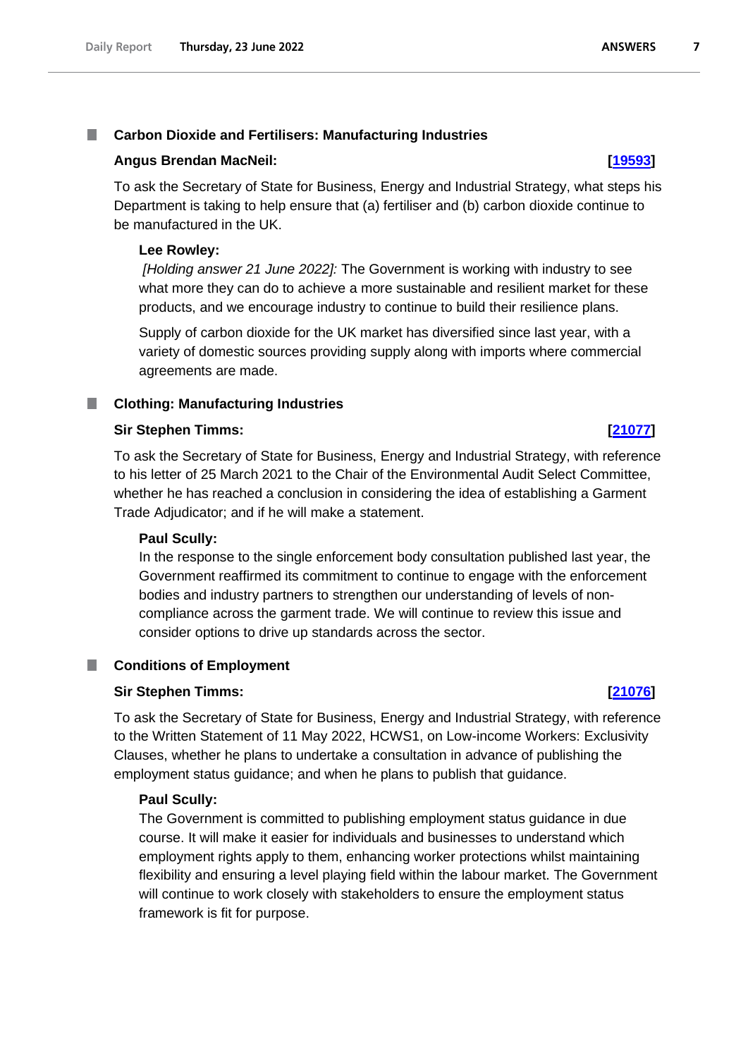### Carbon Dioxide and Fertilisers: Manufacturing Industries

**Angus Brendan MacNeil:** **[19593]**

To ask the Secretary of State for Business, Energy and Industrial Strategy, what steps his Department is taking to help ensure that (a) fertiliser and (b) carbon dioxide continue to be manufactured in the UK.

**Lee Rowley:**

*[Holding answer 21 June 2022]:* The Government is working with industry to see what more they can do to achieve a more sustainable and resilient market for these products, and we encourage industry to continue to build their resilience plans.

Supply of carbon dioxide for the UK market has diversified since last year, with a variety of domestic sources providing supply along with imports where commercial agreements are made.

### Clothing: Manufacturing Industries

**Sir Stephen Timms:** **[21077]**

To ask the Secretary of State for Business, Energy and Industrial Strategy, with reference to his letter of 25 March 2021 to the Chair of the Environmental Audit Select Committee, whether he has reached a conclusion in considering the idea of establishing a Garment Trade Adjudicator; and if he will make a statement.

**Paul Scully:**

In the response to the single enforcement body consultation published last year, the Government reaffirmed its commitment to continue to engage with the enforcement bodies and industry partners to strengthen our understanding of levels of non-compliance across the garment trade. We will continue to review this issue and consider options to drive up standards across the sector.

### Conditions of Employment

**Sir Stephen Timms:** **[21076]**

To ask the Secretary of State for Business, Energy and Industrial Strategy, with reference to the Written Statement of 11 May 2022, HCWS1, on Low-income Workers: Exclusivity Clauses, whether he plans to undertake a consultation in advance of publishing the employment status guidance; and when he plans to publish that guidance.

**Paul Scully:**

The Government is committed to publishing employment status guidance in due course. It will make it easier for individuals and businesses to understand which employment rights apply to them, enhancing worker protections whilst maintaining flexibility and ensuring a level playing field within the labour market. The Government will continue to work closely with stakeholders to ensure the employment status framework is fit for purpose.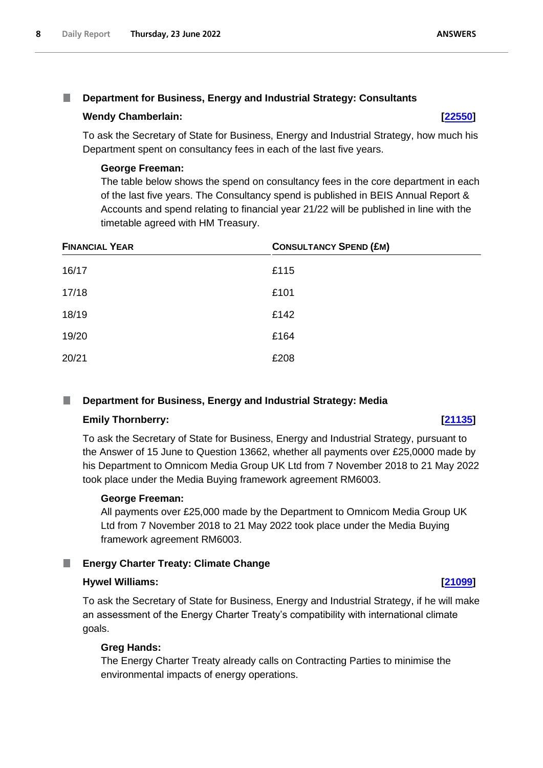### Department for Business, Energy and Industrial Strategy: Consultants

**Wendy Chamberlain:** **[22550]**

To ask the Secretary of State for Business, Energy and Industrial Strategy, how much his Department spent on consultancy fees in each of the last five years.

**George Freeman:**

The table below shows the spend on consultancy fees in the core department in each of the last five years. The Consultancy spend is published in BEIS Annual Report & Accounts and spend relating to financial year 21/22 will be published in line with the timetable agreed with HM Treasury.

| FINANCIAL YEAR | CONSULTANCY SPEND (£M) |
|---|---|
| 16/17 | £115 |
| 17/18 | £101 |
| 18/19 | £142 |
| 19/20 | £164 |
| 20/21 | £208 |

### Department for Business, Energy and Industrial Strategy: Media

**Emily Thornberry:** **[21135]**

To ask the Secretary of State for Business, Energy and Industrial Strategy, pursuant to the Answer of 15 June to Question 13662, whether all payments over £25,0000 made by his Department to Omnicom Media Group UK Ltd from 7 November 2018 to 21 May 2022 took place under the Media Buying framework agreement RM6003.

**George Freeman:**

All payments over £25,000 made by the Department to Omnicom Media Group UK Ltd from 7 November 2018 to 21 May 2022 took place under the Media Buying framework agreement RM6003.

### Energy Charter Treaty: Climate Change

**Hywel Williams:** **[21099]**

To ask the Secretary of State for Business, Energy and Industrial Strategy, if he will make an assessment of the Energy Charter Treaty's compatibility with international climate goals.

**Greg Hands:**

The Energy Charter Treaty already calls on Contracting Parties to minimise the environmental impacts of energy operations.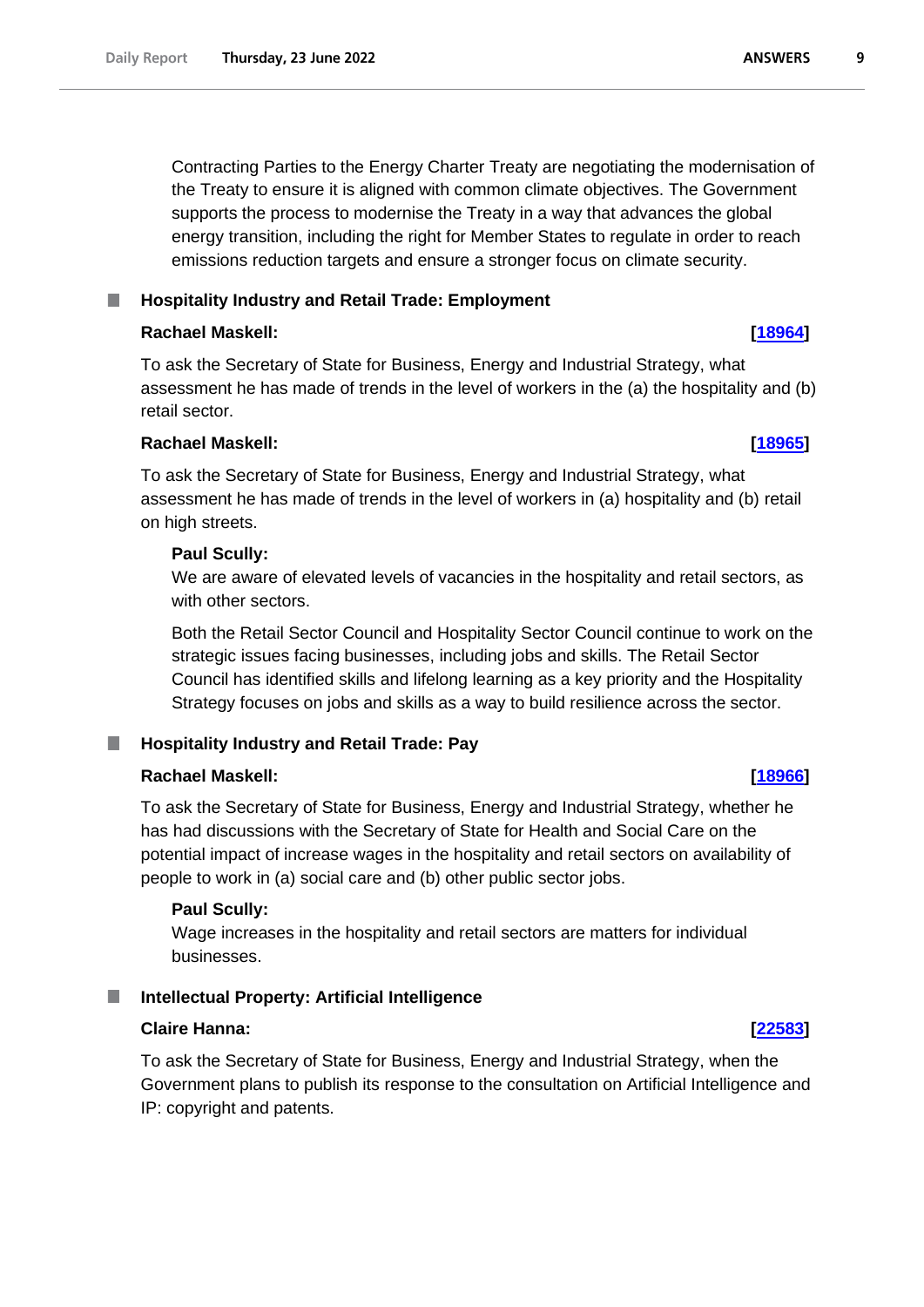Contracting Parties to the Energy Charter Treaty are negotiating the modernisation of the Treaty to ensure it is aligned with common climate objectives. The Government supports the process to modernise the Treaty in a way that advances the global energy transition, including the right for Member States to regulate in order to reach emissions reduction targets and ensure a stronger focus on climate security.

## Hospitality Industry and Retail Trade: Employment

**Rachael Maskell:** **[18964]**

To ask the Secretary of State for Business, Energy and Industrial Strategy, what assessment he has made of trends in the level of workers in the (a) the hospitality and (b) retail sector.

**Rachael Maskell:** **[18965]**

To ask the Secretary of State for Business, Energy and Industrial Strategy, what assessment he has made of trends in the level of workers in (a) hospitality and (b) retail on high streets.

**Paul Scully:**

We are aware of elevated levels of vacancies in the hospitality and retail sectors, as with other sectors.

Both the Retail Sector Council and Hospitality Sector Council continue to work on the strategic issues facing businesses, including jobs and skills. The Retail Sector Council has identified skills and lifelong learning as a key priority and the Hospitality Strategy focuses on jobs and skills as a way to build resilience across the sector.

## Hospitality Industry and Retail Trade: Pay

**Rachael Maskell:** **[18966]**

To ask the Secretary of State for Business, Energy and Industrial Strategy, whether he has had discussions with the Secretary of State for Health and Social Care on the potential impact of increase wages in the hospitality and retail sectors on availability of people to work in (a) social care and (b) other public sector jobs.

**Paul Scully:**

Wage increases in the hospitality and retail sectors are matters for individual businesses.

## Intellectual Property: Artificial Intelligence

**Claire Hanna:** **[22583]**

To ask the Secretary of State for Business, Energy and Industrial Strategy, when the Government plans to publish its response to the consultation on Artificial Intelligence and IP: copyright and patents.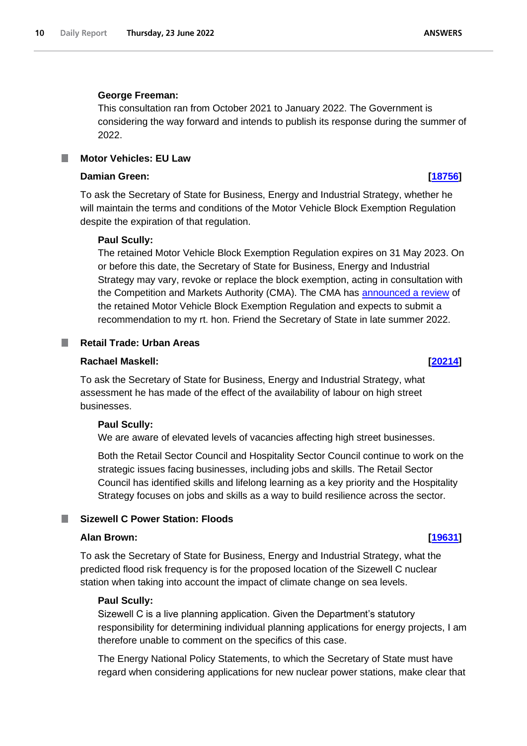**George Freeman:**

This consultation ran from October 2021 to January 2022. The Government is considering the way forward and intends to publish its response during the summer of 2022.

## Motor Vehicles: EU Law

**Damian Green:** **[18756]**

To ask the Secretary of State for Business, Energy and Industrial Strategy, whether he will maintain the terms and conditions of the Motor Vehicle Block Exemption Regulation despite the expiration of that regulation.

**Paul Scully:**

The retained Motor Vehicle Block Exemption Regulation expires on 31 May 2023. On or before this date, the Secretary of State for Business, Energy and Industrial Strategy may vary, revoke or replace the block exemption, acting in consultation with the Competition and Markets Authority (CMA). The CMA has announced a review of the retained Motor Vehicle Block Exemption Regulation and expects to submit a recommendation to my rt. hon. Friend the Secretary of State in late summer 2022.

## Retail Trade: Urban Areas

**Rachael Maskell:** **[20214]**

To ask the Secretary of State for Business, Energy and Industrial Strategy, what assessment he has made of the effect of the availability of labour on high street businesses.

**Paul Scully:**

We are aware of elevated levels of vacancies affecting high street businesses.

Both the Retail Sector Council and Hospitality Sector Council continue to work on the strategic issues facing businesses, including jobs and skills. The Retail Sector Council has identified skills and lifelong learning as a key priority and the Hospitality Strategy focuses on jobs and skills as a way to build resilience across the sector.

## Sizewell C Power Station: Floods

**Alan Brown:** **[19631]**

To ask the Secretary of State for Business, Energy and Industrial Strategy, what the predicted flood risk frequency is for the proposed location of the Sizewell C nuclear station when taking into account the impact of climate change on sea levels.

**Paul Scully:**

Sizewell C is a live planning application. Given the Department's statutory responsibility for determining individual planning applications for energy projects, I am therefore unable to comment on the specifics of this case.

The Energy National Policy Statements, to which the Secretary of State must have regard when considering applications for new nuclear power stations, make clear that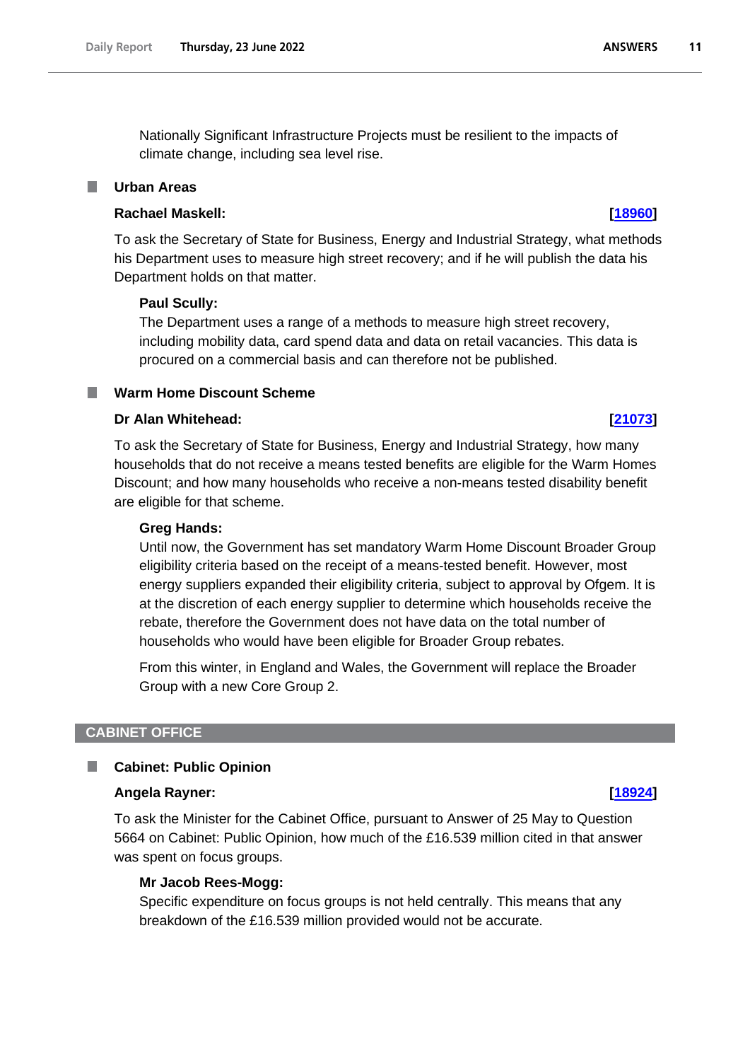Nationally Significant Infrastructure Projects must be resilient to the impacts of climate change, including sea level rise.

### Urban Areas

**Rachael Maskell:** **[18960]**

To ask the Secretary of State for Business, Energy and Industrial Strategy, what methods his Department uses to measure high street recovery; and if he will publish the data his Department holds on that matter.

**Paul Scully:**

The Department uses a range of a methods to measure high street recovery, including mobility data, card spend data and data on retail vacancies. This data is procured on a commercial basis and can therefore not be published.

### Warm Home Discount Scheme

**Dr Alan Whitehead:** **[21073]**

To ask the Secretary of State for Business, Energy and Industrial Strategy, how many households that do not receive a means tested benefits are eligible for the Warm Homes Discount; and how many households who receive a non-means tested disability benefit are eligible for that scheme.

**Greg Hands:**

Until now, the Government has set mandatory Warm Home Discount Broader Group eligibility criteria based on the receipt of a means-tested benefit. However, most energy suppliers expanded their eligibility criteria, subject to approval by Ofgem. It is at the discretion of each energy supplier to determine which households receive the rebate, therefore the Government does not have data on the total number of households who would have been eligible for Broader Group rebates.

From this winter, in England and Wales, the Government will replace the Broader Group with a new Core Group 2.

## CABINET OFFICE

### Cabinet: Public Opinion

**Angela Rayner:** **[18924]**

To ask the Minister for the Cabinet Office, pursuant to Answer of 25 May to Question 5664 on Cabinet: Public Opinion, how much of the £16.539 million cited in that answer was spent on focus groups.

**Mr Jacob Rees-Mogg:**

Specific expenditure on focus groups is not held centrally. This means that any breakdown of the £16.539 million provided would not be accurate.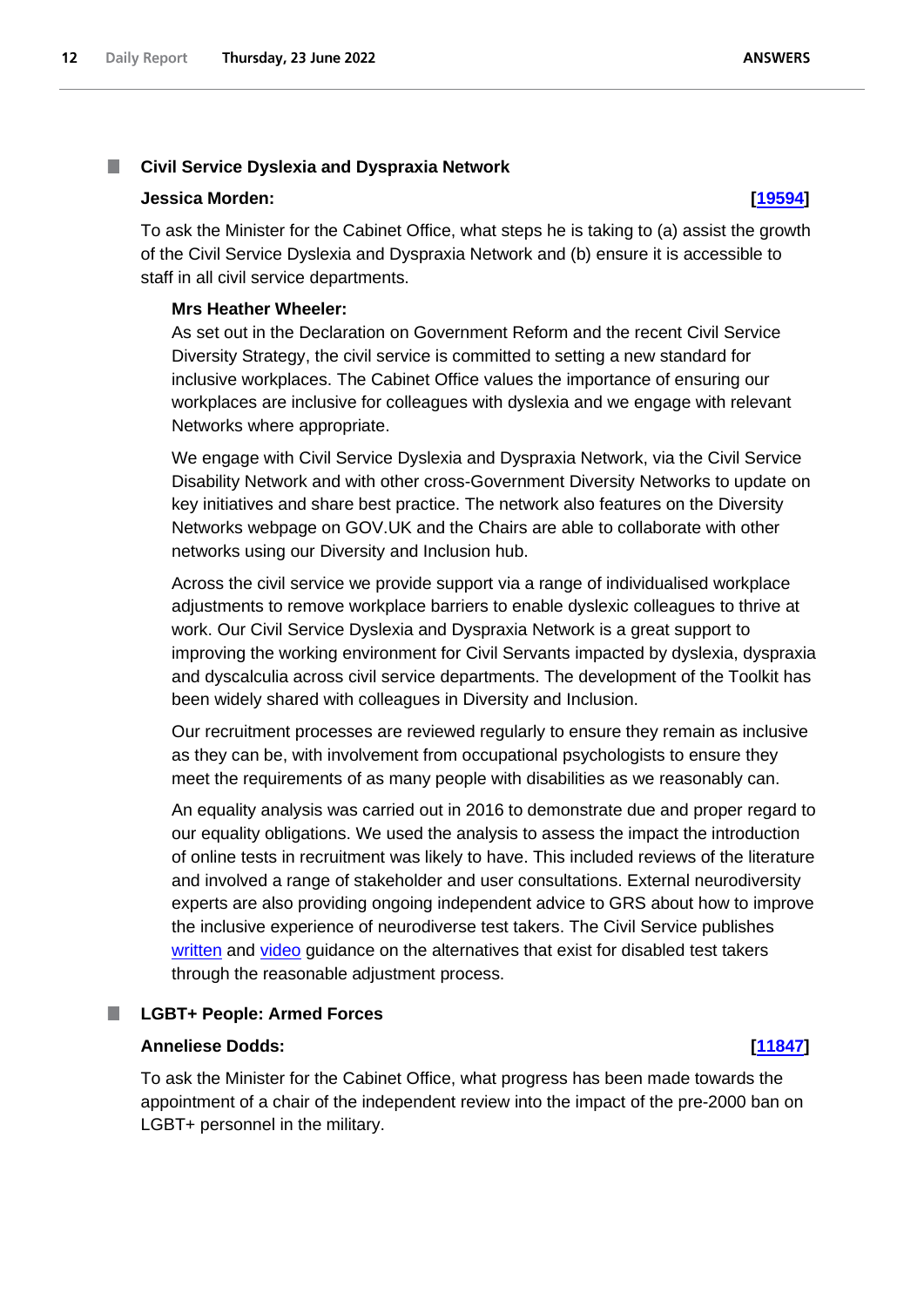### Civil Service Dyslexia and Dyspraxia Network

**Jessica Morden:** **[19594]**

To ask the Minister for the Cabinet Office, what steps he is taking to (a) assist the growth of the Civil Service Dyslexia and Dyspraxia Network and (b) ensure it is accessible to staff in all civil service departments.

**Mrs Heather Wheeler:**

As set out in the Declaration on Government Reform and the recent Civil Service Diversity Strategy, the civil service is committed to setting a new standard for inclusive workplaces. The Cabinet Office values the importance of ensuring our workplaces are inclusive for colleagues with dyslexia and we engage with relevant Networks where appropriate.

We engage with Civil Service Dyslexia and Dyspraxia Network, via the Civil Service Disability Network and with other cross-Government Diversity Networks to update on key initiatives and share best practice. The network also features on the Diversity Networks webpage on GOV.UK and the Chairs are able to collaborate with other networks using our Diversity and Inclusion hub.

Across the civil service we provide support via a range of individualised workplace adjustments to remove workplace barriers to enable dyslexic colleagues to thrive at work. Our Civil Service Dyslexia and Dyspraxia Network is a great support to improving the working environment for Civil Servants impacted by dyslexia, dyspraxia and dyscalculia across civil service departments. The development of the Toolkit has been widely shared with colleagues in Diversity and Inclusion.

Our recruitment processes are reviewed regularly to ensure they remain as inclusive as they can be, with involvement from occupational psychologists to ensure they meet the requirements of as many people with disabilities as we reasonably can.

An equality analysis was carried out in 2016 to demonstrate due and proper regard to our equality obligations. We used the analysis to assess the impact the introduction of online tests in recruitment was likely to have. This included reviews of the literature and involved a range of stakeholder and user consultations. External neurodiversity experts are also providing ongoing independent advice to GRS about how to improve the inclusive experience of neurodiverse test takers. The Civil Service publishes written and video guidance on the alternatives that exist for disabled test takers through the reasonable adjustment process.

### LGBT+ People: Armed Forces

**Anneliese Dodds:** **[11847]**

To ask the Minister for the Cabinet Office, what progress has been made towards the appointment of a chair of the independent review into the impact of the pre-2000 ban on LGBT+ personnel in the military.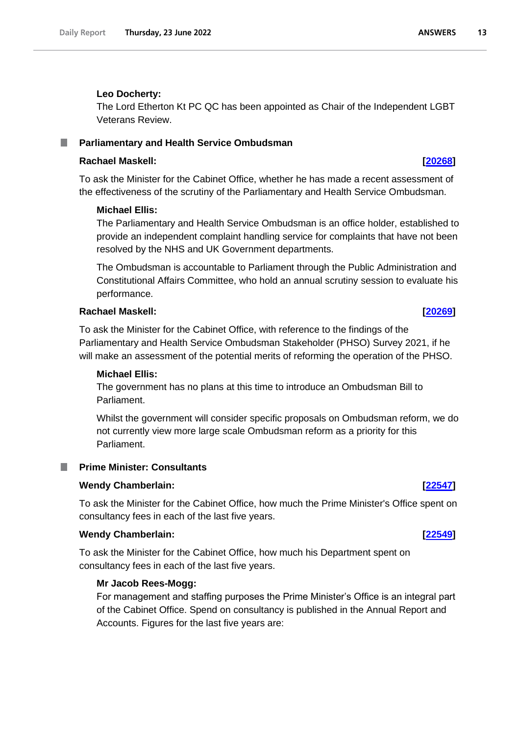**Leo Docherty:**

The Lord Etherton Kt PC QC has been appointed as Chair of the Independent LGBT Veterans Review.

## Parliamentary and Health Service Ombudsman

**Rachael Maskell:** **[20268]**

To ask the Minister for the Cabinet Office, whether he has made a recent assessment of the effectiveness of the scrutiny of the Parliamentary and Health Service Ombudsman.

**Michael Ellis:**

The Parliamentary and Health Service Ombudsman is an office holder, established to provide an independent complaint handling service for complaints that have not been resolved by the NHS and UK Government departments.

The Ombudsman is accountable to Parliament through the Public Administration and Constitutional Affairs Committee, who hold an annual scrutiny session to evaluate his performance.

**Rachael Maskell:** **[20269]**

To ask the Minister for the Cabinet Office, with reference to the findings of the Parliamentary and Health Service Ombudsman Stakeholder (PHSO) Survey 2021, if he will make an assessment of the potential merits of reforming the operation of the PHSO.

**Michael Ellis:**

The government has no plans at this time to introduce an Ombudsman Bill to Parliament.

Whilst the government will consider specific proposals on Ombudsman reform, we do not currently view more large scale Ombudsman reform as a priority for this Parliament.

## Prime Minister: Consultants

**Wendy Chamberlain:** **[22547]**

To ask the Minister for the Cabinet Office, how much the Prime Minister's Office spent on consultancy fees in each of the last five years.

**Wendy Chamberlain:** **[22549]**

To ask the Minister for the Cabinet Office, how much his Department spent on consultancy fees in each of the last five years.

**Mr Jacob Rees-Mogg:**

For management and staffing purposes the Prime Minister's Office is an integral part of the Cabinet Office. Spend on consultancy is published in the Annual Report and Accounts. Figures for the last five years are: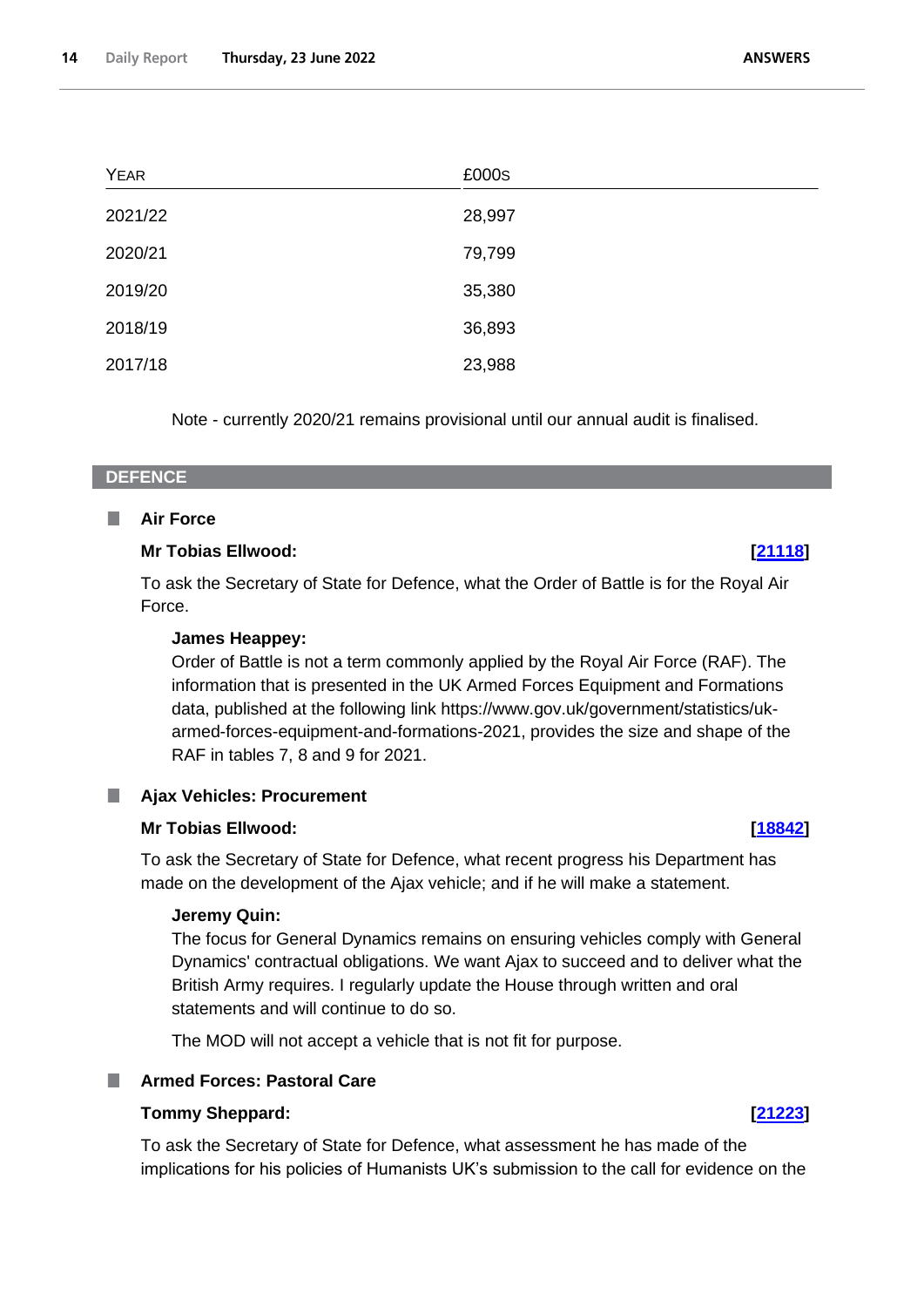| Year | £000s |
|---|---|
| 2021/22 | 28,997 |
| 2020/21 | 79,799 |
| 2019/20 | 35,380 |
| 2018/19 | 36,893 |
| 2017/18 | 23,988 |

Note - currently 2020/21 remains provisional until our annual audit is finalised.

## DEFENCE

### Air Force

**Mr Tobias Ellwood:** **[21118]**

To ask the Secretary of State for Defence, what the Order of Battle is for the Royal Air Force.

**James Heappey:**
Order of Battle is not a term commonly applied by the Royal Air Force (RAF). The information that is presented in the UK Armed Forces Equipment and Formations data, published at the following link https://www.gov.uk/government/statistics/uk-armed-forces-equipment-and-formations-2021, provides the size and shape of the RAF in tables 7, 8 and 9 for 2021.

### Ajax Vehicles: Procurement

**Mr Tobias Ellwood:** **[18842]**

To ask the Secretary of State for Defence, what recent progress his Department has made on the development of the Ajax vehicle; and if he will make a statement.

**Jeremy Quin:**
The focus for General Dynamics remains on ensuring vehicles comply with General Dynamics' contractual obligations. We want Ajax to succeed and to deliver what the British Army requires. I regularly update the House through written and oral statements and will continue to do so.

The MOD will not accept a vehicle that is not fit for purpose.

### Armed Forces: Pastoral Care

**Tommy Sheppard:** **[21223]**

To ask the Secretary of State for Defence, what assessment he has made of the implications for his policies of Humanists UK's submission to the call for evidence on the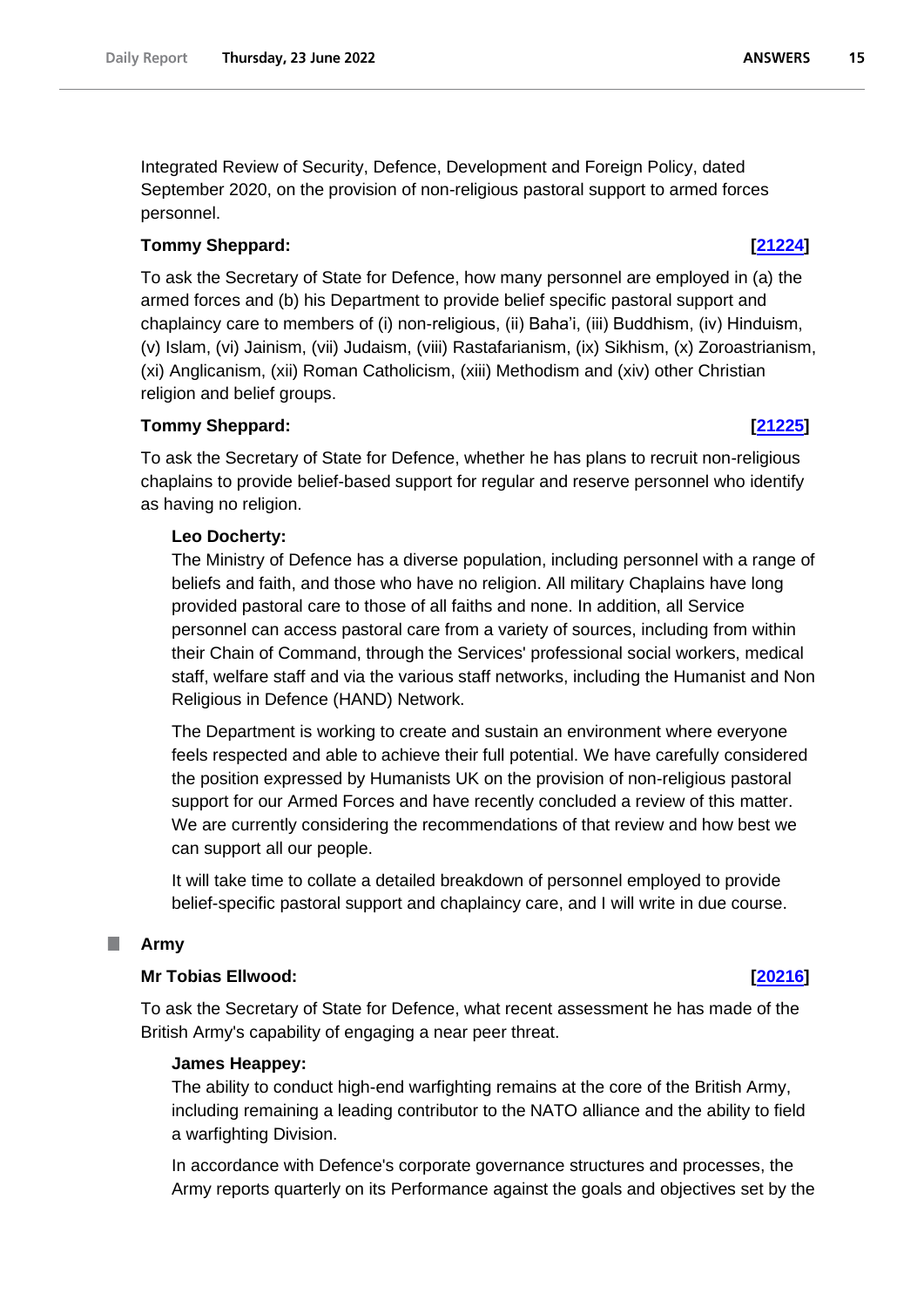Integrated Review of Security, Defence, Development and Foreign Policy, dated September 2020, on the provision of non-religious pastoral support to armed forces personnel.

**Tommy Sheppard:** **[21224]**

To ask the Secretary of State for Defence, how many personnel are employed in (a) the armed forces and (b) his Department to provide belief specific pastoral support and chaplaincy care to members of (i) non-religious, (ii) Baha'i, (iii) Buddhism, (iv) Hinduism, (v) Islam, (vi) Jainism, (vii) Judaism, (viii) Rastafarianism, (ix) Sikhism, (x) Zoroastrianism, (xi) Anglicanism, (xii) Roman Catholicism, (xiii) Methodism and (xiv) other Christian religion and belief groups.

**Tommy Sheppard:** **[21225]**

To ask the Secretary of State for Defence, whether he has plans to recruit non-religious chaplains to provide belief-based support for regular and reserve personnel who identify as having no religion.

**Leo Docherty:**

The Ministry of Defence has a diverse population, including personnel with a range of beliefs and faith, and those who have no religion. All military Chaplains have long provided pastoral care to those of all faiths and none. In addition, all Service personnel can access pastoral care from a variety of sources, including from within their Chain of Command, through the Services' professional social workers, medical staff, welfare staff and via the various staff networks, including the Humanist and Non Religious in Defence (HAND) Network.

The Department is working to create and sustain an environment where everyone feels respected and able to achieve their full potential. We have carefully considered the position expressed by Humanists UK on the provision of non-religious pastoral support for our Armed Forces and have recently concluded a review of this matter. We are currently considering the recommendations of that review and how best we can support all our people.

It will take time to collate a detailed breakdown of personnel employed to provide belief-specific pastoral support and chaplaincy care, and I will write in due course.

## Army

**Mr Tobias Ellwood:** **[20216]**

To ask the Secretary of State for Defence, what recent assessment he has made of the British Army's capability of engaging a near peer threat.

**James Heappey:**

The ability to conduct high-end warfighting remains at the core of the British Army, including remaining a leading contributor to the NATO alliance and the ability to field a warfighting Division.

In accordance with Defence's corporate governance structures and processes, the Army reports quarterly on its Performance against the goals and objectives set by the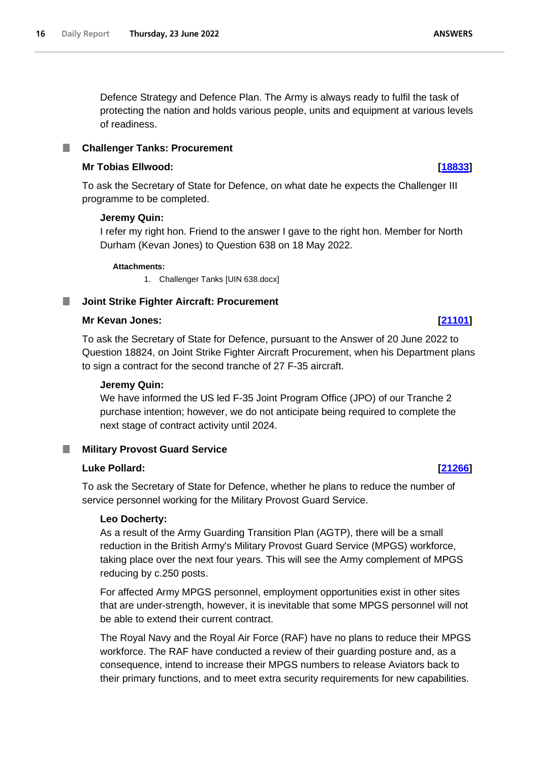Defence Strategy and Defence Plan. The Army is always ready to fulfil the task of protecting the nation and holds various people, units and equipment at various levels of readiness.

## Challenger Tanks: Procurement

**Mr Tobias Ellwood:** **[18833]**

To ask the Secretary of State for Defence, on what date he expects the Challenger III programme to be completed.

**Jeremy Quin:**

I refer my right hon. Friend to the answer I gave to the right hon. Member for North Durham (Kevan Jones) to Question 638 on 18 May 2022.

**Attachments:**

1. Challenger Tanks [UIN 638.docx]

## Joint Strike Fighter Aircraft: Procurement

**Mr Kevan Jones:** **[21101]**

To ask the Secretary of State for Defence, pursuant to the Answer of 20 June 2022 to Question 18824, on Joint Strike Fighter Aircraft Procurement, when his Department plans to sign a contract for the second tranche of 27 F-35 aircraft.

**Jeremy Quin:**

We have informed the US led F-35 Joint Program Office (JPO) of our Tranche 2 purchase intention; however, we do not anticipate being required to complete the next stage of contract activity until 2024.

## Military Provost Guard Service

**Luke Pollard:** **[21266]**

To ask the Secretary of State for Defence, whether he plans to reduce the number of service personnel working for the Military Provost Guard Service.

**Leo Docherty:**

As a result of the Army Guarding Transition Plan (AGTP), there will be a small reduction in the British Army's Military Provost Guard Service (MPGS) workforce, taking place over the next four years. This will see the Army complement of MPGS reducing by c.250 posts.

For affected Army MPGS personnel, employment opportunities exist in other sites that are under-strength, however, it is inevitable that some MPGS personnel will not be able to extend their current contract.

The Royal Navy and the Royal Air Force (RAF) have no plans to reduce their MPGS workforce. The RAF have conducted a review of their guarding posture and, as a consequence, intend to increase their MPGS numbers to release Aviators back to their primary functions, and to meet extra security requirements for new capabilities.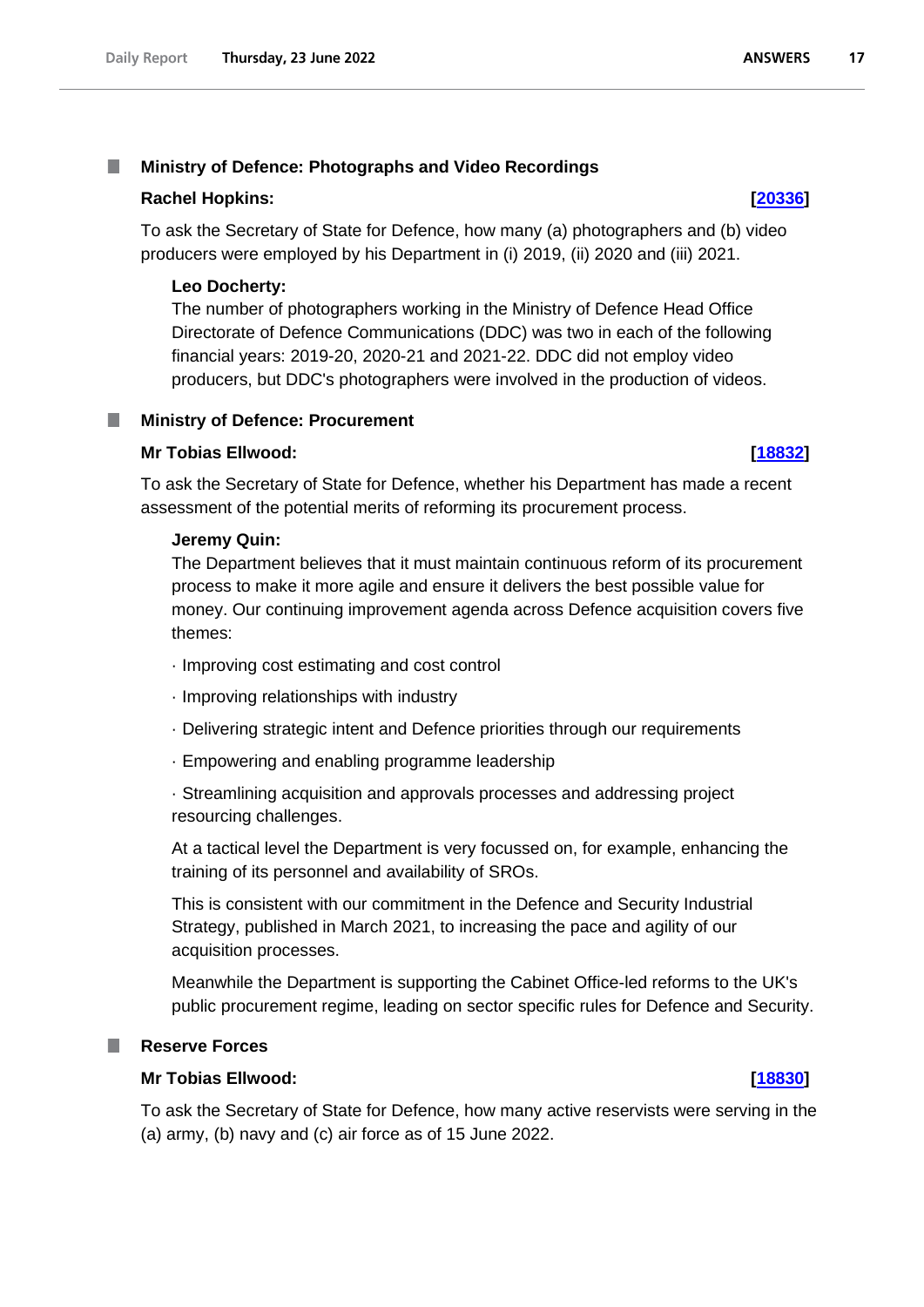## Ministry of Defence: Photographs and Video Recordings

**Rachel Hopkins:** **[20336]**

To ask the Secretary of State for Defence, how many (a) photographers and (b) video producers were employed by his Department in (i) 2019, (ii) 2020 and (iii) 2021.

**Leo Docherty:**

The number of photographers working in the Ministry of Defence Head Office Directorate of Defence Communications (DDC) was two in each of the following financial years: 2019-20, 2020-21 and 2021-22. DDC did not employ video producers, but DDC's photographers were involved in the production of videos.

## Ministry of Defence: Procurement

**Mr Tobias Ellwood:** **[18832]**

To ask the Secretary of State for Defence, whether his Department has made a recent assessment of the potential merits of reforming its procurement process.

**Jeremy Quin:**

The Department believes that it must maintain continuous reform of its procurement process to make it more agile and ensure it delivers the best possible value for money. Our continuing improvement agenda across Defence acquisition covers five themes:

· Improving cost estimating and cost control

· Improving relationships with industry

· Delivering strategic intent and Defence priorities through our requirements

· Empowering and enabling programme leadership

· Streamlining acquisition and approvals processes and addressing project resourcing challenges.

At a tactical level the Department is very focussed on, for example, enhancing the training of its personnel and availability of SROs.

This is consistent with our commitment in the Defence and Security Industrial Strategy, published in March 2021, to increasing the pace and agility of our acquisition processes.

Meanwhile the Department is supporting the Cabinet Office-led reforms to the UK's public procurement regime, leading on sector specific rules for Defence and Security.

## Reserve Forces

**Mr Tobias Ellwood:** **[18830]**

To ask the Secretary of State for Defence, how many active reservists were serving in the (a) army, (b) navy and (c) air force as of 15 June 2022.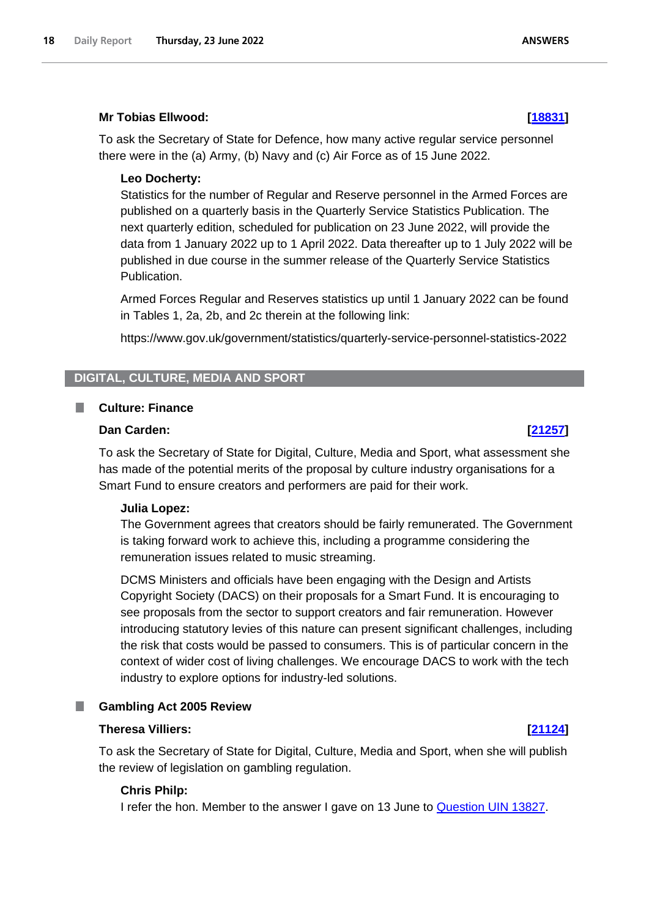**Mr Tobias Ellwood:** **[18831]**

To ask the Secretary of State for Defence, how many active regular service personnel there were in the (a) Army, (b) Navy and (c) Air Force as of 15 June 2022.

**Leo Docherty:**

Statistics for the number of Regular and Reserve personnel in the Armed Forces are published on a quarterly basis in the Quarterly Service Statistics Publication. The next quarterly edition, scheduled for publication on 23 June 2022, will provide the data from 1 January 2022 up to 1 April 2022. Data thereafter up to 1 July 2022 will be published in due course in the summer release of the Quarterly Service Statistics Publication.

Armed Forces Regular and Reserves statistics up until 1 January 2022 can be found in Tables 1, 2a, 2b, and 2c therein at the following link:

https://www.gov.uk/government/statistics/quarterly-service-personnel-statistics-2022

## DIGITAL, CULTURE, MEDIA AND SPORT

### Culture: Finance

**Dan Carden:** **[21257]**

To ask the Secretary of State for Digital, Culture, Media and Sport, what assessment she has made of the potential merits of the proposal by culture industry organisations for a Smart Fund to ensure creators and performers are paid for their work.

**Julia Lopez:**

The Government agrees that creators should be fairly remunerated. The Government is taking forward work to achieve this, including a programme considering the remuneration issues related to music streaming.

DCMS Ministers and officials have been engaging with the Design and Artists Copyright Society (DACS) on their proposals for a Smart Fund. It is encouraging to see proposals from the sector to support creators and fair remuneration. However introducing statutory levies of this nature can present significant challenges, including the risk that costs would be passed to consumers. This is of particular concern in the context of wider cost of living challenges. We encourage DACS to work with the tech industry to explore options for industry-led solutions.

### Gambling Act 2005 Review

**Theresa Villiers:** **[21124]**

To ask the Secretary of State for Digital, Culture, Media and Sport, when she will publish the review of legislation on gambling regulation.

**Chris Philp:**

I refer the hon. Member to the answer I gave on 13 June to Question UIN 13827.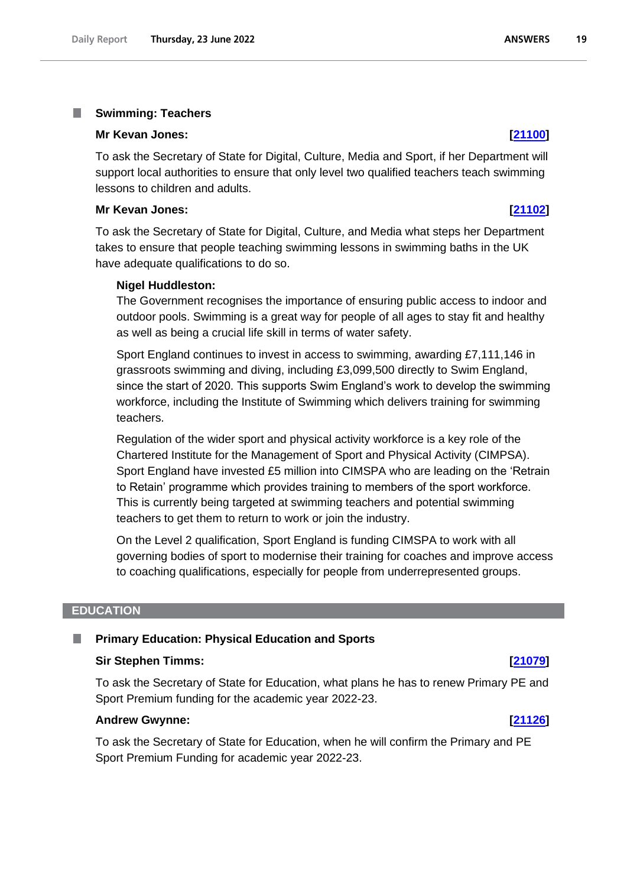### Swimming: Teachers

**Mr Kevan Jones:** **[21100]**

To ask the Secretary of State for Digital, Culture, Media and Sport, if her Department will support local authorities to ensure that only level two qualified teachers teach swimming lessons to children and adults.

**Mr Kevan Jones:** **[21102]**

To ask the Secretary of State for Digital, Culture, and Media what steps her Department takes to ensure that people teaching swimming lessons in swimming baths in the UK have adequate qualifications to do so.

**Nigel Huddleston:**

The Government recognises the importance of ensuring public access to indoor and outdoor pools. Swimming is a great way for people of all ages to stay fit and healthy as well as being a crucial life skill in terms of water safety.

Sport England continues to invest in access to swimming, awarding £7,111,146 in grassroots swimming and diving, including £3,099,500 directly to Swim England, since the start of 2020. This supports Swim England's work to develop the swimming workforce, including the Institute of Swimming which delivers training for swimming teachers.

Regulation of the wider sport and physical activity workforce is a key role of the Chartered Institute for the Management of Sport and Physical Activity (CIMPSA). Sport England have invested £5 million into CIMSPA who are leading on the 'Retrain to Retain' programme which provides training to members of the sport workforce. This is currently being targeted at swimming teachers and potential swimming teachers to get them to return to work or join the industry.

On the Level 2 qualification, Sport England is funding CIMSPA to work with all governing bodies of sport to modernise their training for coaches and improve access to coaching qualifications, especially for people from underrepresented groups.

## EDUCATION

### Primary Education: Physical Education and Sports

**Sir Stephen Timms:** **[21079]**

To ask the Secretary of State for Education, what plans he has to renew Primary PE and Sport Premium funding for the academic year 2022-23.

**Andrew Gwynne:** **[21126]**

To ask the Secretary of State for Education, when he will confirm the Primary and PE Sport Premium Funding for academic year 2022-23.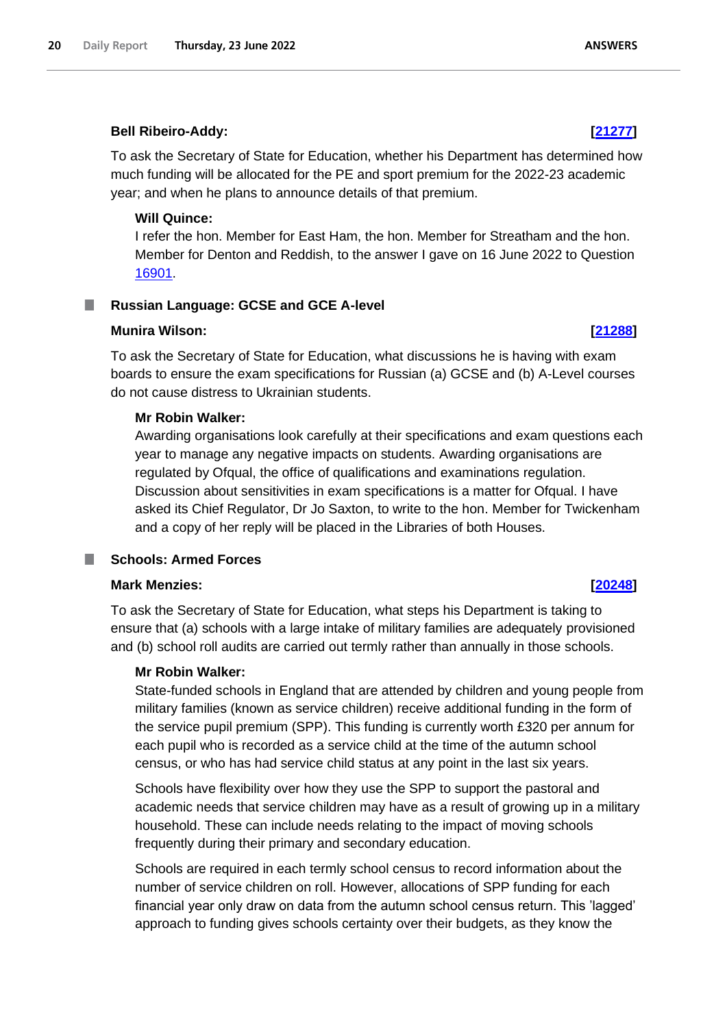**Bell Ribeiro-Addy:** **[21277]**

To ask the Secretary of State for Education, whether his Department has determined how much funding will be allocated for the PE and sport premium for the 2022-23 academic year; and when he plans to announce details of that premium.

**Will Quince:**

I refer the hon. Member for East Ham, the hon. Member for Streatham and the hon. Member for Denton and Reddish, to the answer I gave on 16 June 2022 to Question 16901.

## Russian Language: GCSE and GCE A-level

**Munira Wilson:** **[21288]**

To ask the Secretary of State for Education, what discussions he is having with exam boards to ensure the exam specifications for Russian (a) GCSE and (b) A-Level courses do not cause distress to Ukrainian students.

**Mr Robin Walker:**

Awarding organisations look carefully at their specifications and exam questions each year to manage any negative impacts on students. Awarding organisations are regulated by Ofqual, the office of qualifications and examinations regulation. Discussion about sensitivities in exam specifications is a matter for Ofqual. I have asked its Chief Regulator, Dr Jo Saxton, to write to the hon. Member for Twickenham and a copy of her reply will be placed in the Libraries of both Houses.

## Schools: Armed Forces

**Mark Menzies:** **[20248]**

To ask the Secretary of State for Education, what steps his Department is taking to ensure that (a) schools with a large intake of military families are adequately provisioned and (b) school roll audits are carried out termly rather than annually in those schools.

**Mr Robin Walker:**

State-funded schools in England that are attended by children and young people from military families (known as service children) receive additional funding in the form of the service pupil premium (SPP). This funding is currently worth £320 per annum for each pupil who is recorded as a service child at the time of the autumn school census, or who has had service child status at any point in the last six years.

Schools have flexibility over how they use the SPP to support the pastoral and academic needs that service children may have as a result of growing up in a military household. These can include needs relating to the impact of moving schools frequently during their primary and secondary education.

Schools are required in each termly school census to record information about the number of service children on roll. However, allocations of SPP funding for each financial year only draw on data from the autumn school census return. This 'lagged' approach to funding gives schools certainty over their budgets, as they know the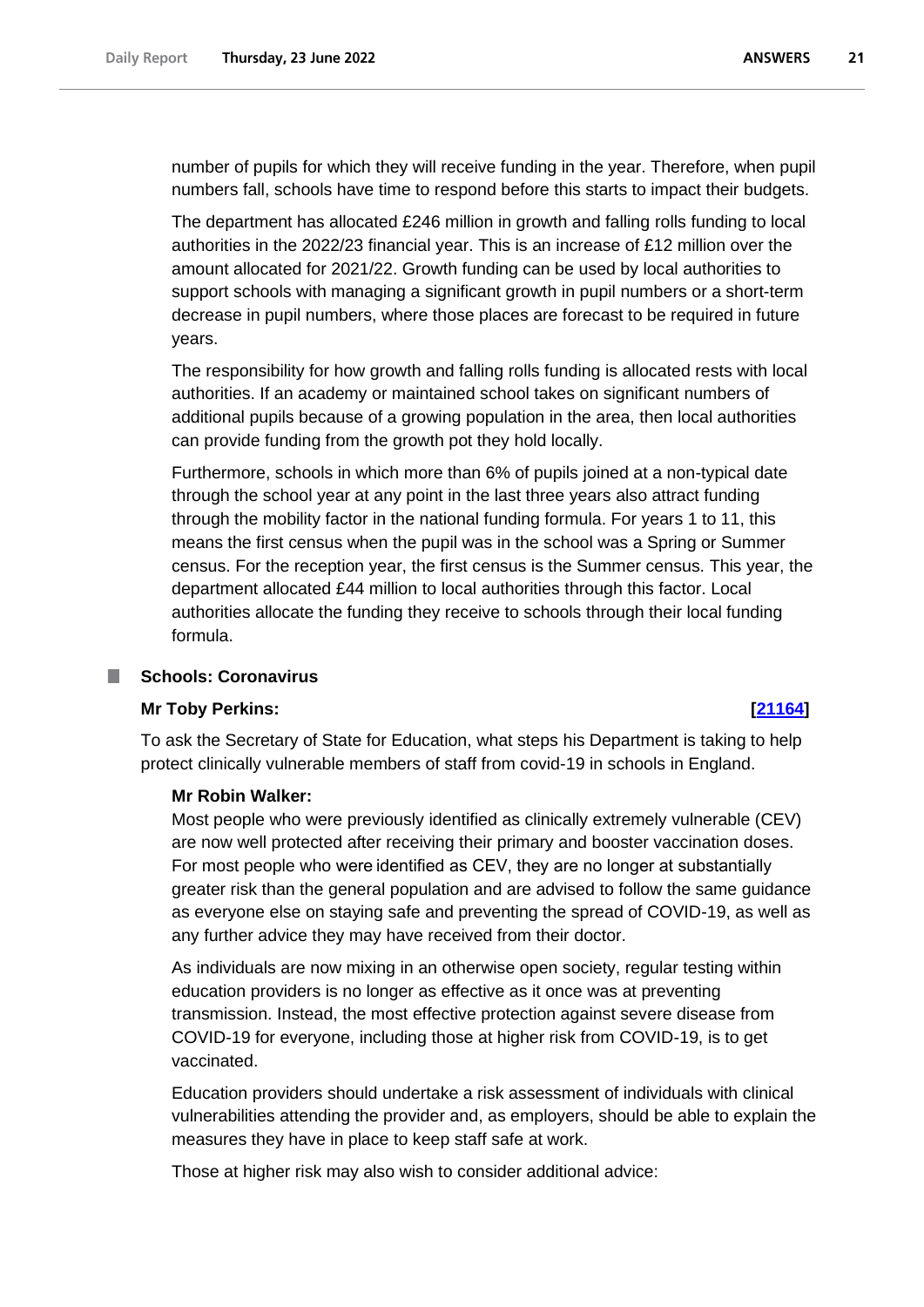number of pupils for which they will receive funding in the year. Therefore, when pupil numbers fall, schools have time to respond before this starts to impact their budgets.

The department has allocated £246 million in growth and falling rolls funding to local authorities in the 2022/23 financial year. This is an increase of £12 million over the amount allocated for 2021/22. Growth funding can be used by local authorities to support schools with managing a significant growth in pupil numbers or a short-term decrease in pupil numbers, where those places are forecast to be required in future years.

The responsibility for how growth and falling rolls funding is allocated rests with local authorities. If an academy or maintained school takes on significant numbers of additional pupils because of a growing population in the area, then local authorities can provide funding from the growth pot they hold locally.

Furthermore, schools in which more than 6% of pupils joined at a non-typical date through the school year at any point in the last three years also attract funding through the mobility factor in the national funding formula. For years 1 to 11, this means the first census when the pupil was in the school was a Spring or Summer census. For the reception year, the first census is the Summer census. This year, the department allocated £44 million to local authorities through this factor. Local authorities allocate the funding they receive to schools through their local funding formula.

## Schools: Coronavirus

**Mr Toby Perkins:** **[21164]**

To ask the Secretary of State for Education, what steps his Department is taking to help protect clinically vulnerable members of staff from covid-19 in schools in England.

**Mr Robin Walker:**

Most people who were previously identified as clinically extremely vulnerable (CEV) are now well protected after receiving their primary and booster vaccination doses. For most people who were identified as CEV, they are no longer at substantially greater risk than the general population and are advised to follow the same guidance as everyone else on staying safe and preventing the spread of COVID-19, as well as any further advice they may have received from their doctor.

As individuals are now mixing in an otherwise open society, regular testing within education providers is no longer as effective as it once was at preventing transmission. Instead, the most effective protection against severe disease from COVID-19 for everyone, including those at higher risk from COVID-19, is to get vaccinated.

Education providers should undertake a risk assessment of individuals with clinical vulnerabilities attending the provider and, as employers, should be able to explain the measures they have in place to keep staff safe at work.

Those at higher risk may also wish to consider additional advice: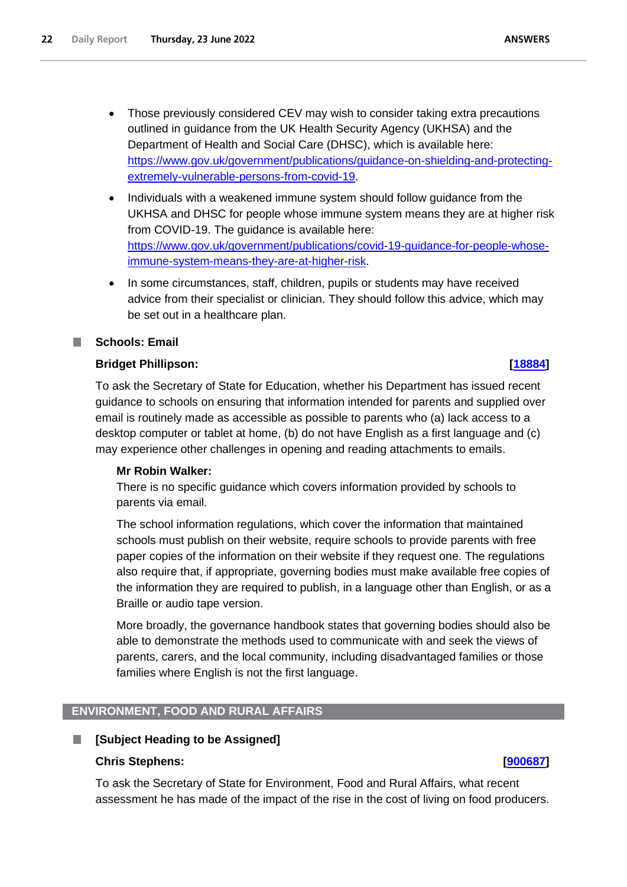- Those previously considered CEV may wish to consider taking extra precautions outlined in guidance from the UK Health Security Agency (UKHSA) and the Department of Health and Social Care (DHSC), which is available here: https://www.gov.uk/government/publications/guidance-on-shielding-and-protecting-extremely-vulnerable-persons-from-covid-19.
- Individuals with a weakened immune system should follow guidance from the UKHSA and DHSC for people whose immune system means they are at higher risk from COVID-19. The guidance is available here: https://www.gov.uk/government/publications/covid-19-guidance-for-people-whose-immune-system-means-they-are-at-higher-risk.
- In some circumstances, staff, children, pupils or students may have received advice from their specialist or clinician. They should follow this advice, which may be set out in a healthcare plan.

### Schools: Email

**Bridget Phillipson:** **[18884]**

To ask the Secretary of State for Education, whether his Department has issued recent guidance to schools on ensuring that information intended for parents and supplied over email is routinely made as accessible as possible to parents who (a) lack access to a desktop computer or tablet at home, (b) do not have English as a first language and (c) may experience other challenges in opening and reading attachments to emails.

**Mr Robin Walker:**

There is no specific guidance which covers information provided by schools to parents via email.

The school information regulations, which cover the information that maintained schools must publish on their website, require schools to provide parents with free paper copies of the information on their website if they request one. The regulations also require that, if appropriate, governing bodies must make available free copies of the information they are required to publish, in a language other than English, or as a Braille or audio tape version.

More broadly, the governance handbook states that governing bodies should also be able to demonstrate the methods used to communicate with and seek the views of parents, carers, and the local community, including disadvantaged families or those families where English is not the first language.

## ENVIRONMENT, FOOD AND RURAL AFFAIRS

### [Subject Heading to be Assigned]

**Chris Stephens:** **[900687]**

To ask the Secretary of State for Environment, Food and Rural Affairs, what recent assessment he has made of the impact of the rise in the cost of living on food producers.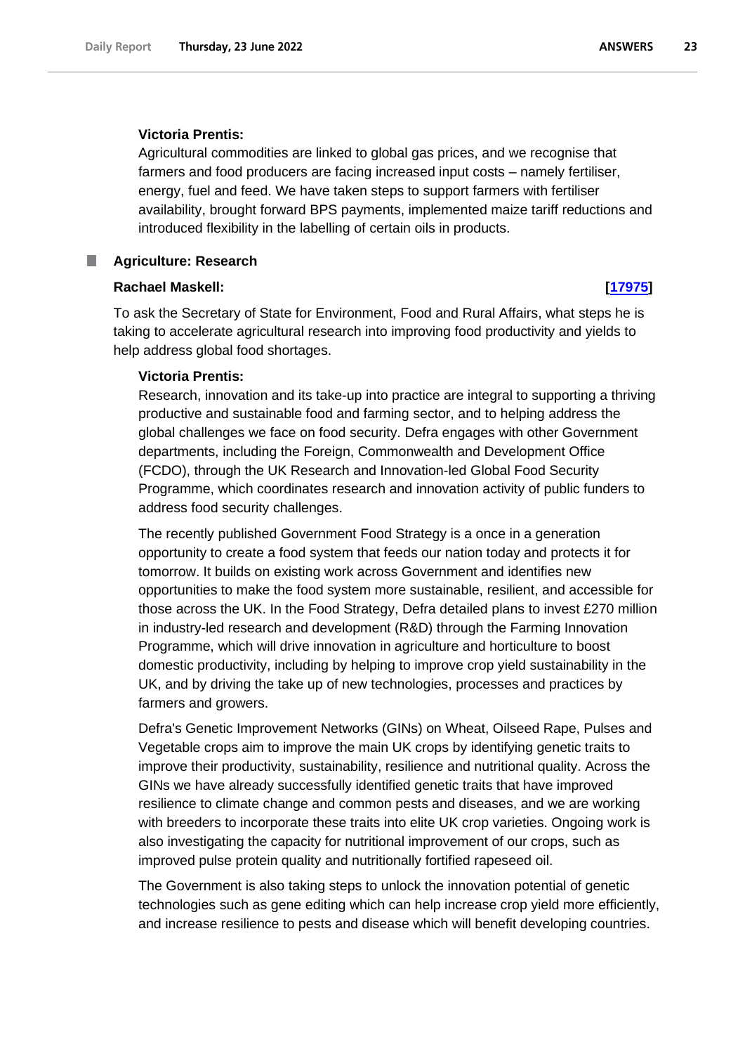**Victoria Prentis:**

Agricultural commodities are linked to global gas prices, and we recognise that farmers and food producers are facing increased input costs – namely fertiliser, energy, fuel and feed. We have taken steps to support farmers with fertiliser availability, brought forward BPS payments, implemented maize tariff reductions and introduced flexibility in the labelling of certain oils in products.

## Agriculture: Research

**Rachael Maskell:** **[17975]**

To ask the Secretary of State for Environment, Food and Rural Affairs, what steps he is taking to accelerate agricultural research into improving food productivity and yields to help address global food shortages.

**Victoria Prentis:**

Research, innovation and its take-up into practice are integral to supporting a thriving productive and sustainable food and farming sector, and to helping address the global challenges we face on food security. Defra engages with other Government departments, including the Foreign, Commonwealth and Development Office (FCDO), through the UK Research and Innovation-led Global Food Security Programme, which coordinates research and innovation activity of public funders to address food security challenges.

The recently published Government Food Strategy is a once in a generation opportunity to create a food system that feeds our nation today and protects it for tomorrow. It builds on existing work across Government and identifies new opportunities to make the food system more sustainable, resilient, and accessible for those across the UK. In the Food Strategy, Defra detailed plans to invest £270 million in industry-led research and development (R&D) through the Farming Innovation Programme, which will drive innovation in agriculture and horticulture to boost domestic productivity, including by helping to improve crop yield sustainability in the UK, and by driving the take up of new technologies, processes and practices by farmers and growers.

Defra's Genetic Improvement Networks (GINs) on Wheat, Oilseed Rape, Pulses and Vegetable crops aim to improve the main UK crops by identifying genetic traits to improve their productivity, sustainability, resilience and nutritional quality. Across the GINs we have already successfully identified genetic traits that have improved resilience to climate change and common pests and diseases, and we are working with breeders to incorporate these traits into elite UK crop varieties. Ongoing work is also investigating the capacity for nutritional improvement of our crops, such as improved pulse protein quality and nutritionally fortified rapeseed oil.

The Government is also taking steps to unlock the innovation potential of genetic technologies such as gene editing which can help increase crop yield more efficiently, and increase resilience to pests and disease which will benefit developing countries.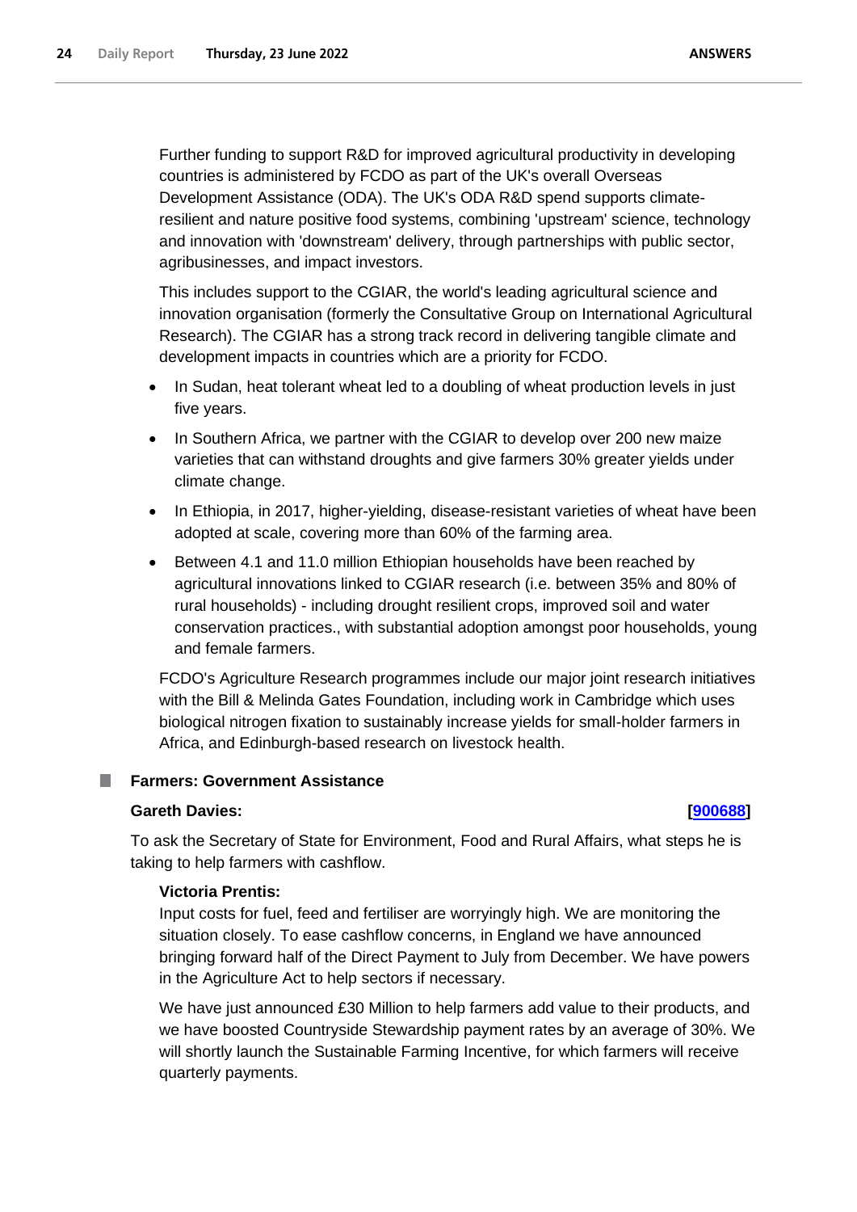Further funding to support R&D for improved agricultural productivity in developing countries is administered by FCDO as part of the UK's overall Overseas Development Assistance (ODA). The UK's ODA R&D spend supports climate-resilient and nature positive food systems, combining 'upstream' science, technology and innovation with 'downstream' delivery, through partnerships with public sector, agribusinesses, and impact investors.

This includes support to the CGIAR, the world's leading agricultural science and innovation organisation (formerly the Consultative Group on International Agricultural Research). The CGIAR has a strong track record in delivering tangible climate and development impacts in countries which are a priority for FCDO.

- In Sudan, heat tolerant wheat led to a doubling of wheat production levels in just five years.
- In Southern Africa, we partner with the CGIAR to develop over 200 new maize varieties that can withstand droughts and give farmers 30% greater yields under climate change.
- In Ethiopia, in 2017, higher-yielding, disease-resistant varieties of wheat have been adopted at scale, covering more than 60% of the farming area.
- Between 4.1 and 11.0 million Ethiopian households have been reached by agricultural innovations linked to CGIAR research (i.e. between 35% and 80% of rural households) - including drought resilient crops, improved soil and water conservation practices., with substantial adoption amongst poor households, young and female farmers.

FCDO's Agriculture Research programmes include our major joint research initiatives with the Bill & Melinda Gates Foundation, including work in Cambridge which uses biological nitrogen fixation to sustainably increase yields for small-holder farmers in Africa, and Edinburgh-based research on livestock health.

### Farmers: Government Assistance

**Gareth Davies:** **[900688]**

To ask the Secretary of State for Environment, Food and Rural Affairs, what steps he is taking to help farmers with cashflow.

**Victoria Prentis:**

Input costs for fuel, feed and fertiliser are worryingly high. We are monitoring the situation closely. To ease cashflow concerns, in England we have announced bringing forward half of the Direct Payment to July from December. We have powers in the Agriculture Act to help sectors if necessary.

We have just announced £30 Million to help farmers add value to their products, and we have boosted Countryside Stewardship payment rates by an average of 30%. We will shortly launch the Sustainable Farming Incentive, for which farmers will receive quarterly payments.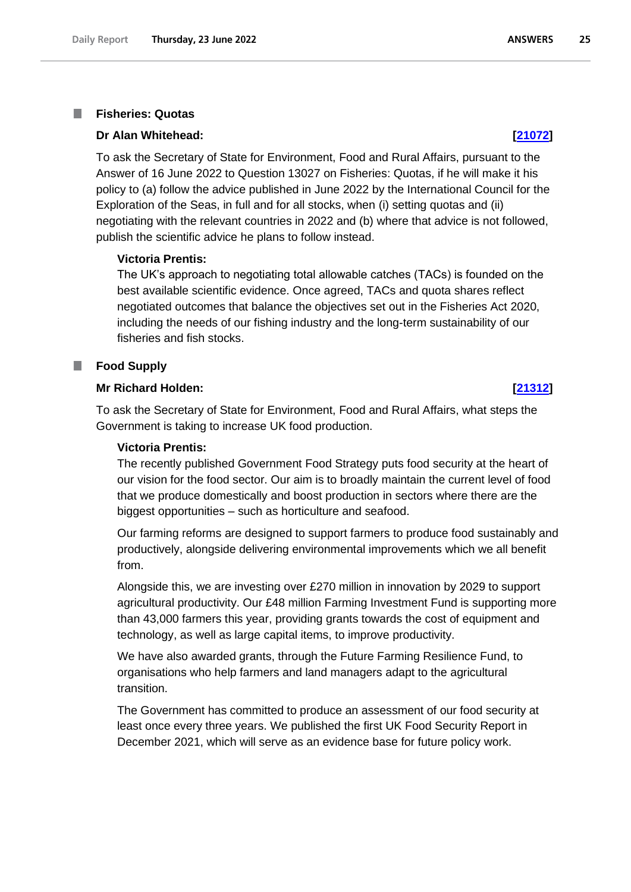### Fisheries: Quotas

**Dr Alan Whitehead:** **[21072]**

To ask the Secretary of State for Environment, Food and Rural Affairs, pursuant to the Answer of 16 June 2022 to Question 13027 on Fisheries: Quotas, if he will make it his policy to (a) follow the advice published in June 2022 by the International Council for the Exploration of the Seas, in full and for all stocks, when (i) setting quotas and (ii) negotiating with the relevant countries in 2022 and (b) where that advice is not followed, publish the scientific advice he plans to follow instead.

**Victoria Prentis:**

The UK's approach to negotiating total allowable catches (TACs) is founded on the best available scientific evidence. Once agreed, TACs and quota shares reflect negotiated outcomes that balance the objectives set out in the Fisheries Act 2020, including the needs of our fishing industry and the long-term sustainability of our fisheries and fish stocks.

### Food Supply

**Mr Richard Holden:** **[21312]**

To ask the Secretary of State for Environment, Food and Rural Affairs, what steps the Government is taking to increase UK food production.

**Victoria Prentis:**

The recently published Government Food Strategy puts food security at the heart of our vision for the food sector. Our aim is to broadly maintain the current level of food that we produce domestically and boost production in sectors where there are the biggest opportunities – such as horticulture and seafood.

Our farming reforms are designed to support farmers to produce food sustainably and productively, alongside delivering environmental improvements which we all benefit from.

Alongside this, we are investing over £270 million in innovation by 2029 to support agricultural productivity. Our £48 million Farming Investment Fund is supporting more than 43,000 farmers this year, providing grants towards the cost of equipment and technology, as well as large capital items, to improve productivity.

We have also awarded grants, through the Future Farming Resilience Fund, to organisations who help farmers and land managers adapt to the agricultural transition.

The Government has committed to produce an assessment of our food security at least once every three years. We published the first UK Food Security Report in December 2021, which will serve as an evidence base for future policy work.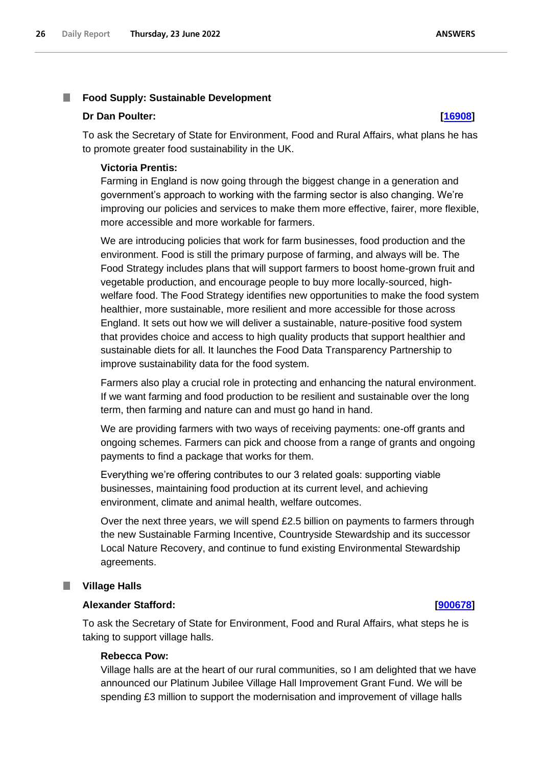### Food Supply: Sustainable Development

**Dr Dan Poulter:** **[16908]**

To ask the Secretary of State for Environment, Food and Rural Affairs, what plans he has to promote greater food sustainability in the UK.

**Victoria Prentis:**

Farming in England is now going through the biggest change in a generation and government's approach to working with the farming sector is also changing. We're improving our policies and services to make them more effective, fairer, more flexible, more accessible and more workable for farmers.

We are introducing policies that work for farm businesses, food production and the environment. Food is still the primary purpose of farming, and always will be. The Food Strategy includes plans that will support farmers to boost home-grown fruit and vegetable production, and encourage people to buy more locally-sourced, high-welfare food. The Food Strategy identifies new opportunities to make the food system healthier, more sustainable, more resilient and more accessible for those across England. It sets out how we will deliver a sustainable, nature-positive food system that provides choice and access to high quality products that support healthier and sustainable diets for all. It launches the Food Data Transparency Partnership to improve sustainability data for the food system.

Farmers also play a crucial role in protecting and enhancing the natural environment. If we want farming and food production to be resilient and sustainable over the long term, then farming and nature can and must go hand in hand.

We are providing farmers with two ways of receiving payments: one-off grants and ongoing schemes. Farmers can pick and choose from a range of grants and ongoing payments to find a package that works for them.

Everything we're offering contributes to our 3 related goals: supporting viable businesses, maintaining food production at its current level, and achieving environment, climate and animal health, welfare outcomes.

Over the next three years, we will spend £2.5 billion on payments to farmers through the new Sustainable Farming Incentive, Countryside Stewardship and its successor Local Nature Recovery, and continue to fund existing Environmental Stewardship agreements.

### Village Halls

**Alexander Stafford:** **[900678]**

To ask the Secretary of State for Environment, Food and Rural Affairs, what steps he is taking to support village halls.

**Rebecca Pow:**

Village halls are at the heart of our rural communities, so I am delighted that we have announced our Platinum Jubilee Village Hall Improvement Grant Fund. We will be spending £3 million to support the modernisation and improvement of village halls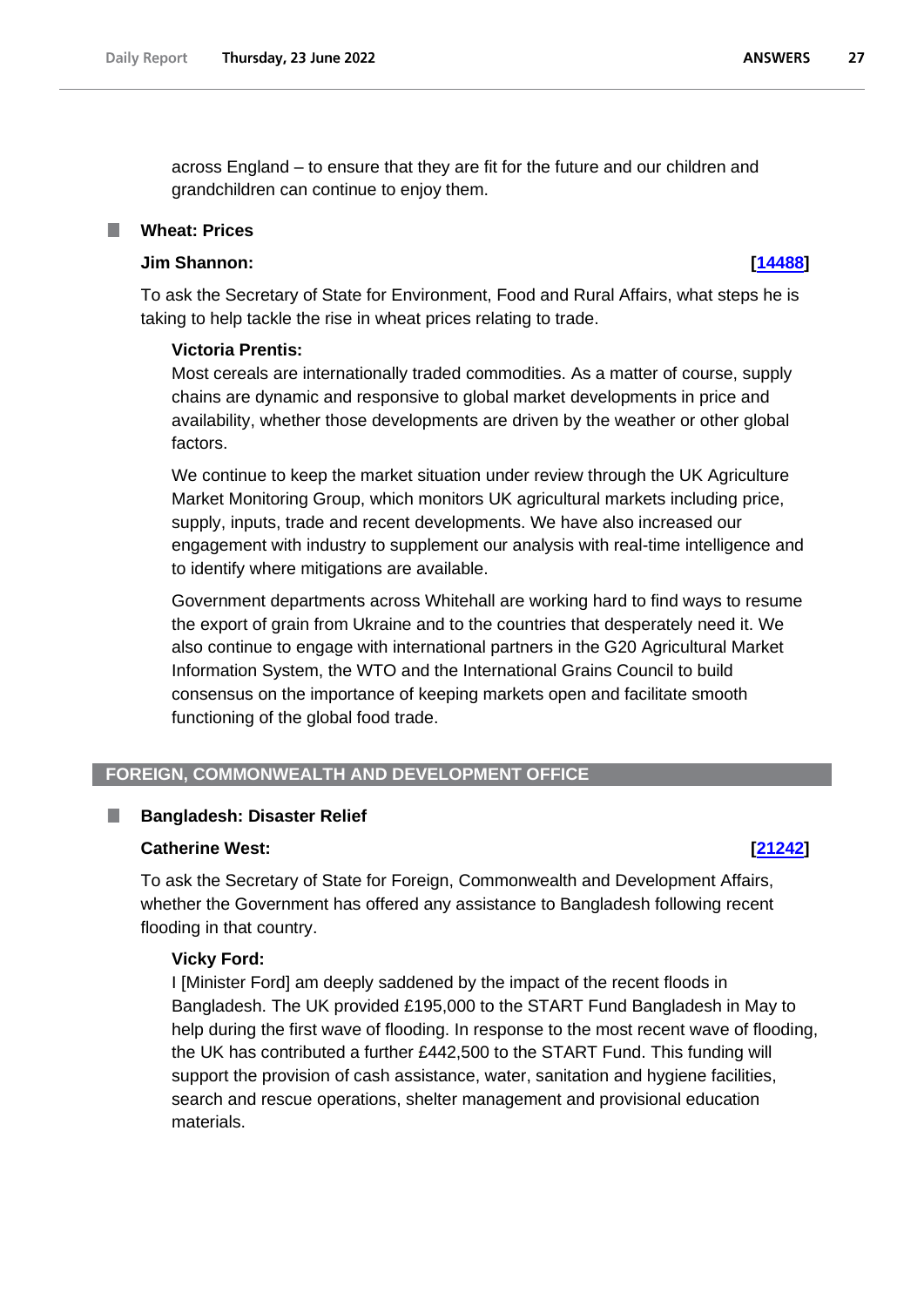across England – to ensure that they are fit for the future and our children and grandchildren can continue to enjoy them.

### Wheat: Prices

**Jim Shannon:** **[14488]**

To ask the Secretary of State for Environment, Food and Rural Affairs, what steps he is taking to help tackle the rise in wheat prices relating to trade.

**Victoria Prentis:**

Most cereals are internationally traded commodities. As a matter of course, supply chains are dynamic and responsive to global market developments in price and availability, whether those developments are driven by the weather or other global factors.

We continue to keep the market situation under review through the UK Agriculture Market Monitoring Group, which monitors UK agricultural markets including price, supply, inputs, trade and recent developments. We have also increased our engagement with industry to supplement our analysis with real-time intelligence and to identify where mitigations are available.

Government departments across Whitehall are working hard to find ways to resume the export of grain from Ukraine and to the countries that desperately need it. We also continue to engage with international partners in the G20 Agricultural Market Information System, the WTO and the International Grains Council to build consensus on the importance of keeping markets open and facilitate smooth functioning of the global food trade.

## FOREIGN, COMMONWEALTH AND DEVELOPMENT OFFICE

### Bangladesh: Disaster Relief

**Catherine West:** **[21242]**

To ask the Secretary of State for Foreign, Commonwealth and Development Affairs, whether the Government has offered any assistance to Bangladesh following recent flooding in that country.

**Vicky Ford:**

I [Minister Ford] am deeply saddened by the impact of the recent floods in Bangladesh. The UK provided £195,000 to the START Fund Bangladesh in May to help during the first wave of flooding. In response to the most recent wave of flooding, the UK has contributed a further £442,500 to the START Fund. This funding will support the provision of cash assistance, water, sanitation and hygiene facilities, search and rescue operations, shelter management and provisional education materials.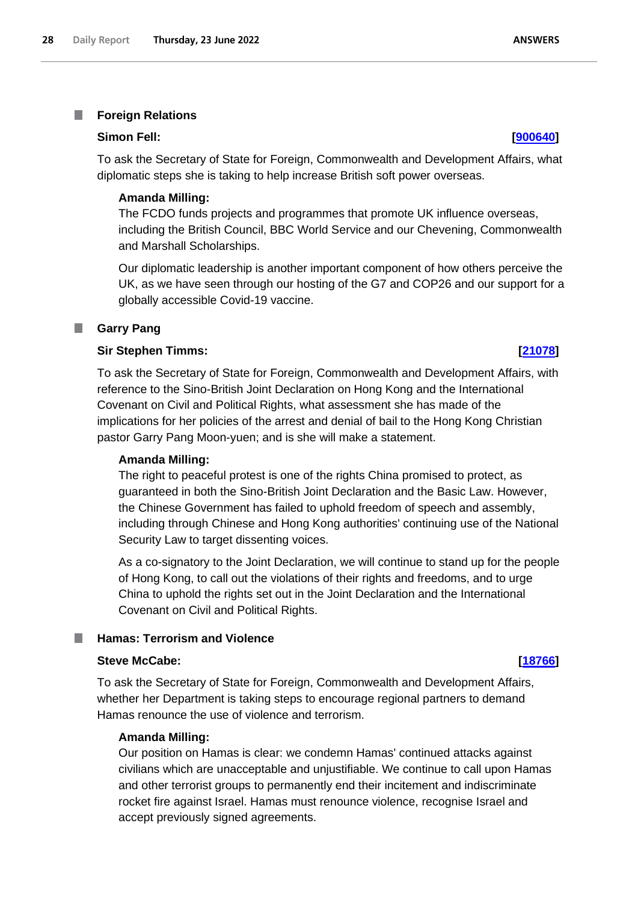## Foreign Relations

**Simon Fell:** **[900640]**

To ask the Secretary of State for Foreign, Commonwealth and Development Affairs, what diplomatic steps she is taking to help increase British soft power overseas.

**Amanda Milling:**

The FCDO funds projects and programmes that promote UK influence overseas, including the British Council, BBC World Service and our Chevening, Commonwealth and Marshall Scholarships.

Our diplomatic leadership is another important component of how others perceive the UK, as we have seen through our hosting of the G7 and COP26 and our support for a globally accessible Covid-19 vaccine.

## Garry Pang

**Sir Stephen Timms:** **[21078]**

To ask the Secretary of State for Foreign, Commonwealth and Development Affairs, with reference to the Sino-British Joint Declaration on Hong Kong and the International Covenant on Civil and Political Rights, what assessment she has made of the implications for her policies of the arrest and denial of bail to the Hong Kong Christian pastor Garry Pang Moon-yuen; and is she will make a statement.

**Amanda Milling:**

The right to peaceful protest is one of the rights China promised to protect, as guaranteed in both the Sino-British Joint Declaration and the Basic Law. However, the Chinese Government has failed to uphold freedom of speech and assembly, including through Chinese and Hong Kong authorities' continuing use of the National Security Law to target dissenting voices.

As a co-signatory to the Joint Declaration, we will continue to stand up for the people of Hong Kong, to call out the violations of their rights and freedoms, and to urge China to uphold the rights set out in the Joint Declaration and the International Covenant on Civil and Political Rights.

## Hamas: Terrorism and Violence

**Steve McCabe:** **[18766]**

To ask the Secretary of State for Foreign, Commonwealth and Development Affairs, whether her Department is taking steps to encourage regional partners to demand Hamas renounce the use of violence and terrorism.

**Amanda Milling:**

Our position on Hamas is clear: we condemn Hamas' continued attacks against civilians which are unacceptable and unjustifiable. We continue to call upon Hamas and other terrorist groups to permanently end their incitement and indiscriminate rocket fire against Israel. Hamas must renounce violence, recognise Israel and accept previously signed agreements.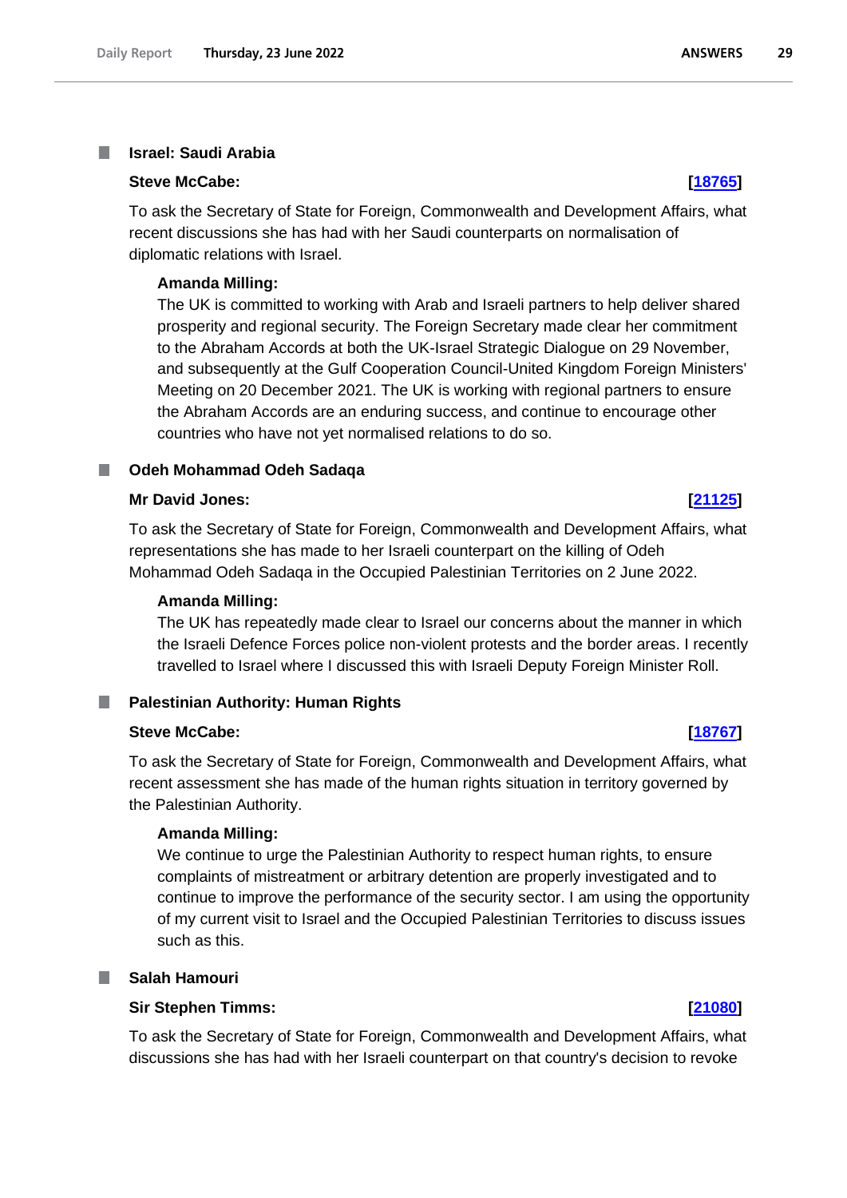## Israel: Saudi Arabia

**Steve McCabe:** **[18765]**

To ask the Secretary of State for Foreign, Commonwealth and Development Affairs, what recent discussions she has had with her Saudi counterparts on normalisation of diplomatic relations with Israel.

**Amanda Milling:**

The UK is committed to working with Arab and Israeli partners to help deliver shared prosperity and regional security. The Foreign Secretary made clear her commitment to the Abraham Accords at both the UK-Israel Strategic Dialogue on 29 November, and subsequently at the Gulf Cooperation Council-United Kingdom Foreign Ministers' Meeting on 20 December 2021. The UK is working with regional partners to ensure the Abraham Accords are an enduring success, and continue to encourage other countries who have not yet normalised relations to do so.

## Odeh Mohammad Odeh Sadaqa

**Mr David Jones:** **[21125]**

To ask the Secretary of State for Foreign, Commonwealth and Development Affairs, what representations she has made to her Israeli counterpart on the killing of Odeh Mohammad Odeh Sadaqa in the Occupied Palestinian Territories on 2 June 2022.

**Amanda Milling:**

The UK has repeatedly made clear to Israel our concerns about the manner in which the Israeli Defence Forces police non-violent protests and the border areas. I recently travelled to Israel where I discussed this with Israeli Deputy Foreign Minister Roll.

## Palestinian Authority: Human Rights

**Steve McCabe:** **[18767]**

To ask the Secretary of State for Foreign, Commonwealth and Development Affairs, what recent assessment she has made of the human rights situation in territory governed by the Palestinian Authority.

**Amanda Milling:**

We continue to urge the Palestinian Authority to respect human rights, to ensure complaints of mistreatment or arbitrary detention are properly investigated and to continue to improve the performance of the security sector. I am using the opportunity of my current visit to Israel and the Occupied Palestinian Territories to discuss issues such as this.

## Salah Hamouri

**Sir Stephen Timms:** **[21080]**

To ask the Secretary of State for Foreign, Commonwealth and Development Affairs, what discussions she has had with her Israeli counterpart on that country's decision to revoke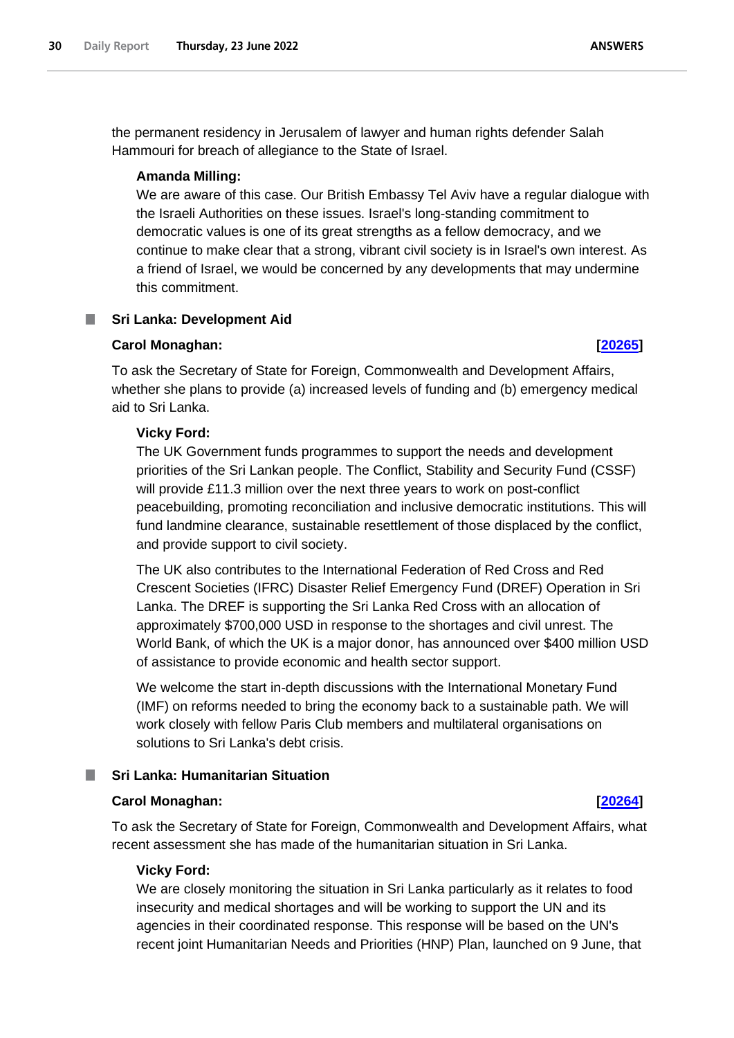the permanent residency in Jerusalem of lawyer and human rights defender Salah Hammouri for breach of allegiance to the State of Israel.

**Amanda Milling:**

We are aware of this case. Our British Embassy Tel Aviv have a regular dialogue with the Israeli Authorities on these issues. Israel's long-standing commitment to democratic values is one of its great strengths as a fellow democracy, and we continue to make clear that a strong, vibrant civil society is in Israel's own interest. As a friend of Israel, we would be concerned by any developments that may undermine this commitment.

### Sri Lanka: Development Aid

**Carol Monaghan:** **[20265]**

To ask the Secretary of State for Foreign, Commonwealth and Development Affairs, whether she plans to provide (a) increased levels of funding and (b) emergency medical aid to Sri Lanka.

**Vicky Ford:**

The UK Government funds programmes to support the needs and development priorities of the Sri Lankan people. The Conflict, Stability and Security Fund (CSSF) will provide £11.3 million over the next three years to work on post-conflict peacebuilding, promoting reconciliation and inclusive democratic institutions. This will fund landmine clearance, sustainable resettlement of those displaced by the conflict, and provide support to civil society.

The UK also contributes to the International Federation of Red Cross and Red Crescent Societies (IFRC) Disaster Relief Emergency Fund (DREF) Operation in Sri Lanka. The DREF is supporting the Sri Lanka Red Cross with an allocation of approximately $700,000 USD in response to the shortages and civil unrest. The World Bank, of which the UK is a major donor, has announced over $400 million USD of assistance to provide economic and health sector support.

We welcome the start in-depth discussions with the International Monetary Fund (IMF) on reforms needed to bring the economy back to a sustainable path. We will work closely with fellow Paris Club members and multilateral organisations on solutions to Sri Lanka's debt crisis.

### Sri Lanka: Humanitarian Situation

**Carol Monaghan:** **[20264]**

To ask the Secretary of State for Foreign, Commonwealth and Development Affairs, what recent assessment she has made of the humanitarian situation in Sri Lanka.

**Vicky Ford:**

We are closely monitoring the situation in Sri Lanka particularly as it relates to food insecurity and medical shortages and will be working to support the UN and its agencies in their coordinated response. This response will be based on the UN's recent joint Humanitarian Needs and Priorities (HNP) Plan, launched on 9 June, that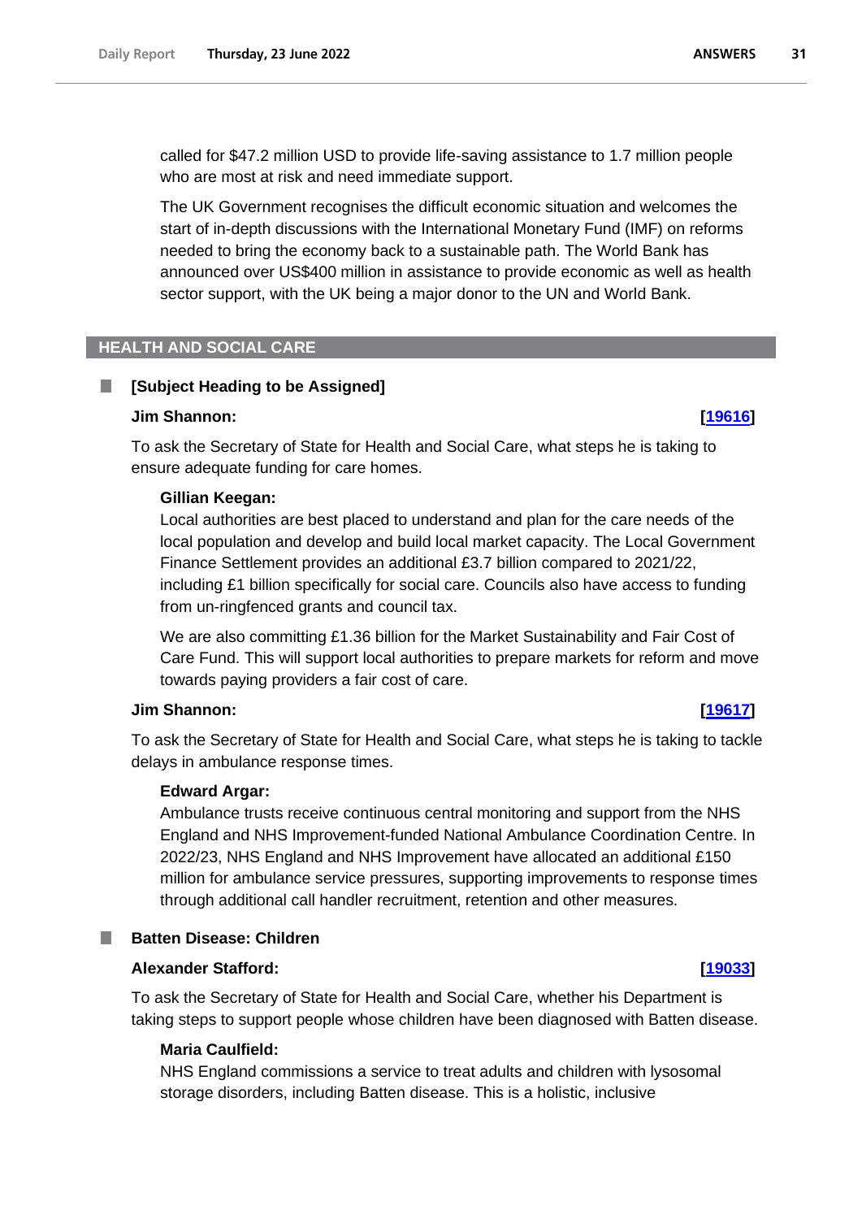called for $47.2 million USD to provide life-saving assistance to 1.7 million people who are most at risk and need immediate support.

The UK Government recognises the difficult economic situation and welcomes the start of in-depth discussions with the International Monetary Fund (IMF) on reforms needed to bring the economy back to a sustainable path. The World Bank has announced over US$400 million in assistance to provide economic as well as health sector support, with the UK being a major donor to the UN and World Bank.

## HEALTH AND SOCIAL CARE

### [Subject Heading to be Assigned]

**Jim Shannon:** **[19616]**

To ask the Secretary of State for Health and Social Care, what steps he is taking to ensure adequate funding for care homes.

**Gillian Keegan:**

Local authorities are best placed to understand and plan for the care needs of the local population and develop and build local market capacity. The Local Government Finance Settlement provides an additional £3.7 billion compared to 2021/22, including £1 billion specifically for social care. Councils also have access to funding from un-ringfenced grants and council tax.

We are also committing £1.36 billion for the Market Sustainability and Fair Cost of Care Fund. This will support local authorities to prepare markets for reform and move towards paying providers a fair cost of care.

**Jim Shannon:** **[19617]**

To ask the Secretary of State for Health and Social Care, what steps he is taking to tackle delays in ambulance response times.

**Edward Argar:**

Ambulance trusts receive continuous central monitoring and support from the NHS England and NHS Improvement-funded National Ambulance Coordination Centre. In 2022/23, NHS England and NHS Improvement have allocated an additional £150 million for ambulance service pressures, supporting improvements to response times through additional call handler recruitment, retention and other measures.

### Batten Disease: Children

**Alexander Stafford:** **[19033]**

To ask the Secretary of State for Health and Social Care, whether his Department is taking steps to support people whose children have been diagnosed with Batten disease.

**Maria Caulfield:**

NHS England commissions a service to treat adults and children with lysosomal storage disorders, including Batten disease. This is a holistic, inclusive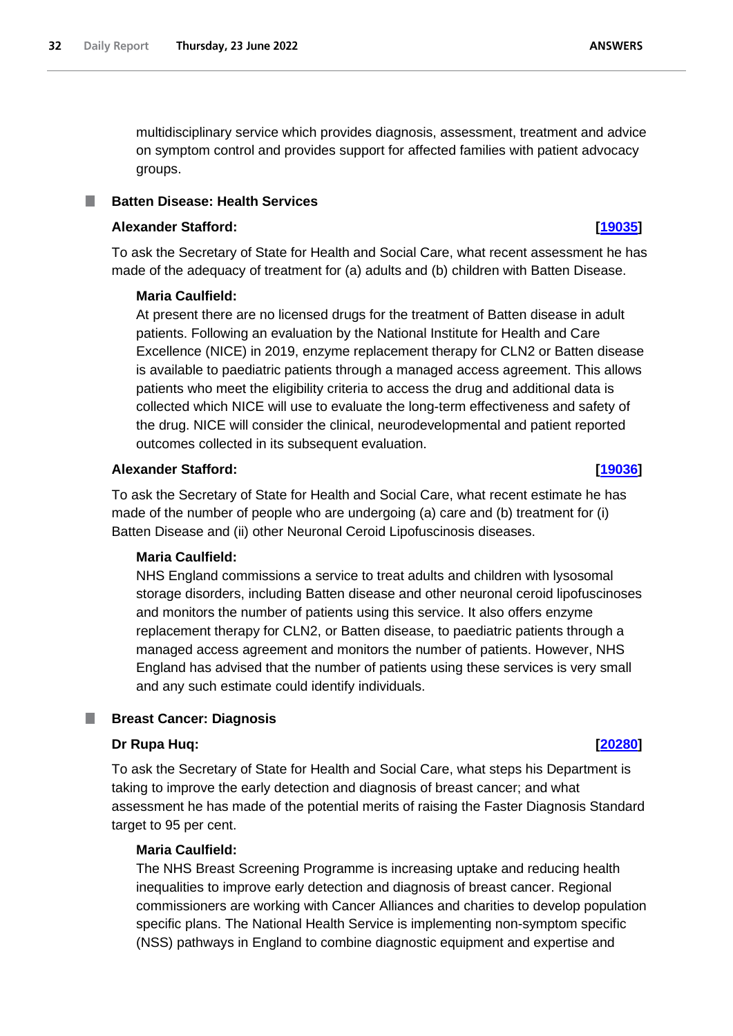multidisciplinary service which provides diagnosis, assessment, treatment and advice on symptom control and provides support for affected families with patient advocacy groups.

### Batten Disease: Health Services

**Alexander Stafford:** **[19035]**

To ask the Secretary of State for Health and Social Care, what recent assessment he has made of the adequacy of treatment for (a) adults and (b) children with Batten Disease.

**Maria Caulfield:**

At present there are no licensed drugs for the treatment of Batten disease in adult patients. Following an evaluation by the National Institute for Health and Care Excellence (NICE) in 2019, enzyme replacement therapy for CLN2 or Batten disease is available to paediatric patients through a managed access agreement. This allows patients who meet the eligibility criteria to access the drug and additional data is collected which NICE will use to evaluate the long-term effectiveness and safety of the drug. NICE will consider the clinical, neurodevelopmental and patient reported outcomes collected in its subsequent evaluation.

**Alexander Stafford:** **[19036]**

To ask the Secretary of State for Health and Social Care, what recent estimate he has made of the number of people who are undergoing (a) care and (b) treatment for (i) Batten Disease and (ii) other Neuronal Ceroid Lipofuscinosis diseases.

**Maria Caulfield:**

NHS England commissions a service to treat adults and children with lysosomal storage disorders, including Batten disease and other neuronal ceroid lipofuscinoses and monitors the number of patients using this service. It also offers enzyme replacement therapy for CLN2, or Batten disease, to paediatric patients through a managed access agreement and monitors the number of patients. However, NHS England has advised that the number of patients using these services is very small and any such estimate could identify individuals.

### Breast Cancer: Diagnosis

**Dr Rupa Huq:** **[20280]**

To ask the Secretary of State for Health and Social Care, what steps his Department is taking to improve the early detection and diagnosis of breast cancer; and what assessment he has made of the potential merits of raising the Faster Diagnosis Standard target to 95 per cent.

**Maria Caulfield:**

The NHS Breast Screening Programme is increasing uptake and reducing health inequalities to improve early detection and diagnosis of breast cancer. Regional commissioners are working with Cancer Alliances and charities to develop population specific plans. The National Health Service is implementing non-symptom specific (NSS) pathways in England to combine diagnostic equipment and expertise and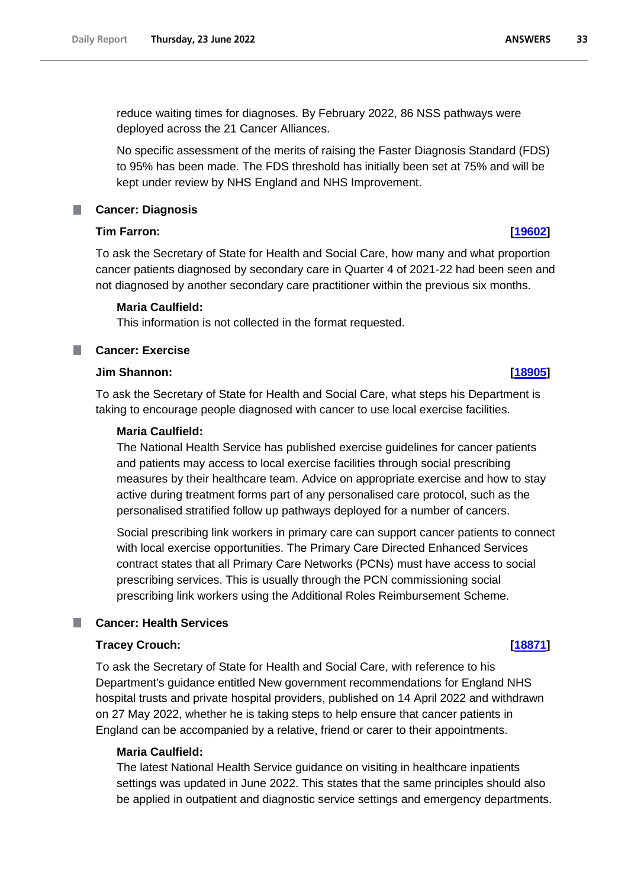reduce waiting times for diagnoses. By February 2022, 86 NSS pathways were deployed across the 21 Cancer Alliances.

No specific assessment of the merits of raising the Faster Diagnosis Standard (FDS) to 95% has been made. The FDS threshold has initially been set at 75% and will be kept under review by NHS England and NHS Improvement.

### Cancer: Diagnosis

**Tim Farron:** **[19602]**

To ask the Secretary of State for Health and Social Care, how many and what proportion cancer patients diagnosed by secondary care in Quarter 4 of 2021-22 had been seen and not diagnosed by another secondary care practitioner within the previous six months.

**Maria Caulfield:**

This information is not collected in the format requested.

### Cancer: Exercise

**Jim Shannon:** **[18905]**

To ask the Secretary of State for Health and Social Care, what steps his Department is taking to encourage people diagnosed with cancer to use local exercise facilities.

**Maria Caulfield:**

The National Health Service has published exercise guidelines for cancer patients and patients may access to local exercise facilities through social prescribing measures by their healthcare team. Advice on appropriate exercise and how to stay active during treatment forms part of any personalised care protocol, such as the personalised stratified follow up pathways deployed for a number of cancers.

Social prescribing link workers in primary care can support cancer patients to connect with local exercise opportunities. The Primary Care Directed Enhanced Services contract states that all Primary Care Networks (PCNs) must have access to social prescribing services. This is usually through the PCN commissioning social prescribing link workers using the Additional Roles Reimbursement Scheme.

### Cancer: Health Services

**Tracey Crouch:** **[18871]**

To ask the Secretary of State for Health and Social Care, with reference to his Department's guidance entitled New government recommendations for England NHS hospital trusts and private hospital providers, published on 14 April 2022 and withdrawn on 27 May 2022, whether he is taking steps to help ensure that cancer patients in England can be accompanied by a relative, friend or carer to their appointments.

**Maria Caulfield:**

The latest National Health Service guidance on visiting in healthcare inpatients settings was updated in June 2022. This states that the same principles should also be applied in outpatient and diagnostic service settings and emergency departments.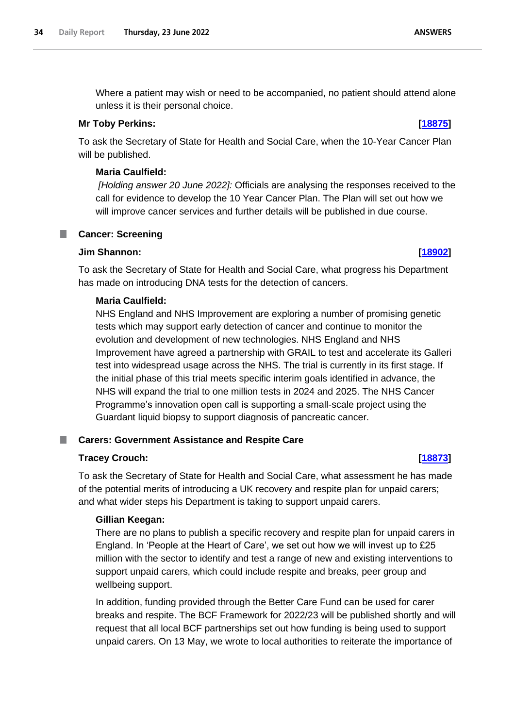Where a patient may wish or need to be accompanied, no patient should attend alone unless it is their personal choice.

**Mr Toby Perkins: [18875]**

To ask the Secretary of State for Health and Social Care, when the 10-Year Cancer Plan will be published.

**Maria Caulfield:**

*[Holding answer 20 June 2022]:* Officials are analysing the responses received to the call for evidence to develop the 10 Year Cancer Plan. The Plan will set out how we will improve cancer services and further details will be published in due course.

## Cancer: Screening

**Jim Shannon: [18902]**

To ask the Secretary of State for Health and Social Care, what progress his Department has made on introducing DNA tests for the detection of cancers.

**Maria Caulfield:**

NHS England and NHS Improvement are exploring a number of promising genetic tests which may support early detection of cancer and continue to monitor the evolution and development of new technologies. NHS England and NHS Improvement have agreed a partnership with GRAIL to test and accelerate its Galleri test into widespread usage across the NHS. The trial is currently in its first stage. If the initial phase of this trial meets specific interim goals identified in advance, the NHS will expand the trial to one million tests in 2024 and 2025. The NHS Cancer Programme's innovation open call is supporting a small-scale project using the Guardant liquid biopsy to support diagnosis of pancreatic cancer.

## Carers: Government Assistance and Respite Care

**Tracey Crouch: [18873]**

To ask the Secretary of State for Health and Social Care, what assessment he has made of the potential merits of introducing a UK recovery and respite plan for unpaid carers; and what wider steps his Department is taking to support unpaid carers.

**Gillian Keegan:**

There are no plans to publish a specific recovery and respite plan for unpaid carers in England. In 'People at the Heart of Care', we set out how we will invest up to £25 million with the sector to identify and test a range of new and existing interventions to support unpaid carers, which could include respite and breaks, peer group and wellbeing support.

In addition, funding provided through the Better Care Fund can be used for carer breaks and respite. The BCF Framework for 2022/23 will be published shortly and will request that all local BCF partnerships set out how funding is being used to support unpaid carers. On 13 May, we wrote to local authorities to reiterate the importance of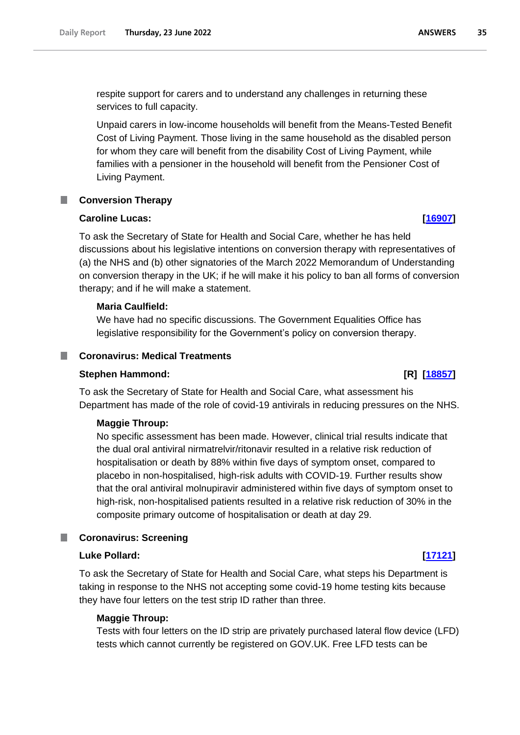respite support for carers and to understand any challenges in returning these services to full capacity.

Unpaid carers in low-income households will benefit from the Means-Tested Benefit Cost of Living Payment. Those living in the same household as the disabled person for whom they care will benefit from the disability Cost of Living Payment, while families with a pensioner in the household will benefit from the Pensioner Cost of Living Payment.

### Conversion Therapy

**Caroline Lucas:** **[16907]**

To ask the Secretary of State for Health and Social Care, whether he has held discussions about his legislative intentions on conversion therapy with representatives of (a) the NHS and (b) other signatories of the March 2022 Memorandum of Understanding on conversion therapy in the UK; if he will make it his policy to ban all forms of conversion therapy; and if he will make a statement.

**Maria Caulfield:**

We have had no specific discussions. The Government Equalities Office has legislative responsibility for the Government's policy on conversion therapy.

### Coronavirus: Medical Treatments

**Stephen Hammond:** **[R] [18857]**

To ask the Secretary of State for Health and Social Care, what assessment his Department has made of the role of covid-19 antivirals in reducing pressures on the NHS.

**Maggie Throup:**

No specific assessment has been made. However, clinical trial results indicate that the dual oral antiviral nirmatrelvir/ritonavir resulted in a relative risk reduction of hospitalisation or death by 88% within five days of symptom onset, compared to placebo in non-hospitalised, high-risk adults with COVID-19. Further results show that the oral antiviral molnupiravir administered within five days of symptom onset to high-risk, non-hospitalised patients resulted in a relative risk reduction of 30% in the composite primary outcome of hospitalisation or death at day 29.

### Coronavirus: Screening

**Luke Pollard:** **[17121]**

To ask the Secretary of State for Health and Social Care, what steps his Department is taking in response to the NHS not accepting some covid-19 home testing kits because they have four letters on the test strip ID rather than three.

**Maggie Throup:**

Tests with four letters on the ID strip are privately purchased lateral flow device (LFD) tests which cannot currently be registered on GOV.UK. Free LFD tests can be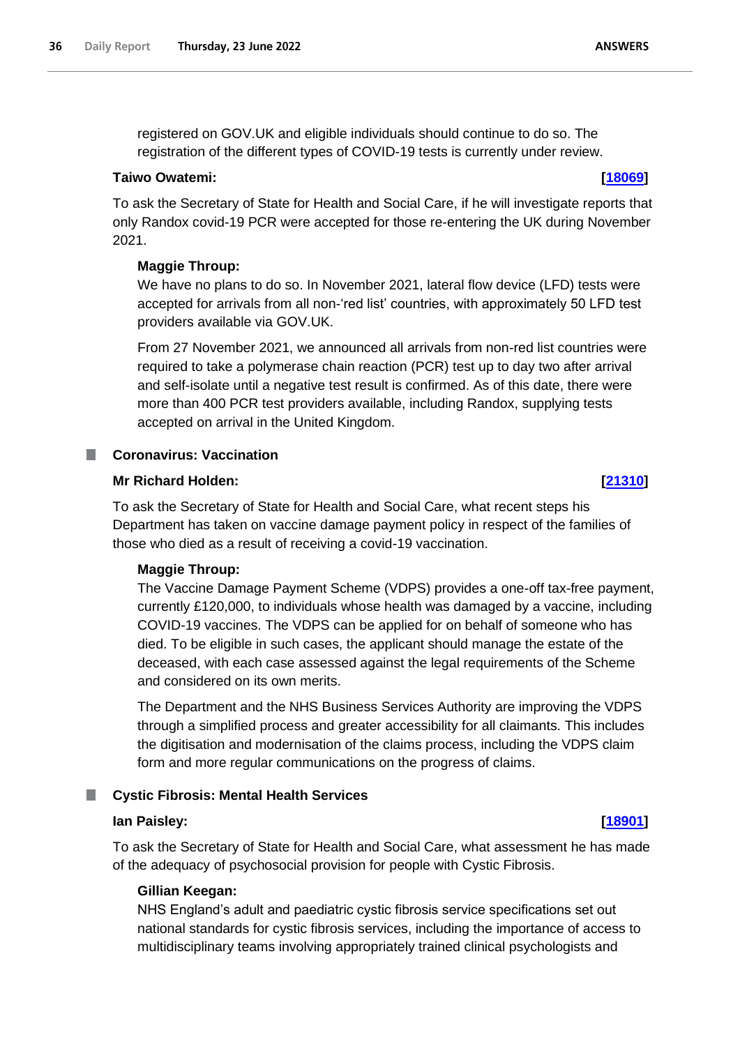registered on GOV.UK and eligible individuals should continue to do so. The registration of the different types of COVID-19 tests is currently under review.

**Taiwo Owatemi: [18069]**

To ask the Secretary of State for Health and Social Care, if he will investigate reports that only Randox covid-19 PCR were accepted for those re-entering the UK during November 2021.

**Maggie Throup:**

We have no plans to do so. In November 2021, lateral flow device (LFD) tests were accepted for arrivals from all non-'red list' countries, with approximately 50 LFD test providers available via GOV.UK.

From 27 November 2021, we announced all arrivals from non-red list countries were required to take a polymerase chain reaction (PCR) test up to day two after arrival and self-isolate until a negative test result is confirmed. As of this date, there were more than 400 PCR test providers available, including Randox, supplying tests accepted on arrival in the United Kingdom.

### Coronavirus: Vaccination

**Mr Richard Holden: [21310]**

To ask the Secretary of State for Health and Social Care, what recent steps his Department has taken on vaccine damage payment policy in respect of the families of those who died as a result of receiving a covid-19 vaccination.

**Maggie Throup:**

The Vaccine Damage Payment Scheme (VDPS) provides a one-off tax-free payment, currently £120,000, to individuals whose health was damaged by a vaccine, including COVID-19 vaccines. The VDPS can be applied for on behalf of someone who has died. To be eligible in such cases, the applicant should manage the estate of the deceased, with each case assessed against the legal requirements of the Scheme and considered on its own merits.

The Department and the NHS Business Services Authority are improving the VDPS through a simplified process and greater accessibility for all claimants. This includes the digitisation and modernisation of the claims process, including the VDPS claim form and more regular communications on the progress of claims.

### Cystic Fibrosis: Mental Health Services

**Ian Paisley: [18901]**

To ask the Secretary of State for Health and Social Care, what assessment he has made of the adequacy of psychosocial provision for people with Cystic Fibrosis.

**Gillian Keegan:**

NHS England's adult and paediatric cystic fibrosis service specifications set out national standards for cystic fibrosis services, including the importance of access to multidisciplinary teams involving appropriately trained clinical psychologists and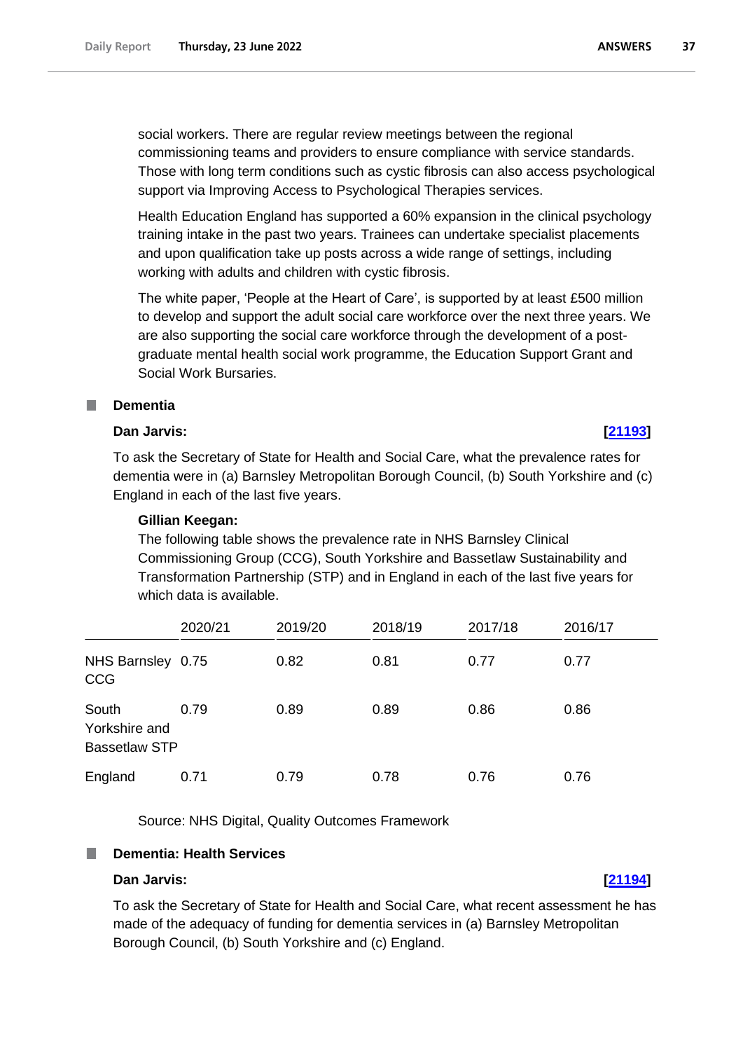social workers. There are regular review meetings between the regional commissioning teams and providers to ensure compliance with service standards. Those with long term conditions such as cystic fibrosis can also access psychological support via Improving Access to Psychological Therapies services.

Health Education England has supported a 60% expansion in the clinical psychology training intake in the past two years. Trainees can undertake specialist placements and upon qualification take up posts across a wide range of settings, including working with adults and children with cystic fibrosis.

The white paper, 'People at the Heart of Care', is supported by at least £500 million to develop and support the adult social care workforce over the next three years. We are also supporting the social care workforce through the development of a post-graduate mental health social work programme, the Education Support Grant and Social Work Bursaries.

## Dementia

**Dan Jarvis:** **[21193]**

To ask the Secretary of State for Health and Social Care, what the prevalence rates for dementia were in (a) Barnsley Metropolitan Borough Council, (b) South Yorkshire and (c) England in each of the last five years.

**Gillian Keegan:**

The following table shows the prevalence rate in NHS Barnsley Clinical Commissioning Group (CCG), South Yorkshire and Bassetlaw Sustainability and Transformation Partnership (STP) and in England in each of the last five years for which data is available.

| | 2020/21 | 2019/20 | 2018/19 | 2017/18 | 2016/17 |
|---|---|---|---|---|---|
| NHS Barnsley CCG | 0.75 | 0.82 | 0.81 | 0.77 | 0.77 |
| South Yorkshire and Bassetlaw STP | 0.79 | 0.89 | 0.89 | 0.86 | 0.86 |
| England | 0.71 | 0.79 | 0.78 | 0.76 | 0.76 |

Source: NHS Digital, Quality Outcomes Framework

## Dementia: Health Services

**Dan Jarvis:** **[21194]**

To ask the Secretary of State for Health and Social Care, what recent assessment he has made of the adequacy of funding for dementia services in (a) Barnsley Metropolitan Borough Council, (b) South Yorkshire and (c) England.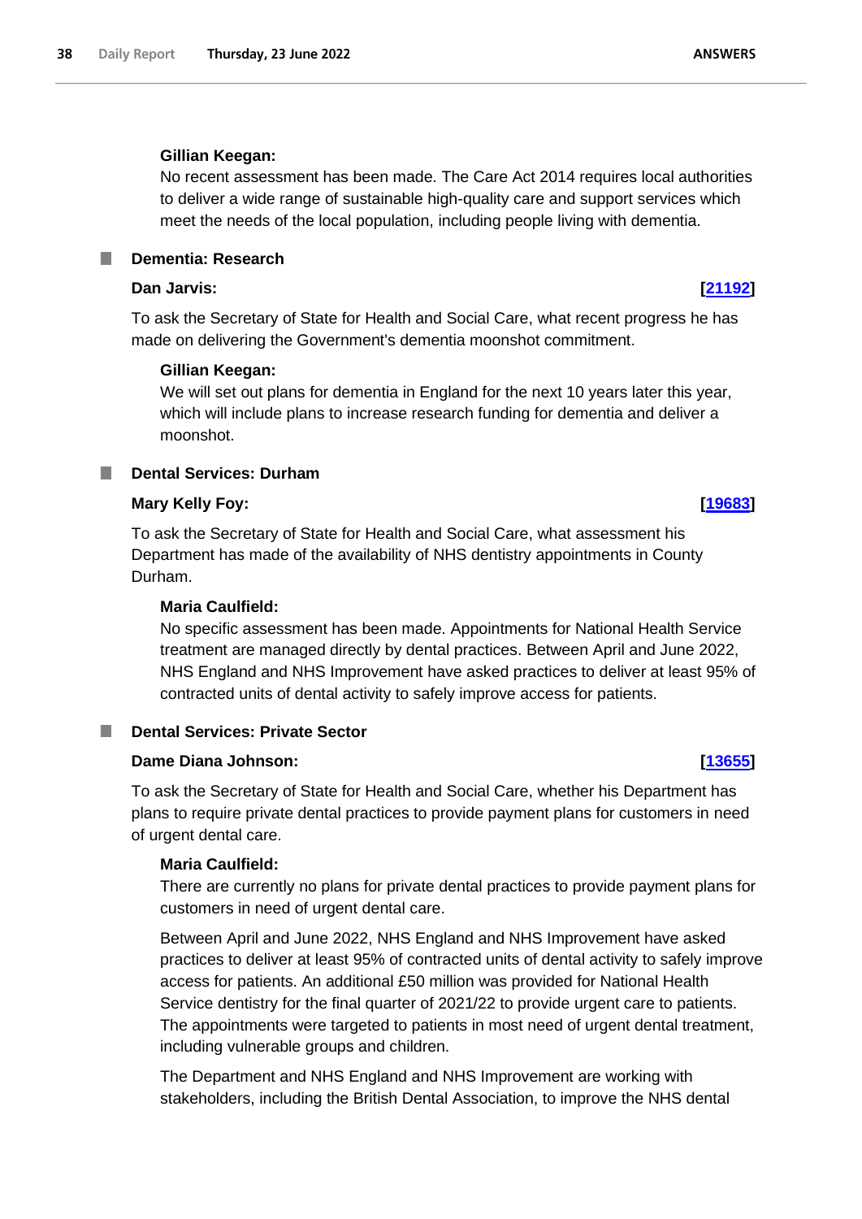**Gillian Keegan:**

No recent assessment has been made. The Care Act 2014 requires local authorities to deliver a wide range of sustainable high-quality care and support services which meet the needs of the local population, including people living with dementia.

### Dementia: Research

**Dan Jarvis:** **[21192]**

To ask the Secretary of State for Health and Social Care, what recent progress he has made on delivering the Government's dementia moonshot commitment.

**Gillian Keegan:**

We will set out plans for dementia in England for the next 10 years later this year, which will include plans to increase research funding for dementia and deliver a moonshot.

### Dental Services: Durham

**Mary Kelly Foy:** **[19683]**

To ask the Secretary of State for Health and Social Care, what assessment his Department has made of the availability of NHS dentistry appointments in County Durham.

**Maria Caulfield:**

No specific assessment has been made. Appointments for National Health Service treatment are managed directly by dental practices. Between April and June 2022, NHS England and NHS Improvement have asked practices to deliver at least 95% of contracted units of dental activity to safely improve access for patients.

### Dental Services: Private Sector

**Dame Diana Johnson:** **[13655]**

To ask the Secretary of State for Health and Social Care, whether his Department has plans to require private dental practices to provide payment plans for customers in need of urgent dental care.

**Maria Caulfield:**

There are currently no plans for private dental practices to provide payment plans for customers in need of urgent dental care.

Between April and June 2022, NHS England and NHS Improvement have asked practices to deliver at least 95% of contracted units of dental activity to safely improve access for patients. An additional £50 million was provided for National Health Service dentistry for the final quarter of 2021/22 to provide urgent care to patients. The appointments were targeted to patients in most need of urgent dental treatment, including vulnerable groups and children.

The Department and NHS England and NHS Improvement are working with stakeholders, including the British Dental Association, to improve the NHS dental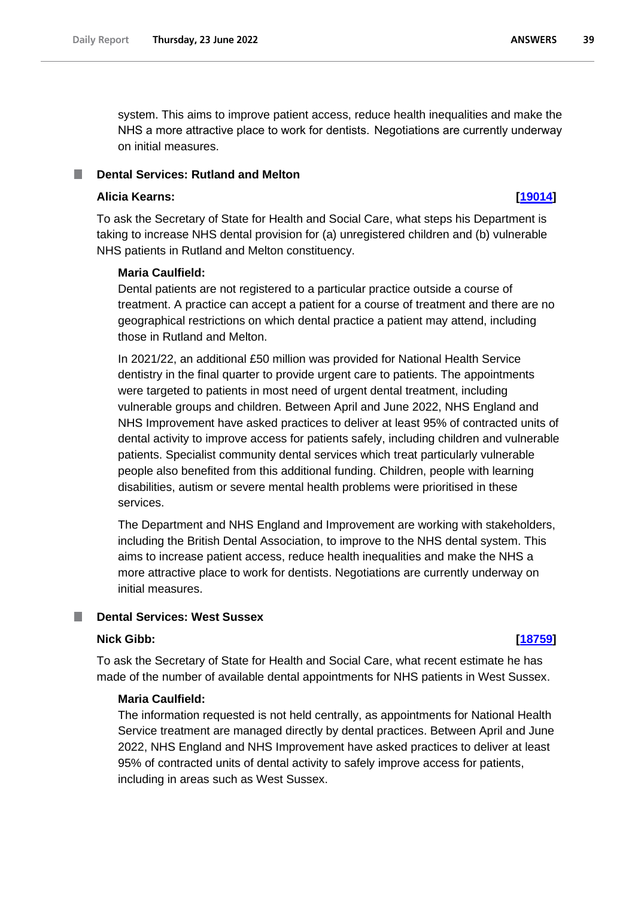system. This aims to improve patient access, reduce health inequalities and make the NHS a more attractive place to work for dentists. Negotiations are currently underway on initial measures.

### Dental Services: Rutland and Melton

**Alicia Kearns:** **[19014]**

To ask the Secretary of State for Health and Social Care, what steps his Department is taking to increase NHS dental provision for (a) unregistered children and (b) vulnerable NHS patients in Rutland and Melton constituency.

**Maria Caulfield:**

Dental patients are not registered to a particular practice outside a course of treatment. A practice can accept a patient for a course of treatment and there are no geographical restrictions on which dental practice a patient may attend, including those in Rutland and Melton.

In 2021/22, an additional £50 million was provided for National Health Service dentistry in the final quarter to provide urgent care to patients. The appointments were targeted to patients in most need of urgent dental treatment, including vulnerable groups and children. Between April and June 2022, NHS England and NHS Improvement have asked practices to deliver at least 95% of contracted units of dental activity to improve access for patients safely, including children and vulnerable patients. Specialist community dental services which treat particularly vulnerable people also benefited from this additional funding. Children, people with learning disabilities, autism or severe mental health problems were prioritised in these services.

The Department and NHS England and Improvement are working with stakeholders, including the British Dental Association, to improve to the NHS dental system. This aims to increase patient access, reduce health inequalities and make the NHS a more attractive place to work for dentists. Negotiations are currently underway on initial measures.

### Dental Services: West Sussex

**Nick Gibb:** **[18759]**

To ask the Secretary of State for Health and Social Care, what recent estimate he has made of the number of available dental appointments for NHS patients in West Sussex.

**Maria Caulfield:**

The information requested is not held centrally, as appointments for National Health Service treatment are managed directly by dental practices. Between April and June 2022, NHS England and NHS Improvement have asked practices to deliver at least 95% of contracted units of dental activity to safely improve access for patients, including in areas such as West Sussex.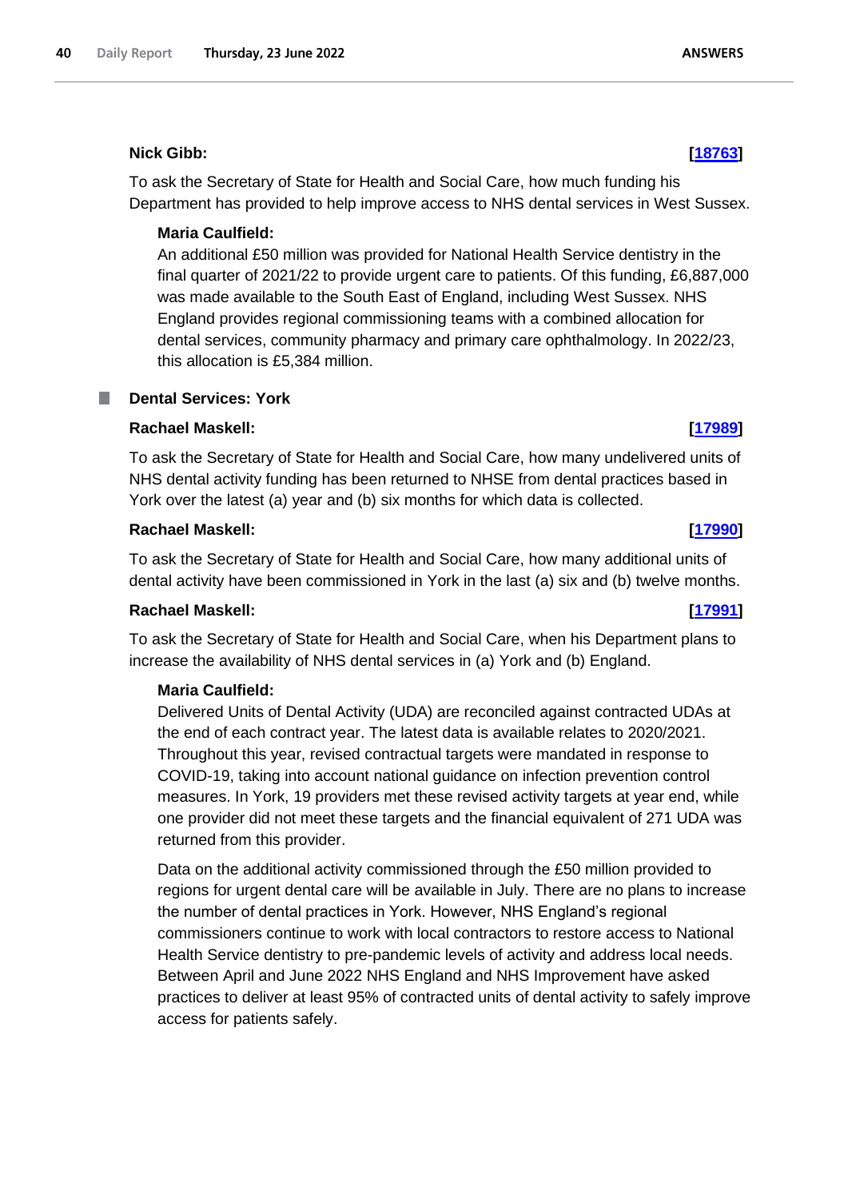**Nick Gibb:** **[18763]**

To ask the Secretary of State for Health and Social Care, how much funding his Department has provided to help improve access to NHS dental services in West Sussex.

**Maria Caulfield:**

An additional £50 million was provided for National Health Service dentistry in the final quarter of 2021/22 to provide urgent care to patients. Of this funding, £6,887,000 was made available to the South East of England, including West Sussex. NHS England provides regional commissioning teams with a combined allocation for dental services, community pharmacy and primary care ophthalmology. In 2022/23, this allocation is £5,384 million.

## Dental Services: York

**Rachael Maskell:** **[17989]**

To ask the Secretary of State for Health and Social Care, how many undelivered units of NHS dental activity funding has been returned to NHSE from dental practices based in York over the latest (a) year and (b) six months for which data is collected.

**Rachael Maskell:** **[17990]**

To ask the Secretary of State for Health and Social Care, how many additional units of dental activity have been commissioned in York in the last (a) six and (b) twelve months.

**Rachael Maskell:** **[17991]**

To ask the Secretary of State for Health and Social Care, when his Department plans to increase the availability of NHS dental services in (a) York and (b) England.

**Maria Caulfield:**

Delivered Units of Dental Activity (UDA) are reconciled against contracted UDAs at the end of each contract year. The latest data is available relates to 2020/2021. Throughout this year, revised contractual targets were mandated in response to COVID-19, taking into account national guidance on infection prevention control measures. In York, 19 providers met these revised activity targets at year end, while one provider did not meet these targets and the financial equivalent of 271 UDA was returned from this provider.

Data on the additional activity commissioned through the £50 million provided to regions for urgent dental care will be available in July. There are no plans to increase the number of dental practices in York. However, NHS England's regional commissioners continue to work with local contractors to restore access to National Health Service dentistry to pre-pandemic levels of activity and address local needs. Between April and June 2022 NHS England and NHS Improvement have asked practices to deliver at least 95% of contracted units of dental activity to safely improve access for patients safely.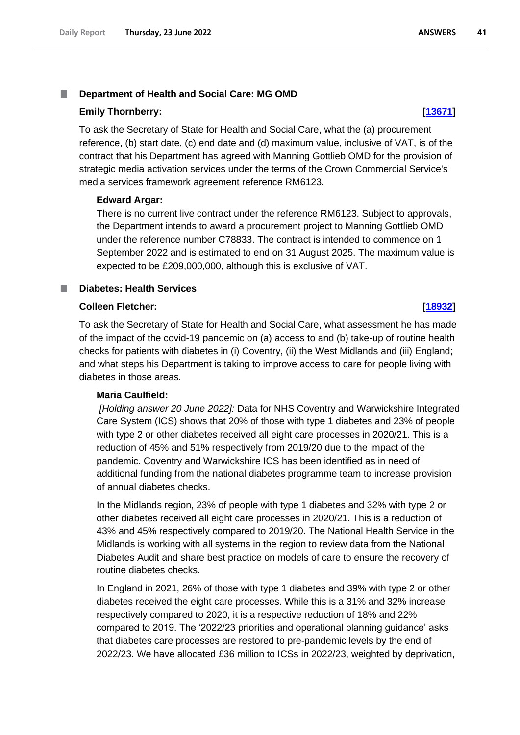### Department of Health and Social Care: MG OMD

**Emily Thornberry:** **[13671]**

To ask the Secretary of State for Health and Social Care, what the (a) procurement reference, (b) start date, (c) end date and (d) maximum value, inclusive of VAT, is of the contract that his Department has agreed with Manning Gottlieb OMD for the provision of strategic media activation services under the terms of the Crown Commercial Service's media services framework agreement reference RM6123.

**Edward Argar:**

There is no current live contract under the reference RM6123. Subject to approvals, the Department intends to award a procurement project to Manning Gottlieb OMD under the reference number C78833. The contract is intended to commence on 1 September 2022 and is estimated to end on 31 August 2025. The maximum value is expected to be £209,000,000, although this is exclusive of VAT.

### Diabetes: Health Services

**Colleen Fletcher:** **[18932]**

To ask the Secretary of State for Health and Social Care, what assessment he has made of the impact of the covid-19 pandemic on (a) access to and (b) take-up of routine health checks for patients with diabetes in (i) Coventry, (ii) the West Midlands and (iii) England; and what steps his Department is taking to improve access to care for people living with diabetes in those areas.

**Maria Caulfield:**

*[Holding answer 20 June 2022]:* Data for NHS Coventry and Warwickshire Integrated Care System (ICS) shows that 20% of those with type 1 diabetes and 23% of people with type 2 or other diabetes received all eight care processes in 2020/21. This is a reduction of 45% and 51% respectively from 2019/20 due to the impact of the pandemic. Coventry and Warwickshire ICS has been identified as in need of additional funding from the national diabetes programme team to increase provision of annual diabetes checks.

In the Midlands region, 23% of people with type 1 diabetes and 32% with type 2 or other diabetes received all eight care processes in 2020/21. This is a reduction of 43% and 45% respectively compared to 2019/20. The National Health Service in the Midlands is working with all systems in the region to review data from the National Diabetes Audit and share best practice on models of care to ensure the recovery of routine diabetes checks.

In England in 2021, 26% of those with type 1 diabetes and 39% with type 2 or other diabetes received the eight care processes. While this is a 31% and 32% increase respectively compared to 2020, it is a respective reduction of 18% and 22% compared to 2019. The '2022/23 priorities and operational planning guidance' asks that diabetes care processes are restored to pre-pandemic levels by the end of 2022/23. We have allocated £36 million to ICSs in 2022/23, weighted by deprivation,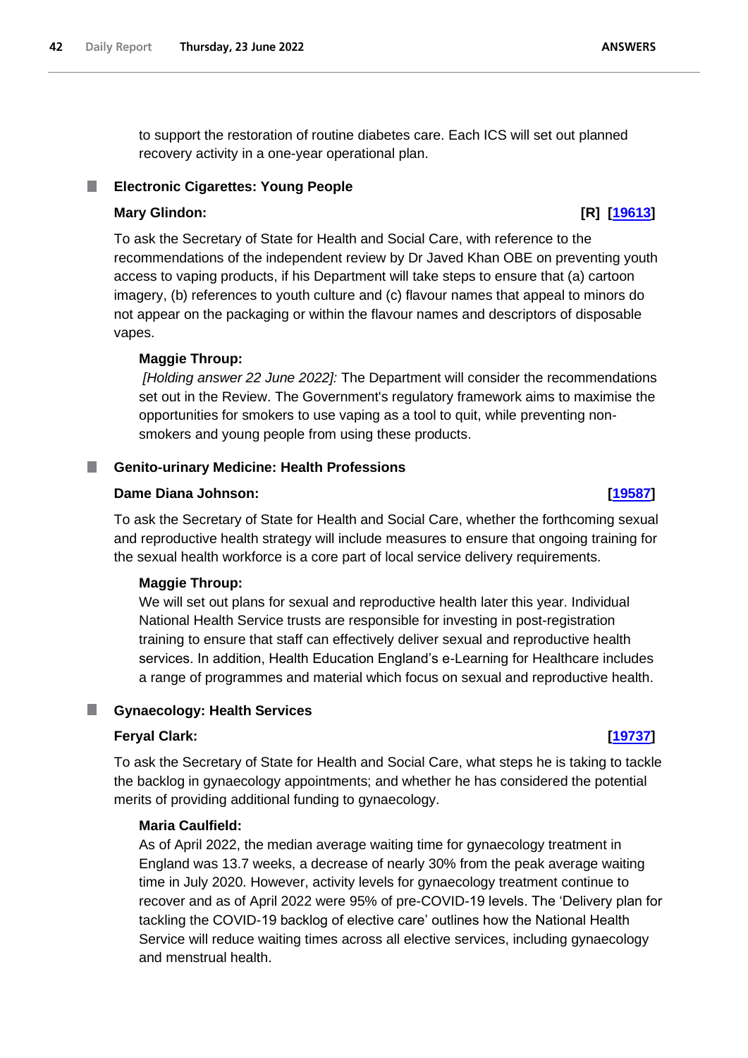to support the restoration of routine diabetes care. Each ICS will set out planned recovery activity in a one-year operational plan.

## Electronic Cigarettes: Young People

**Mary Glindon:** **[R] [19613]**

To ask the Secretary of State for Health and Social Care, with reference to the recommendations of the independent review by Dr Javed Khan OBE on preventing youth access to vaping products, if his Department will take steps to ensure that (a) cartoon imagery, (b) references to youth culture and (c) flavour names that appeal to minors do not appear on the packaging or within the flavour names and descriptors of disposable vapes.

**Maggie Throup:**

*[Holding answer 22 June 2022]:* The Department will consider the recommendations set out in the Review. The Government's regulatory framework aims to maximise the opportunities for smokers to use vaping as a tool to quit, while preventing non-smokers and young people from using these products.

## Genito-urinary Medicine: Health Professions

**Dame Diana Johnson:** **[19587]**

To ask the Secretary of State for Health and Social Care, whether the forthcoming sexual and reproductive health strategy will include measures to ensure that ongoing training for the sexual health workforce is a core part of local service delivery requirements.

**Maggie Throup:**

We will set out plans for sexual and reproductive health later this year. Individual National Health Service trusts are responsible for investing in post-registration training to ensure that staff can effectively deliver sexual and reproductive health services. In addition, Health Education England's e-Learning for Healthcare includes a range of programmes and material which focus on sexual and reproductive health.

## Gynaecology: Health Services

**Feryal Clark:** **[19737]**

To ask the Secretary of State for Health and Social Care, what steps he is taking to tackle the backlog in gynaecology appointments; and whether he has considered the potential merits of providing additional funding to gynaecology.

**Maria Caulfield:**

As of April 2022, the median average waiting time for gynaecology treatment in England was 13.7 weeks, a decrease of nearly 30% from the peak average waiting time in July 2020. However, activity levels for gynaecology treatment continue to recover and as of April 2022 were 95% of pre-COVID-19 levels. The 'Delivery plan for tackling the COVID-19 backlog of elective care' outlines how the National Health Service will reduce waiting times across all elective services, including gynaecology and menstrual health.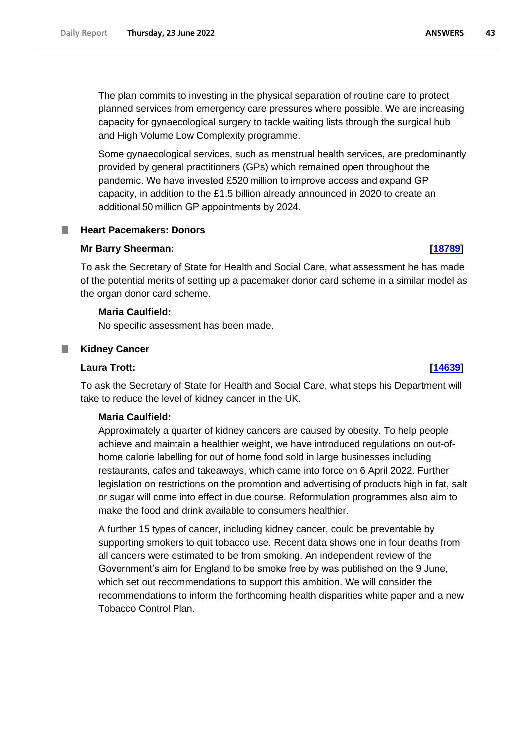The plan commits to investing in the physical separation of routine care to protect planned services from emergency care pressures where possible. We are increasing capacity for gynaecological surgery to tackle waiting lists through the surgical hub and High Volume Low Complexity programme.

Some gynaecological services, such as menstrual health services, are predominantly provided by general practitioners (GPs) which remained open throughout the pandemic. We have invested £520 million to improve access and expand GP capacity, in addition to the £1.5 billion already announced in 2020 to create an additional 50 million GP appointments by 2024.

### Heart Pacemakers: Donors

**Mr Barry Sheerman:** **[18789]**

To ask the Secretary of State for Health and Social Care, what assessment he has made of the potential merits of setting up a pacemaker donor card scheme in a similar model as the organ donor card scheme.

**Maria Caulfield:**

No specific assessment has been made.

### Kidney Cancer

**Laura Trott:** **[14639]**

To ask the Secretary of State for Health and Social Care, what steps his Department will take to reduce the level of kidney cancer in the UK.

**Maria Caulfield:**

Approximately a quarter of kidney cancers are caused by obesity. To help people achieve and maintain a healthier weight, we have introduced regulations on out-of-home calorie labelling for out of home food sold in large businesses including restaurants, cafes and takeaways, which came into force on 6 April 2022. Further legislation on restrictions on the promotion and advertising of products high in fat, salt or sugar will come into effect in due course. Reformulation programmes also aim to make the food and drink available to consumers healthier.

A further 15 types of cancer, including kidney cancer, could be preventable by supporting smokers to quit tobacco use. Recent data shows one in four deaths from all cancers were estimated to be from smoking. An independent review of the Government's aim for England to be smoke free by was published on the 9 June, which set out recommendations to support this ambition. We will consider the recommendations to inform the forthcoming health disparities white paper and a new Tobacco Control Plan.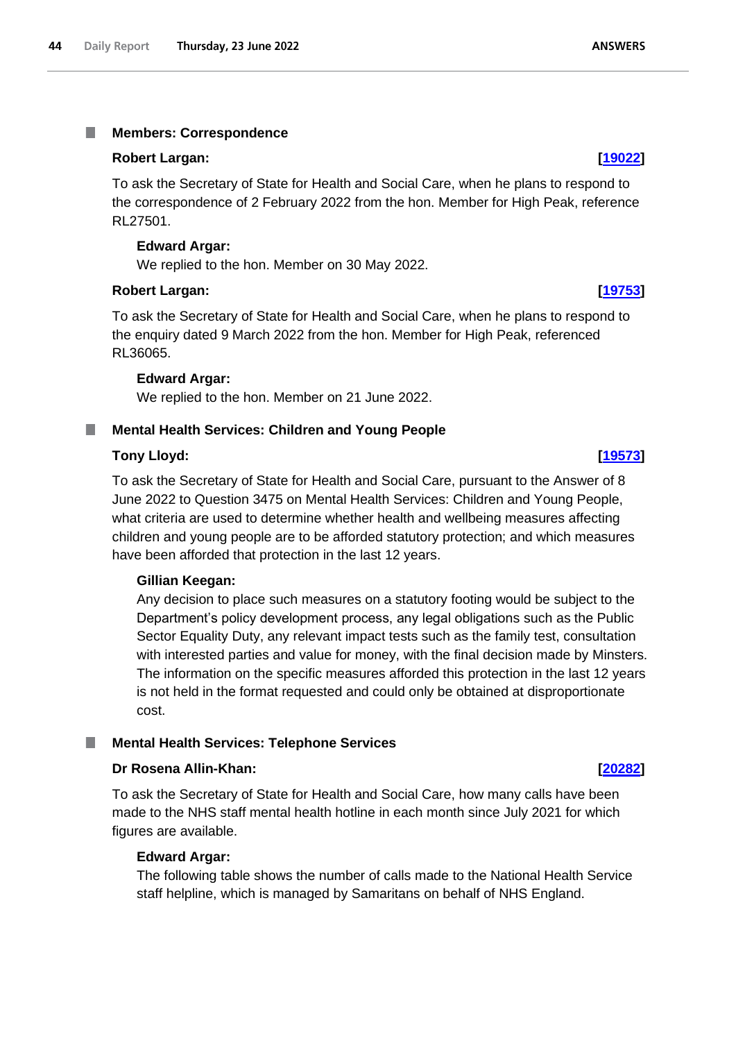## Members: Correspondence

**Robert Largan:** **[19022]**

To ask the Secretary of State for Health and Social Care, when he plans to respond to the correspondence of 2 February 2022 from the hon. Member for High Peak, reference RL27501.

**Edward Argar:**

We replied to the hon. Member on 30 May 2022.

**Robert Largan:** **[19753]**

To ask the Secretary of State for Health and Social Care, when he plans to respond to the enquiry dated 9 March 2022 from the hon. Member for High Peak, referenced RL36065.

**Edward Argar:**

We replied to the hon. Member on 21 June 2022.

## Mental Health Services: Children and Young People

**Tony Lloyd:** **[19573]**

To ask the Secretary of State for Health and Social Care, pursuant to the Answer of 8 June 2022 to Question 3475 on Mental Health Services: Children and Young People, what criteria are used to determine whether health and wellbeing measures affecting children and young people are to be afforded statutory protection; and which measures have been afforded that protection in the last 12 years.

**Gillian Keegan:**

Any decision to place such measures on a statutory footing would be subject to the Department's policy development process, any legal obligations such as the Public Sector Equality Duty, any relevant impact tests such as the family test, consultation with interested parties and value for money, with the final decision made by Minsters. The information on the specific measures afforded this protection in the last 12 years is not held in the format requested and could only be obtained at disproportionate cost.

## Mental Health Services: Telephone Services

**Dr Rosena Allin-Khan:** **[20282]**

To ask the Secretary of State for Health and Social Care, how many calls have been made to the NHS staff mental health hotline in each month since July 2021 for which figures are available.

**Edward Argar:**

The following table shows the number of calls made to the National Health Service staff helpline, which is managed by Samaritans on behalf of NHS England.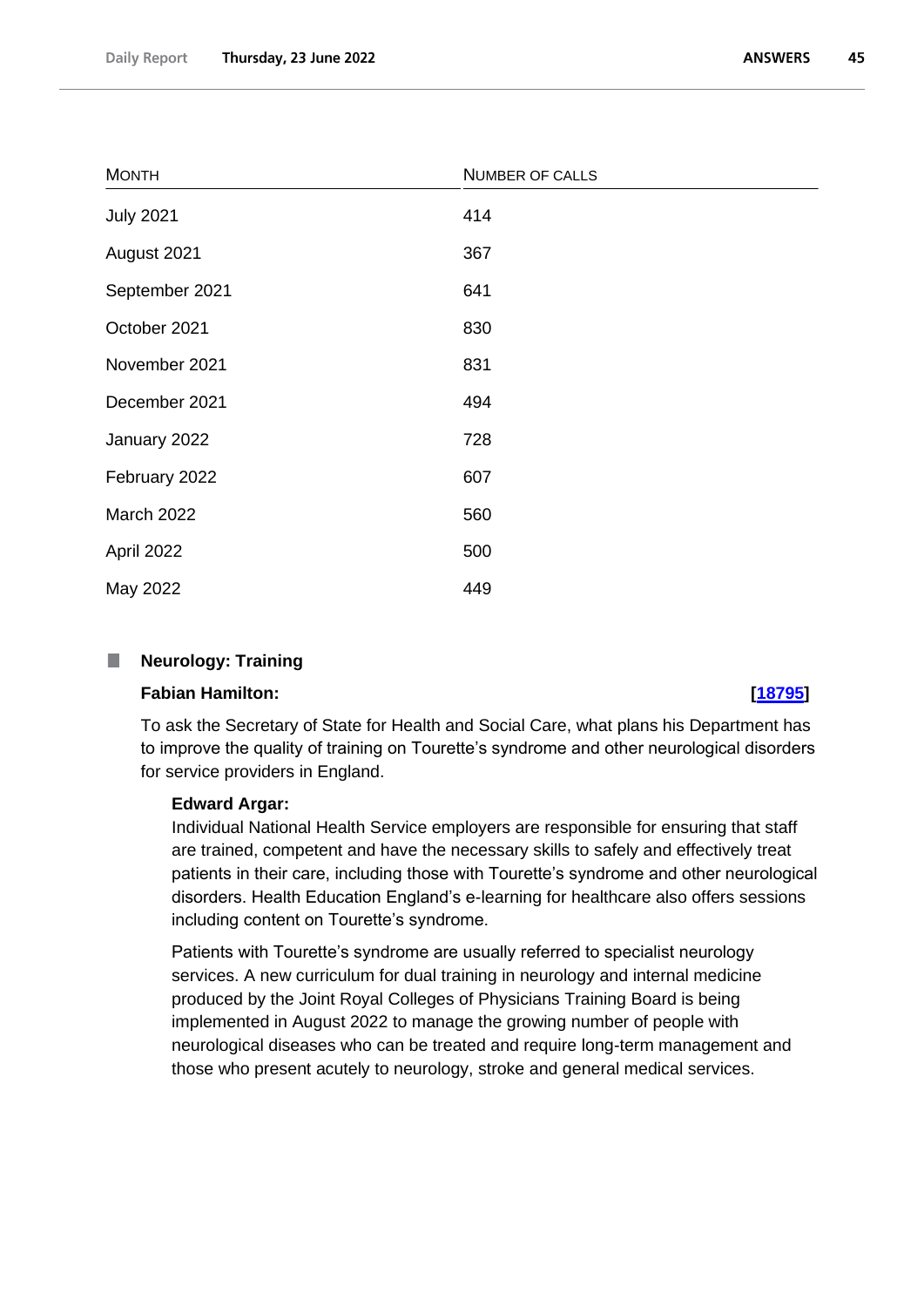| MONTH | NUMBER OF CALLS |
| --- | --- |
| July 2021 | 414 |
| August 2021 | 367 |
| September 2021 | 641 |
| October 2021 | 830 |
| November 2021 | 831 |
| December 2021 | 494 |
| January 2022 | 728 |
| February 2022 | 607 |
| March 2022 | 560 |
| April 2022 | 500 |
| May 2022 | 449 |

## Neurology: Training

**Fabian Hamilton:** **[18795]**

To ask the Secretary of State for Health and Social Care, what plans his Department has to improve the quality of training on Tourette's syndrome and other neurological disorders for service providers in England.

**Edward Argar:**

Individual National Health Service employers are responsible for ensuring that staff are trained, competent and have the necessary skills to safely and effectively treat patients in their care, including those with Tourette's syndrome and other neurological disorders. Health Education England's e-learning for healthcare also offers sessions including content on Tourette's syndrome.

Patients with Tourette's syndrome are usually referred to specialist neurology services. A new curriculum for dual training in neurology and internal medicine produced by the Joint Royal Colleges of Physicians Training Board is being implemented in August 2022 to manage the growing number of people with neurological diseases who can be treated and require long-term management and those who present acutely to neurology, stroke and general medical services.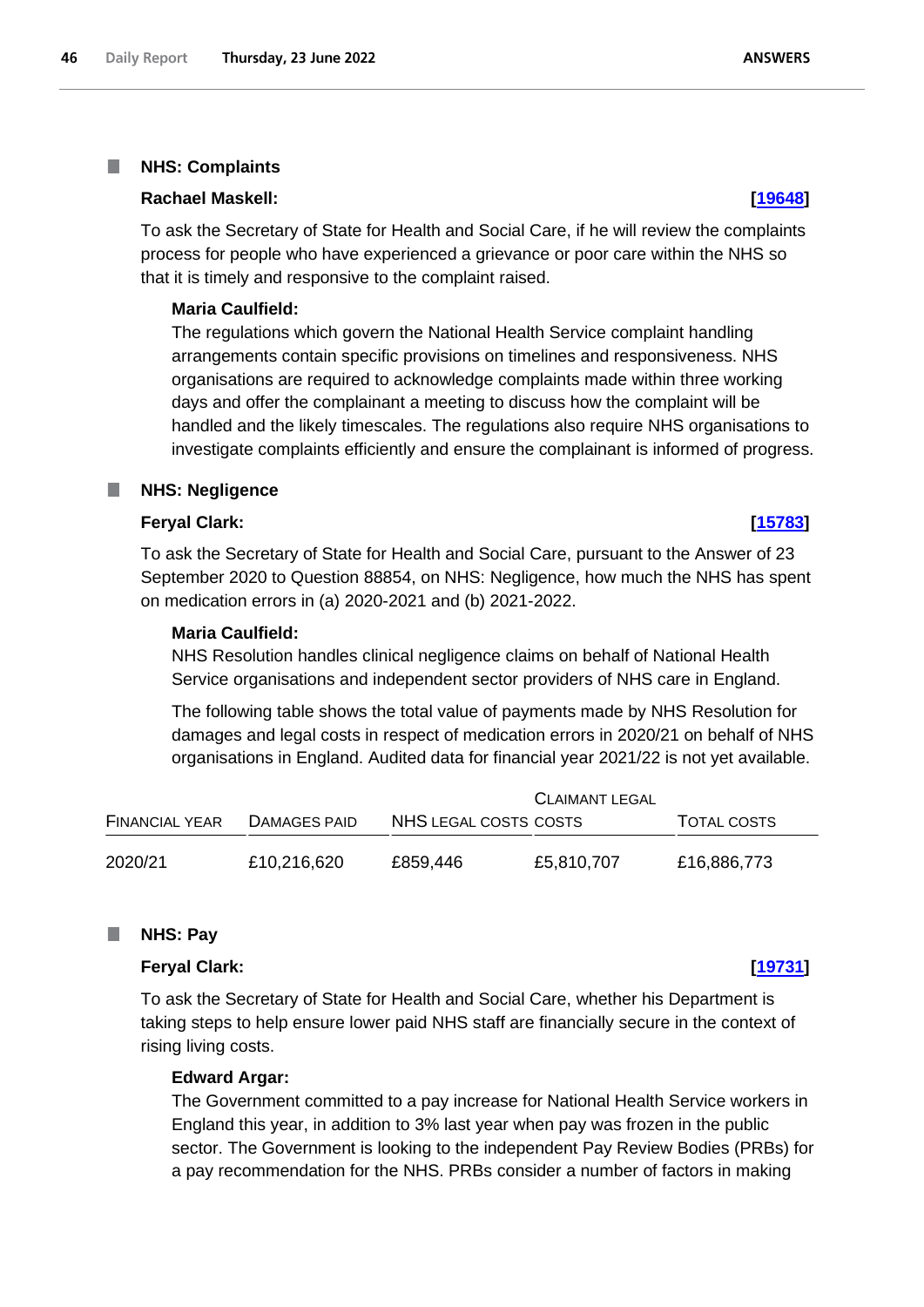## NHS: Complaints

**Rachael Maskell: [19648]**

To ask the Secretary of State for Health and Social Care, if he will review the complaints process for people who have experienced a grievance or poor care within the NHS so that it is timely and responsive to the complaint raised.

**Maria Caulfield:**

The regulations which govern the National Health Service complaint handling arrangements contain specific provisions on timelines and responsiveness. NHS organisations are required to acknowledge complaints made within three working days and offer the complainant a meeting to discuss how the complaint will be handled and the likely timescales. The regulations also require NHS organisations to investigate complaints efficiently and ensure the complainant is informed of progress.

## NHS: Negligence

**Feryal Clark: [15783]**

To ask the Secretary of State for Health and Social Care, pursuant to the Answer of 23 September 2020 to Question 88854, on NHS: Negligence, how much the NHS has spent on medication errors in (a) 2020-2021 and (b) 2021-2022.

**Maria Caulfield:**

NHS Resolution handles clinical negligence claims on behalf of National Health Service organisations and independent sector providers of NHS care in England.

The following table shows the total value of payments made by NHS Resolution for damages and legal costs in respect of medication errors in 2020/21 on behalf of NHS organisations in England. Audited data for financial year 2021/22 is not yet available.

| Financial Year | Damages Paid | NHS Legal Costs | Claimant Legal Costs | Total Costs |
| --- | --- | --- | --- | --- |
| 2020/21 | £10,216,620 | £859,446 | £5,810,707 | £16,886,773 |

## NHS: Pay

**Feryal Clark: [19731]**

To ask the Secretary of State for Health and Social Care, whether his Department is taking steps to help ensure lower paid NHS staff are financially secure in the context of rising living costs.

**Edward Argar:**

The Government committed to a pay increase for National Health Service workers in England this year, in addition to 3% last year when pay was frozen in the public sector. The Government is looking to the independent Pay Review Bodies (PRBs) for a pay recommendation for the NHS. PRBs consider a number of factors in making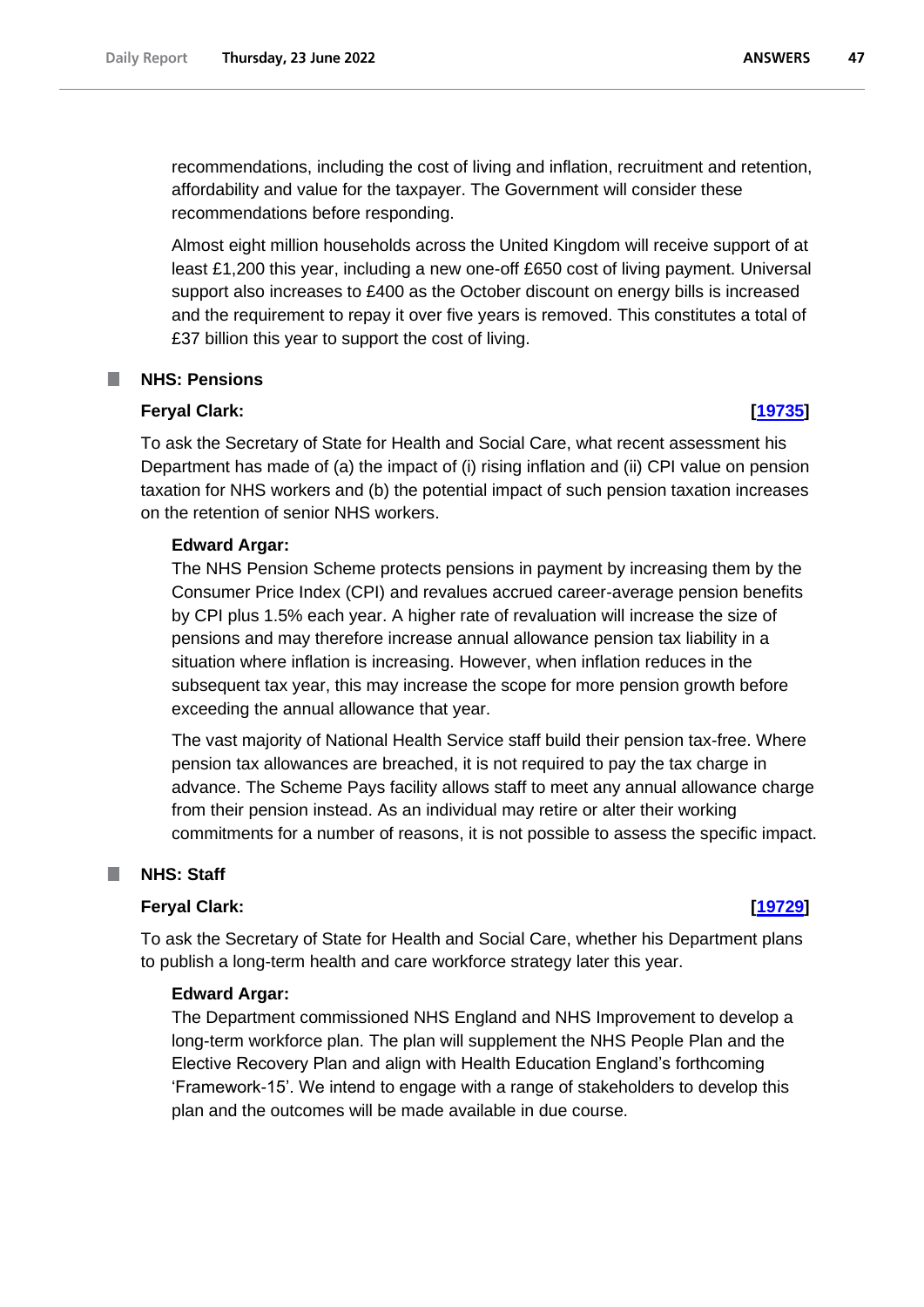recommendations, including the cost of living and inflation, recruitment and retention, affordability and value for the taxpayer. The Government will consider these recommendations before responding.

Almost eight million households across the United Kingdom will receive support of at least £1,200 this year, including a new one-off £650 cost of living payment. Universal support also increases to £400 as the October discount on energy bills is increased and the requirement to repay it over five years is removed. This constitutes a total of £37 billion this year to support the cost of living.

## NHS: Pensions

**Feryal Clark:** **[19735]**

To ask the Secretary of State for Health and Social Care, what recent assessment his Department has made of (a) the impact of (i) rising inflation and (ii) CPI value on pension taxation for NHS workers and (b) the potential impact of such pension taxation increases on the retention of senior NHS workers.

**Edward Argar:**

The NHS Pension Scheme protects pensions in payment by increasing them by the Consumer Price Index (CPI) and revalues accrued career-average pension benefits by CPI plus 1.5% each year. A higher rate of revaluation will increase the size of pensions and may therefore increase annual allowance pension tax liability in a situation where inflation is increasing. However, when inflation reduces in the subsequent tax year, this may increase the scope for more pension growth before exceeding the annual allowance that year.

The vast majority of National Health Service staff build their pension tax-free. Where pension tax allowances are breached, it is not required to pay the tax charge in advance. The Scheme Pays facility allows staff to meet any annual allowance charge from their pension instead. As an individual may retire or alter their working commitments for a number of reasons, it is not possible to assess the specific impact.

## NHS: Staff

**Feryal Clark:** **[19729]**

To ask the Secretary of State for Health and Social Care, whether his Department plans to publish a long-term health and care workforce strategy later this year.

**Edward Argar:**

The Department commissioned NHS England and NHS Improvement to develop a long-term workforce plan. The plan will supplement the NHS People Plan and the Elective Recovery Plan and align with Health Education England's forthcoming 'Framework-15'. We intend to engage with a range of stakeholders to develop this plan and the outcomes will be made available in due course.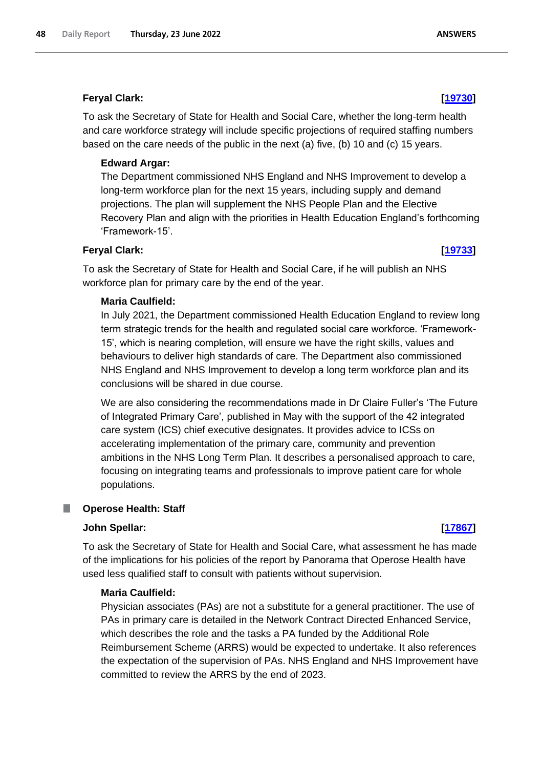**Feryal Clark:** **[19730]**

To ask the Secretary of State for Health and Social Care, whether the long-term health and care workforce strategy will include specific projections of required staffing numbers based on the care needs of the public in the next (a) five, (b) 10 and (c) 15 years.

**Edward Argar:**

The Department commissioned NHS England and NHS Improvement to develop a long-term workforce plan for the next 15 years, including supply and demand projections. The plan will supplement the NHS People Plan and the Elective Recovery Plan and align with the priorities in Health Education England's forthcoming 'Framework-15'.

**Feryal Clark:** **[19733]**

To ask the Secretary of State for Health and Social Care, if he will publish an NHS workforce plan for primary care by the end of the year.

**Maria Caulfield:**

In July 2021, the Department commissioned Health Education England to review long term strategic trends for the health and regulated social care workforce. 'Framework-15', which is nearing completion, will ensure we have the right skills, values and behaviours to deliver high standards of care. The Department also commissioned NHS England and NHS Improvement to develop a long term workforce plan and its conclusions will be shared in due course.

We are also considering the recommendations made in Dr Claire Fuller's 'The Future of Integrated Primary Care', published in May with the support of the 42 integrated care system (ICS) chief executive designates. It provides advice to ICSs on accelerating implementation of the primary care, community and prevention ambitions in the NHS Long Term Plan. It describes a personalised approach to care, focusing on integrating teams and professionals to improve patient care for whole populations.

## Operose Health: Staff

**John Spellar:** **[17867]**

To ask the Secretary of State for Health and Social Care, what assessment he has made of the implications for his policies of the report by Panorama that Operose Health have used less qualified staff to consult with patients without supervision.

**Maria Caulfield:**

Physician associates (PAs) are not a substitute for a general practitioner. The use of PAs in primary care is detailed in the Network Contract Directed Enhanced Service, which describes the role and the tasks a PA funded by the Additional Role Reimbursement Scheme (ARRS) would be expected to undertake. It also references the expectation of the supervision of PAs. NHS England and NHS Improvement have committed to review the ARRS by the end of 2023.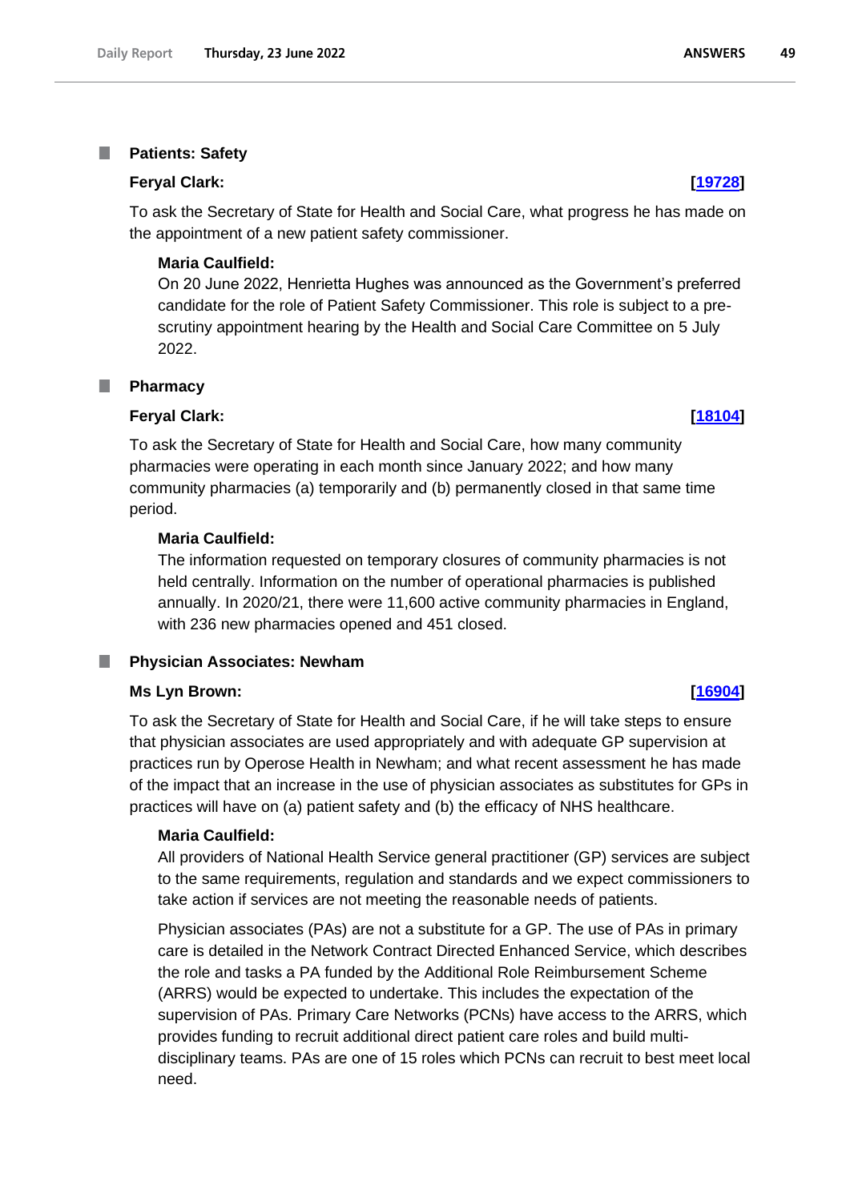### Patients: Safety

**Feryal Clark:** **[19728]**

To ask the Secretary of State for Health and Social Care, what progress he has made on the appointment of a new patient safety commissioner.

**Maria Caulfield:**

On 20 June 2022, Henrietta Hughes was announced as the Government's preferred candidate for the role of Patient Safety Commissioner. This role is subject to a pre-scrutiny appointment hearing by the Health and Social Care Committee on 5 July 2022.

### Pharmacy

**Feryal Clark:** **[18104]**

To ask the Secretary of State for Health and Social Care, how many community pharmacies were operating in each month since January 2022; and how many community pharmacies (a) temporarily and (b) permanently closed in that same time period.

**Maria Caulfield:**

The information requested on temporary closures of community pharmacies is not held centrally. Information on the number of operational pharmacies is published annually. In 2020/21, there were 11,600 active community pharmacies in England, with 236 new pharmacies opened and 451 closed.

### Physician Associates: Newham

**Ms Lyn Brown:** **[16904]**

To ask the Secretary of State for Health and Social Care, if he will take steps to ensure that physician associates are used appropriately and with adequate GP supervision at practices run by Operose Health in Newham; and what recent assessment he has made of the impact that an increase in the use of physician associates as substitutes for GPs in practices will have on (a) patient safety and (b) the efficacy of NHS healthcare.

**Maria Caulfield:**

All providers of National Health Service general practitioner (GP) services are subject to the same requirements, regulation and standards and we expect commissioners to take action if services are not meeting the reasonable needs of patients.

Physician associates (PAs) are not a substitute for a GP. The use of PAs in primary care is detailed in the Network Contract Directed Enhanced Service, which describes the role and tasks a PA funded by the Additional Role Reimbursement Scheme (ARRS) would be expected to undertake. This includes the expectation of the supervision of PAs. Primary Care Networks (PCNs) have access to the ARRS, which provides funding to recruit additional direct patient care roles and build multi-disciplinary teams. PAs are one of 15 roles which PCNs can recruit to best meet local need.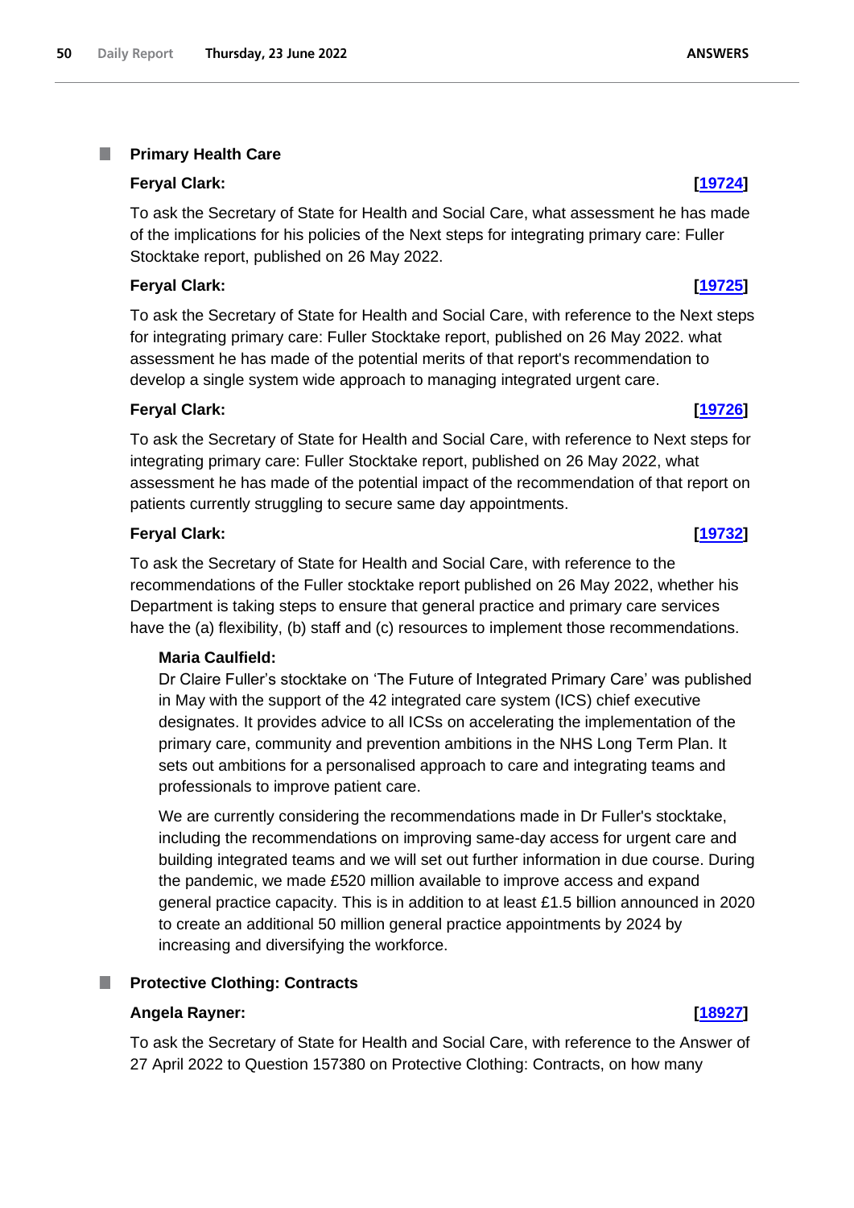## Primary Health Care

**Feryal Clark:** **[19724]**

To ask the Secretary of State for Health and Social Care, what assessment he has made of the implications for his policies of the Next steps for integrating primary care: Fuller Stocktake report, published on 26 May 2022.

**Feryal Clark:** **[19725]**

To ask the Secretary of State for Health and Social Care, with reference to the Next steps for integrating primary care: Fuller Stocktake report, published on 26 May 2022. what assessment he has made of the potential merits of that report's recommendation to develop a single system wide approach to managing integrated urgent care.

**Feryal Clark:** **[19726]**

To ask the Secretary of State for Health and Social Care, with reference to Next steps for integrating primary care: Fuller Stocktake report, published on 26 May 2022, what assessment he has made of the potential impact of the recommendation of that report on patients currently struggling to secure same day appointments.

**Feryal Clark:** **[19732]**

To ask the Secretary of State for Health and Social Care, with reference to the recommendations of the Fuller stocktake report published on 26 May 2022, whether his Department is taking steps to ensure that general practice and primary care services have the (a) flexibility, (b) staff and (c) resources to implement those recommendations.

**Maria Caulfield:**

Dr Claire Fuller's stocktake on 'The Future of Integrated Primary Care' was published in May with the support of the 42 integrated care system (ICS) chief executive designates. It provides advice to all ICSs on accelerating the implementation of the primary care, community and prevention ambitions in the NHS Long Term Plan. It sets out ambitions for a personalised approach to care and integrating teams and professionals to improve patient care.

We are currently considering the recommendations made in Dr Fuller's stocktake, including the recommendations on improving same-day access for urgent care and building integrated teams and we will set out further information in due course. During the pandemic, we made £520 million available to improve access and expand general practice capacity. This is in addition to at least £1.5 billion announced in 2020 to create an additional 50 million general practice appointments by 2024 by increasing and diversifying the workforce.

## Protective Clothing: Contracts

**Angela Rayner:** **[18927]**

To ask the Secretary of State for Health and Social Care, with reference to the Answer of 27 April 2022 to Question 157380 on Protective Clothing: Contracts, on how many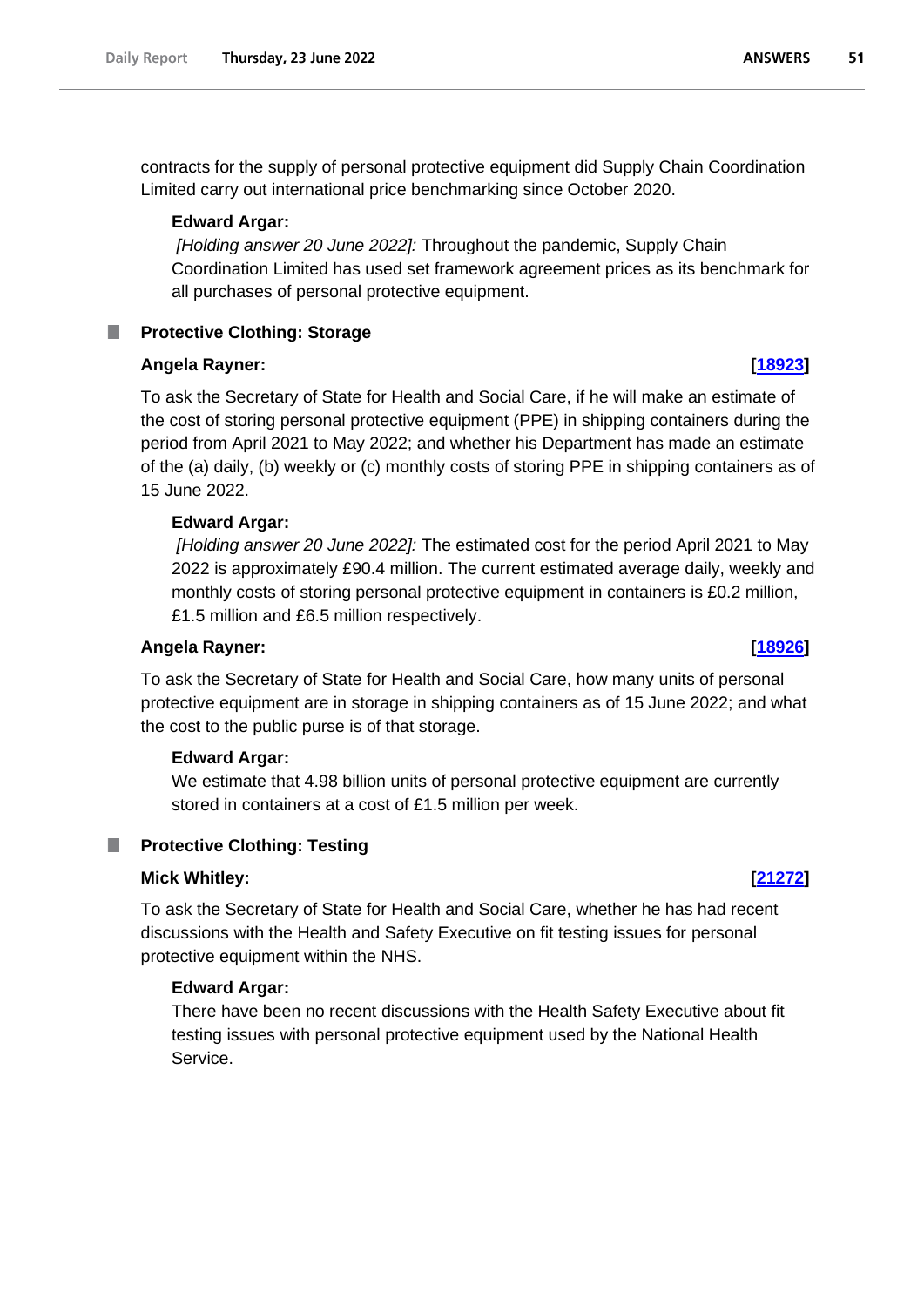contracts for the supply of personal protective equipment did Supply Chain Coordination Limited carry out international price benchmarking since October 2020.

**Edward Argar:**

*[Holding answer 20 June 2022]:* Throughout the pandemic, Supply Chain Coordination Limited has used set framework agreement prices as its benchmark for all purchases of personal protective equipment.

## Protective Clothing: Storage

**Angela Rayner: [18923]**

To ask the Secretary of State for Health and Social Care, if he will make an estimate of the cost of storing personal protective equipment (PPE) in shipping containers during the period from April 2021 to May 2022; and whether his Department has made an estimate of the (a) daily, (b) weekly or (c) monthly costs of storing PPE in shipping containers as of 15 June 2022.

**Edward Argar:**

*[Holding answer 20 June 2022]:* The estimated cost for the period April 2021 to May 2022 is approximately £90.4 million. The current estimated average daily, weekly and monthly costs of storing personal protective equipment in containers is £0.2 million, £1.5 million and £6.5 million respectively.

**Angela Rayner: [18926]**

To ask the Secretary of State for Health and Social Care, how many units of personal protective equipment are in storage in shipping containers as of 15 June 2022; and what the cost to the public purse is of that storage.

**Edward Argar:**

We estimate that 4.98 billion units of personal protective equipment are currently stored in containers at a cost of £1.5 million per week.

## Protective Clothing: Testing

**Mick Whitley: [21272]**

To ask the Secretary of State for Health and Social Care, whether he has had recent discussions with the Health and Safety Executive on fit testing issues for personal protective equipment within the NHS.

**Edward Argar:**

There have been no recent discussions with the Health Safety Executive about fit testing issues with personal protective equipment used by the National Health Service.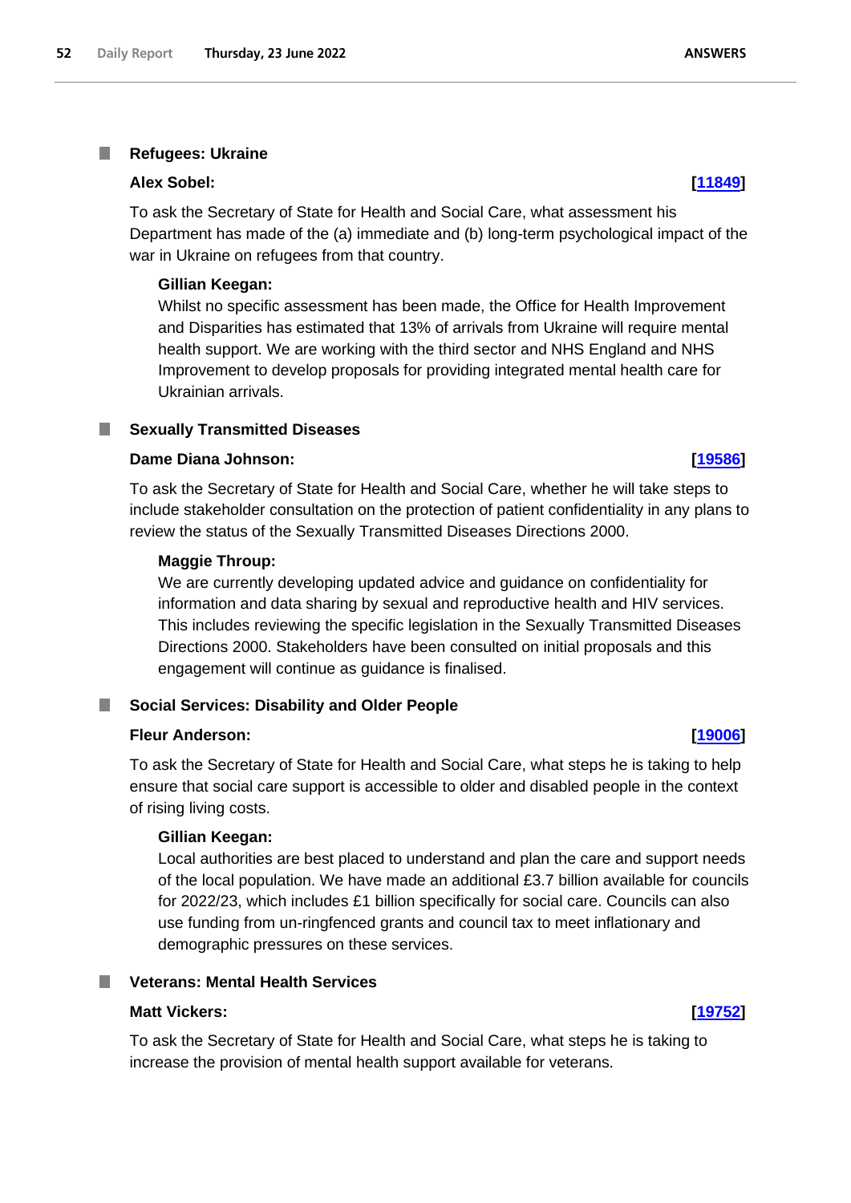### Refugees: Ukraine

**Alex Sobel: [11849]**

To ask the Secretary of State for Health and Social Care, what assessment his Department has made of the (a) immediate and (b) long-term psychological impact of the war in Ukraine on refugees from that country.

**Gillian Keegan:**

Whilst no specific assessment has been made, the Office for Health Improvement and Disparities has estimated that 13% of arrivals from Ukraine will require mental health support. We are working with the third sector and NHS England and NHS Improvement to develop proposals for providing integrated mental health care for Ukrainian arrivals.

### Sexually Transmitted Diseases

**Dame Diana Johnson: [19586]**

To ask the Secretary of State for Health and Social Care, whether he will take steps to include stakeholder consultation on the protection of patient confidentiality in any plans to review the status of the Sexually Transmitted Diseases Directions 2000.

**Maggie Throup:**

We are currently developing updated advice and guidance on confidentiality for information and data sharing by sexual and reproductive health and HIV services. This includes reviewing the specific legislation in the Sexually Transmitted Diseases Directions 2000. Stakeholders have been consulted on initial proposals and this engagement will continue as guidance is finalised.

### Social Services: Disability and Older People

**Fleur Anderson: [19006]**

To ask the Secretary of State for Health and Social Care, what steps he is taking to help ensure that social care support is accessible to older and disabled people in the context of rising living costs.

**Gillian Keegan:**

Local authorities are best placed to understand and plan the care and support needs of the local population. We have made an additional £3.7 billion available for councils for 2022/23, which includes £1 billion specifically for social care. Councils can also use funding from un-ringfenced grants and council tax to meet inflationary and demographic pressures on these services.

### Veterans: Mental Health Services

**Matt Vickers: [19752]**

To ask the Secretary of State for Health and Social Care, what steps he is taking to increase the provision of mental health support available for veterans.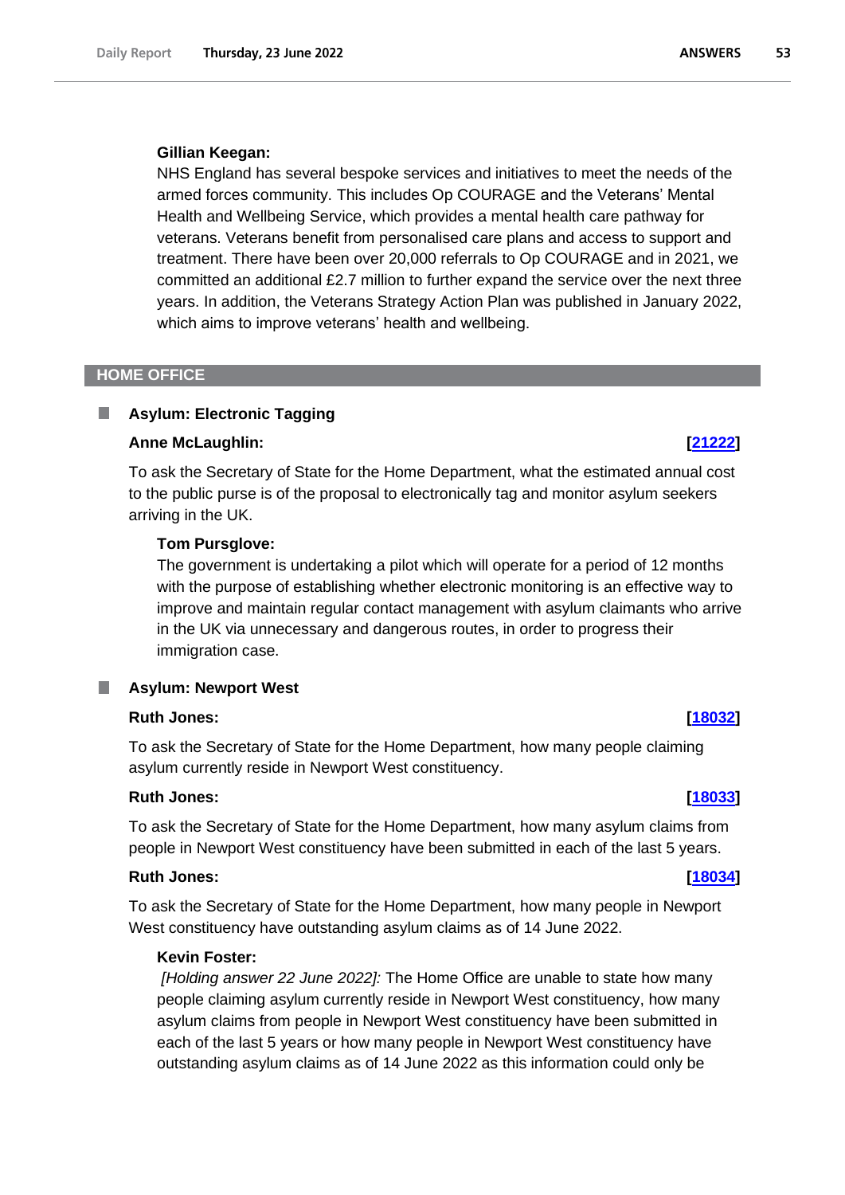**Gillian Keegan:**

NHS England has several bespoke services and initiatives to meet the needs of the armed forces community. This includes Op COURAGE and the Veterans' Mental Health and Wellbeing Service, which provides a mental health care pathway for veterans. Veterans benefit from personalised care plans and access to support and treatment. There have been over 20,000 referrals to Op COURAGE and in 2021, we committed an additional £2.7 million to further expand the service over the next three years. In addition, the Veterans Strategy Action Plan was published in January 2022, which aims to improve veterans' health and wellbeing.

## HOME OFFICE

### Asylum: Electronic Tagging

**Anne McLaughlin:** **[21222]**

To ask the Secretary of State for the Home Department, what the estimated annual cost to the public purse is of the proposal to electronically tag and monitor asylum seekers arriving in the UK.

**Tom Pursglove:**

The government is undertaking a pilot which will operate for a period of 12 months with the purpose of establishing whether electronic monitoring is an effective way to improve and maintain regular contact management with asylum claimants who arrive in the UK via unnecessary and dangerous routes, in order to progress their immigration case.

### Asylum: Newport West

**Ruth Jones:** **[18032]**

To ask the Secretary of State for the Home Department, how many people claiming asylum currently reside in Newport West constituency.

**Ruth Jones:** **[18033]**

To ask the Secretary of State for the Home Department, how many asylum claims from people in Newport West constituency have been submitted in each of the last 5 years.

**Ruth Jones:** **[18034]**

To ask the Secretary of State for the Home Department, how many people in Newport West constituency have outstanding asylum claims as of 14 June 2022.

**Kevin Foster:**

*[Holding answer 22 June 2022]:* The Home Office are unable to state how many people claiming asylum currently reside in Newport West constituency, how many asylum claims from people in Newport West constituency have been submitted in each of the last 5 years or how many people in Newport West constituency have outstanding asylum claims as of 14 June 2022 as this information could only be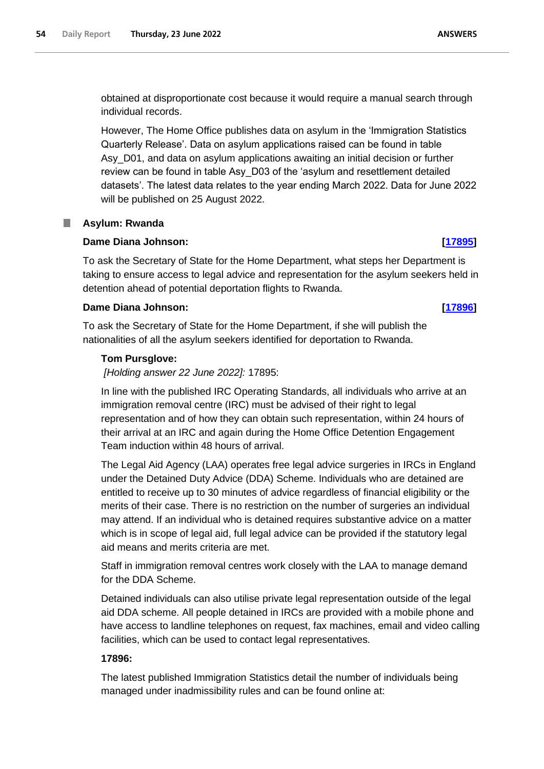obtained at disproportionate cost because it would require a manual search through individual records.

However, The Home Office publishes data on asylum in the 'Immigration Statistics Quarterly Release'. Data on asylum applications raised can be found in table Asy_D01, and data on asylum applications awaiting an initial decision or further review can be found in table Asy_D03 of the 'asylum and resettlement detailed datasets'. The latest data relates to the year ending March 2022. Data for June 2022 will be published on 25 August 2022.

### Asylum: Rwanda

**Dame Diana Johnson:** **[17895]**

To ask the Secretary of State for the Home Department, what steps her Department is taking to ensure access to legal advice and representation for the asylum seekers held in detention ahead of potential deportation flights to Rwanda.

**Dame Diana Johnson:** **[17896]**

To ask the Secretary of State for the Home Department, if she will publish the nationalities of all the asylum seekers identified for deportation to Rwanda.

**Tom Pursglove:**

*[Holding answer 22 June 2022]:* 17895:

In line with the published IRC Operating Standards, all individuals who arrive at an immigration removal centre (IRC) must be advised of their right to legal representation and of how they can obtain such representation, within 24 hours of their arrival at an IRC and again during the Home Office Detention Engagement Team induction within 48 hours of arrival.

The Legal Aid Agency (LAA) operates free legal advice surgeries in IRCs in England under the Detained Duty Advice (DDA) Scheme. Individuals who are detained are entitled to receive up to 30 minutes of advice regardless of financial eligibility or the merits of their case. There is no restriction on the number of surgeries an individual may attend. If an individual who is detained requires substantive advice on a matter which is in scope of legal aid, full legal advice can be provided if the statutory legal aid means and merits criteria are met.

Staff in immigration removal centres work closely with the LAA to manage demand for the DDA Scheme.

Detained individuals can also utilise private legal representation outside of the legal aid DDA scheme. All people detained in IRCs are provided with a mobile phone and have access to landline telephones on request, fax machines, email and video calling facilities, which can be used to contact legal representatives.

**17896:**

The latest published Immigration Statistics detail the number of individuals being managed under inadmissibility rules and can be found online at: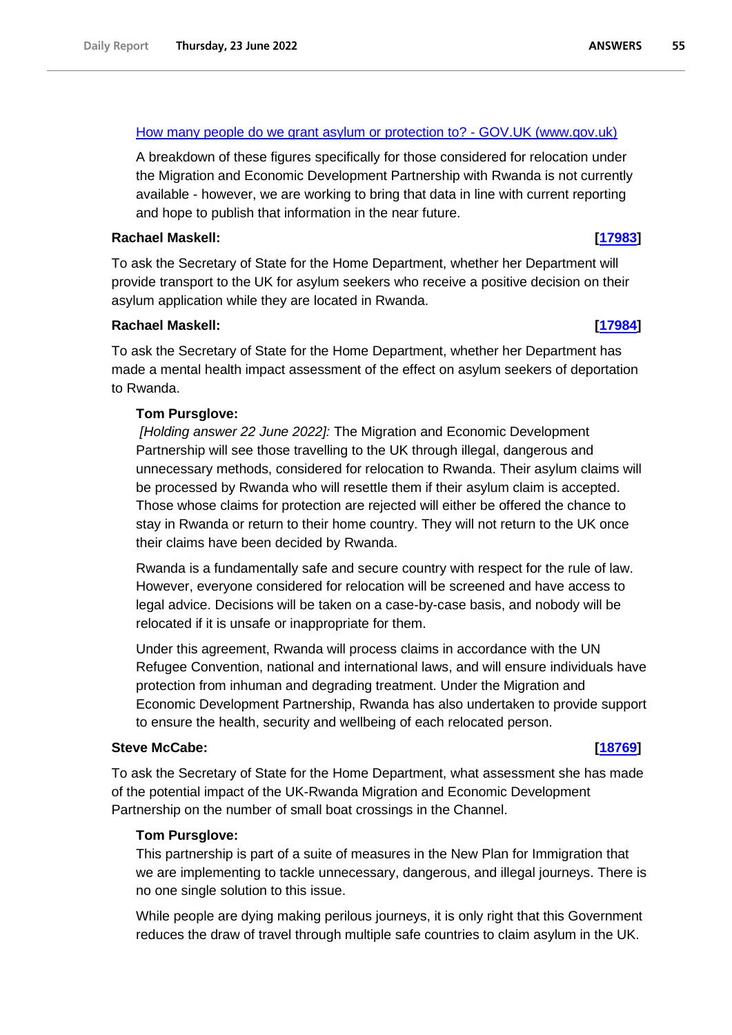[How many people do we grant asylum or protection to? - GOV.UK (www.gov.uk)](https://www.gov.uk)

A breakdown of these figures specifically for those considered for relocation under the Migration and Economic Development Partnership with Rwanda is not currently available - however, we are working to bring that data in line with current reporting and hope to publish that information in the near future.

**Rachael Maskell:** **[17983]**

To ask the Secretary of State for the Home Department, whether her Department will provide transport to the UK for asylum seekers who receive a positive decision on their asylum application while they are located in Rwanda.

**Rachael Maskell:** **[17984]**

To ask the Secretary of State for the Home Department, whether her Department has made a mental health impact assessment of the effect on asylum seekers of deportation to Rwanda.

**Tom Pursglove:**

*[Holding answer 22 June 2022]:* The Migration and Economic Development Partnership will see those travelling to the UK through illegal, dangerous and unnecessary methods, considered for relocation to Rwanda. Their asylum claims will be processed by Rwanda who will resettle them if their asylum claim is accepted. Those whose claims for protection are rejected will either be offered the chance to stay in Rwanda or return to their home country. They will not return to the UK once their claims have been decided by Rwanda.

Rwanda is a fundamentally safe and secure country with respect for the rule of law. However, everyone considered for relocation will be screened and have access to legal advice. Decisions will be taken on a case-by-case basis, and nobody will be relocated if it is unsafe or inappropriate for them.

Under this agreement, Rwanda will process claims in accordance with the UN Refugee Convention, national and international laws, and will ensure individuals have protection from inhuman and degrading treatment. Under the Migration and Economic Development Partnership, Rwanda has also undertaken to provide support to ensure the health, security and wellbeing of each relocated person.

**Steve McCabe:** **[18769]**

To ask the Secretary of State for the Home Department, what assessment she has made of the potential impact of the UK-Rwanda Migration and Economic Development Partnership on the number of small boat crossings in the Channel.

**Tom Pursglove:**

This partnership is part of a suite of measures in the New Plan for Immigration that we are implementing to tackle unnecessary, dangerous, and illegal journeys. There is no one single solution to this issue.

While people are dying making perilous journeys, it is only right that this Government reduces the draw of travel through multiple safe countries to claim asylum in the UK.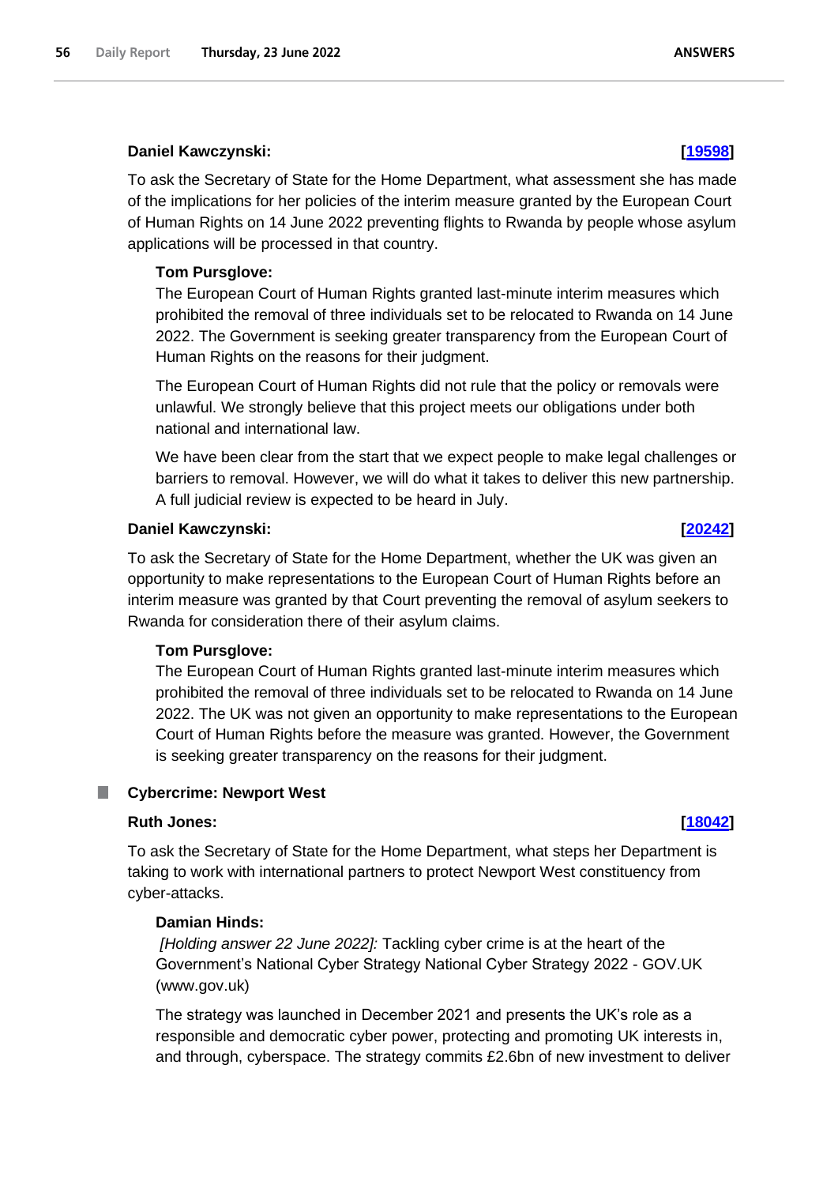**Daniel Kawczynski:** **[19598]**

To ask the Secretary of State for the Home Department, what assessment she has made of the implications for her policies of the interim measure granted by the European Court of Human Rights on 14 June 2022 preventing flights to Rwanda by people whose asylum applications will be processed in that country.

**Tom Pursglove:**

The European Court of Human Rights granted last-minute interim measures which prohibited the removal of three individuals set to be relocated to Rwanda on 14 June 2022. The Government is seeking greater transparency from the European Court of Human Rights on the reasons for their judgment.

The European Court of Human Rights did not rule that the policy or removals were unlawful. We strongly believe that this project meets our obligations under both national and international law.

We have been clear from the start that we expect people to make legal challenges or barriers to removal. However, we will do what it takes to deliver this new partnership. A full judicial review is expected to be heard in July.

**Daniel Kawczynski:** **[20242]**

To ask the Secretary of State for the Home Department, whether the UK was given an opportunity to make representations to the European Court of Human Rights before an interim measure was granted by that Court preventing the removal of asylum seekers to Rwanda for consideration there of their asylum claims.

**Tom Pursglove:**

The European Court of Human Rights granted last-minute interim measures which prohibited the removal of three individuals set to be relocated to Rwanda on 14 June 2022. The UK was not given an opportunity to make representations to the European Court of Human Rights before the measure was granted. However, the Government is seeking greater transparency on the reasons for their judgment.

## Cybercrime: Newport West

**Ruth Jones:** **[18042]**

To ask the Secretary of State for the Home Department, what steps her Department is taking to work with international partners to protect Newport West constituency from cyber-attacks.

**Damian Hinds:**

*[Holding answer 22 June 2022]:* Tackling cyber crime is at the heart of the Government's National Cyber Strategy National Cyber Strategy 2022 - GOV.UK (www.gov.uk)

The strategy was launched in December 2021 and presents the UK's role as a responsible and democratic cyber power, protecting and promoting UK interests in, and through, cyberspace. The strategy commits £2.6bn of new investment to deliver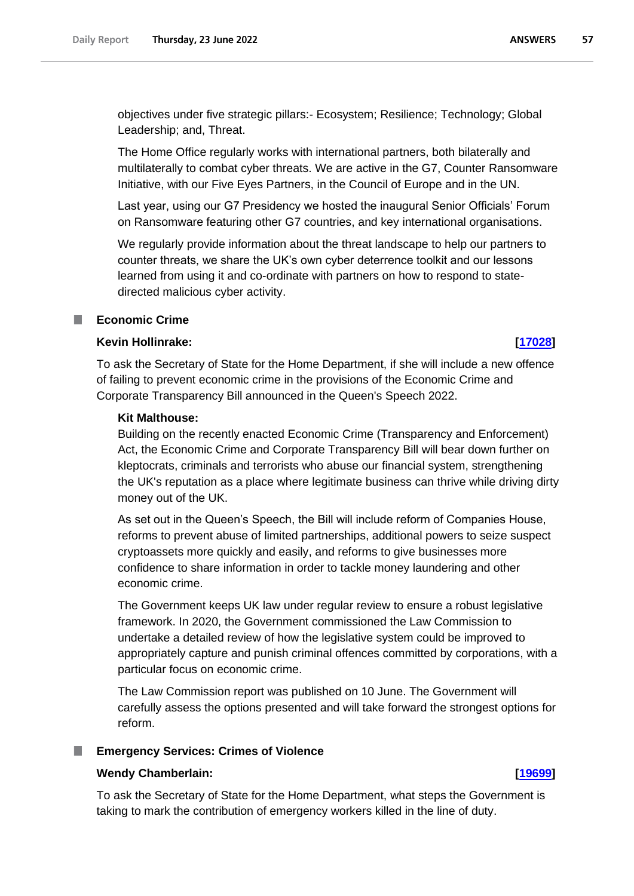objectives under five strategic pillars:- Ecosystem; Resilience; Technology; Global Leadership; and, Threat.

The Home Office regularly works with international partners, both bilaterally and multilaterally to combat cyber threats. We are active in the G7, Counter Ransomware Initiative, with our Five Eyes Partners, in the Council of Europe and in the UN.

Last year, using our G7 Presidency we hosted the inaugural Senior Officials' Forum on Ransomware featuring other G7 countries, and key international organisations.

We regularly provide information about the threat landscape to help our partners to counter threats, we share the UK's own cyber deterrence toolkit and our lessons learned from using it and co-ordinate with partners on how to respond to state-directed malicious cyber activity.

## Economic Crime

**Kevin Hollinrake:** **[17028]**

To ask the Secretary of State for the Home Department, if she will include a new offence of failing to prevent economic crime in the provisions of the Economic Crime and Corporate Transparency Bill announced in the Queen's Speech 2022.

**Kit Malthouse:**

Building on the recently enacted Economic Crime (Transparency and Enforcement) Act, the Economic Crime and Corporate Transparency Bill will bear down further on kleptocrats, criminals and terrorists who abuse our financial system, strengthening the UK's reputation as a place where legitimate business can thrive while driving dirty money out of the UK.

As set out in the Queen's Speech, the Bill will include reform of Companies House, reforms to prevent abuse of limited partnerships, additional powers to seize suspect cryptoassets more quickly and easily, and reforms to give businesses more confidence to share information in order to tackle money laundering and other economic crime.

The Government keeps UK law under regular review to ensure a robust legislative framework. In 2020, the Government commissioned the Law Commission to undertake a detailed review of how the legislative system could be improved to appropriately capture and punish criminal offences committed by corporations, with a particular focus on economic crime.

The Law Commission report was published on 10 June. The Government will carefully assess the options presented and will take forward the strongest options for reform.

## Emergency Services: Crimes of Violence

**Wendy Chamberlain:** **[19699]**

To ask the Secretary of State for the Home Department, what steps the Government is taking to mark the contribution of emergency workers killed in the line of duty.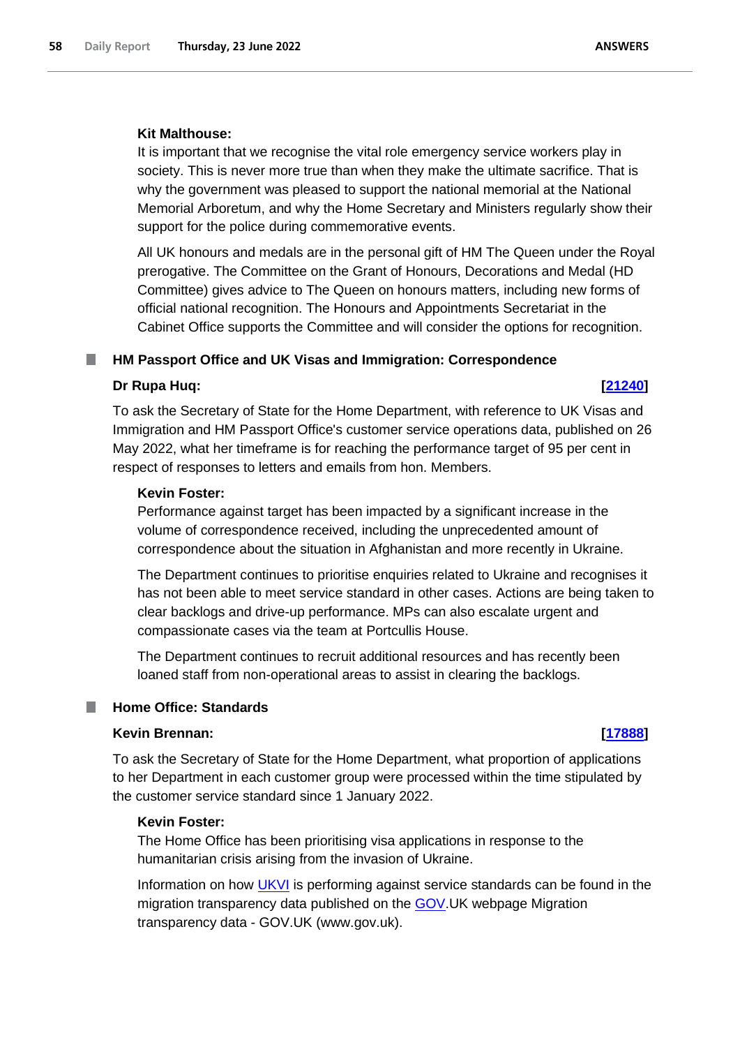**Kit Malthouse:**

It is important that we recognise the vital role emergency service workers play in society. This is never more true than when they make the ultimate sacrifice. That is why the government was pleased to support the national memorial at the National Memorial Arboretum, and why the Home Secretary and Ministers regularly show their support for the police during commemorative events.

All UK honours and medals are in the personal gift of HM The Queen under the Royal prerogative. The Committee on the Grant of Honours, Decorations and Medal (HD Committee) gives advice to The Queen on honours matters, including new forms of official national recognition. The Honours and Appointments Secretariat in the Cabinet Office supports the Committee and will consider the options for recognition.

## HM Passport Office and UK Visas and Immigration: Correspondence

**Dr Rupa Huq:** **[21240]**

To ask the Secretary of State for the Home Department, with reference to UK Visas and Immigration and HM Passport Office's customer service operations data, published on 26 May 2022, what her timeframe is for reaching the performance target of 95 per cent in respect of responses to letters and emails from hon. Members.

**Kevin Foster:**

Performance against target has been impacted by a significant increase in the volume of correspondence received, including the unprecedented amount of correspondence about the situation in Afghanistan and more recently in Ukraine.

The Department continues to prioritise enquiries related to Ukraine and recognises it has not been able to meet service standard in other cases. Actions are being taken to clear backlogs and drive-up performance. MPs can also escalate urgent and compassionate cases via the team at Portcullis House.

The Department continues to recruit additional resources and has recently been loaned staff from non-operational areas to assist in clearing the backlogs.

## Home Office: Standards

**Kevin Brennan:** **[17888]**

To ask the Secretary of State for the Home Department, what proportion of applications to her Department in each customer group were processed within the time stipulated by the customer service standard since 1 January 2022.

**Kevin Foster:**

The Home Office has been prioritising visa applications in response to the humanitarian crisis arising from the invasion of Ukraine.

Information on how UKVI is performing against service standards can be found in the migration transparency data published on the GOV.UK webpage Migration transparency data - GOV.UK (www.gov.uk).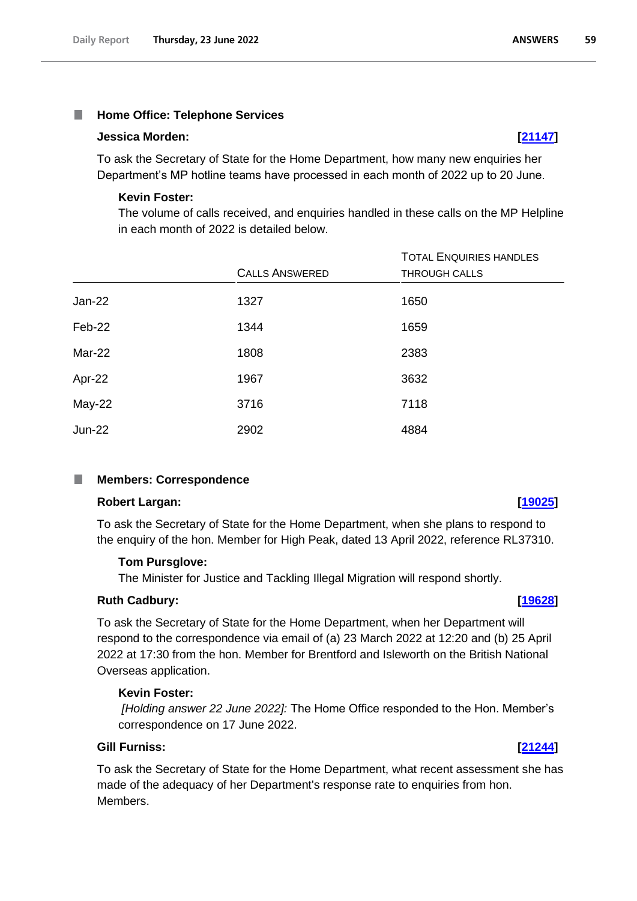### Home Office: Telephone Services

**Jessica Morden:** **[21147]**

To ask the Secretary of State for the Home Department, how many new enquiries her Department's MP hotline teams have processed in each month of 2022 up to 20 June.

**Kevin Foster:**

The volume of calls received, and enquiries handled in these calls on the MP Helpline in each month of 2022 is detailed below.

| | CALLS ANSWERED | TOTAL ENQUIRIES HANDLES THROUGH CALLS |
|---|---|---|
| Jan-22 | 1327 | 1650 |
| Feb-22 | 1344 | 1659 |
| Mar-22 | 1808 | 2383 |
| Apr-22 | 1967 | 3632 |
| May-22 | 3716 | 7118 |
| Jun-22 | 2902 | 4884 |

### Members: Correspondence

**Robert Largan:** **[19025]**

To ask the Secretary of State for the Home Department, when she plans to respond to the enquiry of the hon. Member for High Peak, dated 13 April 2022, reference RL37310.

**Tom Pursglove:**

The Minister for Justice and Tackling Illegal Migration will respond shortly.

**Ruth Cadbury:** **[19628]**

To ask the Secretary of State for the Home Department, when her Department will respond to the correspondence via email of (a) 23 March 2022 at 12:20 and (b) 25 April 2022 at 17:30 from the hon. Member for Brentford and Isleworth on the British National Overseas application.

**Kevin Foster:**

*[Holding answer 22 June 2022]:* The Home Office responded to the Hon. Member's correspondence on 17 June 2022.

**Gill Furniss:** **[21244]**

To ask the Secretary of State for the Home Department, what recent assessment she has made of the adequacy of her Department's response rate to enquiries from hon. Members.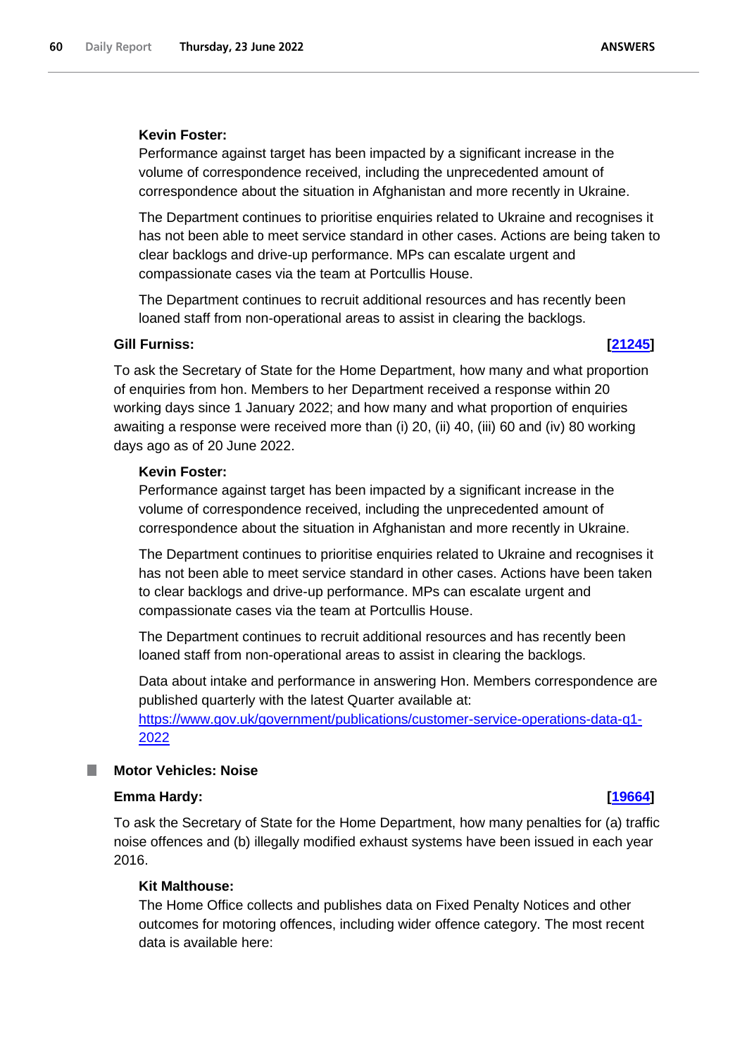**Kevin Foster:**

Performance against target has been impacted by a significant increase in the volume of correspondence received, including the unprecedented amount of correspondence about the situation in Afghanistan and more recently in Ukraine.

The Department continues to prioritise enquiries related to Ukraine and recognises it has not been able to meet service standard in other cases. Actions are being taken to clear backlogs and drive-up performance. MPs can escalate urgent and compassionate cases via the team at Portcullis House.

The Department continues to recruit additional resources and has recently been loaned staff from non-operational areas to assist in clearing the backlogs.

**Gill Furniss:** **[21245]**

To ask the Secretary of State for the Home Department, how many and what proportion of enquiries from hon. Members to her Department received a response within 20 working days since 1 January 2022; and how many and what proportion of enquiries awaiting a response were received more than (i) 20, (ii) 40, (iii) 60 and (iv) 80 working days ago as of 20 June 2022.

**Kevin Foster:**

Performance against target has been impacted by a significant increase in the volume of correspondence received, including the unprecedented amount of correspondence about the situation in Afghanistan and more recently in Ukraine.

The Department continues to prioritise enquiries related to Ukraine and recognises it has not been able to meet service standard in other cases. Actions have been taken to clear backlogs and drive-up performance. MPs can escalate urgent and compassionate cases via the team at Portcullis House.

The Department continues to recruit additional resources and has recently been loaned staff from non-operational areas to assist in clearing the backlogs.

Data about intake and performance in answering Hon. Members correspondence are published quarterly with the latest Quarter available at: https://www.gov.uk/government/publications/customer-service-operations-data-q1-2022

## Motor Vehicles: Noise

**Emma Hardy:** **[19664]**

To ask the Secretary of State for the Home Department, how many penalties for (a) traffic noise offences and (b) illegally modified exhaust systems have been issued in each year 2016.

**Kit Malthouse:**

The Home Office collects and publishes data on Fixed Penalty Notices and other outcomes for motoring offences, including wider offence category. The most recent data is available here: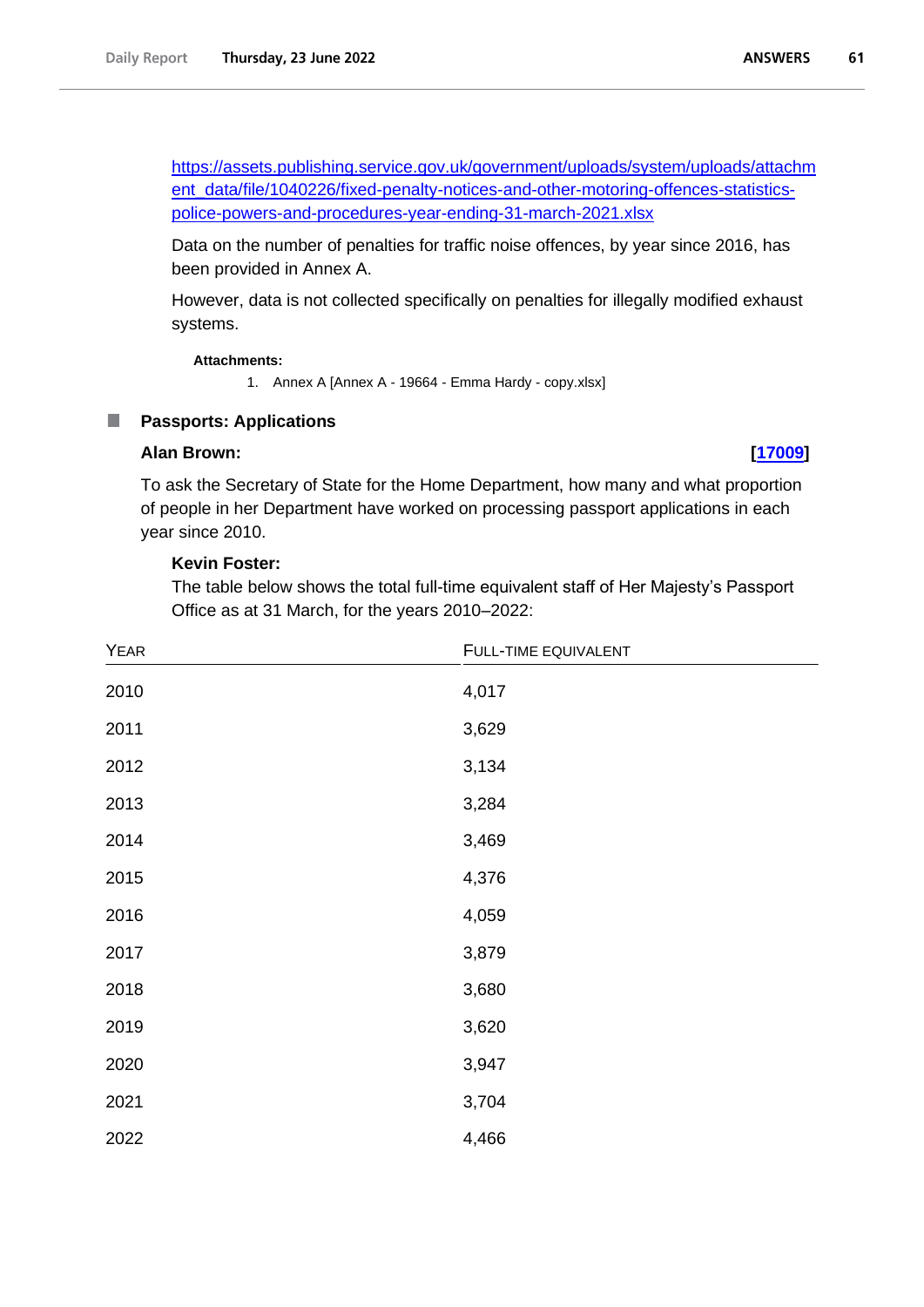https://assets.publishing.service.gov.uk/government/uploads/system/uploads/attachment_data/file/1040226/fixed-penalty-notices-and-other-motoring-offences-statistics-police-powers-and-procedures-year-ending-31-march-2021.xlsx

Data on the number of penalties for traffic noise offences, by year since 2016, has been provided in Annex A.

However, data is not collected specifically on penalties for illegally modified exhaust systems.

**Attachments:**

1. Annex A [Annex A - 19664 - Emma Hardy - copy.xlsx]

## Passports: Applications

**Alan Brown:** **[17009]**

To ask the Secretary of State for the Home Department, how many and what proportion of people in her Department have worked on processing passport applications in each year since 2010.

**Kevin Foster:**

The table below shows the total full-time equivalent staff of Her Majesty's Passport Office as at 31 March, for the years 2010–2022:

| Year | Full-time equivalent |
|---|---|
| 2010 | 4,017 |
| 2011 | 3,629 |
| 2012 | 3,134 |
| 2013 | 3,284 |
| 2014 | 3,469 |
| 2015 | 4,376 |
| 2016 | 4,059 |
| 2017 | 3,879 |
| 2018 | 3,680 |
| 2019 | 3,620 |
| 2020 | 3,947 |
| 2021 | 3,704 |
| 2022 | 4,466 |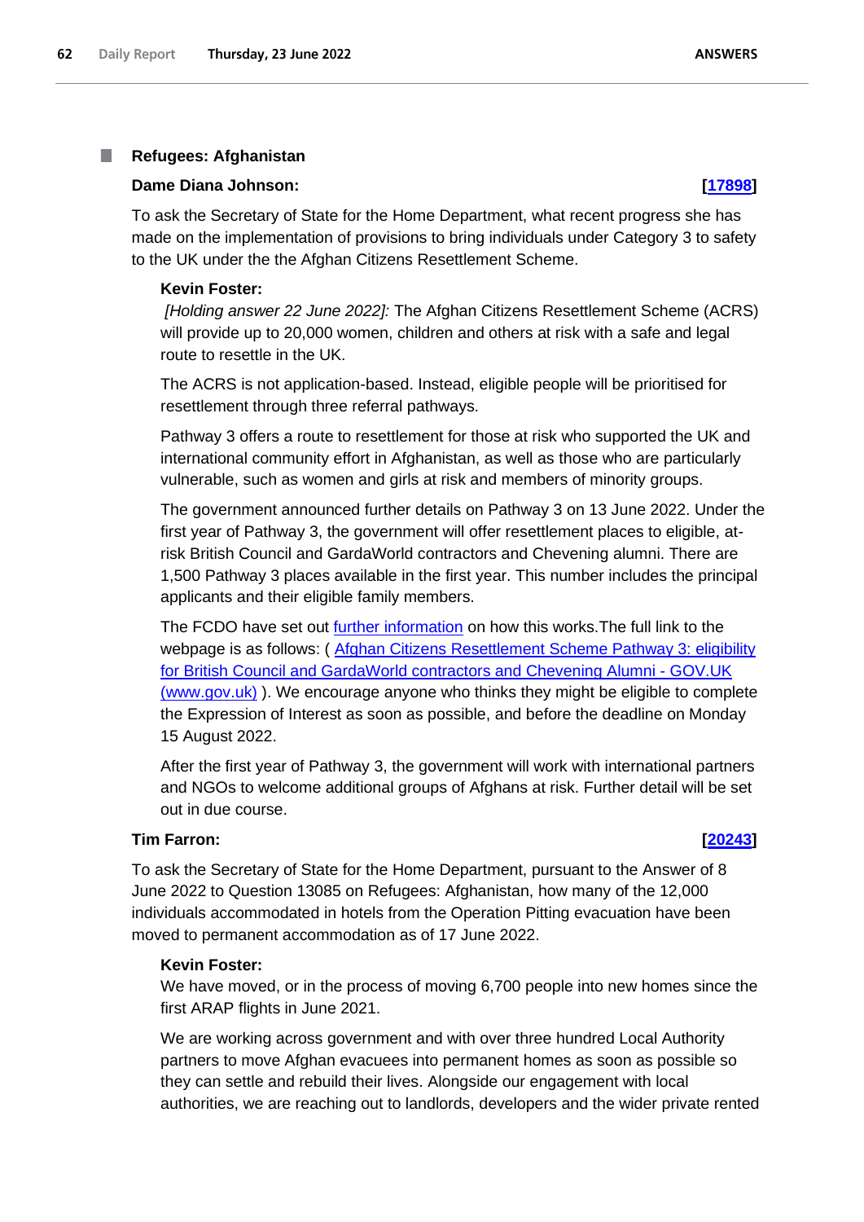### Refugees: Afghanistan

**Dame Diana Johnson: [17898]**

To ask the Secretary of State for the Home Department, what recent progress she has made on the implementation of provisions to bring individuals under Category 3 to safety to the UK under the the Afghan Citizens Resettlement Scheme.

**Kevin Foster:**

*[Holding answer 22 June 2022]:* The Afghan Citizens Resettlement Scheme (ACRS) will provide up to 20,000 women, children and others at risk with a safe and legal route to resettle in the UK.

The ACRS is not application-based. Instead, eligible people will be prioritised for resettlement through three referral pathways.

Pathway 3 offers a route to resettlement for those at risk who supported the UK and international community effort in Afghanistan, as well as those who are particularly vulnerable, such as women and girls at risk and members of minority groups.

The government announced further details on Pathway 3 on 13 June 2022. Under the first year of Pathway 3, the government will offer resettlement places to eligible, at-risk British Council and GardaWorld contractors and Chevening alumni. There are 1,500 Pathway 3 places available in the first year. This number includes the principal applicants and their eligible family members.

The FCDO have set out further information on how this works.The full link to the webpage is as follows: ( Afghan Citizens Resettlement Scheme Pathway 3: eligibility for British Council and GardaWorld contractors and Chevening Alumni - GOV.UK (www.gov.uk) ). We encourage anyone who thinks they might be eligible to complete the Expression of Interest as soon as possible, and before the deadline on Monday 15 August 2022.

After the first year of Pathway 3, the government will work with international partners and NGOs to welcome additional groups of Afghans at risk. Further detail will be set out in due course.

**Tim Farron: [20243]**

To ask the Secretary of State for the Home Department, pursuant to the Answer of 8 June 2022 to Question 13085 on Refugees: Afghanistan, how many of the 12,000 individuals accommodated in hotels from the Operation Pitting evacuation have been moved to permanent accommodation as of 17 June 2022.

**Kevin Foster:**

We have moved, or in the process of moving 6,700 people into new homes since the first ARAP flights in June 2021.

We are working across government and with over three hundred Local Authority partners to move Afghan evacuees into permanent homes as soon as possible so they can settle and rebuild their lives. Alongside our engagement with local authorities, we are reaching out to landlords, developers and the wider private rented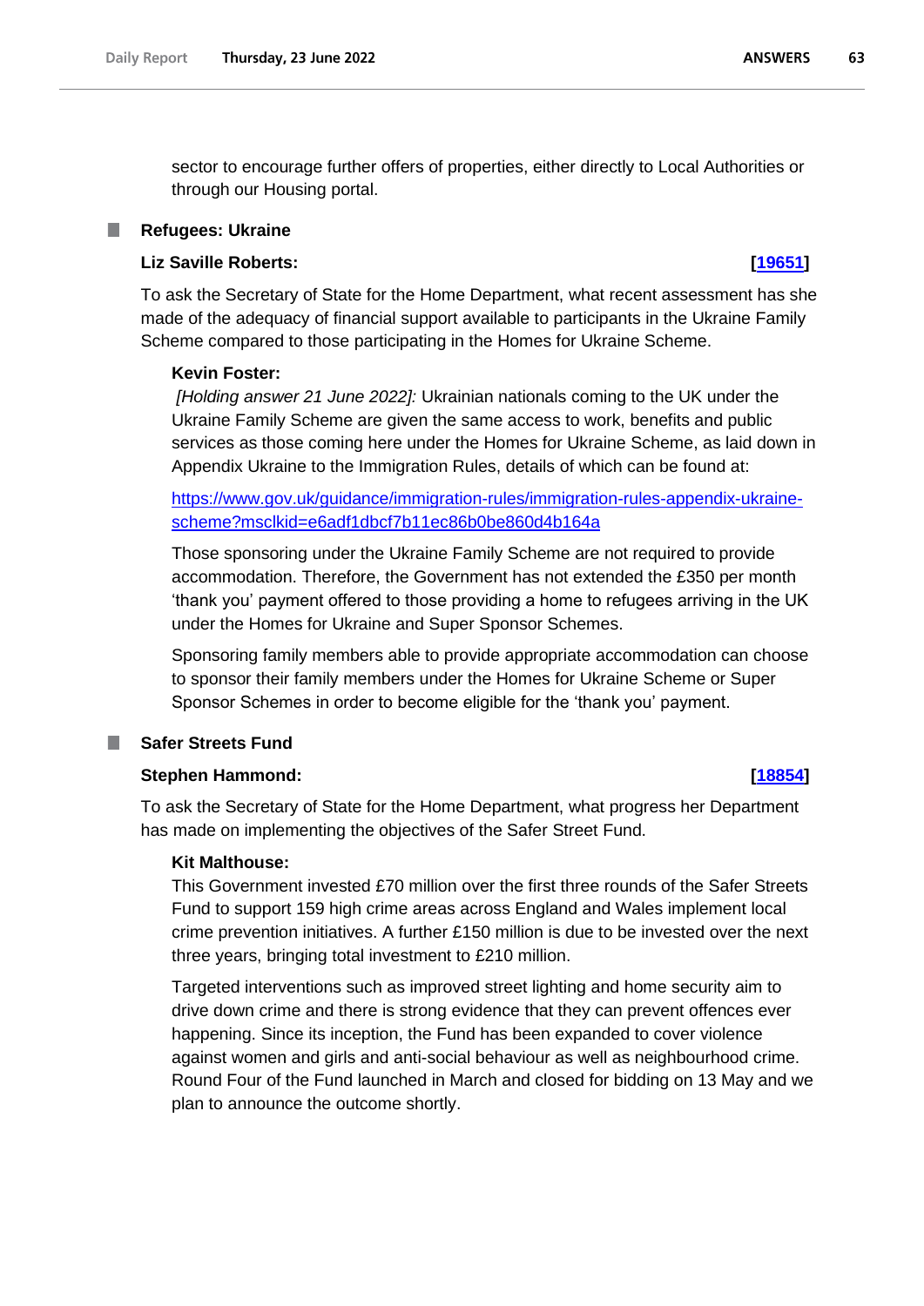sector to encourage further offers of properties, either directly to Local Authorities or through our Housing portal.

## Refugees: Ukraine

**Liz Saville Roberts:** **[19651]**

To ask the Secretary of State for the Home Department, what recent assessment has she made of the adequacy of financial support available to participants in the Ukraine Family Scheme compared to those participating in the Homes for Ukraine Scheme.

**Kevin Foster:**

*[Holding answer 21 June 2022]:* Ukrainian nationals coming to the UK under the Ukraine Family Scheme are given the same access to work, benefits and public services as those coming here under the Homes for Ukraine Scheme, as laid down in Appendix Ukraine to the Immigration Rules, details of which can be found at:

https://www.gov.uk/guidance/immigration-rules/immigration-rules-appendix-ukraine-scheme?msclkid=e6adf1dbcf7b11ec86b0be860d4b164a

Those sponsoring under the Ukraine Family Scheme are not required to provide accommodation. Therefore, the Government has not extended the £350 per month 'thank you' payment offered to those providing a home to refugees arriving in the UK under the Homes for Ukraine and Super Sponsor Schemes.

Sponsoring family members able to provide appropriate accommodation can choose to sponsor their family members under the Homes for Ukraine Scheme or Super Sponsor Schemes in order to become eligible for the 'thank you' payment.

## Safer Streets Fund

**Stephen Hammond:** **[18854]**

To ask the Secretary of State for the Home Department, what progress her Department has made on implementing the objectives of the Safer Street Fund.

**Kit Malthouse:**

This Government invested £70 million over the first three rounds of the Safer Streets Fund to support 159 high crime areas across England and Wales implement local crime prevention initiatives. A further £150 million is due to be invested over the next three years, bringing total investment to £210 million.

Targeted interventions such as improved street lighting and home security aim to drive down crime and there is strong evidence that they can prevent offences ever happening. Since its inception, the Fund has been expanded to cover violence against women and girls and anti-social behaviour as well as neighbourhood crime. Round Four of the Fund launched in March and closed for bidding on 13 May and we plan to announce the outcome shortly.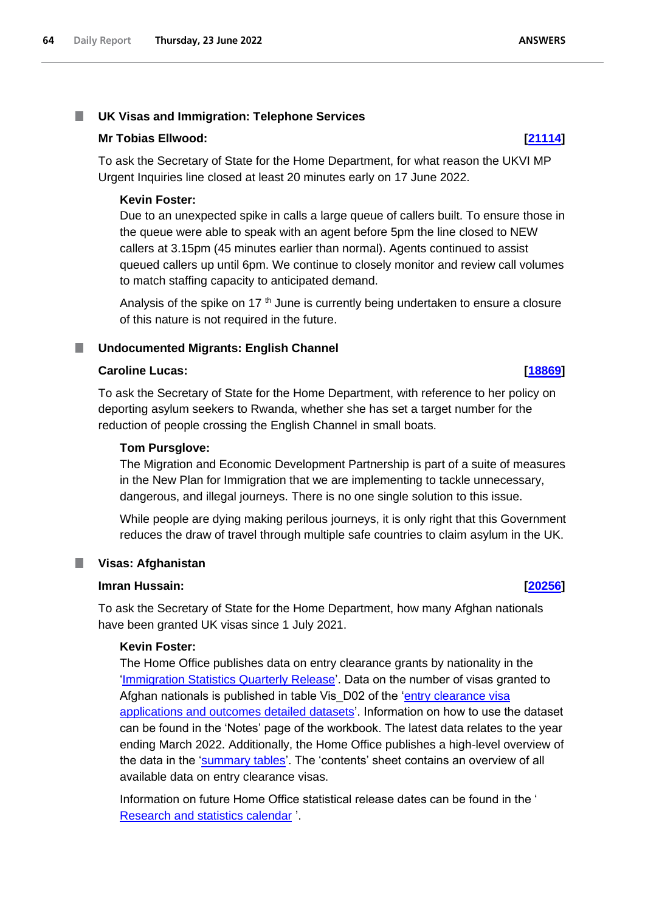## UK Visas and Immigration: Telephone Services

**Mr Tobias Ellwood:** **[21114]**

To ask the Secretary of State for the Home Department, for what reason the UKVI MP Urgent Inquiries line closed at least 20 minutes early on 17 June 2022.

**Kevin Foster:**

Due to an unexpected spike in calls a large queue of callers built. To ensure those in the queue were able to speak with an agent before 5pm the line closed to NEW callers at 3.15pm (45 minutes earlier than normal). Agents continued to assist queued callers up until 6pm. We continue to closely monitor and review call volumes to match staffing capacity to anticipated demand.

Analysis of the spike on 17 th June is currently being undertaken to ensure a closure of this nature is not required in the future.

## Undocumented Migrants: English Channel

**Caroline Lucas:** **[18869]**

To ask the Secretary of State for the Home Department, with reference to her policy on deporting asylum seekers to Rwanda, whether she has set a target number for the reduction of people crossing the English Channel in small boats.

**Tom Pursglove:**

The Migration and Economic Development Partnership is part of a suite of measures in the New Plan for Immigration that we are implementing to tackle unnecessary, dangerous, and illegal journeys. There is no one single solution to this issue.

While people are dying making perilous journeys, it is only right that this Government reduces the draw of travel through multiple safe countries to claim asylum in the UK.

## Visas: Afghanistan

**Imran Hussain:** **[20256]**

To ask the Secretary of State for the Home Department, how many Afghan nationals have been granted UK visas since 1 July 2021.

**Kevin Foster:**

The Home Office publishes data on entry clearance grants by nationality in the 'Immigration Statistics Quarterly Release'. Data on the number of visas granted to Afghan nationals is published in table Vis_D02 of the 'entry clearance visa applications and outcomes detailed datasets'. Information on how to use the dataset can be found in the 'Notes' page of the workbook. The latest data relates to the year ending March 2022. Additionally, the Home Office publishes a high-level overview of the data in the 'summary tables'. The 'contents' sheet contains an overview of all available data on entry clearance visas.

Information on future Home Office statistical release dates can be found in the ' Research and statistics calendar '.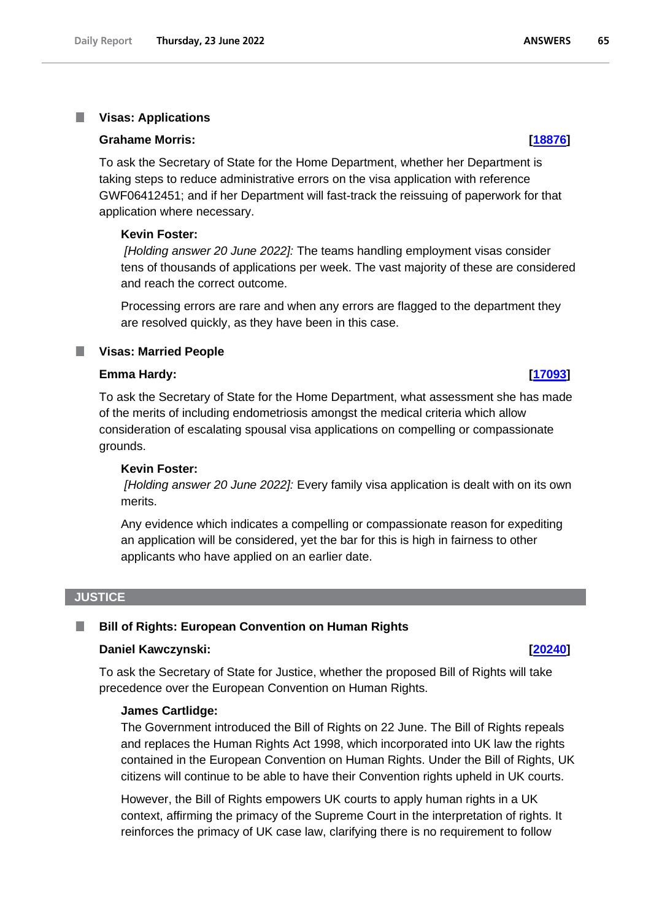### Visas: Applications

**Grahame Morris:** **[18876]**

To ask the Secretary of State for the Home Department, whether her Department is taking steps to reduce administrative errors on the visa application with reference GWF06412451; and if her Department will fast-track the reissuing of paperwork for that application where necessary.

**Kevin Foster:**

*[Holding answer 20 June 2022]:* The teams handling employment visas consider tens of thousands of applications per week. The vast majority of these are considered and reach the correct outcome.

Processing errors are rare and when any errors are flagged to the department they are resolved quickly, as they have been in this case.

### Visas: Married People

**Emma Hardy:** **[17093]**

To ask the Secretary of State for the Home Department, what assessment she has made of the merits of including endometriosis amongst the medical criteria which allow consideration of escalating spousal visa applications on compelling or compassionate grounds.

**Kevin Foster:**

*[Holding answer 20 June 2022]:* Every family visa application is dealt with on its own merits.

Any evidence which indicates a compelling or compassionate reason for expediting an application will be considered, yet the bar for this is high in fairness to other applicants who have applied on an earlier date.

## JUSTICE

### Bill of Rights: European Convention on Human Rights

**Daniel Kawczynski:** **[20240]**

To ask the Secretary of State for Justice, whether the proposed Bill of Rights will take precedence over the European Convention on Human Rights.

**James Cartlidge:**

The Government introduced the Bill of Rights on 22 June. The Bill of Rights repeals and replaces the Human Rights Act 1998, which incorporated into UK law the rights contained in the European Convention on Human Rights. Under the Bill of Rights, UK citizens will continue to be able to have their Convention rights upheld in UK courts.

However, the Bill of Rights empowers UK courts to apply human rights in a UK context, affirming the primacy of the Supreme Court in the interpretation of rights. It reinforces the primacy of UK case law, clarifying there is no requirement to follow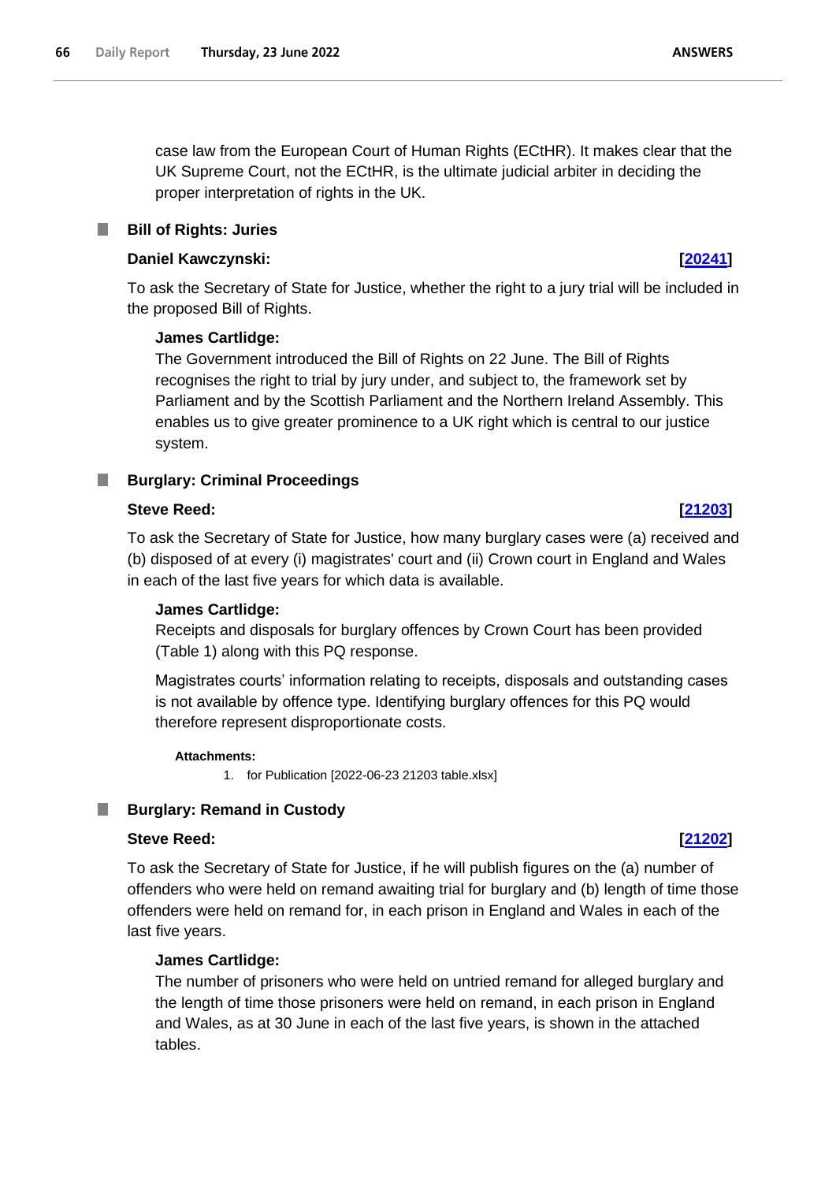case law from the European Court of Human Rights (ECtHR). It makes clear that the UK Supreme Court, not the ECtHR, is the ultimate judicial arbiter in deciding the proper interpretation of rights in the UK.

### Bill of Rights: Juries

**Daniel Kawczynski:** **[20241]**

To ask the Secretary of State for Justice, whether the right to a jury trial will be included in the proposed Bill of Rights.

**James Cartlidge:**

The Government introduced the Bill of Rights on 22 June. The Bill of Rights recognises the right to trial by jury under, and subject to, the framework set by Parliament and by the Scottish Parliament and the Northern Ireland Assembly. This enables us to give greater prominence to a UK right which is central to our justice system.

### Burglary: Criminal Proceedings

**Steve Reed:** **[21203]**

To ask the Secretary of State for Justice, how many burglary cases were (a) received and (b) disposed of at every (i) magistrates' court and (ii) Crown court in England and Wales in each of the last five years for which data is available.

**James Cartlidge:**

Receipts and disposals for burglary offences by Crown Court has been provided (Table 1) along with this PQ response.

Magistrates courts' information relating to receipts, disposals and outstanding cases is not available by offence type. Identifying burglary offences for this PQ would therefore represent disproportionate costs.

**Attachments:**

1. for Publication [2022-06-23 21203 table.xlsx]

### Burglary: Remand in Custody

**Steve Reed:** **[21202]**

To ask the Secretary of State for Justice, if he will publish figures on the (a) number of offenders who were held on remand awaiting trial for burglary and (b) length of time those offenders were held on remand for, in each prison in England and Wales in each of the last five years.

**James Cartlidge:**

The number of prisoners who were held on untried remand for alleged burglary and the length of time those prisoners were held on remand, in each prison in England and Wales, as at 30 June in each of the last five years, is shown in the attached tables.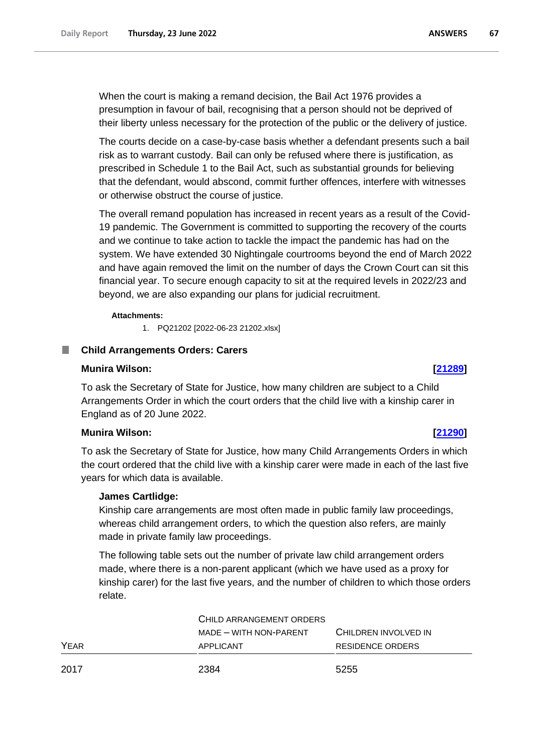When the court is making a remand decision, the Bail Act 1976 provides a presumption in favour of bail, recognising that a person should not be deprived of their liberty unless necessary for the protection of the public or the delivery of justice.

The courts decide on a case-by-case basis whether a defendant presents such a bail risk as to warrant custody. Bail can only be refused where there is justification, as prescribed in Schedule 1 to the Bail Act, such as substantial grounds for believing that the defendant, would abscond, commit further offences, interfere with witnesses or otherwise obstruct the course of justice.

The overall remand population has increased in recent years as a result of the Covid-19 pandemic. The Government is committed to supporting the recovery of the courts and we continue to take action to tackle the impact the pandemic has had on the system. We have extended 30 Nightingale courtrooms beyond the end of March 2022 and have again removed the limit on the number of days the Crown Court can sit this financial year. To secure enough capacity to sit at the required levels in 2022/23 and beyond, we are also expanding our plans for judicial recruitment.

**Attachments:**

1. PQ21202 [2022-06-23 21202.xlsx]

## Child Arrangements Orders: Carers

**Munira Wilson:** **[21289]**

To ask the Secretary of State for Justice, how many children are subject to a Child Arrangements Order in which the court orders that the child live with a kinship carer in England as of 20 June 2022.

**Munira Wilson:** **[21290]**

To ask the Secretary of State for Justice, how many Child Arrangements Orders in which the court ordered that the child live with a kinship carer were made in each of the last five years for which data is available.

**James Cartlidge:**

Kinship care arrangements are most often made in public family law proceedings, whereas child arrangement orders, to which the question also refers, are mainly made in private family law proceedings.

The following table sets out the number of private law child arrangement orders made, where there is a non-parent applicant (which we have used as a proxy for kinship carer) for the last five years, and the number of children to which those orders relate.

| Year | Child arrangement orders made – with non-parent applicant | Children involved in residence orders |
|---|---|---|
| 2017 | 2384 | 5255 |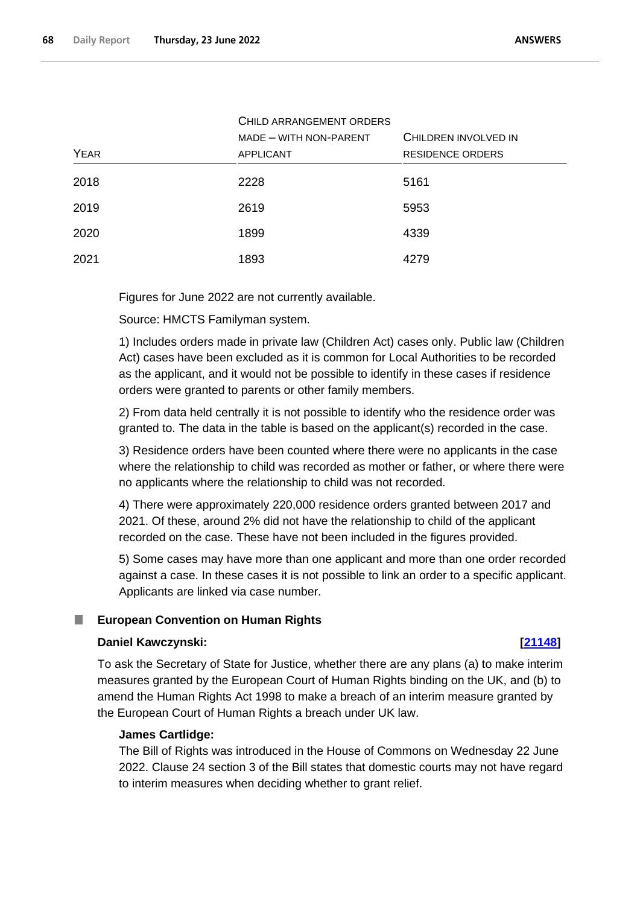| Year | Child arrangement orders made – with non-parent applicant | Children involved in residence orders |
|---|---|---|
| 2018 | 2228 | 5161 |
| 2019 | 2619 | 5953 |
| 2020 | 1899 | 4339 |
| 2021 | 1893 | 4279 |

Figures for June 2022 are not currently available.

Source: HMCTS Familyman system.

1) Includes orders made in private law (Children Act) cases only. Public law (Children Act) cases have been excluded as it is common for Local Authorities to be recorded as the applicant, and it would not be possible to identify in these cases if residence orders were granted to parents or other family members.

2) From data held centrally it is not possible to identify who the residence order was granted to. The data in the table is based on the applicant(s) recorded in the case.

3) Residence orders have been counted where there were no applicants in the case where the relationship to child was recorded as mother or father, or where there were no applicants where the relationship to child was not recorded.

4) There were approximately 220,000 residence orders granted between 2017 and 2021. Of these, around 2% did not have the relationship to child of the applicant recorded on the case. These have not been included in the figures provided.

5) Some cases may have more than one applicant and more than one order recorded against a case. In these cases it is not possible to link an order to a specific applicant. Applicants are linked via case number.

## European Convention on Human Rights

**Daniel Kawczynski:** **[21148]**

To ask the Secretary of State for Justice, whether there are any plans (a) to make interim measures granted by the European Court of Human Rights binding on the UK, and (b) to amend the Human Rights Act 1998 to make a breach of an interim measure granted by the European Court of Human Rights a breach under UK law.

**James Cartlidge:**

The Bill of Rights was introduced in the House of Commons on Wednesday 22 June 2022. Clause 24 section 3 of the Bill states that domestic courts may not have regard to interim measures when deciding whether to grant relief.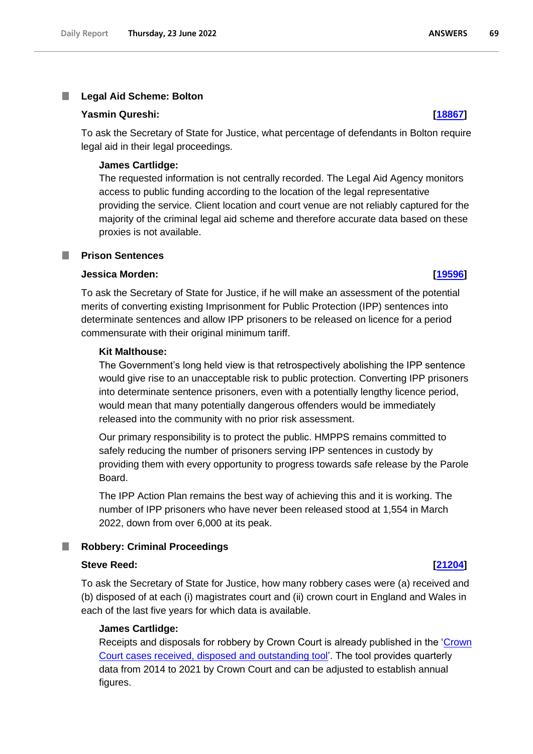## Legal Aid Scheme: Bolton

**Yasmin Qureshi:** **[18867]**

To ask the Secretary of State for Justice, what percentage of defendants in Bolton require legal aid in their legal proceedings.

**James Cartlidge:**

The requested information is not centrally recorded. The Legal Aid Agency monitors access to public funding according to the location of the legal representative providing the service. Client location and court venue are not reliably captured for the majority of the criminal legal aid scheme and therefore accurate data based on these proxies is not available.

## Prison Sentences

**Jessica Morden:** **[19596]**

To ask the Secretary of State for Justice, if he will make an assessment of the potential merits of converting existing Imprisonment for Public Protection (IPP) sentences into determinate sentences and allow IPP prisoners to be released on licence for a period commensurate with their original minimum tariff.

**Kit Malthouse:**

The Government's long held view is that retrospectively abolishing the IPP sentence would give rise to an unacceptable risk to public protection. Converting IPP prisoners into determinate sentence prisoners, even with a potentially lengthy licence period, would mean that many potentially dangerous offenders would be immediately released into the community with no prior risk assessment.

Our primary responsibility is to protect the public. HMPPS remains committed to safely reducing the number of prisoners serving IPP sentences in custody by providing them with every opportunity to progress towards safe release by the Parole Board.

The IPP Action Plan remains the best way of achieving this and it is working. The number of IPP prisoners who have never been released stood at 1,554 in March 2022, down from over 6,000 at its peak.

## Robbery: Criminal Proceedings

**Steve Reed:** **[21204]**

To ask the Secretary of State for Justice, how many robbery cases were (a) received and (b) disposed of at each (i) magistrates court and (ii) crown court in England and Wales in each of the last five years for which data is available.

**James Cartlidge:**

Receipts and disposals for robbery by Crown Court is already published in the 'Crown Court cases received, disposed and outstanding tool'. The tool provides quarterly data from 2014 to 2021 by Crown Court and can be adjusted to establish annual figures.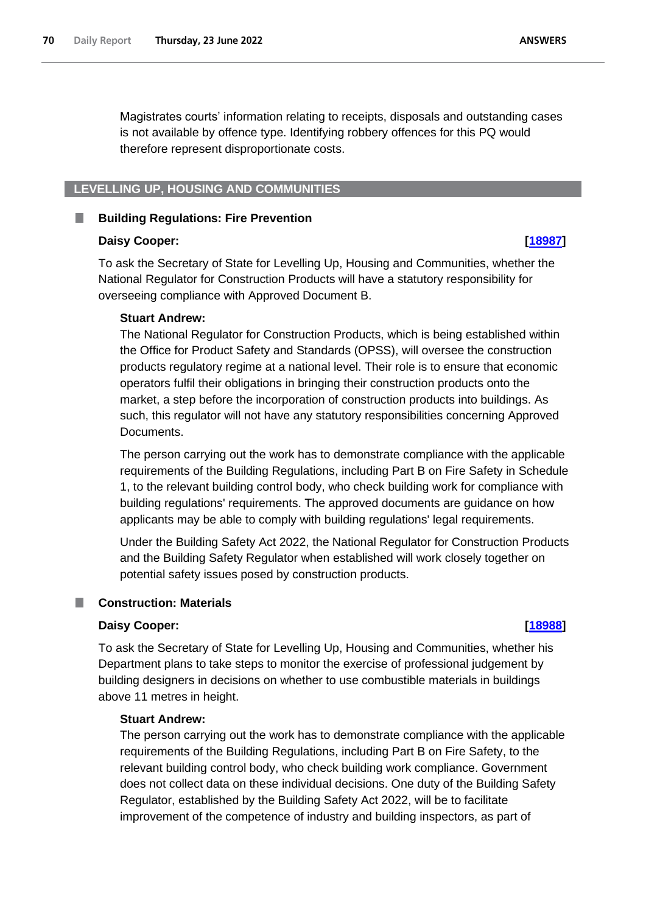Magistrates courts' information relating to receipts, disposals and outstanding cases is not available by offence type. Identifying robbery offences for this PQ would therefore represent disproportionate costs.

## LEVELLING UP, HOUSING AND COMMUNITIES

### Building Regulations: Fire Prevention

**Daisy Cooper:** **[18987]**

To ask the Secretary of State for Levelling Up, Housing and Communities, whether the National Regulator for Construction Products will have a statutory responsibility for overseeing compliance with Approved Document B.

**Stuart Andrew:**

The National Regulator for Construction Products, which is being established within the Office for Product Safety and Standards (OPSS), will oversee the construction products regulatory regime at a national level. Their role is to ensure that economic operators fulfil their obligations in bringing their construction products onto the market, a step before the incorporation of construction products into buildings. As such, this regulator will not have any statutory responsibilities concerning Approved Documents.

The person carrying out the work has to demonstrate compliance with the applicable requirements of the Building Regulations, including Part B on Fire Safety in Schedule 1, to the relevant building control body, who check building work for compliance with building regulations' requirements. The approved documents are guidance on how applicants may be able to comply with building regulations' legal requirements.

Under the Building Safety Act 2022, the National Regulator for Construction Products and the Building Safety Regulator when established will work closely together on potential safety issues posed by construction products.

### Construction: Materials

**Daisy Cooper:** **[18988]**

To ask the Secretary of State for Levelling Up, Housing and Communities, whether his Department plans to take steps to monitor the exercise of professional judgement by building designers in decisions on whether to use combustible materials in buildings above 11 metres in height.

**Stuart Andrew:**

The person carrying out the work has to demonstrate compliance with the applicable requirements of the Building Regulations, including Part B on Fire Safety, to the relevant building control body, who check building work compliance. Government does not collect data on these individual decisions. One duty of the Building Safety Regulator, established by the Building Safety Act 2022, will be to facilitate improvement of the competence of industry and building inspectors, as part of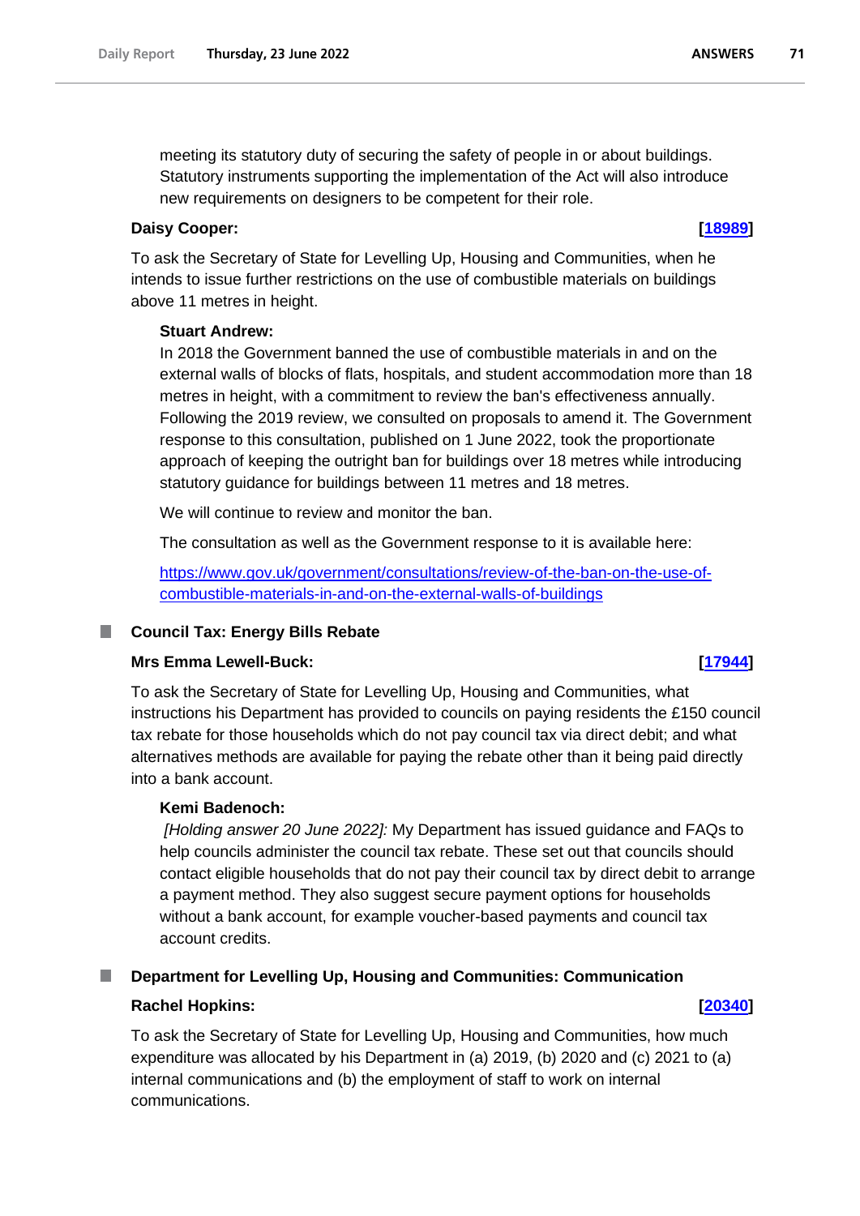meeting its statutory duty of securing the safety of people in or about buildings. Statutory instruments supporting the implementation of the Act will also introduce new requirements on designers to be competent for their role.

**Daisy Cooper:** **[18989]**

To ask the Secretary of State for Levelling Up, Housing and Communities, when he intends to issue further restrictions on the use of combustible materials on buildings above 11 metres in height.

**Stuart Andrew:**

In 2018 the Government banned the use of combustible materials in and on the external walls of blocks of flats, hospitals, and student accommodation more than 18 metres in height, with a commitment to review the ban's effectiveness annually. Following the 2019 review, we consulted on proposals to amend it. The Government response to this consultation, published on 1 June 2022, took the proportionate approach of keeping the outright ban for buildings over 18 metres while introducing statutory guidance for buildings between 11 metres and 18 metres.

We will continue to review and monitor the ban.

The consultation as well as the Government response to it is available here:

https://www.gov.uk/government/consultations/review-of-the-ban-on-the-use-of-combustible-materials-in-and-on-the-external-walls-of-buildings

### Council Tax: Energy Bills Rebate

**Mrs Emma Lewell-Buck:** **[17944]**

To ask the Secretary of State for Levelling Up, Housing and Communities, what instructions his Department has provided to councils on paying residents the £150 council tax rebate for those households which do not pay council tax via direct debit; and what alternatives methods are available for paying the rebate other than it being paid directly into a bank account.

**Kemi Badenoch:**

*[Holding answer 20 June 2022]:* My Department has issued guidance and FAQs to help councils administer the council tax rebate. These set out that councils should contact eligible households that do not pay their council tax by direct debit to arrange a payment method. They also suggest secure payment options for households without a bank account, for example voucher-based payments and council tax account credits.

### Department for Levelling Up, Housing and Communities: Communication

**Rachel Hopkins:** **[20340]**

To ask the Secretary of State for Levelling Up, Housing and Communities, how much expenditure was allocated by his Department in (a) 2019, (b) 2020 and (c) 2021 to (a) internal communications and (b) the employment of staff to work on internal communications.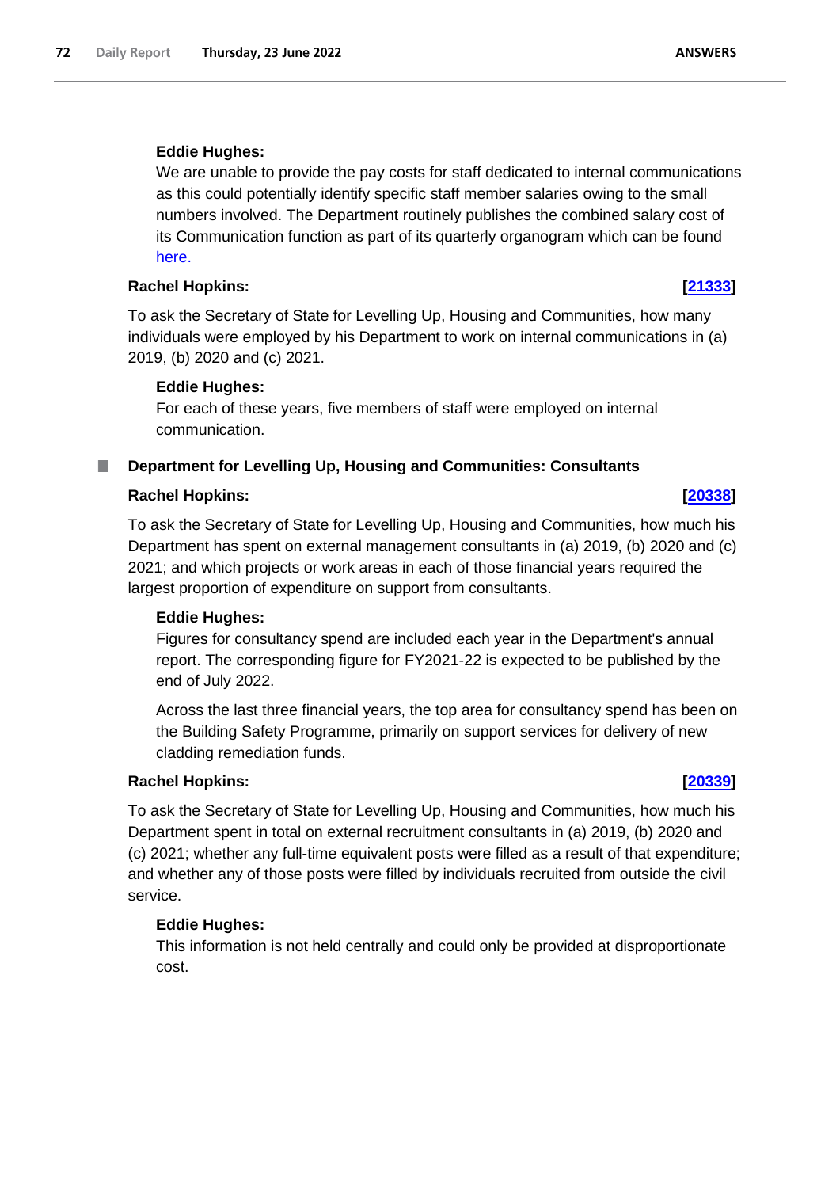**Eddie Hughes:**

We are unable to provide the pay costs for staff dedicated to internal communications as this could potentially identify specific staff member salaries owing to the small numbers involved. The Department routinely publishes the combined salary cost of its Communication function as part of its quarterly organogram which can be found here.

**Rachel Hopkins:** **[21333]**

To ask the Secretary of State for Levelling Up, Housing and Communities, how many individuals were employed by his Department to work on internal communications in (a) 2019, (b) 2020 and (c) 2021.

**Eddie Hughes:**

For each of these years, five members of staff were employed on internal communication.

### Department for Levelling Up, Housing and Communities: Consultants

**Rachel Hopkins:** **[20338]**

To ask the Secretary of State for Levelling Up, Housing and Communities, how much his Department has spent on external management consultants in (a) 2019, (b) 2020 and (c) 2021; and which projects or work areas in each of those financial years required the largest proportion of expenditure on support from consultants.

**Eddie Hughes:**

Figures for consultancy spend are included each year in the Department's annual report. The corresponding figure for FY2021-22 is expected to be published by the end of July 2022.

Across the last three financial years, the top area for consultancy spend has been on the Building Safety Programme, primarily on support services for delivery of new cladding remediation funds.

**Rachel Hopkins:** **[20339]**

To ask the Secretary of State for Levelling Up, Housing and Communities, how much his Department spent in total on external recruitment consultants in (a) 2019, (b) 2020 and (c) 2021; whether any full-time equivalent posts were filled as a result of that expenditure; and whether any of those posts were filled by individuals recruited from outside the civil service.

**Eddie Hughes:**

This information is not held centrally and could only be provided at disproportionate cost.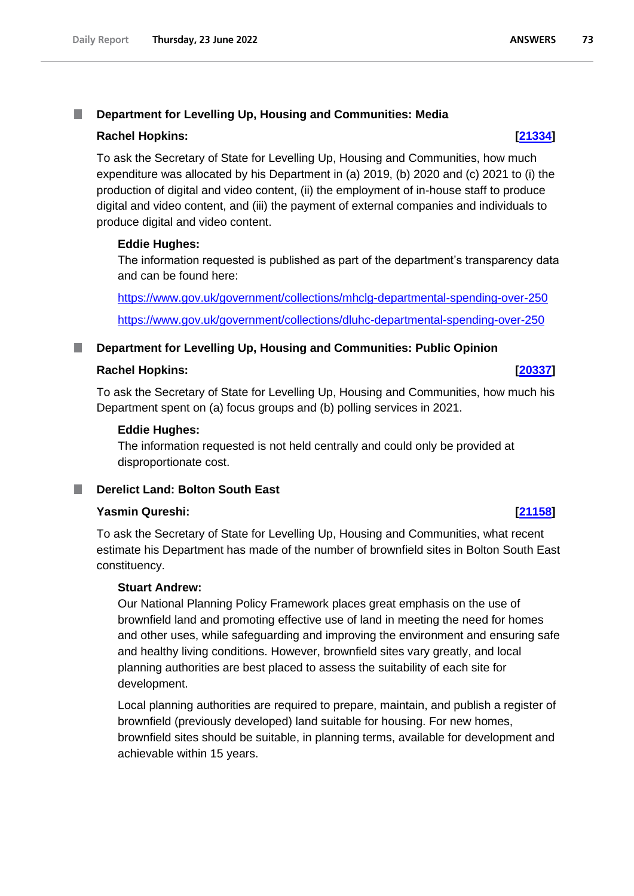### Department for Levelling Up, Housing and Communities: Media

**Rachel Hopkins:** **[21334]**

To ask the Secretary of State for Levelling Up, Housing and Communities, how much expenditure was allocated by his Department in (a) 2019, (b) 2020 and (c) 2021 to (i) the production of digital and video content, (ii) the employment of in-house staff to produce digital and video content, and (iii) the payment of external companies and individuals to produce digital and video content.

**Eddie Hughes:**

The information requested is published as part of the department's transparency data and can be found here:

https://www.gov.uk/government/collections/mhclg-departmental-spending-over-250

https://www.gov.uk/government/collections/dluhc-departmental-spending-over-250

### Department for Levelling Up, Housing and Communities: Public Opinion

**Rachel Hopkins:** **[20337]**

To ask the Secretary of State for Levelling Up, Housing and Communities, how much his Department spent on (a) focus groups and (b) polling services in 2021.

**Eddie Hughes:**

The information requested is not held centrally and could only be provided at disproportionate cost.

### Derelict Land: Bolton South East

**Yasmin Qureshi:** **[21158]**

To ask the Secretary of State for Levelling Up, Housing and Communities, what recent estimate his Department has made of the number of brownfield sites in Bolton South East constituency.

**Stuart Andrew:**

Our National Planning Policy Framework places great emphasis on the use of brownfield land and promoting effective use of land in meeting the need for homes and other uses, while safeguarding and improving the environment and ensuring safe and healthy living conditions. However, brownfield sites vary greatly, and local planning authorities are best placed to assess the suitability of each site for development.

Local planning authorities are required to prepare, maintain, and publish a register of brownfield (previously developed) land suitable for housing. For new homes, brownfield sites should be suitable, in planning terms, available for development and achievable within 15 years.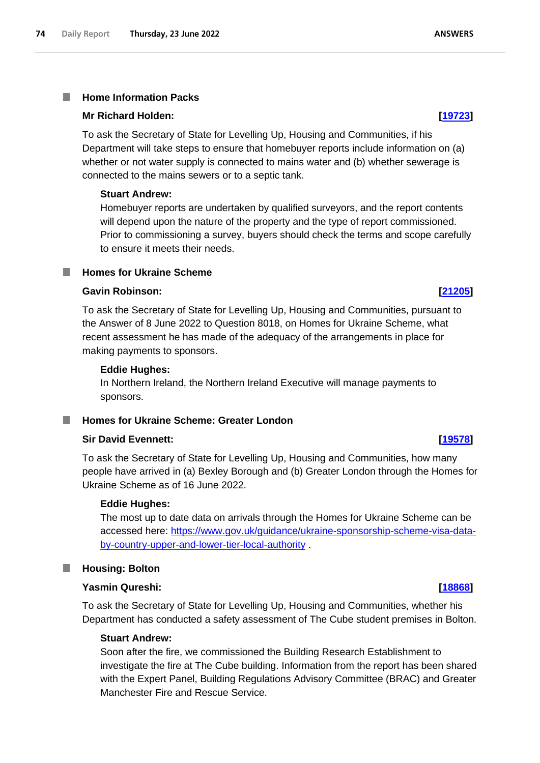## Home Information Packs

**Mr Richard Holden:** **[19723]**

To ask the Secretary of State for Levelling Up, Housing and Communities, if his Department will take steps to ensure that homebuyer reports include information on (a) whether or not water supply is connected to mains water and (b) whether sewerage is connected to the mains sewers or to a septic tank.

**Stuart Andrew:**

Homebuyer reports are undertaken by qualified surveyors, and the report contents will depend upon the nature of the property and the type of report commissioned. Prior to commissioning a survey, buyers should check the terms and scope carefully to ensure it meets their needs.

## Homes for Ukraine Scheme

**Gavin Robinson:** **[21205]**

To ask the Secretary of State for Levelling Up, Housing and Communities, pursuant to the Answer of 8 June 2022 to Question 8018, on Homes for Ukraine Scheme, what recent assessment he has made of the adequacy of the arrangements in place for making payments to sponsors.

**Eddie Hughes:**

In Northern Ireland, the Northern Ireland Executive will manage payments to sponsors.

## Homes for Ukraine Scheme: Greater London

**Sir David Evennett:** **[19578]**

To ask the Secretary of State for Levelling Up, Housing and Communities, how many people have arrived in (a) Bexley Borough and (b) Greater London through the Homes for Ukraine Scheme as of 16 June 2022.

**Eddie Hughes:**

The most up to date data on arrivals through the Homes for Ukraine Scheme can be accessed here: https://www.gov.uk/guidance/ukraine-sponsorship-scheme-visa-data-by-country-upper-and-lower-tier-local-authority .

## Housing: Bolton

**Yasmin Qureshi:** **[18868]**

To ask the Secretary of State for Levelling Up, Housing and Communities, whether his Department has conducted a safety assessment of The Cube student premises in Bolton.

**Stuart Andrew:**

Soon after the fire, we commissioned the Building Research Establishment to investigate the fire at The Cube building. Information from the report has been shared with the Expert Panel, Building Regulations Advisory Committee (BRAC) and Greater Manchester Fire and Rescue Service.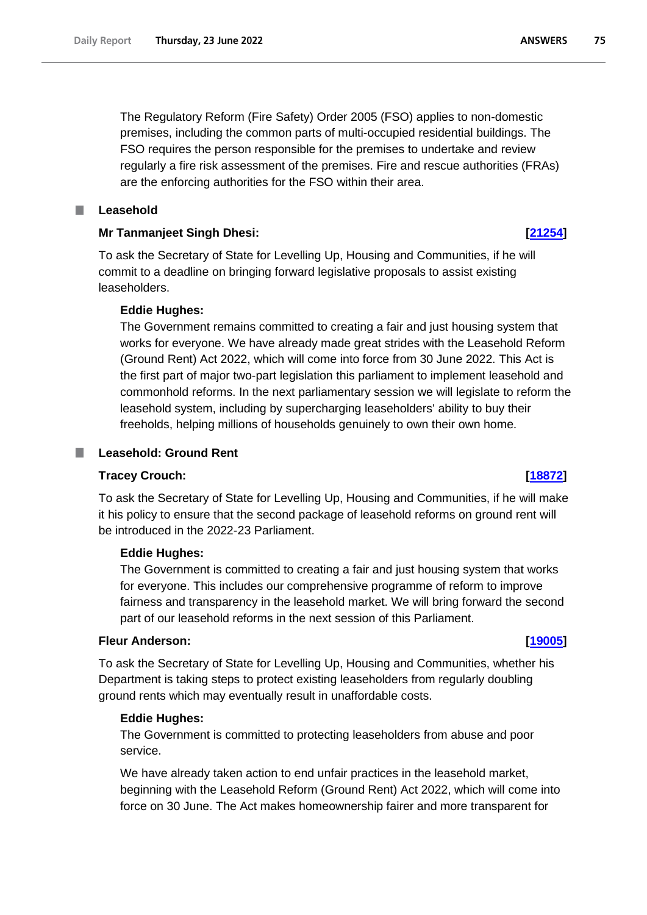The Regulatory Reform (Fire Safety) Order 2005 (FSO) applies to non-domestic premises, including the common parts of multi-occupied residential buildings. The FSO requires the person responsible for the premises to undertake and review regularly a fire risk assessment of the premises. Fire and rescue authorities (FRAs) are the enforcing authorities for the FSO within their area.

## Leasehold

**Mr Tanmanjeet Singh Dhesi: [21254]**

To ask the Secretary of State for Levelling Up, Housing and Communities, if he will commit to a deadline on bringing forward legislative proposals to assist existing leaseholders.

**Eddie Hughes:**

The Government remains committed to creating a fair and just housing system that works for everyone. We have already made great strides with the Leasehold Reform (Ground Rent) Act 2022, which will come into force from 30 June 2022. This Act is the first part of major two-part legislation this parliament to implement leasehold and commonhold reforms. In the next parliamentary session we will legislate to reform the leasehold system, including by supercharging leaseholders' ability to buy their freeholds, helping millions of households genuinely to own their own home.

## Leasehold: Ground Rent

**Tracey Crouch: [18872]**

To ask the Secretary of State for Levelling Up, Housing and Communities, if he will make it his policy to ensure that the second package of leasehold reforms on ground rent will be introduced in the 2022-23 Parliament.

**Eddie Hughes:**

The Government is committed to creating a fair and just housing system that works for everyone. This includes our comprehensive programme of reform to improve fairness and transparency in the leasehold market. We will bring forward the second part of our leasehold reforms in the next session of this Parliament.

**Fleur Anderson: [19005]**

To ask the Secretary of State for Levelling Up, Housing and Communities, whether his Department is taking steps to protect existing leaseholders from regularly doubling ground rents which may eventually result in unaffordable costs.

**Eddie Hughes:**

The Government is committed to protecting leaseholders from abuse and poor service.

We have already taken action to end unfair practices in the leasehold market, beginning with the Leasehold Reform (Ground Rent) Act 2022, which will come into force on 30 June. The Act makes homeownership fairer and more transparent for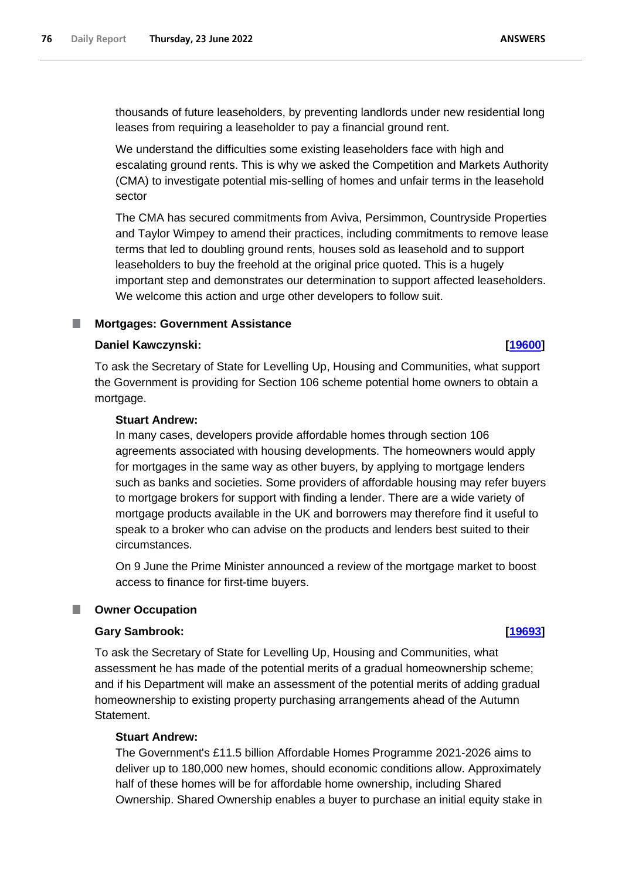thousands of future leaseholders, by preventing landlords under new residential long leases from requiring a leaseholder to pay a financial ground rent.

We understand the difficulties some existing leaseholders face with high and escalating ground rents. This is why we asked the Competition and Markets Authority (CMA) to investigate potential mis-selling of homes and unfair terms in the leasehold sector

The CMA has secured commitments from Aviva, Persimmon, Countryside Properties and Taylor Wimpey to amend their practices, including commitments to remove lease terms that led to doubling ground rents, houses sold as leasehold and to support leaseholders to buy the freehold at the original price quoted. This is a hugely important step and demonstrates our determination to support affected leaseholders. We welcome this action and urge other developers to follow suit.

## Mortgages: Government Assistance

**Daniel Kawczynski:** **[19600]**

To ask the Secretary of State for Levelling Up, Housing and Communities, what support the Government is providing for Section 106 scheme potential home owners to obtain a mortgage.

**Stuart Andrew:**

In many cases, developers provide affordable homes through section 106 agreements associated with housing developments. The homeowners would apply for mortgages in the same way as other buyers, by applying to mortgage lenders such as banks and societies. Some providers of affordable housing may refer buyers to mortgage brokers for support with finding a lender. There are a wide variety of mortgage products available in the UK and borrowers may therefore find it useful to speak to a broker who can advise on the products and lenders best suited to their circumstances.

On 9 June the Prime Minister announced a review of the mortgage market to boost access to finance for first-time buyers.

## Owner Occupation

**Gary Sambrook:** **[19693]**

To ask the Secretary of State for Levelling Up, Housing and Communities, what assessment he has made of the potential merits of a gradual homeownership scheme; and if his Department will make an assessment of the potential merits of adding gradual homeownership to existing property purchasing arrangements ahead of the Autumn Statement.

**Stuart Andrew:**

The Government's £11.5 billion Affordable Homes Programme 2021-2026 aims to deliver up to 180,000 new homes, should economic conditions allow. Approximately half of these homes will be for affordable home ownership, including Shared Ownership. Shared Ownership enables a buyer to purchase an initial equity stake in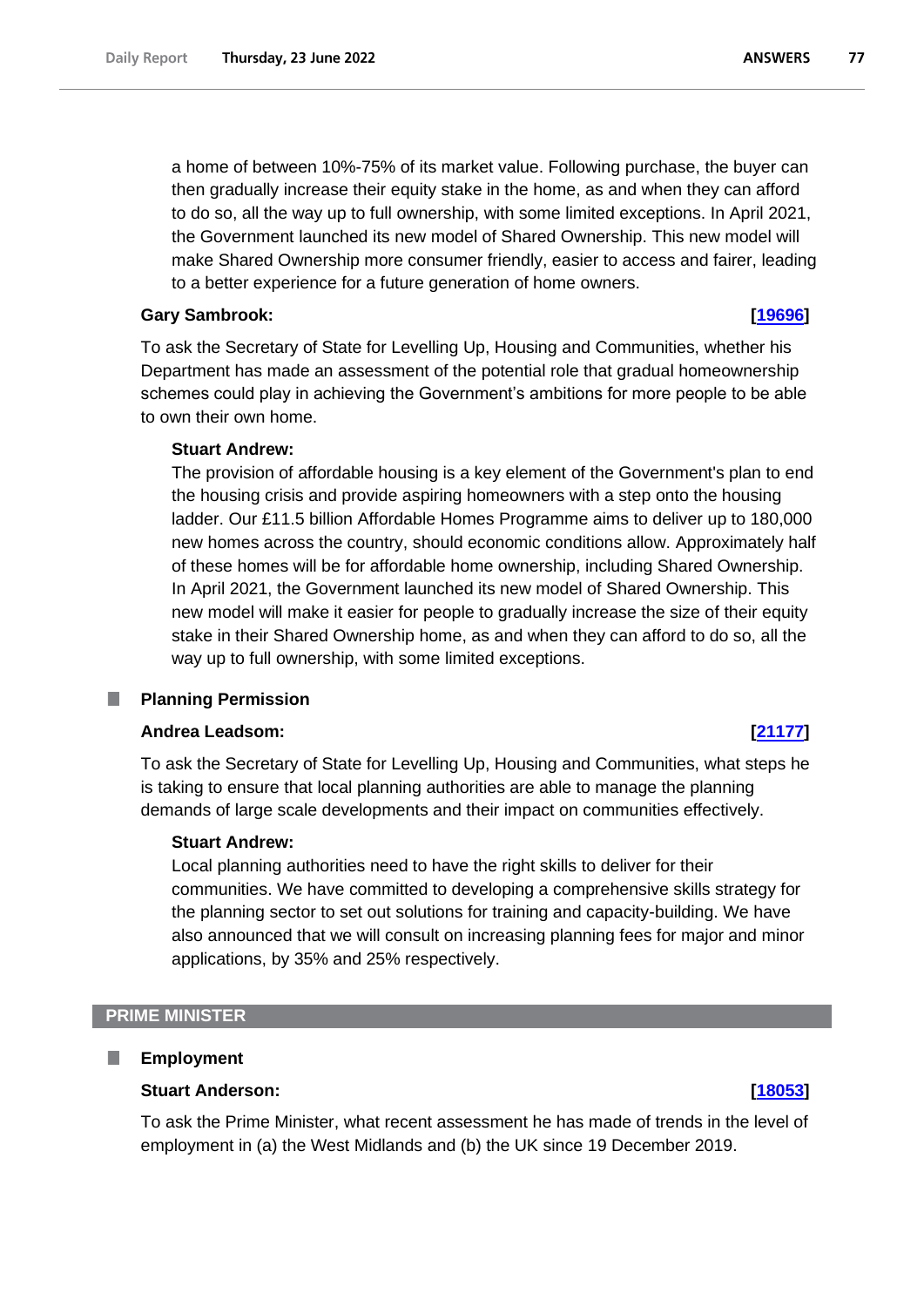a home of between 10%-75% of its market value. Following purchase, the buyer can then gradually increase their equity stake in the home, as and when they can afford to do so, all the way up to full ownership, with some limited exceptions. In April 2021, the Government launched its new model of Shared Ownership. This new model will make Shared Ownership more consumer friendly, easier to access and fairer, leading to a better experience for a future generation of home owners.

**Gary Sambrook:** **[19696]**

To ask the Secretary of State for Levelling Up, Housing and Communities, whether his Department has made an assessment of the potential role that gradual homeownership schemes could play in achieving the Government's ambitions for more people to be able to own their own home.

**Stuart Andrew:**

The provision of affordable housing is a key element of the Government's plan to end the housing crisis and provide aspiring homeowners with a step onto the housing ladder. Our £11.5 billion Affordable Homes Programme aims to deliver up to 180,000 new homes across the country, should economic conditions allow. Approximately half of these homes will be for affordable home ownership, including Shared Ownership. In April 2021, the Government launched its new model of Shared Ownership. This new model will make it easier for people to gradually increase the size of their equity stake in their Shared Ownership home, as and when they can afford to do so, all the way up to full ownership, with some limited exceptions.

### Planning Permission

**Andrea Leadsom:** **[21177]**

To ask the Secretary of State for Levelling Up, Housing and Communities, what steps he is taking to ensure that local planning authorities are able to manage the planning demands of large scale developments and their impact on communities effectively.

**Stuart Andrew:**

Local planning authorities need to have the right skills to deliver for their communities. We have committed to developing a comprehensive skills strategy for the planning sector to set out solutions for training and capacity-building. We have also announced that we will consult on increasing planning fees for major and minor applications, by 35% and 25% respectively.

## PRIME MINISTER

### Employment

**Stuart Anderson:** **[18053]**

To ask the Prime Minister, what recent assessment he has made of trends in the level of employment in (a) the West Midlands and (b) the UK since 19 December 2019.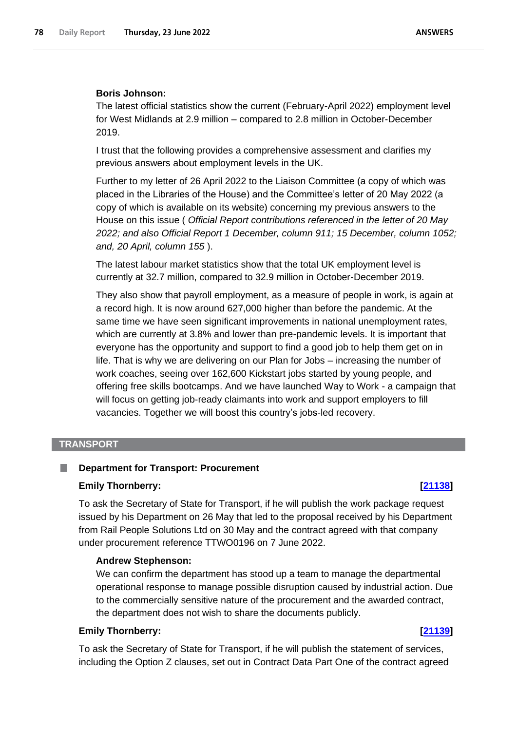**Boris Johnson:**

The latest official statistics show the current (February-April 2022) employment level for West Midlands at 2.9 million – compared to 2.8 million in October-December 2019.

I trust that the following provides a comprehensive assessment and clarifies my previous answers about employment levels in the UK.

Further to my letter of 26 April 2022 to the Liaison Committee (a copy of which was placed in the Libraries of the House) and the Committee's letter of 20 May 2022 (a copy of which is available on its website) concerning my previous answers to the House on this issue ( *Official Report contributions referenced in the letter of 20 May 2022; and also Official Report 1 December, column 911; 15 December, column 1052; and, 20 April, column 155* ).

The latest labour market statistics show that the total UK employment level is currently at 32.7 million, compared to 32.9 million in October-December 2019.

They also show that payroll employment, as a measure of people in work, is again at a record high. It is now around 627,000 higher than before the pandemic. At the same time we have seen significant improvements in national unemployment rates, which are currently at 3.8% and lower than pre-pandemic levels. It is important that everyone has the opportunity and support to find a good job to help them get on in life. That is why we are delivering on our Plan for Jobs – increasing the number of work coaches, seeing over 162,600 Kickstart jobs started by young people, and offering free skills bootcamps. And we have launched Way to Work - a campaign that will focus on getting job-ready claimants into work and support employers to fill vacancies. Together we will boost this country's jobs-led recovery.

## TRANSPORT

### Department for Transport: Procurement

**Emily Thornberry:** **[21138]**

To ask the Secretary of State for Transport, if he will publish the work package request issued by his Department on 26 May that led to the proposal received by his Department from Rail People Solutions Ltd on 30 May and the contract agreed with that company under procurement reference TTWO0196 on 7 June 2022.

**Andrew Stephenson:**

We can confirm the department has stood up a team to manage the departmental operational response to manage possible disruption caused by industrial action. Due to the commercially sensitive nature of the procurement and the awarded contract, the department does not wish to share the documents publicly.

**Emily Thornberry:** **[21139]**

To ask the Secretary of State for Transport, if he will publish the statement of services, including the Option Z clauses, set out in Contract Data Part One of the contract agreed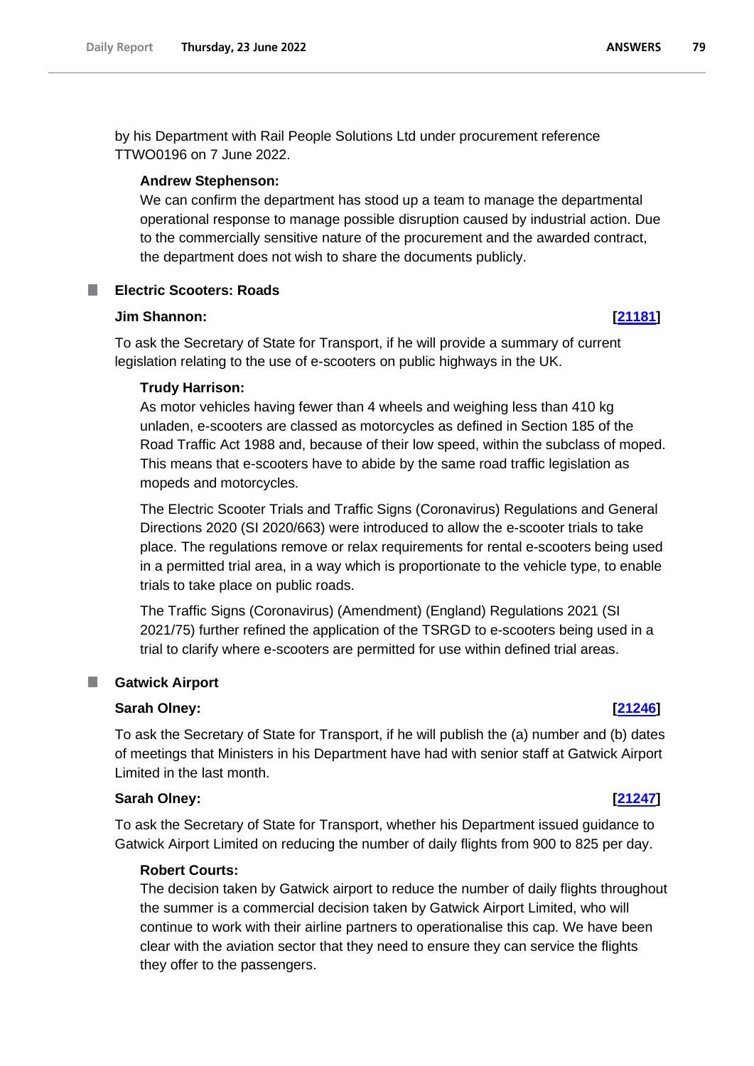by his Department with Rail People Solutions Ltd under procurement reference TTWO0196 on 7 June 2022.

**Andrew Stephenson:**

We can confirm the department has stood up a team to manage the departmental operational response to manage possible disruption caused by industrial action. Due to the commercially sensitive nature of the procurement and the awarded contract, the department does not wish to share the documents publicly.

## Electric Scooters: Roads

**Jim Shannon:** **[21181]**

To ask the Secretary of State for Transport, if he will provide a summary of current legislation relating to the use of e-scooters on public highways in the UK.

**Trudy Harrison:**

As motor vehicles having fewer than 4 wheels and weighing less than 410 kg unladen, e-scooters are classed as motorcycles as defined in Section 185 of the Road Traffic Act 1988 and, because of their low speed, within the subclass of moped. This means that e-scooters have to abide by the same road traffic legislation as mopeds and motorcycles.

The Electric Scooter Trials and Traffic Signs (Coronavirus) Regulations and General Directions 2020 (SI 2020/663) were introduced to allow the e-scooter trials to take place. The regulations remove or relax requirements for rental e-scooters being used in a permitted trial area, in a way which is proportionate to the vehicle type, to enable trials to take place on public roads.

The Traffic Signs (Coronavirus) (Amendment) (England) Regulations 2021 (SI 2021/75) further refined the application of the TSRGD to e-scooters being used in a trial to clarify where e-scooters are permitted for use within defined trial areas.

## Gatwick Airport

**Sarah Olney:** **[21246]**

To ask the Secretary of State for Transport, if he will publish the (a) number and (b) dates of meetings that Ministers in his Department have had with senior staff at Gatwick Airport Limited in the last month.

**Sarah Olney:** **[21247]**

To ask the Secretary of State for Transport, whether his Department issued guidance to Gatwick Airport Limited on reducing the number of daily flights from 900 to 825 per day.

**Robert Courts:**

The decision taken by Gatwick airport to reduce the number of daily flights throughout the summer is a commercial decision taken by Gatwick Airport Limited, who will continue to work with their airline partners to operationalise this cap. We have been clear with the aviation sector that they need to ensure they can service the flights they offer to the passengers.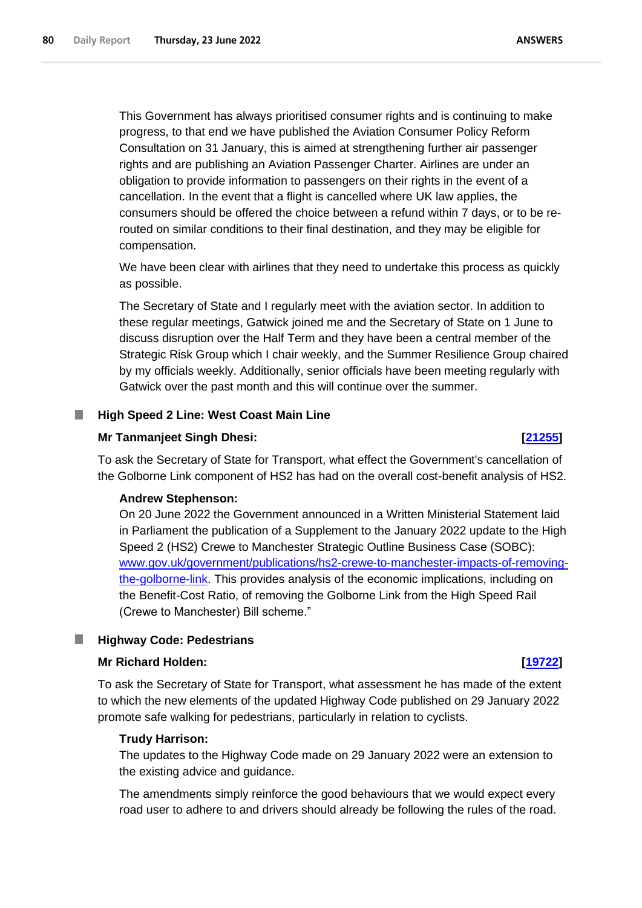This Government has always prioritised consumer rights and is continuing to make progress, to that end we have published the Aviation Consumer Policy Reform Consultation on 31 January, this is aimed at strengthening further air passenger rights and are publishing an Aviation Passenger Charter. Airlines are under an obligation to provide information to passengers on their rights in the event of a cancellation. In the event that a flight is cancelled where UK law applies, the consumers should be offered the choice between a refund within 7 days, or to be re-routed on similar conditions to their final destination, and they may be eligible for compensation.

We have been clear with airlines that they need to undertake this process as quickly as possible.

The Secretary of State and I regularly meet with the aviation sector. In addition to these regular meetings, Gatwick joined me and the Secretary of State on 1 June to discuss disruption over the Half Term and they have been a central member of the Strategic Risk Group which I chair weekly, and the Summer Resilience Group chaired by my officials weekly. Additionally, senior officials have been meeting regularly with Gatwick over the past month and this will continue over the summer.

## High Speed 2 Line: West Coast Main Line

**Mr Tanmanjeet Singh Dhesi:** **[21255]**

To ask the Secretary of State for Transport, what effect the Government's cancellation of the Golborne Link component of HS2 has had on the overall cost-benefit analysis of HS2.

**Andrew Stephenson:**

On 20 June 2022 the Government announced in a Written Ministerial Statement laid in Parliament the publication of a Supplement to the January 2022 update to the High Speed 2 (HS2) Crewe to Manchester Strategic Outline Business Case (SOBC): www.gov.uk/government/publications/hs2-crewe-to-manchester-impacts-of-removing-the-golborne-link. This provides analysis of the economic implications, including on the Benefit-Cost Ratio, of removing the Golborne Link from the High Speed Rail (Crewe to Manchester) Bill scheme."

## Highway Code: Pedestrians

**Mr Richard Holden:** **[19722]**

To ask the Secretary of State for Transport, what assessment he has made of the extent to which the new elements of the updated Highway Code published on 29 January 2022 promote safe walking for pedestrians, particularly in relation to cyclists.

**Trudy Harrison:**

The updates to the Highway Code made on 29 January 2022 were an extension to the existing advice and guidance.

The amendments simply reinforce the good behaviours that we would expect every road user to adhere to and drivers should already be following the rules of the road.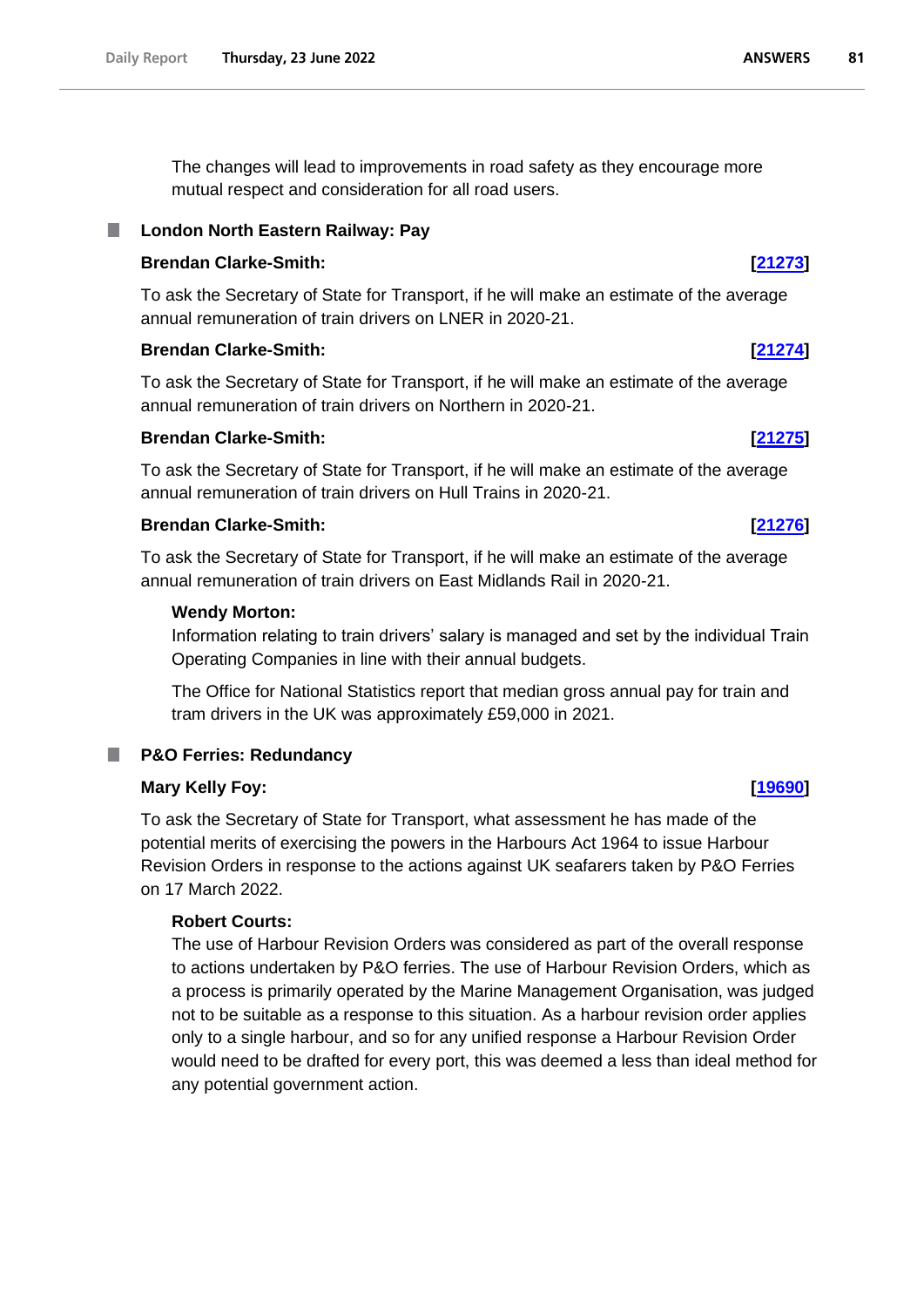The changes will lead to improvements in road safety as they encourage more mutual respect and consideration for all road users.

### London North Eastern Railway: Pay

**Brendan Clarke-Smith:** **[21273]**

To ask the Secretary of State for Transport, if he will make an estimate of the average annual remuneration of train drivers on LNER in 2020-21.

**Brendan Clarke-Smith:** **[21274]**

To ask the Secretary of State for Transport, if he will make an estimate of the average annual remuneration of train drivers on Northern in 2020-21.

**Brendan Clarke-Smith:** **[21275]**

To ask the Secretary of State for Transport, if he will make an estimate of the average annual remuneration of train drivers on Hull Trains in 2020-21.

**Brendan Clarke-Smith:** **[21276]**

To ask the Secretary of State for Transport, if he will make an estimate of the average annual remuneration of train drivers on East Midlands Rail in 2020-21.

**Wendy Morton:**

Information relating to train drivers' salary is managed and set by the individual Train Operating Companies in line with their annual budgets.

The Office for National Statistics report that median gross annual pay for train and tram drivers in the UK was approximately £59,000 in 2021.

### P&O Ferries: Redundancy

**Mary Kelly Foy:** **[19690]**

To ask the Secretary of State for Transport, what assessment he has made of the potential merits of exercising the powers in the Harbours Act 1964 to issue Harbour Revision Orders in response to the actions against UK seafarers taken by P&O Ferries on 17 March 2022.

**Robert Courts:**

The use of Harbour Revision Orders was considered as part of the overall response to actions undertaken by P&O ferries. The use of Harbour Revision Orders, which as a process is primarily operated by the Marine Management Organisation, was judged not to be suitable as a response to this situation. As a harbour revision order applies only to a single harbour, and so for any unified response a Harbour Revision Order would need to be drafted for every port, this was deemed a less than ideal method for any potential government action.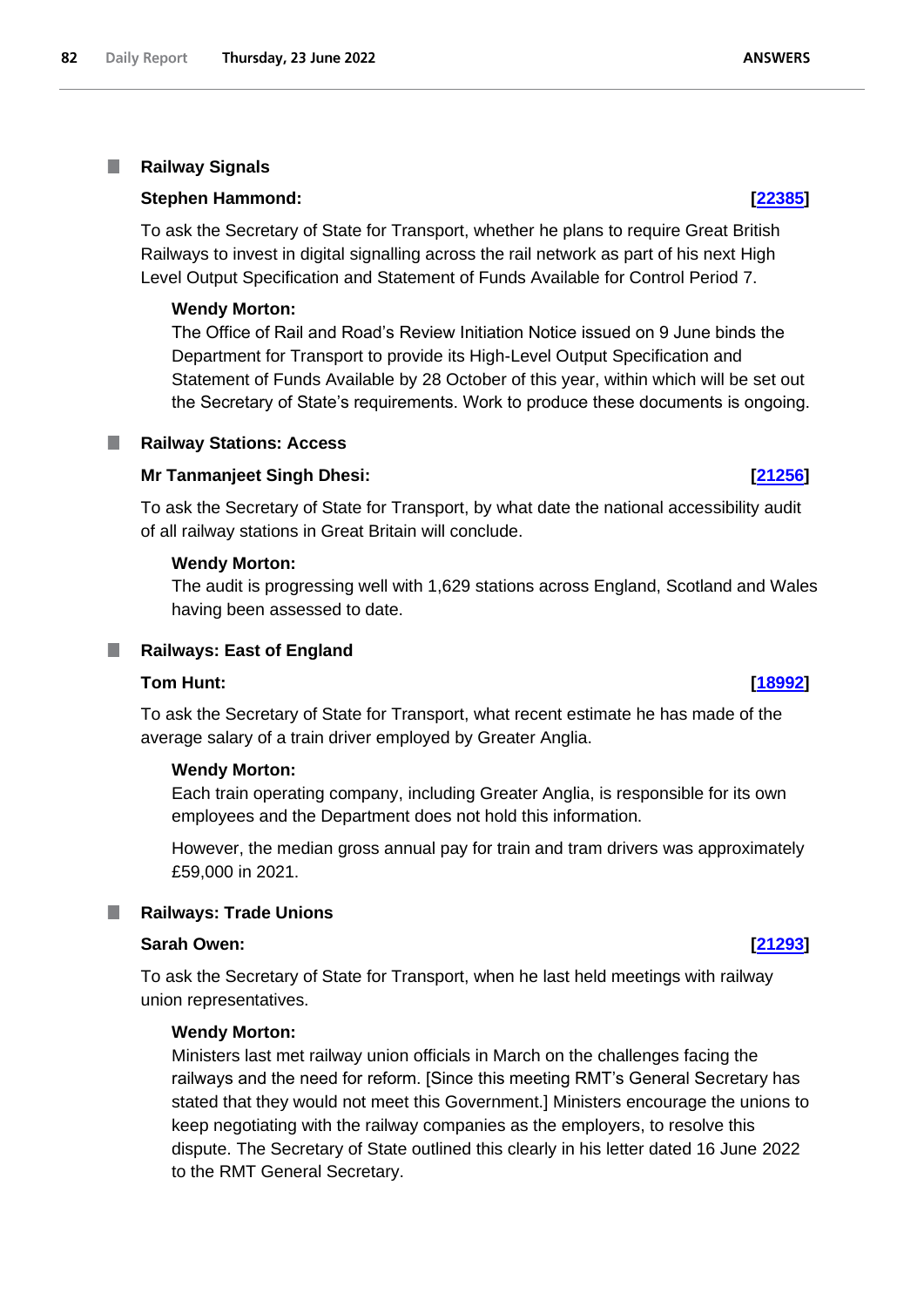## Railway Signals

**Stephen Hammond:** **[22385]**

To ask the Secretary of State for Transport, whether he plans to require Great British Railways to invest in digital signalling across the rail network as part of his next High Level Output Specification and Statement of Funds Available for Control Period 7.

**Wendy Morton:**

The Office of Rail and Road's Review Initiation Notice issued on 9 June binds the Department for Transport to provide its High-Level Output Specification and Statement of Funds Available by 28 October of this year, within which will be set out the Secretary of State's requirements. Work to produce these documents is ongoing.

## Railway Stations: Access

**Mr Tanmanjeet Singh Dhesi:** **[21256]**

To ask the Secretary of State for Transport, by what date the national accessibility audit of all railway stations in Great Britain will conclude.

**Wendy Morton:**

The audit is progressing well with 1,629 stations across England, Scotland and Wales having been assessed to date.

## Railways: East of England

**Tom Hunt:** **[18992]**

To ask the Secretary of State for Transport, what recent estimate he has made of the average salary of a train driver employed by Greater Anglia.

**Wendy Morton:**

Each train operating company, including Greater Anglia, is responsible for its own employees and the Department does not hold this information.

However, the median gross annual pay for train and tram drivers was approximately £59,000 in 2021.

## Railways: Trade Unions

**Sarah Owen:** **[21293]**

To ask the Secretary of State for Transport, when he last held meetings with railway union representatives.

**Wendy Morton:**

Ministers last met railway union officials in March on the challenges facing the railways and the need for reform. [Since this meeting RMT's General Secretary has stated that they would not meet this Government.] Ministers encourage the unions to keep negotiating with the railway companies as the employers, to resolve this dispute. The Secretary of State outlined this clearly in his letter dated 16 June 2022 to the RMT General Secretary.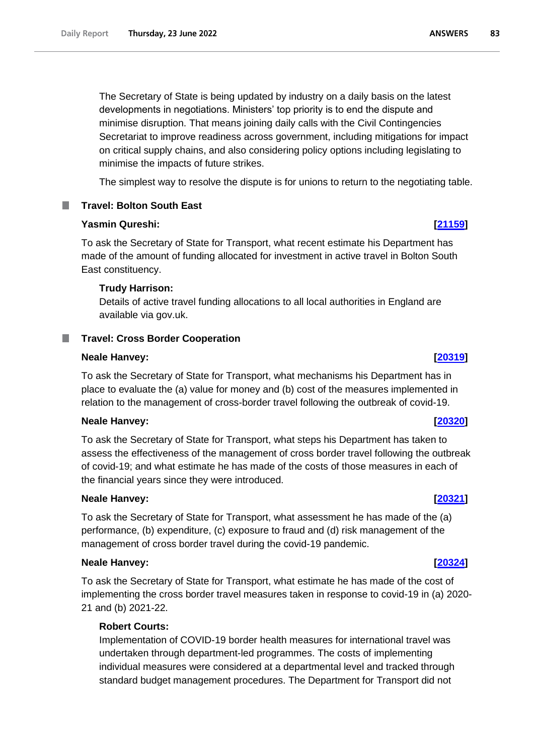The Secretary of State is being updated by industry on a daily basis on the latest developments in negotiations. Ministers' top priority is to end the dispute and minimise disruption. That means joining daily calls with the Civil Contingencies Secretariat to improve readiness across government, including mitigations for impact on critical supply chains, and also considering policy options including legislating to minimise the impacts of future strikes.

The simplest way to resolve the dispute is for unions to return to the negotiating table.

### Travel: Bolton South East

**Yasmin Qureshi:** **[21159]**

To ask the Secretary of State for Transport, what recent estimate his Department has made of the amount of funding allocated for investment in active travel in Bolton South East constituency.

**Trudy Harrison:**

Details of active travel funding allocations to all local authorities in England are available via gov.uk.

### Travel: Cross Border Cooperation

**Neale Hanvey:** **[20319]**

To ask the Secretary of State for Transport, what mechanisms his Department has in place to evaluate the (a) value for money and (b) cost of the measures implemented in relation to the management of cross-border travel following the outbreak of covid-19.

**Neale Hanvey:** **[20320]**

To ask the Secretary of State for Transport, what steps his Department has taken to assess the effectiveness of the management of cross border travel following the outbreak of covid-19; and what estimate he has made of the costs of those measures in each of the financial years since they were introduced.

**Neale Hanvey:** **[20321]**

To ask the Secretary of State for Transport, what assessment he has made of the (a) performance, (b) expenditure, (c) exposure to fraud and (d) risk management of the management of cross border travel during the covid-19 pandemic.

**Neale Hanvey:** **[20324]**

To ask the Secretary of State for Transport, what estimate he has made of the cost of implementing the cross border travel measures taken in response to covid-19 in (a) 2020-21 and (b) 2021-22.

**Robert Courts:**

Implementation of COVID-19 border health measures for international travel was undertaken through department-led programmes. The costs of implementing individual measures were considered at a departmental level and tracked through standard budget management procedures. The Department for Transport did not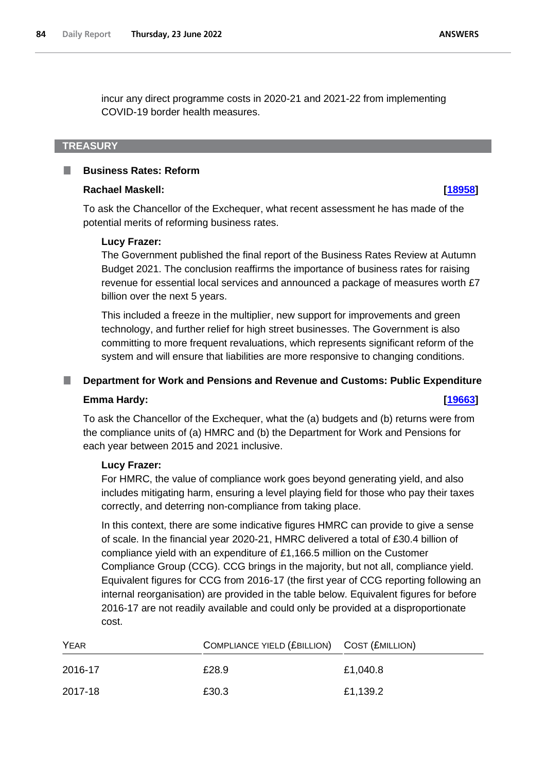incur any direct programme costs in 2020-21 and 2021-22 from implementing COVID-19 border health measures.

## TREASURY

### Business Rates: Reform

**Rachael Maskell:** **[18958]**

To ask the Chancellor of the Exchequer, what recent assessment he has made of the potential merits of reforming business rates.

**Lucy Frazer:**

The Government published the final report of the Business Rates Review at Autumn Budget 2021. The conclusion reaffirms the importance of business rates for raising revenue for essential local services and announced a package of measures worth £7 billion over the next 5 years.

This included a freeze in the multiplier, new support for improvements and green technology, and further relief for high street businesses. The Government is also committing to more frequent revaluations, which represents significant reform of the system and will ensure that liabilities are more responsive to changing conditions.

### Department for Work and Pensions and Revenue and Customs: Public Expenditure

**Emma Hardy:** **[19663]**

To ask the Chancellor of the Exchequer, what the (a) budgets and (b) returns were from the compliance units of (a) HMRC and (b) the Department for Work and Pensions for each year between 2015 and 2021 inclusive.

**Lucy Frazer:**

For HMRC, the value of compliance work goes beyond generating yield, and also includes mitigating harm, ensuring a level playing field for those who pay their taxes correctly, and deterring non-compliance from taking place.

In this context, there are some indicative figures HMRC can provide to give a sense of scale. In the financial year 2020-21, HMRC delivered a total of £30.4 billion of compliance yield with an expenditure of £1,166.5 million on the Customer Compliance Group (CCG). CCG brings in the majority, but not all, compliance yield. Equivalent figures for CCG from 2016-17 (the first year of CCG reporting following an internal reorganisation) are provided in the table below. Equivalent figures for before 2016-17 are not readily available and could only be provided at a disproportionate cost.

| Year | Compliance yield (£billion) | Cost (£million) |
|---|---|---|
| 2016-17 | £28.9 | £1,040.8 |
| 2017-18 | £30.3 | £1,139.2 |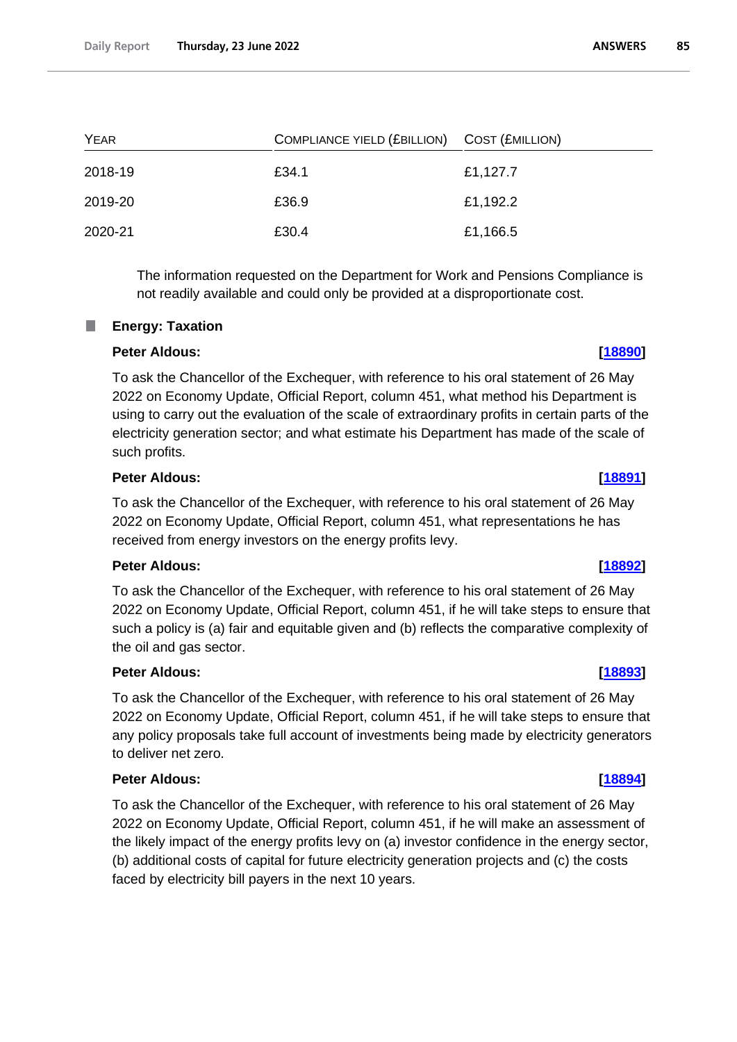| YEAR | COMPLIANCE YIELD (£BILLION) | COST (£MILLION) |
| --- | --- | --- |
| 2018-19 | £34.1 | £1,127.7 |
| 2019-20 | £36.9 | £1,192.2 |
| 2020-21 | £30.4 | £1,166.5 |

The information requested on the Department for Work and Pensions Compliance is not readily available and could only be provided at a disproportionate cost.

### Energy: Taxation

**Peter Aldous:** **[18890]**

To ask the Chancellor of the Exchequer, with reference to his oral statement of 26 May 2022 on Economy Update, Official Report, column 451, what method his Department is using to carry out the evaluation of the scale of extraordinary profits in certain parts of the electricity generation sector; and what estimate his Department has made of the scale of such profits.

**Peter Aldous:** **[18891]**

To ask the Chancellor of the Exchequer, with reference to his oral statement of 26 May 2022 on Economy Update, Official Report, column 451, what representations he has received from energy investors on the energy profits levy.

**Peter Aldous:** **[18892]**

To ask the Chancellor of the Exchequer, with reference to his oral statement of 26 May 2022 on Economy Update, Official Report, column 451, if he will take steps to ensure that such a policy is (a) fair and equitable given and (b) reflects the comparative complexity of the oil and gas sector.

**Peter Aldous:** **[18893]**

To ask the Chancellor of the Exchequer, with reference to his oral statement of 26 May 2022 on Economy Update, Official Report, column 451, if he will take steps to ensure that any policy proposals take full account of investments being made by electricity generators to deliver net zero.

**Peter Aldous:** **[18894]**

To ask the Chancellor of the Exchequer, with reference to his oral statement of 26 May 2022 on Economy Update, Official Report, column 451, if he will make an assessment of the likely impact of the energy profits levy on (a) investor confidence in the energy sector, (b) additional costs of capital for future electricity generation projects and (c) the costs faced by electricity bill payers in the next 10 years.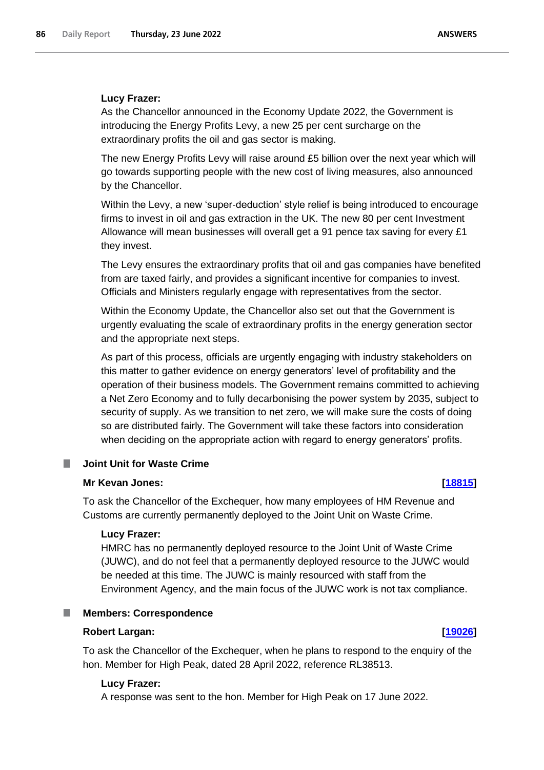**Lucy Frazer:**

As the Chancellor announced in the Economy Update 2022, the Government is introducing the Energy Profits Levy, a new 25 per cent surcharge on the extraordinary profits the oil and gas sector is making.

The new Energy Profits Levy will raise around £5 billion over the next year which will go towards supporting people with the new cost of living measures, also announced by the Chancellor.

Within the Levy, a new 'super-deduction' style relief is being introduced to encourage firms to invest in oil and gas extraction in the UK. The new 80 per cent Investment Allowance will mean businesses will overall get a 91 pence tax saving for every £1 they invest.

The Levy ensures the extraordinary profits that oil and gas companies have benefited from are taxed fairly, and provides a significant incentive for companies to invest. Officials and Ministers regularly engage with representatives from the sector.

Within the Economy Update, the Chancellor also set out that the Government is urgently evaluating the scale of extraordinary profits in the energy generation sector and the appropriate next steps.

As part of this process, officials are urgently engaging with industry stakeholders on this matter to gather evidence on energy generators' level of profitability and the operation of their business models. The Government remains committed to achieving a Net Zero Economy and to fully decarbonising the power system by 2035, subject to security of supply. As we transition to net zero, we will make sure the costs of doing so are distributed fairly. The Government will take these factors into consideration when deciding on the appropriate action with regard to energy generators' profits.

### Joint Unit for Waste Crime

**Mr Kevan Jones: [18815]**

To ask the Chancellor of the Exchequer, how many employees of HM Revenue and Customs are currently permanently deployed to the Joint Unit on Waste Crime.

**Lucy Frazer:**

HMRC has no permanently deployed resource to the Joint Unit of Waste Crime (JUWC), and do not feel that a permanently deployed resource to the JUWC would be needed at this time. The JUWC is mainly resourced with staff from the Environment Agency, and the main focus of the JUWC work is not tax compliance.

### Members: Correspondence

**Robert Largan: [19026]**

To ask the Chancellor of the Exchequer, when he plans to respond to the enquiry of the hon. Member for High Peak, dated 28 April 2022, reference RL38513.

**Lucy Frazer:**

A response was sent to the hon. Member for High Peak on 17 June 2022.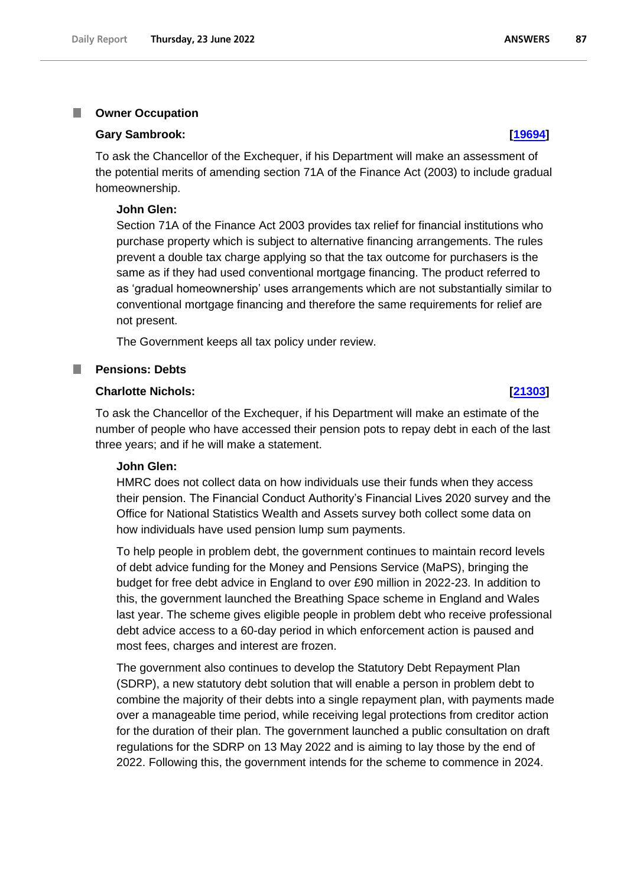### Owner Occupation

**Gary Sambrook:** **[19694]**

To ask the Chancellor of the Exchequer, if his Department will make an assessment of the potential merits of amending section 71A of the Finance Act (2003) to include gradual homeownership.

**John Glen:**

Section 71A of the Finance Act 2003 provides tax relief for financial institutions who purchase property which is subject to alternative financing arrangements. The rules prevent a double tax charge applying so that the tax outcome for purchasers is the same as if they had used conventional mortgage financing. The product referred to as 'gradual homeownership' uses arrangements which are not substantially similar to conventional mortgage financing and therefore the same requirements for relief are not present.

The Government keeps all tax policy under review.

### Pensions: Debts

**Charlotte Nichols:** **[21303]**

To ask the Chancellor of the Exchequer, if his Department will make an estimate of the number of people who have accessed their pension pots to repay debt in each of the last three years; and if he will make a statement.

**John Glen:**

HMRC does not collect data on how individuals use their funds when they access their pension. The Financial Conduct Authority's Financial Lives 2020 survey and the Office for National Statistics Wealth and Assets survey both collect some data on how individuals have used pension lump sum payments.

To help people in problem debt, the government continues to maintain record levels of debt advice funding for the Money and Pensions Service (MaPS), bringing the budget for free debt advice in England to over £90 million in 2022-23. In addition to this, the government launched the Breathing Space scheme in England and Wales last year. The scheme gives eligible people in problem debt who receive professional debt advice access to a 60-day period in which enforcement action is paused and most fees, charges and interest are frozen.

The government also continues to develop the Statutory Debt Repayment Plan (SDRP), a new statutory debt solution that will enable a person in problem debt to combine the majority of their debts into a single repayment plan, with payments made over a manageable time period, while receiving legal protections from creditor action for the duration of their plan. The government launched a public consultation on draft regulations for the SDRP on 13 May 2022 and is aiming to lay those by the end of 2022. Following this, the government intends for the scheme to commence in 2024.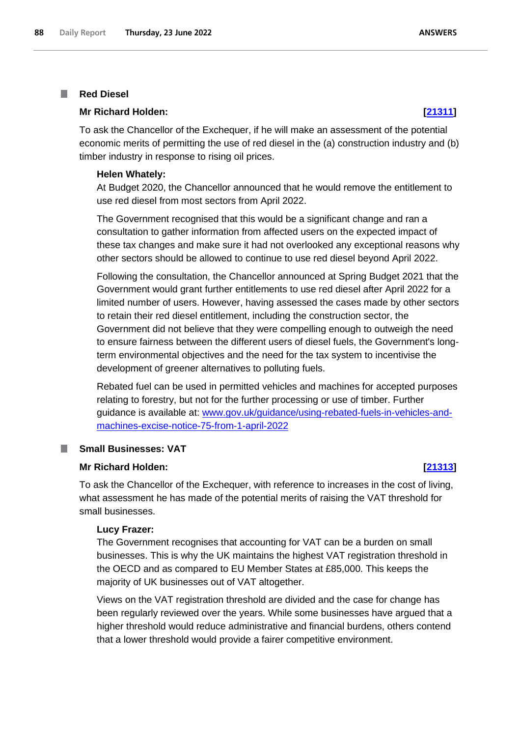## Red Diesel

**Mr Richard Holden:** **[21311]**

To ask the Chancellor of the Exchequer, if he will make an assessment of the potential economic merits of permitting the use of red diesel in the (a) construction industry and (b) timber industry in response to rising oil prices.

**Helen Whately:**

At Budget 2020, the Chancellor announced that he would remove the entitlement to use red diesel from most sectors from April 2022.

The Government recognised that this would be a significant change and ran a consultation to gather information from affected users on the expected impact of these tax changes and make sure it had not overlooked any exceptional reasons why other sectors should be allowed to continue to use red diesel beyond April 2022.

Following the consultation, the Chancellor announced at Spring Budget 2021 that the Government would grant further entitlements to use red diesel after April 2022 for a limited number of users. However, having assessed the cases made by other sectors to retain their red diesel entitlement, including the construction sector, the Government did not believe that they were compelling enough to outweigh the need to ensure fairness between the different users of diesel fuels, the Government's long-term environmental objectives and the need for the tax system to incentivise the development of greener alternatives to polluting fuels.

Rebated fuel can be used in permitted vehicles and machines for accepted purposes relating to forestry, but not for the further processing or use of timber. Further guidance is available at: www.gov.uk/guidance/using-rebated-fuels-in-vehicles-and-machines-excise-notice-75-from-1-april-2022

## Small Businesses: VAT

**Mr Richard Holden:** **[21313]**

To ask the Chancellor of the Exchequer, with reference to increases in the cost of living, what assessment he has made of the potential merits of raising the VAT threshold for small businesses.

**Lucy Frazer:**

The Government recognises that accounting for VAT can be a burden on small businesses. This is why the UK maintains the highest VAT registration threshold in the OECD and as compared to EU Member States at £85,000. This keeps the majority of UK businesses out of VAT altogether.

Views on the VAT registration threshold are divided and the case for change has been regularly reviewed over the years. While some businesses have argued that a higher threshold would reduce administrative and financial burdens, others contend that a lower threshold would provide a fairer competitive environment.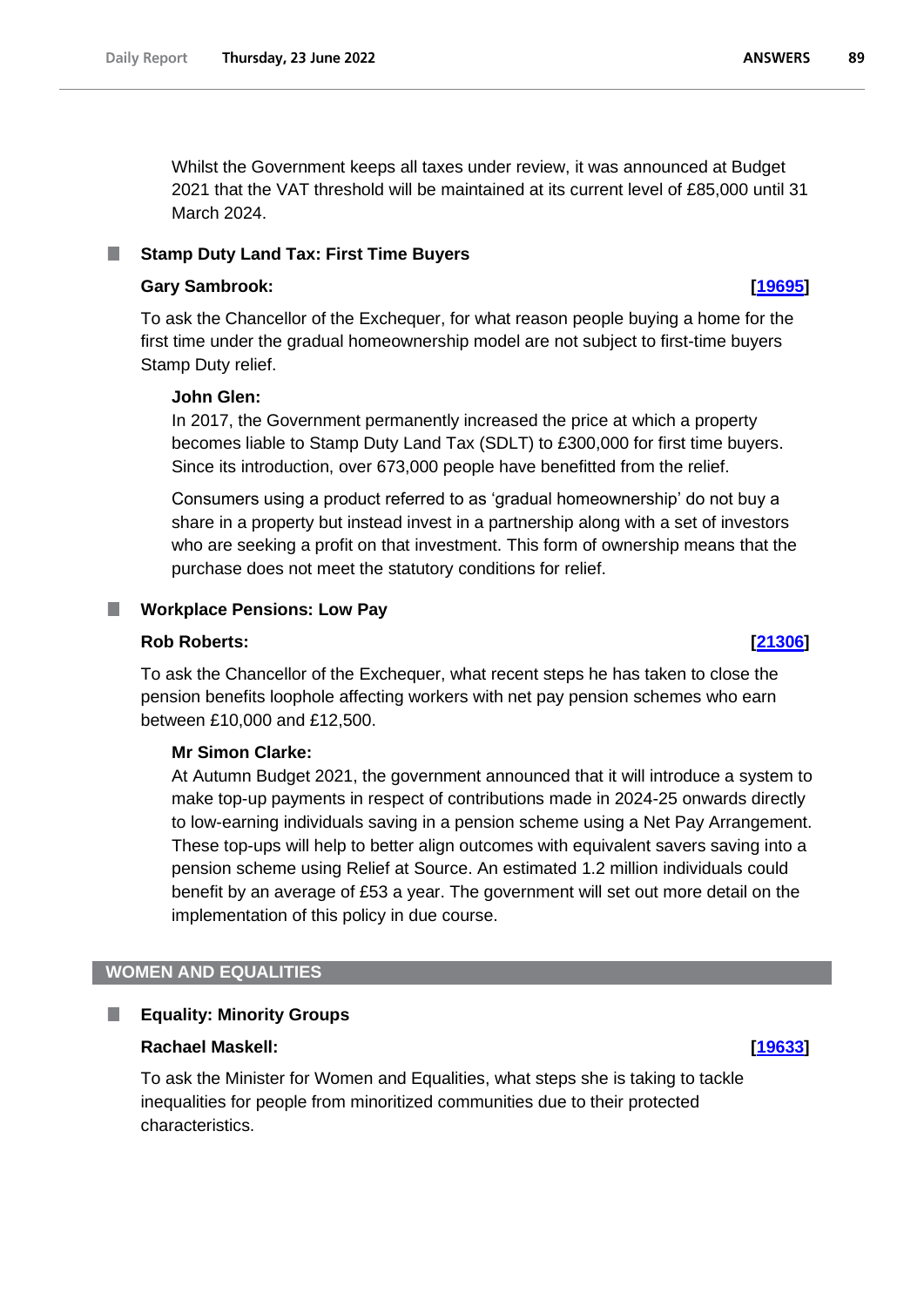Whilst the Government keeps all taxes under review, it was announced at Budget 2021 that the VAT threshold will be maintained at its current level of £85,000 until 31 March 2024.

### Stamp Duty Land Tax: First Time Buyers

**Gary Sambrook:** **[19695]**

To ask the Chancellor of the Exchequer, for what reason people buying a home for the first time under the gradual homeownership model are not subject to first-time buyers Stamp Duty relief.

**John Glen:**

In 2017, the Government permanently increased the price at which a property becomes liable to Stamp Duty Land Tax (SDLT) to £300,000 for first time buyers. Since its introduction, over 673,000 people have benefitted from the relief.

Consumers using a product referred to as 'gradual homeownership' do not buy a share in a property but instead invest in a partnership along with a set of investors who are seeking a profit on that investment. This form of ownership means that the purchase does not meet the statutory conditions for relief.

### Workplace Pensions: Low Pay

**Rob Roberts:** **[21306]**

To ask the Chancellor of the Exchequer, what recent steps he has taken to close the pension benefits loophole affecting workers with net pay pension schemes who earn between £10,000 and £12,500.

**Mr Simon Clarke:**

At Autumn Budget 2021, the government announced that it will introduce a system to make top-up payments in respect of contributions made in 2024-25 onwards directly to low-earning individuals saving in a pension scheme using a Net Pay Arrangement. These top-ups will help to better align outcomes with equivalent savers saving into a pension scheme using Relief at Source. An estimated 1.2 million individuals could benefit by an average of £53 a year. The government will set out more detail on the implementation of this policy in due course.

## WOMEN AND EQUALITIES

### Equality: Minority Groups

**Rachael Maskell:** **[19633]**

To ask the Minister for Women and Equalities, what steps she is taking to tackle inequalities for people from minoritized communities due to their protected characteristics.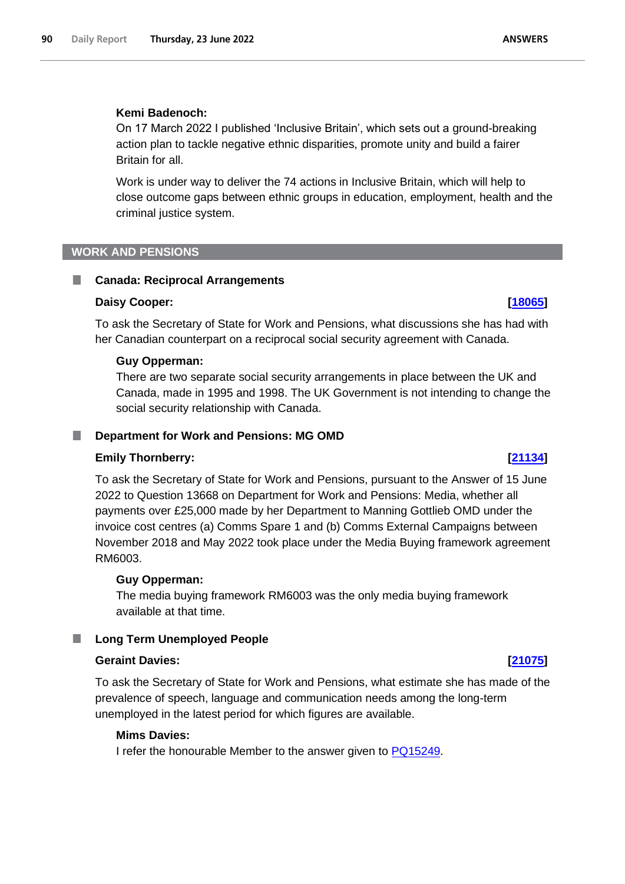**Kemi Badenoch:**

On 17 March 2022 I published 'Inclusive Britain', which sets out a ground-breaking action plan to tackle negative ethnic disparities, promote unity and build a fairer Britain for all.

Work is under way to deliver the 74 actions in Inclusive Britain, which will help to close outcome gaps between ethnic groups in education, employment, health and the criminal justice system.

## WORK AND PENSIONS

### Canada: Reciprocal Arrangements

**Daisy Cooper:** **[18065]**

To ask the Secretary of State for Work and Pensions, what discussions she has had with her Canadian counterpart on a reciprocal social security agreement with Canada.

**Guy Opperman:**

There are two separate social security arrangements in place between the UK and Canada, made in 1995 and 1998. The UK Government is not intending to change the social security relationship with Canada.

### Department for Work and Pensions: MG OMD

**Emily Thornberry:** **[21134]**

To ask the Secretary of State for Work and Pensions, pursuant to the Answer of 15 June 2022 to Question 13668 on Department for Work and Pensions: Media, whether all payments over £25,000 made by her Department to Manning Gottlieb OMD under the invoice cost centres (a) Comms Spare 1 and (b) Comms External Campaigns between November 2018 and May 2022 took place under the Media Buying framework agreement RM6003.

**Guy Opperman:**

The media buying framework RM6003 was the only media buying framework available at that time.

### Long Term Unemployed People

**Geraint Davies:** **[21075]**

To ask the Secretary of State for Work and Pensions, what estimate she has made of the prevalence of speech, language and communication needs among the long-term unemployed in the latest period for which figures are available.

**Mims Davies:**

I refer the honourable Member to the answer given to PQ15249.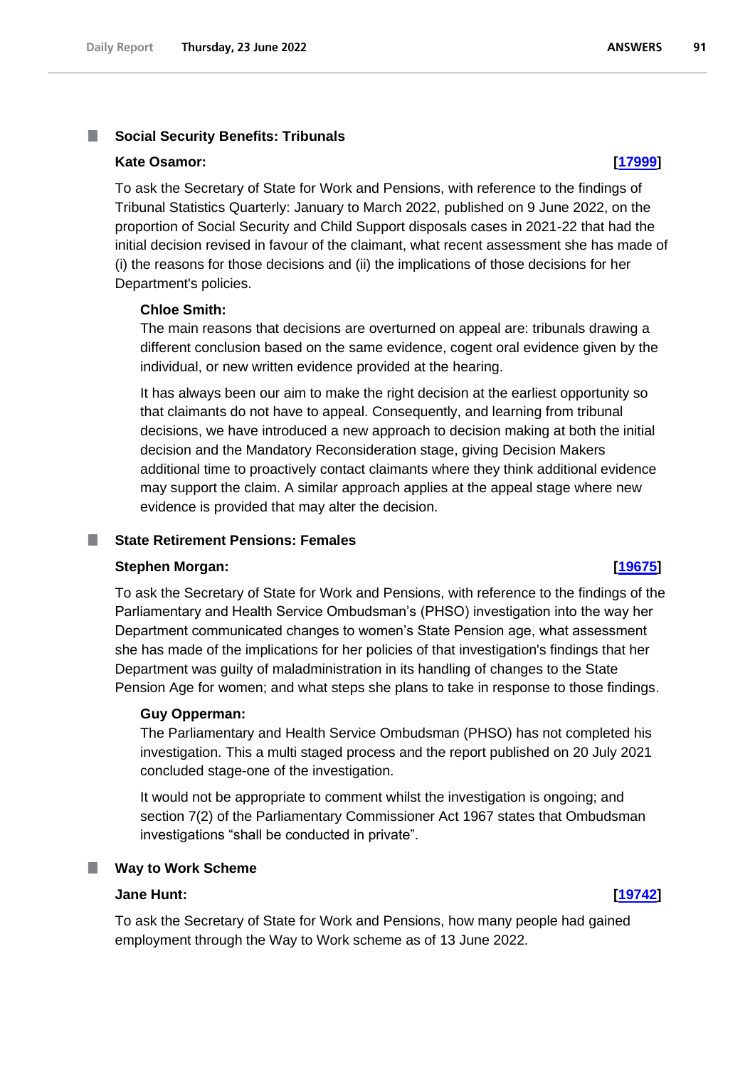### Social Security Benefits: Tribunals

**Kate Osamor:** **[17999]**

To ask the Secretary of State for Work and Pensions, with reference to the findings of Tribunal Statistics Quarterly: January to March 2022, published on 9 June 2022, on the proportion of Social Security and Child Support disposals cases in 2021-22 that had the initial decision revised in favour of the claimant, what recent assessment she has made of (i) the reasons for those decisions and (ii) the implications of those decisions for her Department's policies.

**Chloe Smith:**

The main reasons that decisions are overturned on appeal are: tribunals drawing a different conclusion based on the same evidence, cogent oral evidence given by the individual, or new written evidence provided at the hearing.

It has always been our aim to make the right decision at the earliest opportunity so that claimants do not have to appeal. Consequently, and learning from tribunal decisions, we have introduced a new approach to decision making at both the initial decision and the Mandatory Reconsideration stage, giving Decision Makers additional time to proactively contact claimants where they think additional evidence may support the claim. A similar approach applies at the appeal stage where new evidence is provided that may alter the decision.

### State Retirement Pensions: Females

**Stephen Morgan:** **[19675]**

To ask the Secretary of State for Work and Pensions, with reference to the findings of the Parliamentary and Health Service Ombudsman's (PHSO) investigation into the way her Department communicated changes to women's State Pension age, what assessment she has made of the implications for her policies of that investigation's findings that her Department was guilty of maladministration in its handling of changes to the State Pension Age for women; and what steps she plans to take in response to those findings.

**Guy Opperman:**

The Parliamentary and Health Service Ombudsman (PHSO) has not completed his investigation. This a multi staged process and the report published on 20 July 2021 concluded stage-one of the investigation.

It would not be appropriate to comment whilst the investigation is ongoing; and section 7(2) of the Parliamentary Commissioner Act 1967 states that Ombudsman investigations "shall be conducted in private".

### Way to Work Scheme

**Jane Hunt:** **[19742]**

To ask the Secretary of State for Work and Pensions, how many people had gained employment through the Way to Work scheme as of 13 June 2022.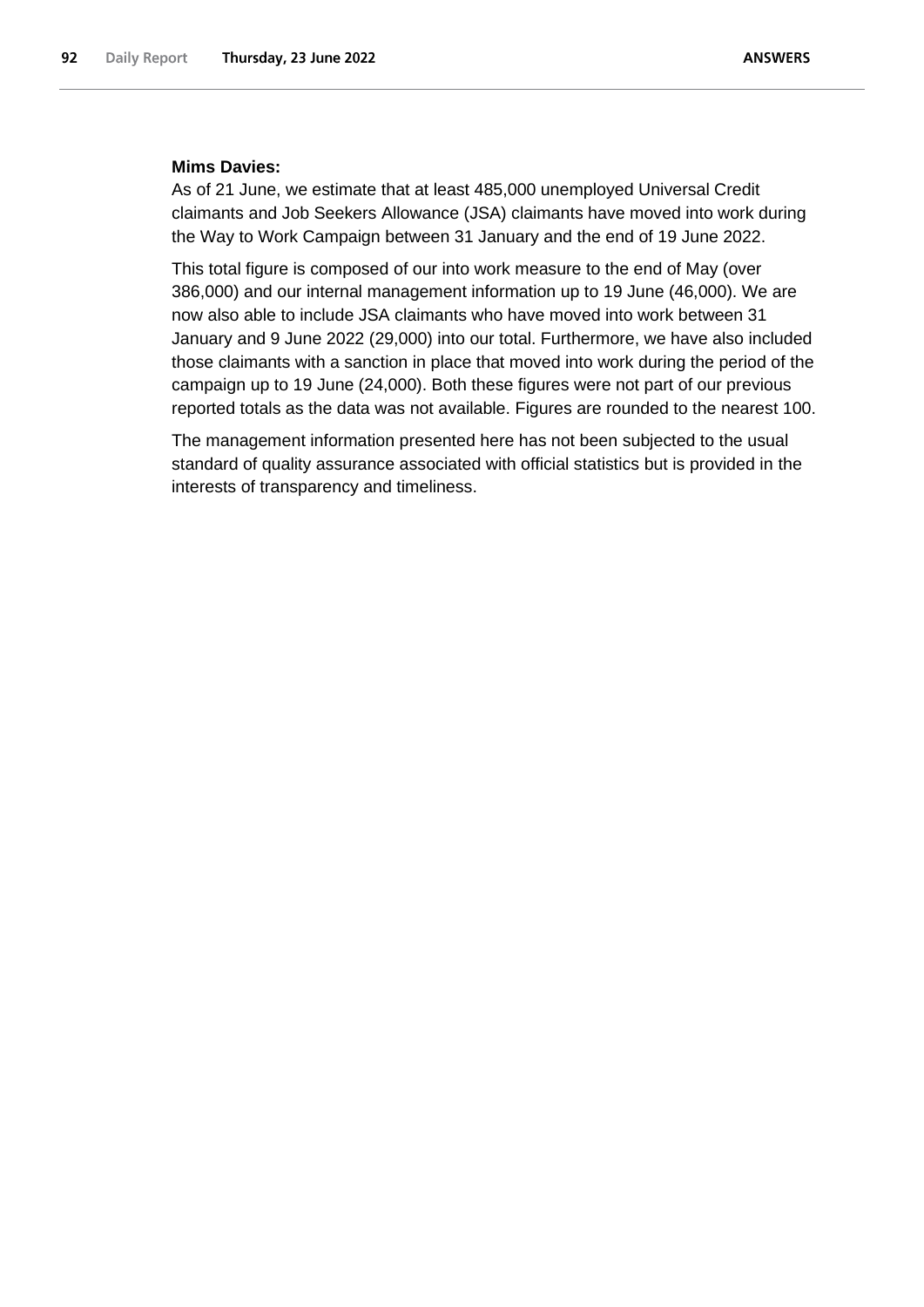**Mims Davies:**

As of 21 June, we estimate that at least 485,000 unemployed Universal Credit claimants and Job Seekers Allowance (JSA) claimants have moved into work during the Way to Work Campaign between 31 January and the end of 19 June 2022.

This total figure is composed of our into work measure to the end of May (over 386,000) and our internal management information up to 19 June (46,000). We are now also able to include JSA claimants who have moved into work between 31 January and 9 June 2022 (29,000) into our total. Furthermore, we have also included those claimants with a sanction in place that moved into work during the period of the campaign up to 19 June (24,000). Both these figures were not part of our previous reported totals as the data was not available. Figures are rounded to the nearest 100.

The management information presented here has not been subjected to the usual standard of quality assurance associated with official statistics but is provided in the interests of transparency and timeliness.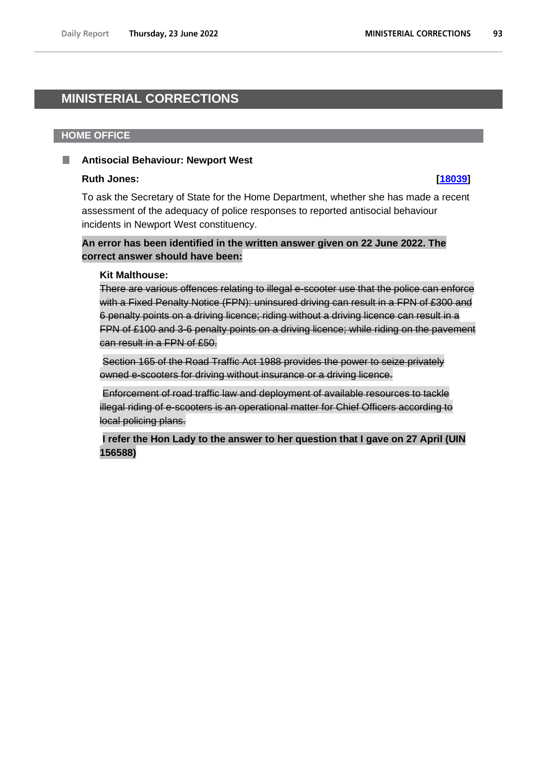# MINISTERIAL CORRECTIONS

## HOME OFFICE

### Antisocial Behaviour: Newport West

**Ruth Jones:** **[18039]**

To ask the Secretary of State for the Home Department, whether she has made a recent assessment of the adequacy of police responses to reported antisocial behaviour incidents in Newport West constituency.

**An error has been identified in the written answer given on 22 June 2022. The correct answer should have been:**

**Kit Malthouse:**

~~There are various offences relating to illegal e-scooter use that the police can enforce with a Fixed Penalty Notice (FPN): uninsured driving can result in a FPN of £300 and 6 penalty points on a driving licence; riding without a driving licence can result in a FPN of £100 and 3-6 penalty points on a driving licence; while riding on the pavement can result in a FPN of £50.~~

~~Section 165 of the Road Traffic Act 1988 provides the power to seize privately owned e-scooters for driving without insurance or a driving licence.~~

~~Enforcement of road traffic law and deployment of available resources to tackle illegal riding of e-scooters is an operational matter for Chief Officers according to local policing plans.~~

**I refer the Hon Lady to the answer to her question that I gave on 27 April (UIN 156588)**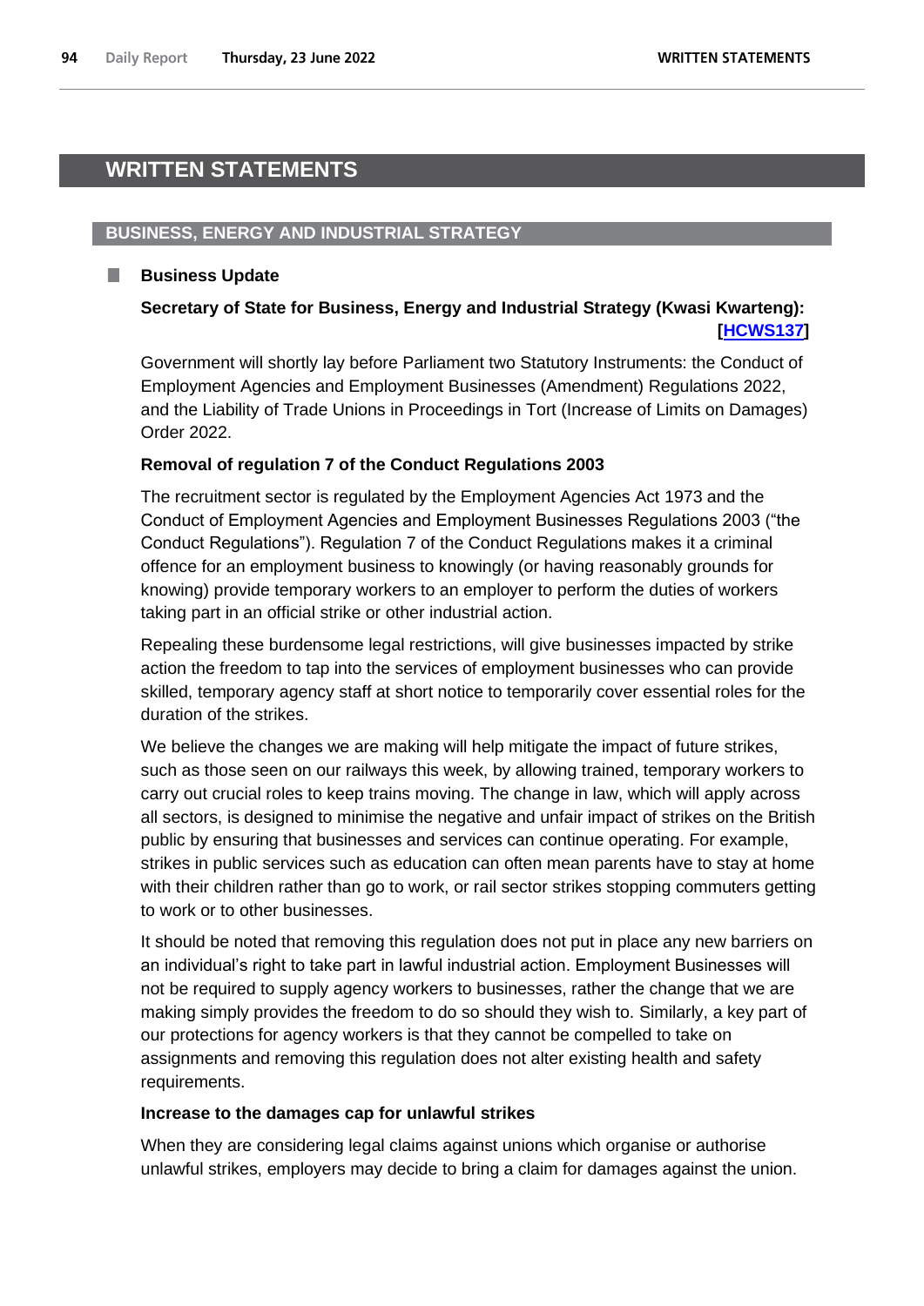# WRITTEN STATEMENTS

## BUSINESS, ENERGY AND INDUSTRIAL STRATEGY

### Business Update

**Secretary of State for Business, Energy and Industrial Strategy (Kwasi Kwarteng):** **[HCWS137]**

Government will shortly lay before Parliament two Statutory Instruments: the Conduct of Employment Agencies and Employment Businesses (Amendment) Regulations 2022, and the Liability of Trade Unions in Proceedings in Tort (Increase of Limits on Damages) Order 2022.

**Removal of regulation 7 of the Conduct Regulations 2003**

The recruitment sector is regulated by the Employment Agencies Act 1973 and the Conduct of Employment Agencies and Employment Businesses Regulations 2003 ("the Conduct Regulations"). Regulation 7 of the Conduct Regulations makes it a criminal offence for an employment business to knowingly (or having reasonably grounds for knowing) provide temporary workers to an employer to perform the duties of workers taking part in an official strike or other industrial action.

Repealing these burdensome legal restrictions, will give businesses impacted by strike action the freedom to tap into the services of employment businesses who can provide skilled, temporary agency staff at short notice to temporarily cover essential roles for the duration of the strikes.

We believe the changes we are making will help mitigate the impact of future strikes, such as those seen on our railways this week, by allowing trained, temporary workers to carry out crucial roles to keep trains moving. The change in law, which will apply across all sectors, is designed to minimise the negative and unfair impact of strikes on the British public by ensuring that businesses and services can continue operating. For example, strikes in public services such as education can often mean parents have to stay at home with their children rather than go to work, or rail sector strikes stopping commuters getting to work or to other businesses.

It should be noted that removing this regulation does not put in place any new barriers on an individual's right to take part in lawful industrial action. Employment Businesses will not be required to supply agency workers to businesses, rather the change that we are making simply provides the freedom to do so should they wish to. Similarly, a key part of our protections for agency workers is that they cannot be compelled to take on assignments and removing this regulation does not alter existing health and safety requirements.

**Increase to the damages cap for unlawful strikes**

When they are considering legal claims against unions which organise or authorise unlawful strikes, employers may decide to bring a claim for damages against the union.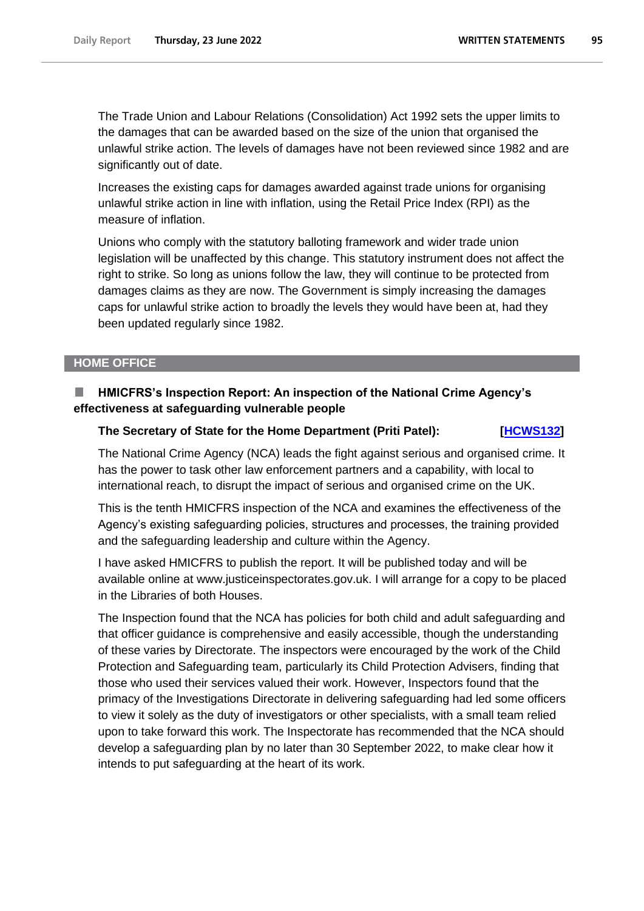The Trade Union and Labour Relations (Consolidation) Act 1992 sets the upper limits to the damages that can be awarded based on the size of the union that organised the unlawful strike action. The levels of damages have not been reviewed since 1982 and are significantly out of date.

Increases the existing caps for damages awarded against trade unions for organising unlawful strike action in line with inflation, using the Retail Price Index (RPI) as the measure of inflation.

Unions who comply with the statutory balloting framework and wider trade union legislation will be unaffected by this change. This statutory instrument does not affect the right to strike. So long as unions follow the law, they will continue to be protected from damages claims as they are now. The Government is simply increasing the damages caps for unlawful strike action to broadly the levels they would have been at, had they been updated regularly since 1982.

## HOME OFFICE

### HMICFRS's Inspection Report: An inspection of the National Crime Agency's effectiveness at safeguarding vulnerable people

**The Secretary of State for the Home Department (Priti Patel):** **[HCWS132]**

The National Crime Agency (NCA) leads the fight against serious and organised crime. It has the power to task other law enforcement partners and a capability, with local to international reach, to disrupt the impact of serious and organised crime on the UK.

This is the tenth HMICFRS inspection of the NCA and examines the effectiveness of the Agency's existing safeguarding policies, structures and processes, the training provided and the safeguarding leadership and culture within the Agency.

I have asked HMICFRS to publish the report. It will be published today and will be available online at www.justiceinspectorates.gov.uk. I will arrange for a copy to be placed in the Libraries of both Houses.

The Inspection found that the NCA has policies for both child and adult safeguarding and that officer guidance is comprehensive and easily accessible, though the understanding of these varies by Directorate. The inspectors were encouraged by the work of the Child Protection and Safeguarding team, particularly Child Protection Advisers, finding that those who used their services valued their work. However, Inspectors found that the primacy of the Investigations Directorate in delivering safeguarding had led some officers to view it solely as the duty of investigators or other specialists, with a small team relied upon to take forward this work. The Inspectorate has recommended that the NCA should develop a safeguarding plan by no later than 30 September 2022, to make clear how it intends to put safeguarding at the heart of its work.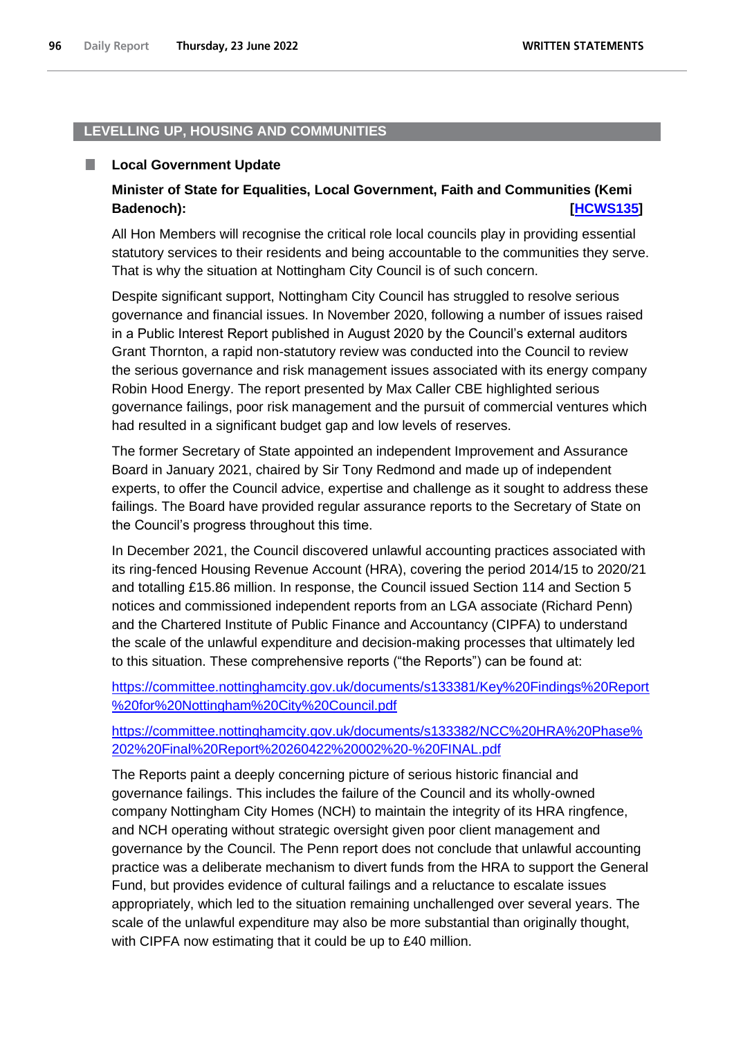## LEVELLING UP, HOUSING AND COMMUNITIES

### Local Government Update

**Minister of State for Equalities, Local Government, Faith and Communities (Kemi Badenoch):** **[HCWS135]**

All Hon Members will recognise the critical role local councils play in providing essential statutory services to their residents and being accountable to the communities they serve. That is why the situation at Nottingham City Council is of such concern.

Despite significant support, Nottingham City Council has struggled to resolve serious governance and financial issues. In November 2020, following a number of issues raised in a Public Interest Report published in August 2020 by the Council's external auditors Grant Thornton, a rapid non-statutory review was conducted into the Council to review the serious governance and risk management issues associated with its energy company Robin Hood Energy. The report presented by Max Caller CBE highlighted serious governance failings, poor risk management and the pursuit of commercial ventures which had resulted in a significant budget gap and low levels of reserves.

The former Secretary of State appointed an independent Improvement and Assurance Board in January 2021, chaired by Sir Tony Redmond and made up of independent experts, to offer the Council advice, expertise and challenge as it sought to address these failings. The Board have provided regular assurance reports to the Secretary of State on the Council's progress throughout this time.

In December 2021, the Council discovered unlawful accounting practices associated with its ring-fenced Housing Revenue Account (HRA), covering the period 2014/15 to 2020/21 and totalling £15.86 million. In response, the Council issued Section 114 and Section 5 notices and commissioned independent reports from an LGA associate (Richard Penn) and the Chartered Institute of Public Finance and Accountancy (CIPFA) to understand the scale of the unlawful expenditure and decision-making processes that ultimately led to this situation. These comprehensive reports ("the Reports") can be found at:

https://committee.nottinghamcity.gov.uk/documents/s133381/Key%20Findings%20Report%20for%20Nottingham%20City%20Council.pdf

https://committee.nottinghamcity.gov.uk/documents/s133382/NCC%20HRA%20Phase%202%20Final%20Report%20260422%20002%20-%20FINAL.pdf

The Reports paint a deeply concerning picture of serious historic financial and governance failings. This includes the failure of the Council and its wholly-owned company Nottingham City Homes (NCH) to maintain the integrity of its HRA ringfence, and NCH operating without strategic oversight given poor client management and governance by the Council. The Penn report does not conclude that unlawful accounting practice was a deliberate mechanism to divert funds from the HRA to support the General Fund, but provides evidence of cultural failings and a reluctance to escalate issues appropriately, which led to the situation remaining unchallenged over several years. The scale of the unlawful expenditure may also be more substantial than originally thought, with CIPFA now estimating that it could be up to £40 million.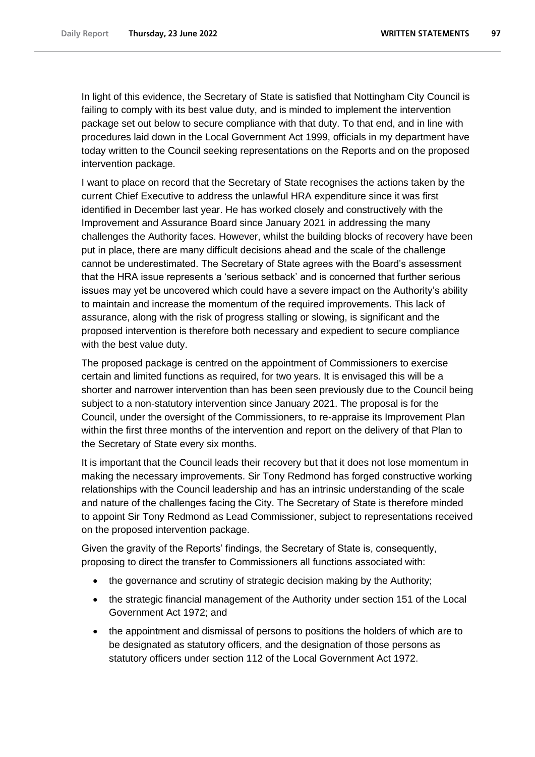In light of this evidence, the Secretary of State is satisfied that Nottingham City Council is failing to comply with its best value duty, and is minded to implement the intervention package set out below to secure compliance with that duty. To that end, and in line with procedures laid down in the Local Government Act 1999, officials in my department have today written to the Council seeking representations on the Reports and on the proposed intervention package.

I want to place on record that the Secretary of State recognises the actions taken by the current Chief Executive to address the unlawful HRA expenditure since it was first identified in December last year. He has worked closely and constructively with the Improvement and Assurance Board since January 2021 in addressing the many challenges the Authority faces. However, whilst the building blocks of recovery have been put in place, there are many difficult decisions ahead and the scale of the challenge cannot be underestimated. The Secretary of State agrees with the Board's assessment that the HRA issue represents a 'serious setback' and is concerned that further serious issues may yet be uncovered which could have a severe impact on the Authority's ability to maintain and increase the momentum of the required improvements. This lack of assurance, along with the risk of progress stalling or slowing, is significant and the proposed intervention is therefore both necessary and expedient to secure compliance with the best value duty.

The proposed package is centred on the appointment of Commissioners to exercise certain and limited functions as required, for two years. It is envisaged this will be a shorter and narrower intervention than has been seen previously due to the Council being subject to a non-statutory intervention since January 2021. The proposal is for the Council, under the oversight of the Commissioners, to re-appraise its Improvement Plan within the first three months of the intervention and report on the delivery of that Plan to the Secretary of State every six months.

It is important that the Council leads their recovery but that it does not lose momentum in making the necessary improvements. Sir Tony Redmond has forged constructive working relationships with the Council leadership and has an intrinsic understanding of the scale and nature of the challenges facing the City. The Secretary of State is therefore minded to appoint Sir Tony Redmond as Lead Commissioner, subject to representations received on the proposed intervention package.

Given the gravity of the Reports' findings, the Secretary of State is, consequently, proposing to direct the transfer to Commissioners all functions associated with:

- the governance and scrutiny of strategic decision making by the Authority;
- the strategic financial management of the Authority under section 151 of the Local Government Act 1972; and
- the appointment and dismissal of persons to positions the holders of which are to be designated as statutory officers, and the designation of those persons as statutory officers under section 112 of the Local Government Act 1972.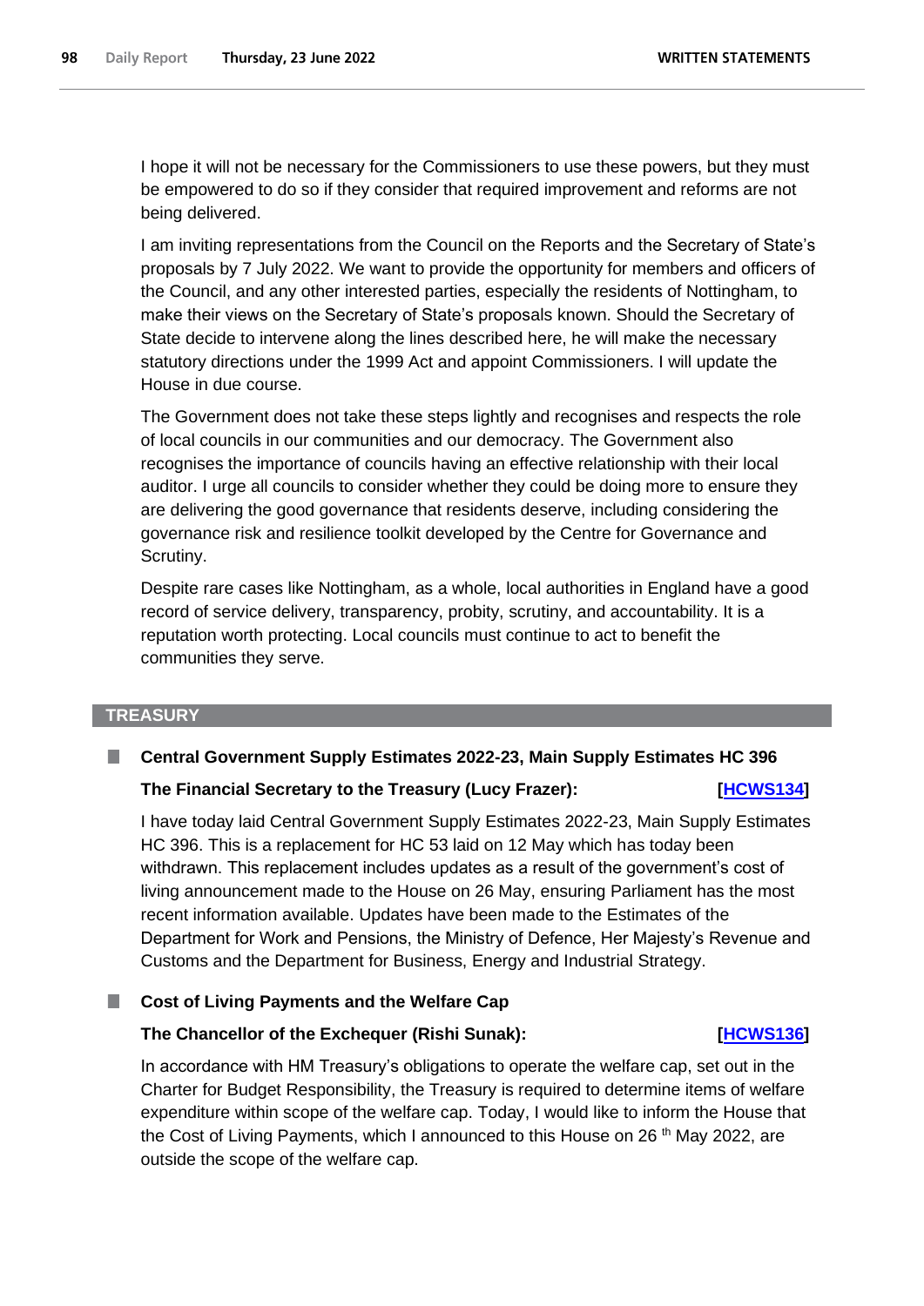I hope it will not be necessary for the Commissioners to use these powers, but they must be empowered to do so if they consider that required improvement and reforms are not being delivered.

I am inviting representations from the Council on the Reports and the Secretary of State's proposals by 7 July 2022. We want to provide the opportunity for members and officers of the Council, and any other interested parties, especially the residents of Nottingham, to make their views on the Secretary of State's proposals known. Should the Secretary of State decide to intervene along the lines described here, he will make the necessary statutory directions under the 1999 Act and appoint Commissioners. I will update the House in due course.

The Government does not take these steps lightly and recognises and respects the role of local councils in our communities and our democracy. The Government also recognises the importance of councils having an effective relationship with their local auditor. I urge all councils to consider whether they could be doing more to ensure they are delivering the good governance that residents deserve, including considering the governance risk and resilience toolkit developed by the Centre for Governance and Scrutiny.

Despite rare cases like Nottingham, as a whole, local authorities in England have a good record of service delivery, transparency, probity, scrutiny, and accountability. It is a reputation worth protecting. Local councils must continue to act to benefit the communities they serve.

## TREASURY

### Central Government Supply Estimates 2022-23, Main Supply Estimates HC 396

**The Financial Secretary to the Treasury (Lucy Frazer):** **[HCWS134]**

I have today laid Central Government Supply Estimates 2022-23, Main Supply Estimates HC 396. This is a replacement for HC 53 laid on 12 May which has today been withdrawn. This replacement includes updates as a result of the government's cost of living announcement made to the House on 26 May, ensuring Parliament has the most recent information available. Updates have been made to the Estimates of the Department for Work and Pensions, the Ministry of Defence, Her Majesty's Revenue and Customs and the Department for Business, Energy and Industrial Strategy.

### Cost of Living Payments and the Welfare Cap

**The Chancellor of the Exchequer (Rishi Sunak):** **[HCWS136]**

In accordance with HM Treasury's obligations to operate the welfare cap, set out in the Charter for Budget Responsibility, the Treasury is required to determine items of welfare expenditure within scope of the welfare cap. Today, I would like to inform the House that the Cost of Living Payments, which I announced to this House on 26th May 2022, are outside the scope of the welfare cap.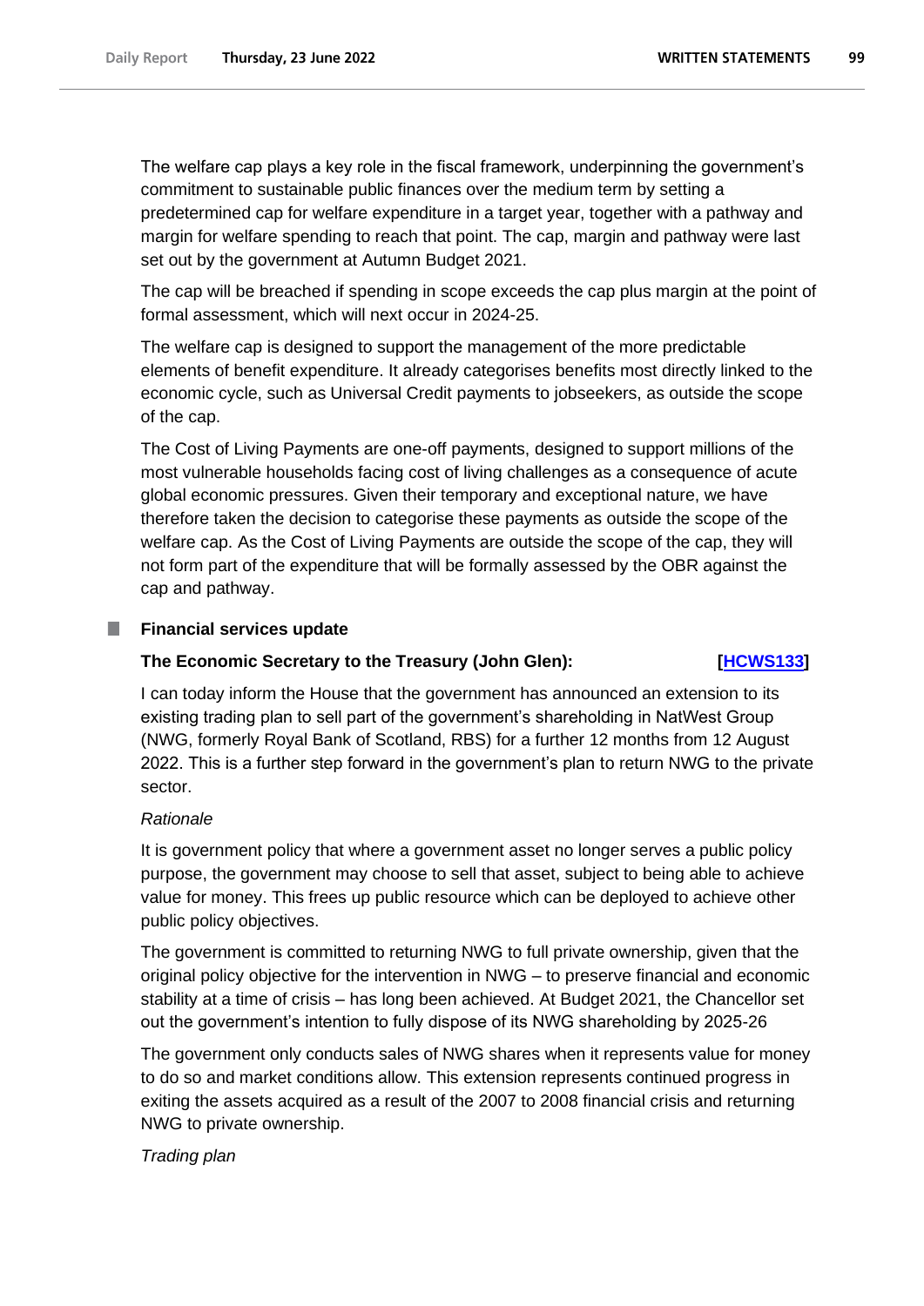The welfare cap plays a key role in the fiscal framework, underpinning the government's commitment to sustainable public finances over the medium term by setting a predetermined cap for welfare expenditure in a target year, together with a pathway and margin for welfare spending to reach that point. The cap, margin and pathway were last set out by the government at Autumn Budget 2021.

The cap will be breached if spending in scope exceeds the cap plus margin at the point of formal assessment, which will next occur in 2024-25.

The welfare cap is designed to support the management of the more predictable elements of benefit expenditure. It already categorises benefits most directly linked to the economic cycle, such as Universal Credit payments to jobseekers, as outside the scope of the cap.

The Cost of Living Payments are one-off payments, designed to support millions of the most vulnerable households facing cost of living challenges as a consequence of acute global economic pressures. Given their temporary and exceptional nature, we have therefore taken the decision to categorise these payments as outside the scope of the welfare cap. As the Cost of Living Payments are outside the scope of the cap, they will not form part of the expenditure that will be formally assessed by the OBR against the cap and pathway.

## Financial services update

**The Economic Secretary to the Treasury (John Glen):** **[HCWS133]**

I can today inform the House that the government has announced an extension to its existing trading plan to sell part of the government's shareholding in NatWest Group (NWG, formerly Royal Bank of Scotland, RBS) for a further 12 months from 12 August 2022. This is a further step forward in the government's plan to return NWG to the private sector.

*Rationale*

It is government policy that where a government asset no longer serves a public policy purpose, the government may choose to sell that asset, subject to being able to achieve value for money. This frees up public resource which can be deployed to achieve other public policy objectives.

The government is committed to returning NWG to full private ownership, given that the original policy objective for the intervention in NWG – to preserve financial and economic stability at a time of crisis – has long been achieved. At Budget 2021, the Chancellor set out the government's intention to fully dispose of its NWG shareholding by 2025-26

The government only conducts sales of NWG shares when it represents value for money to do so and market conditions allow. This extension represents continued progress in exiting the assets acquired as a result of the 2007 to 2008 financial crisis and returning NWG to private ownership.

*Trading plan*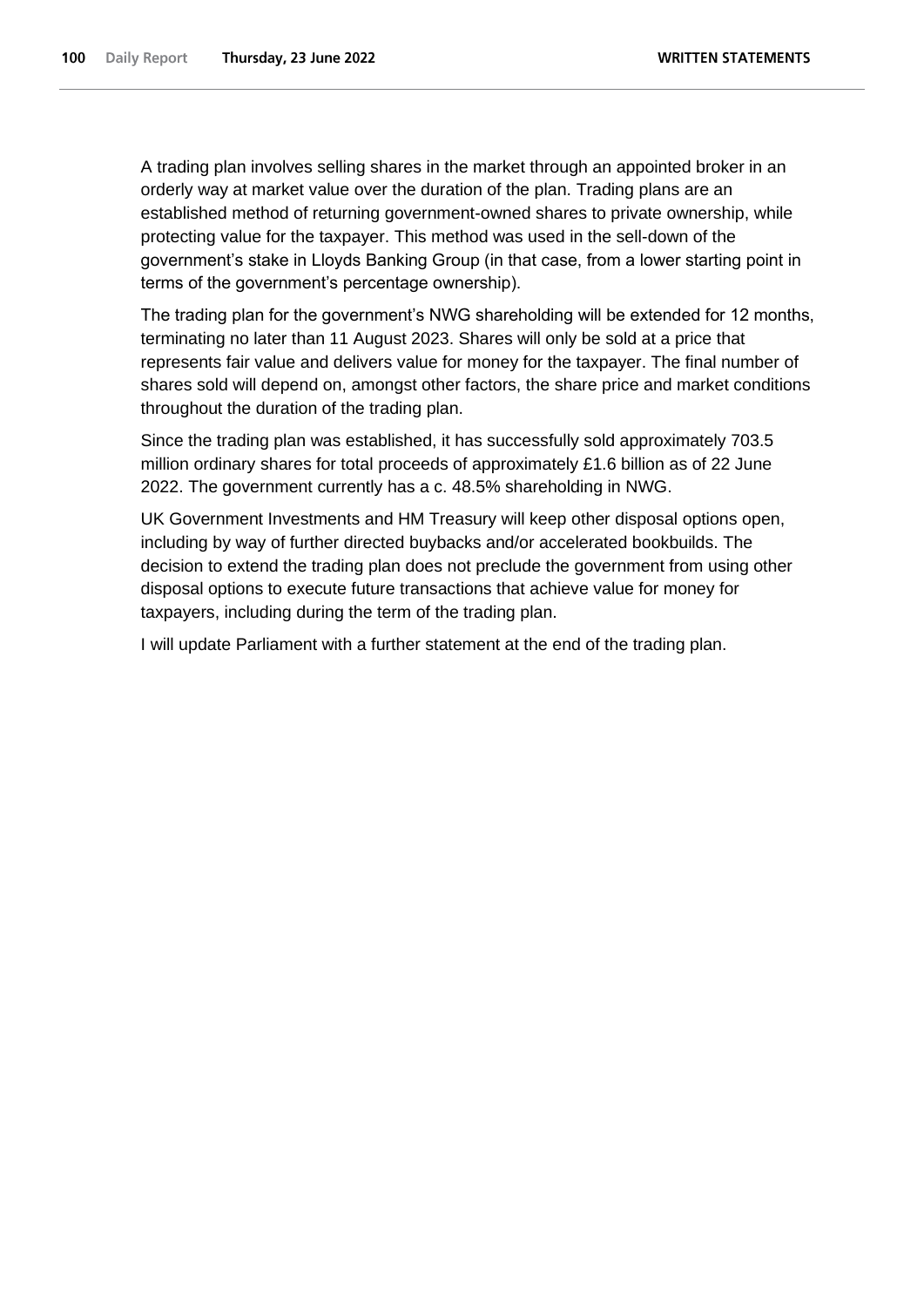A trading plan involves selling shares in the market through an appointed broker in an orderly way at market value over the duration of the plan. Trading plans are an established method of returning government-owned shares to private ownership, while protecting value for the taxpayer. This method was used in the sell-down of the government's stake in Lloyds Banking Group (in that case, from a lower starting point in terms of the government's percentage ownership).

The trading plan for the government's NWG shareholding will be extended for 12 months, terminating no later than 11 August 2023. Shares will only be sold at a price that represents fair value and delivers value for money for the taxpayer. The final number of shares sold will depend on, amongst other factors, the share price and market conditions throughout the duration of the trading plan.

Since the trading plan was established, it has successfully sold approximately 703.5 million ordinary shares for total proceeds of approximately £1.6 billion as of 22 June 2022. The government currently has a c. 48.5% shareholding in NWG.

UK Government Investments and HM Treasury will keep other disposal options open, including by way of further directed buybacks and/or accelerated bookbuilds. The decision to extend the trading plan does not preclude the government from using other disposal options to execute future transactions that achieve value for money for taxpayers, including during the term of the trading plan.

I will update Parliament with a further statement at the end of the trading plan.